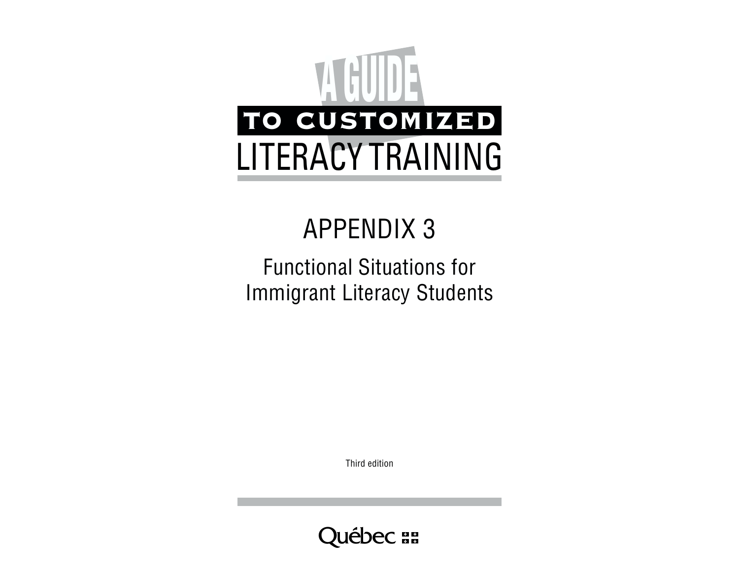# A GUIDE TO CUSTOMIZED LITERACY TRAINING

## APPENDIX 3

### Functional Situations for Immigrant Literacy Students

Third edition

Québec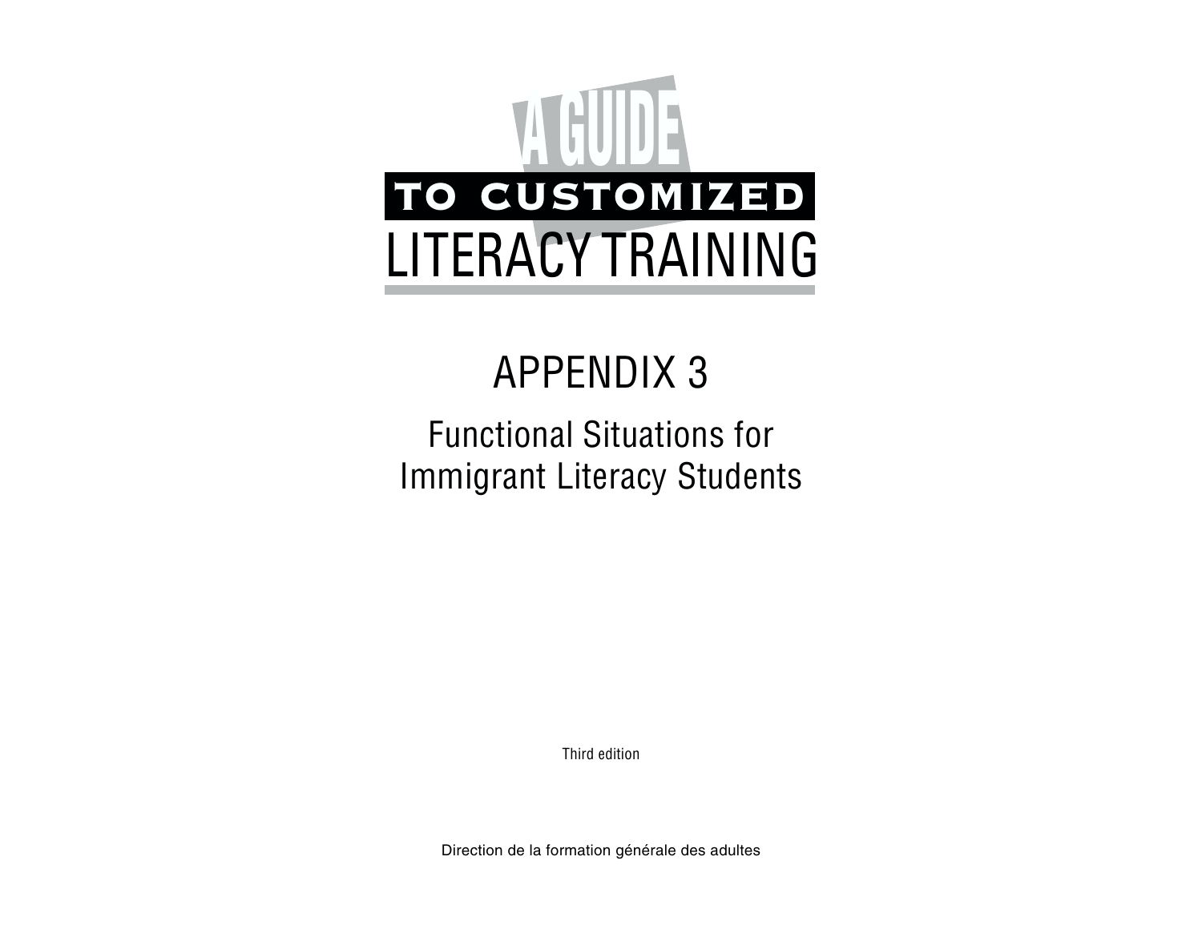# A GUIDE TO CUSTOMIZED LITERACY TRAINING

## APPENDIX 3

### Functional Situations for Immigrant Literacy Students

Third edition

Direction de la formation générale des adultes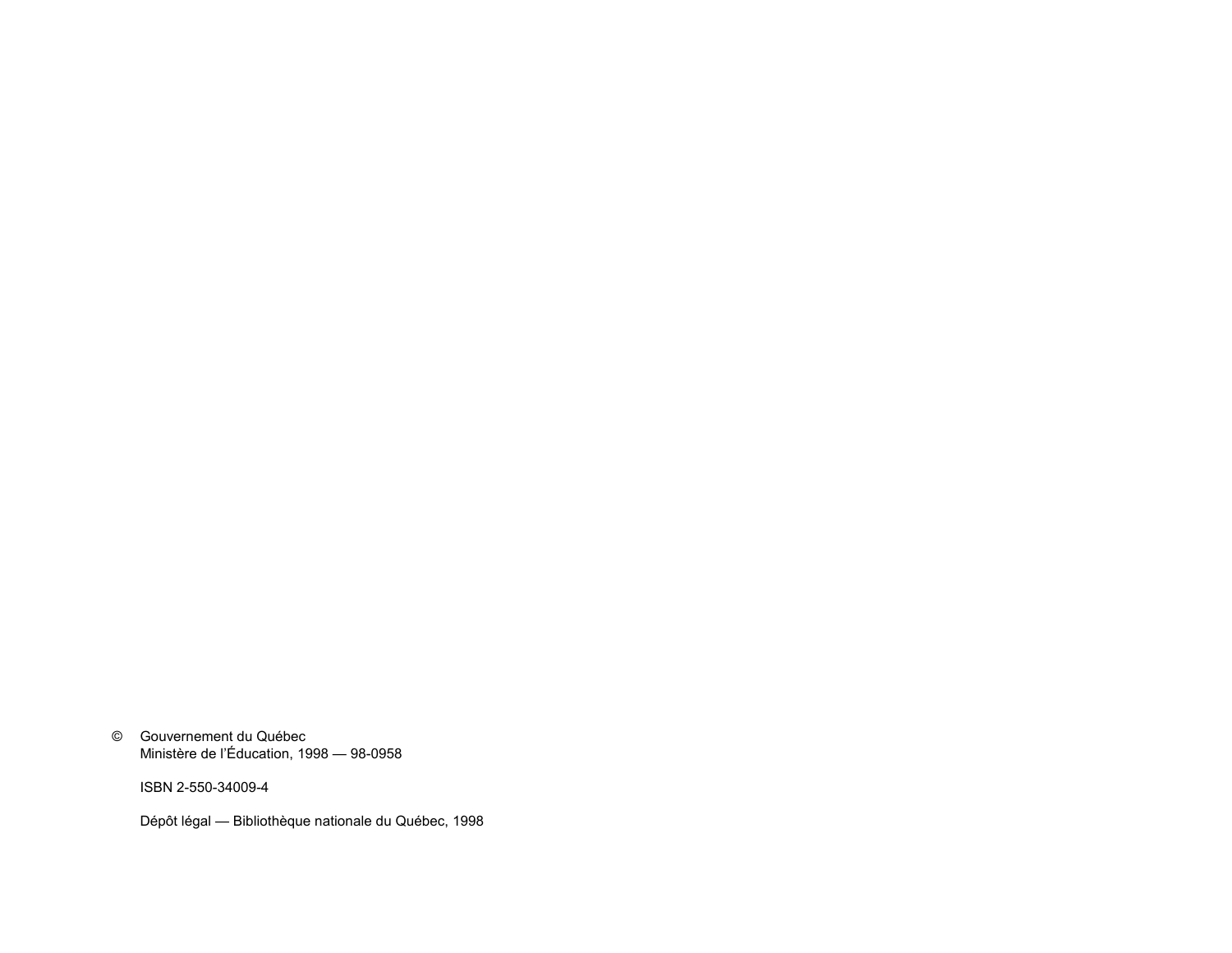© Gouvernement du Québec
Ministère de l'Éducation, 1998 — 98-0958

ISBN 2-550-34009-4

Dépôt légal — Bibliothèque nationale du Québec, 1998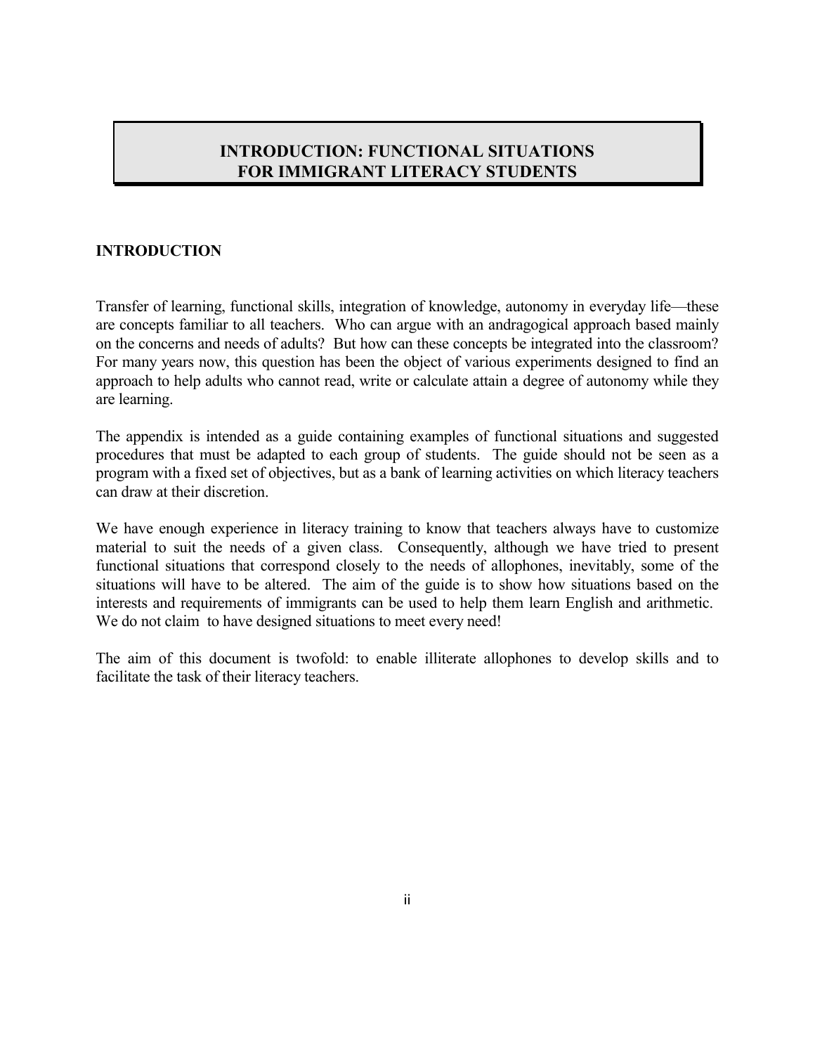# INTRODUCTION: FUNCTIONAL SITUATIONS FOR IMMIGRANT LITERACY STUDENTS

## INTRODUCTION

Transfer of learning, functional skills, integration of knowledge, autonomy in everyday life—these are concepts familiar to all teachers. Who can argue with an andragogical approach based mainly on the concerns and needs of adults? But how can these concepts be integrated into the classroom? For many years now, this question has been the object of various experiments designed to find an approach to help adults who cannot read, write or calculate attain a degree of autonomy while they are learning.

The appendix is intended as a guide containing examples of functional situations and suggested procedures that must be adapted to each group of students. The guide should not be seen as a program with a fixed set of objectives, but as a bank of learning activities on which literacy teachers can draw at their discretion.

We have enough experience in literacy training to know that teachers always have to customize material to suit the needs of a given class. Consequently, although we have tried to present functional situations that correspond closely to the needs of allophones, inevitably, some of the situations will have to be altered. The aim of the guide is to show how situations based on the interests and requirements of immigrants can be used to help them learn English and arithmetic. We do not claim to have designed situations to meet every need!

The aim of this document is twofold: to enable illiterate allophones to develop skills and to facilitate the task of their literacy teachers.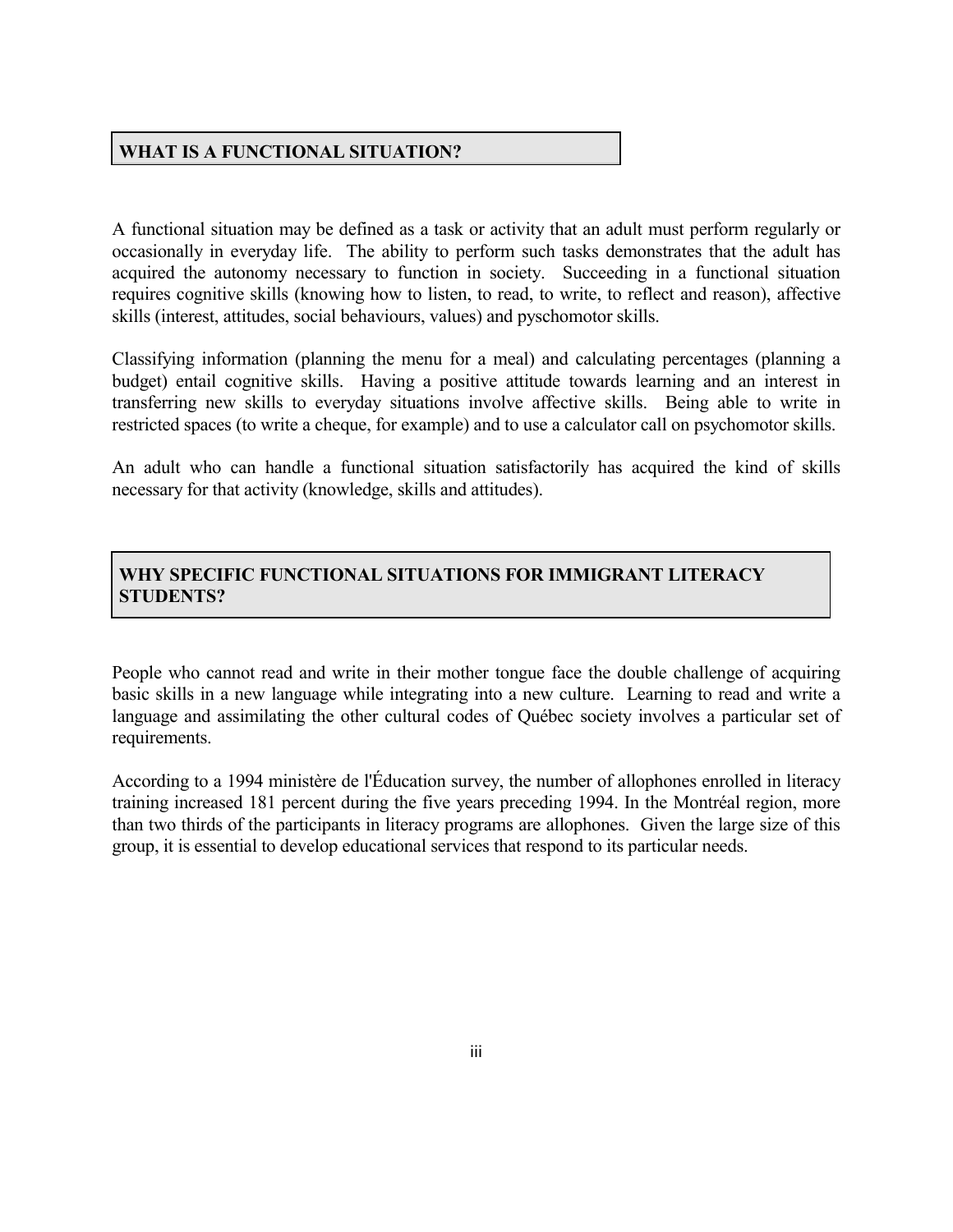## WHAT IS A FUNCTIONAL SITUATION?

A functional situation may be defined as a task or activity that an adult must perform regularly or occasionally in everyday life. The ability to perform such tasks demonstrates that the adult has acquired the autonomy necessary to function in society. Succeeding in a functional situation requires cognitive skills (knowing how to listen, to read, to write, to reflect and reason), affective skills (interest, attitudes, social behaviours, values) and pyschomotor skills.

Classifying information (planning the menu for a meal) and calculating percentages (planning a budget) entail cognitive skills. Having a positive attitude towards learning and an interest in transferring new skills to everyday situations involve affective skills. Being able to write in restricted spaces (to write a cheque, for example) and to use a calculator call on psychomotor skills.

An adult who can handle a functional situation satisfactorily has acquired the kind of skills necessary for that activity (knowledge, skills and attitudes).

## WHY SPECIFIC FUNCTIONAL SITUATIONS FOR IMMIGRANT LITERACY STUDENTS?

People who cannot read and write in their mother tongue face the double challenge of acquiring basic skills in a new language while integrating into a new culture. Learning to read and write a language and assimilating the other cultural codes of Québec society involves a particular set of requirements.

According to a 1994 ministère de l'Éducation survey, the number of allophones enrolled in literacy training increased 181 percent during the five years preceding 1994. In the Montréal region, more than two thirds of the participants in literacy programs are allophones. Given the large size of this group, it is essential to develop educational services that respond to its particular needs.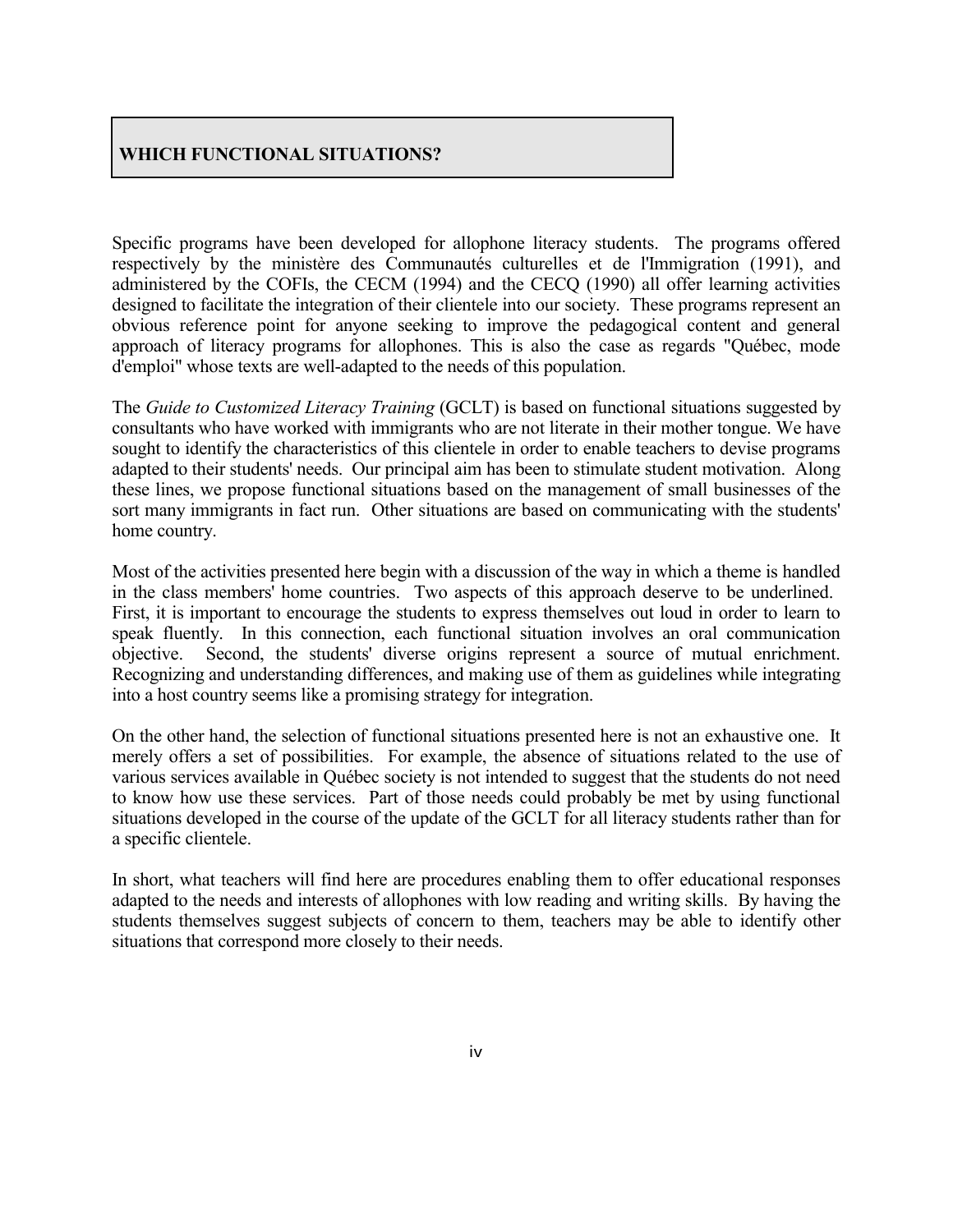## WHICH FUNCTIONAL SITUATIONS?

Specific programs have been developed for allophone literacy students. The programs offered respectively by the ministère des Communautés culturelles et de l'Immigration (1991), and administered by the COFIs, the CECM (1994) and the CECQ (1990) all offer learning activities designed to facilitate the integration of their clientele into our society. These programs represent an obvious reference point for anyone seeking to improve the pedagogical content and general approach of literacy programs for allophones. This is also the case as regards "Québec, mode d'emploi" whose texts are well-adapted to the needs of this population.

The *Guide to Customized Literacy Training* (GCLT) is based on functional situations suggested by consultants who have worked with immigrants who are not literate in their mother tongue. We have sought to identify the characteristics of this clientele in order to enable teachers to devise programs adapted to their students' needs. Our principal aim has been to stimulate student motivation. Along these lines, we propose functional situations based on the management of small businesses of the sort many immigrants in fact run. Other situations are based on communicating with the students' home country.

Most of the activities presented here begin with a discussion of the way in which a theme is handled in the class members' home countries. Two aspects of this approach deserve to be underlined. First, it is important to encourage the students to express themselves out loud in order to learn to speak fluently. In this connection, each functional situation involves an oral communication objective. Second, the students' diverse origins represent a source of mutual enrichment. Recognizing and understanding differences, and making use of them as guidelines while integrating into a host country seems like a promising strategy for integration.

On the other hand, the selection of functional situations presented here is not an exhaustive one. It merely offers a set of possibilities. For example, the absence of situations related to the use of various services available in Québec society is not intended to suggest that the students do not need to know how use these services. Part of those needs could probably be met by using functional situations developed in the course of the update of the GCLT for all literacy students rather than for a specific clientele.

In short, what teachers will find here are procedures enabling them to offer educational responses adapted to the needs and interests of allophones with low reading and writing skills. By having the students themselves suggest subjects of concern to them, teachers may be able to identify other situations that correspond more closely to their needs.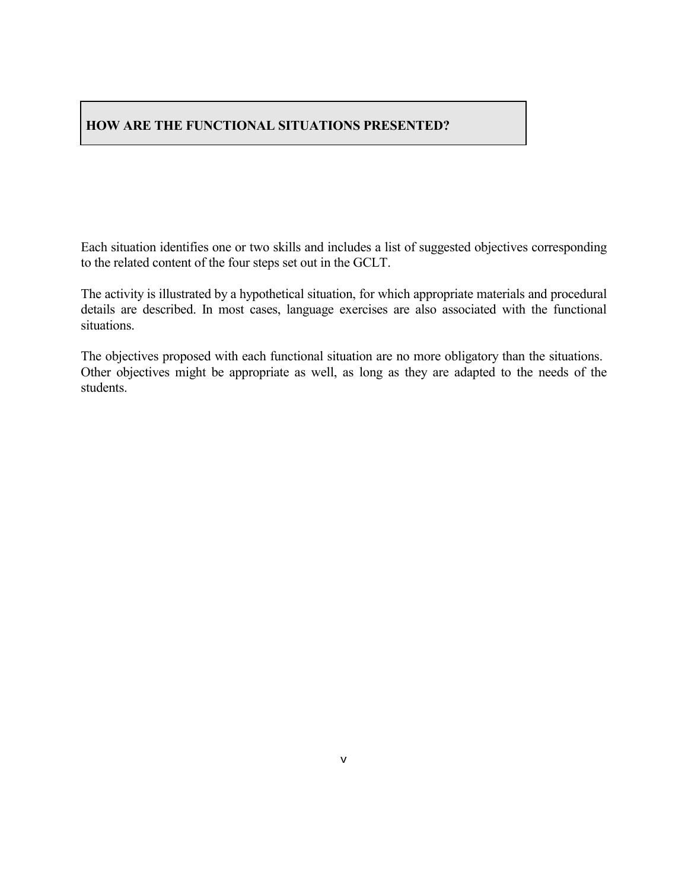## HOW ARE THE FUNCTIONAL SITUATIONS PRESENTED?

Each situation identifies one or two skills and includes a list of suggested objectives corresponding to the related content of the four steps set out in the GCLT.

The activity is illustrated by a hypothetical situation, for which appropriate materials and procedural details are described. In most cases, language exercises are also associated with the functional situations.

The objectives proposed with each functional situation are no more obligatory than the situations. Other objectives might be appropriate as well, as long as they are adapted to the needs of the students.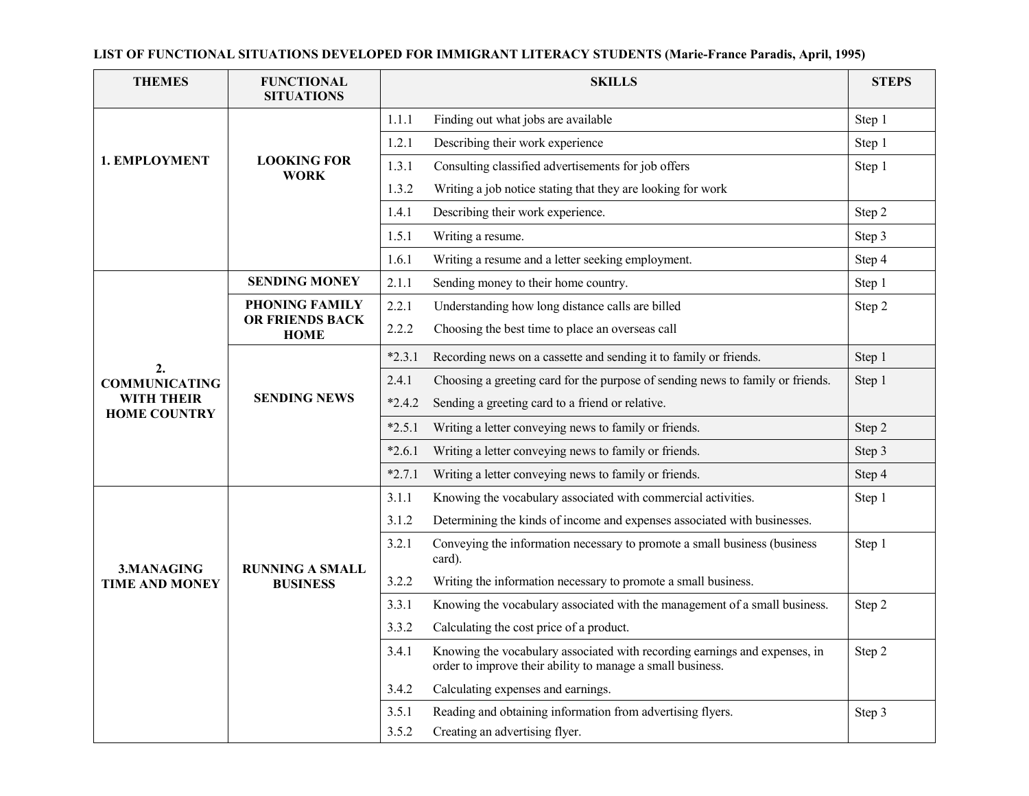**LIST OF FUNCTIONAL SITUATIONS DEVELOPED FOR IMMIGRANT LITERACY STUDENTS (Marie-France Paradis, April, 1995)**

| THEMES | FUNCTIONAL SITUATIONS | SKILLS | STEPS |
|---|---|---|---|
| 1. EMPLOYMENT | LOOKING FOR WORK | 1.1.1 Finding out what jobs are available | Step 1 |
| | | 1.2.1 Describing their work experience | Step 1 |
| | | 1.3.1 Consulting classified advertisements for job offers<br>1.3.2 Writing a job notice stating that they are looking for work | Step 1 |
| | | 1.4.1 Describing their work experience. | Step 2 |
| | | 1.5.1 Writing a resume. | Step 3 |
| | | 1.6.1 Writing a resume and a letter seeking employment. | Step 4 |
| 2. COMMUNICATING WITH THEIR HOME COUNTRY | SENDING MONEY | 2.1.1 Sending money to their home country. | Step 1 |
| | PHONING FAMILY OR FRIENDS BACK HOME | 2.2.1 Understanding how long distance calls are billed<br>2.2.2 Choosing the best time to place an overseas call | Step 2 |
| | SENDING NEWS | *2.3.1 Recording news on a cassette and sending it to family or friends. | Step 1 |
| | | 2.4.1 Choosing a greeting card for the purpose of sending news to family or friends.<br>*2.4.2 Sending a greeting card to a friend or relative. | Step 1 |
| | | *2.5.1 Writing a letter conveying news to family or friends. | Step 2 |
| | | *2.6.1 Writing a letter conveying news to family or friends. | Step 3 |
| | | *2.7.1 Writing a letter conveying news to family or friends. | Step 4 |
| 3.MANAGING TIME AND MONEY | RUNNING A SMALL BUSINESS | 3.1.1 Knowing the vocabulary associated with commercial activities.<br>3.1.2 Determining the kinds of income and expenses associated with businesses. | Step 1 |
| | | 3.2.1 Conveying the information necessary to promote a small business (business card).<br>3.2.2 Writing the information necessary to promote a small business. | Step 1 |
| | | 3.3.1 Knowing the vocabulary associated with the management of a small business.<br>3.3.2 Calculating the cost price of a product. | Step 2 |
| | | 3.4.1 Knowing the vocabulary associated with recording earnings and expenses, in order to improve their ability to manage a small business.<br>3.4.2 Calculating expenses and earnings. | Step 2 |
| | | 3.5.1 Reading and obtaining information from advertising flyers.<br>3.5.2 Creating an advertising flyer. | Step 3 |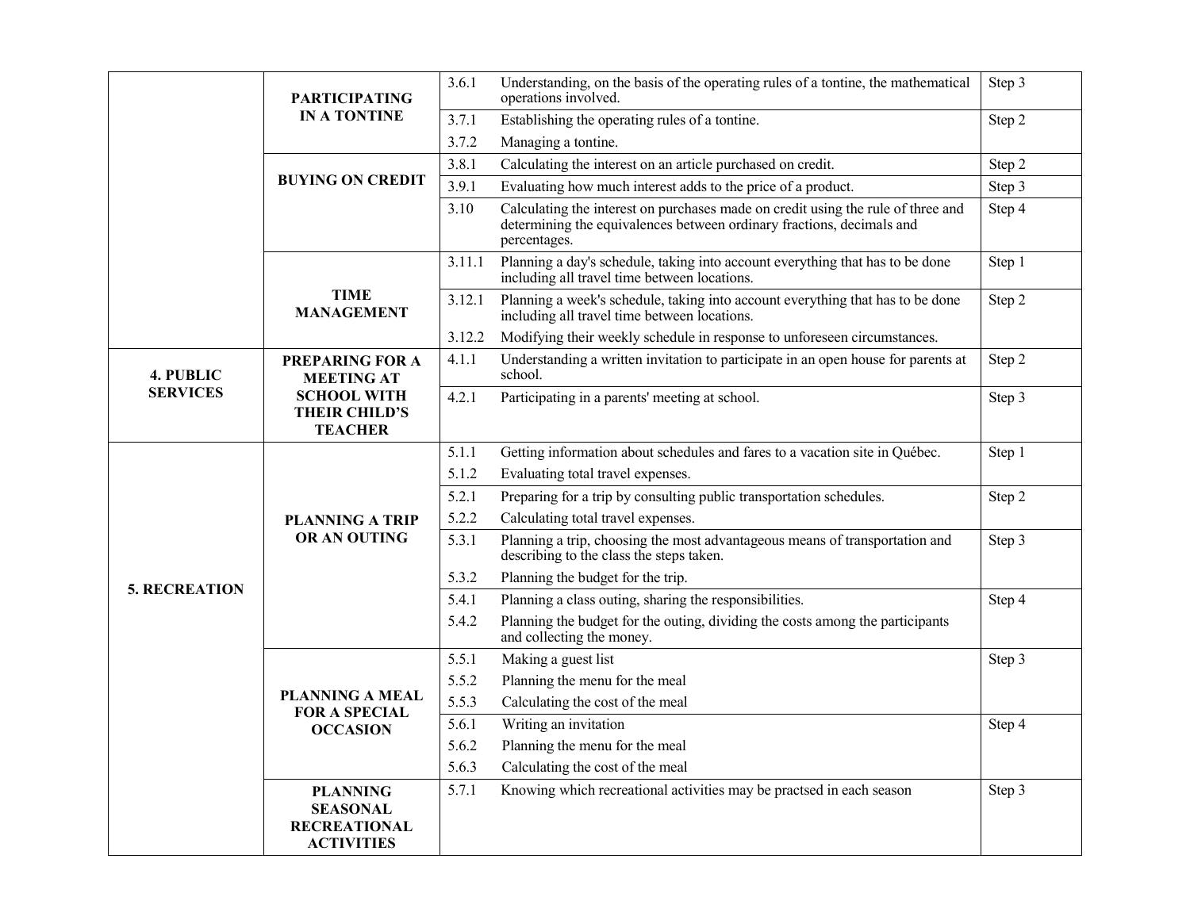| | | | | |
|---|---|---|---|---|
| | **PARTICIPATING IN A TONTINE** | 3.6.1 | Understanding, on the basis of the operating rules of a tontine, the mathematical operations involved. | Step 3 |
| | | 3.7.1 | Establishing the operating rules of a tontine. | Step 2 |
| | | 3.7.2 | Managing a tontine. | |
| | **BUYING ON CREDIT** | 3.8.1 | Calculating the interest on an article purchased on credit. | Step 2 |
| | | 3.9.1 | Evaluating how much interest adds to the price of a product. | Step 3 |
| | | 3.10 | Calculating the interest on purchases made on credit using the rule of three and determining the equivalences between ordinary fractions, decimals and percentages. | Step 4 |
| | **TIME MANAGEMENT** | 3.11.1 | Planning a day's schedule, taking into account everything that has to be done including all travel time between locations. | Step 1 |
| | | 3.12.1 | Planning a week's schedule, taking into account everything that has to be done including all travel time between locations. | Step 2 |
| | | 3.12.2 | Modifying their weekly schedule in response to unforeseen circumstances. | |
| **4. PUBLIC SERVICES** | **PREPARING FOR A MEETING AT SCHOOL WITH THEIR CHILD'S TEACHER** | 4.1.1 | Understanding a written invitation to participate in an open house for parents at school. | Step 2 |
| | | 4.2.1 | Participating in a parents' meeting at school. | Step 3 |
| **5. RECREATION** | **PLANNING A TRIP OR AN OUTING** | 5.1.1 | Getting information about schedules and fares to a vacation site in Québec. | Step 1 |
| | | 5.1.2 | Evaluating total travel expenses. | |
| | | 5.2.1 | Preparing for a trip by consulting public transportation schedules. | Step 2 |
| | | 5.2.2 | Calculating total travel expenses. | |
| | | 5.3.1 | Planning a trip, choosing the most advantageous means of transportation and describing to the class the steps taken. | Step 3 |
| | | 5.3.2 | Planning the budget for the trip. | |
| | | 5.4.1 | Planning a class outing, sharing the responsibilities. | Step 4 |
| | | 5.4.2 | Planning the budget for the outing, dividing the costs among the participants and collecting the money. | |
| | **PLANNING A MEAL FOR A SPECIAL OCCASION** | 5.5.1 | Making a guest list | Step 3 |
| | | 5.5.2 | Planning the menu for the meal | |
| | | 5.5.3 | Calculating the cost of the meal | |
| | | 5.6.1 | Writing an invitation | Step 4 |
| | | 5.6.2 | Planning the menu for the meal | |
| | | 5.6.3 | Calculating the cost of the meal | |
| | **PLANNING SEASONAL RECREATIONAL ACTIVITIES** | 5.7.1 | Knowing which recreational activities may be practsed in each season | Step 3 |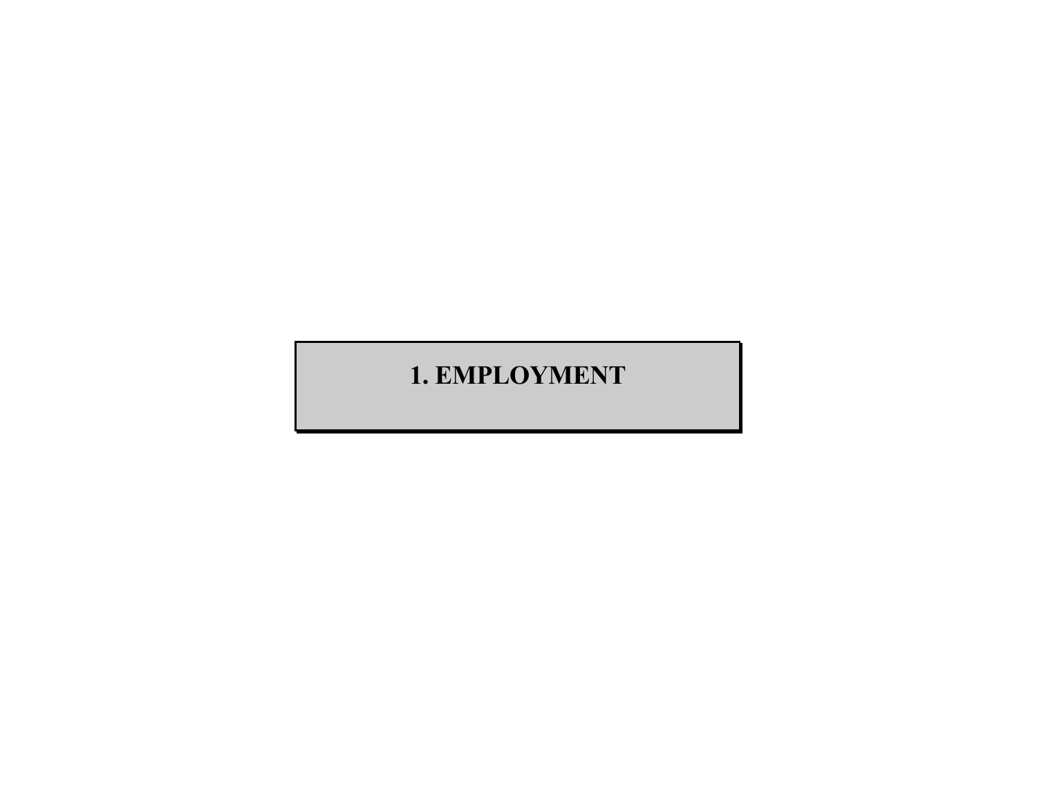# 1. EMPLOYMENT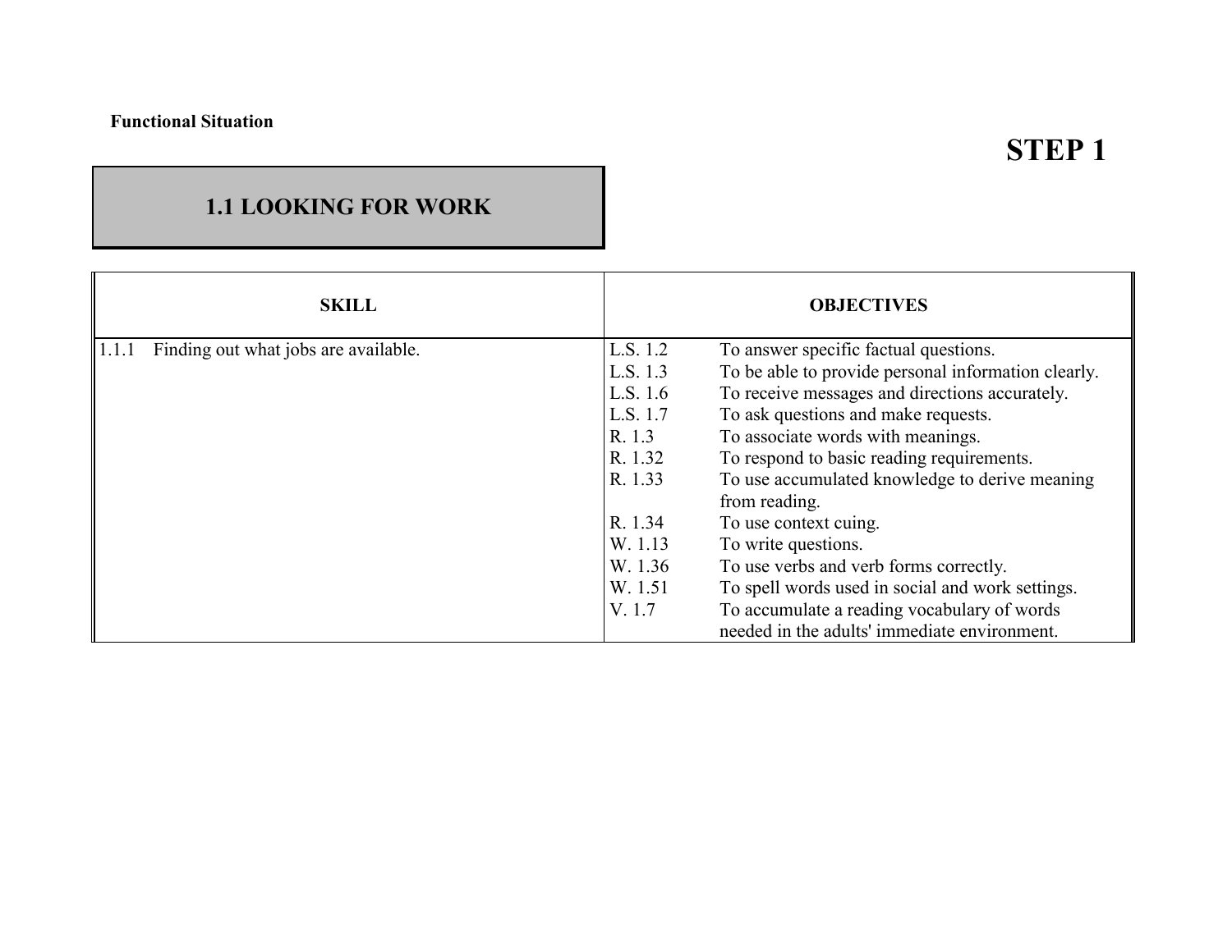**Functional Situation**

# STEP 1

## 1.1 LOOKING FOR WORK

| SKILL | OBJECTIVES | |
|---|---|---|
| 1.1.1 Finding out what jobs are available. | L.S. 1.2 | To answer specific factual questions. |
| | L.S. 1.3 | To be able to provide personal information clearly. |
| | L.S. 1.6 | To receive messages and directions accurately. |
| | L.S. 1.7 | To ask questions and make requests. |
| | R. 1.3 | To associate words with meanings. |
| | R. 1.32 | To respond to basic reading requirements. |
| | R. 1.33 | To use accumulated knowledge to derive meaning from reading. |
| | R. 1.34 | To use context cuing. |
| | W. 1.13 | To write questions. |
| | W. 1.36 | To use verbs and verb forms correctly. |
| | W. 1.51 | To spell words used in social and work settings. |
| | V. 1.7 | To accumulate a reading vocabulary of words needed in the adults' immediate environment. |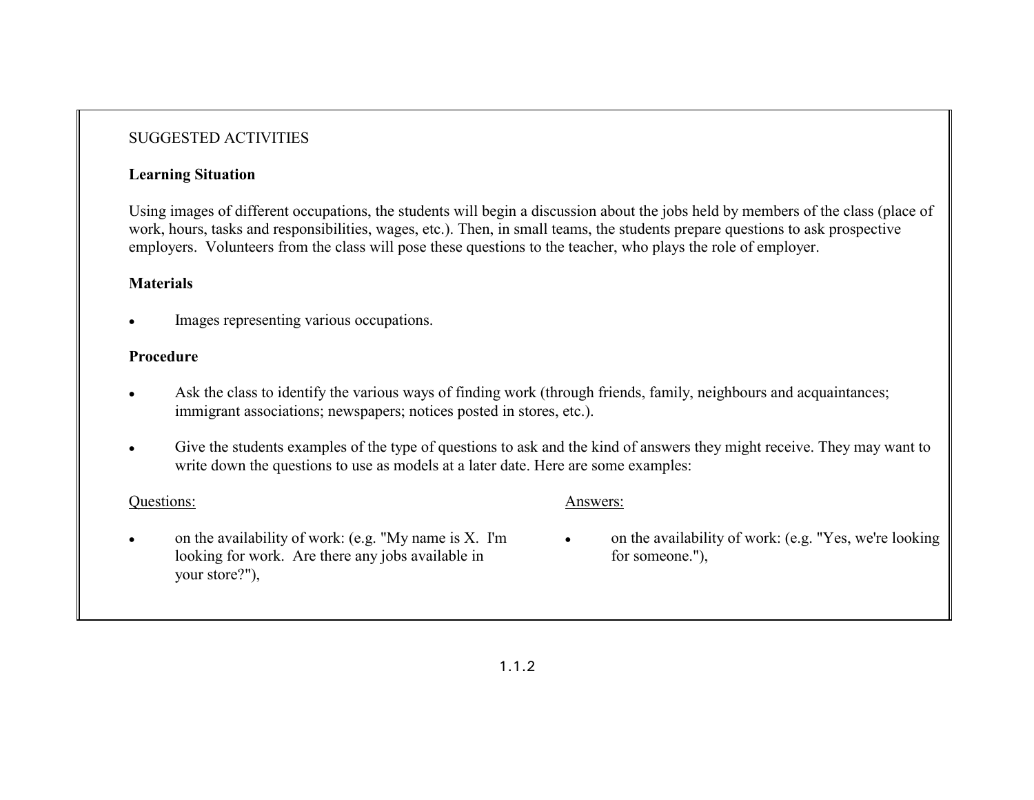SUGGESTED ACTIVITIES

**Learning Situation**

Using images of different occupations, the students will begin a discussion about the jobs held by members of the class (place of work, hours, tasks and responsibilities, wages, etc.). Then, in small teams, the students prepare questions to ask prospective employers. Volunteers from the class will pose these questions to the teacher, who plays the role of employer.

**Materials**

- Images representing various occupations.

**Procedure**

- Ask the class to identify the various ways of finding work (through friends, family, neighbours and acquaintances; immigrant associations; newspapers; notices posted in stores, etc.).
- Give the students examples of the type of questions to ask and the kind of answers they might receive. They may want to write down the questions to use as models at a later date. Here are some examples:

Questions:

- on the availability of work: (e.g. "My name is X. I'm looking for work. Are there any jobs available in your store?"),

Answers:

- on the availability of work: (e.g. "Yes, we're looking for someone."),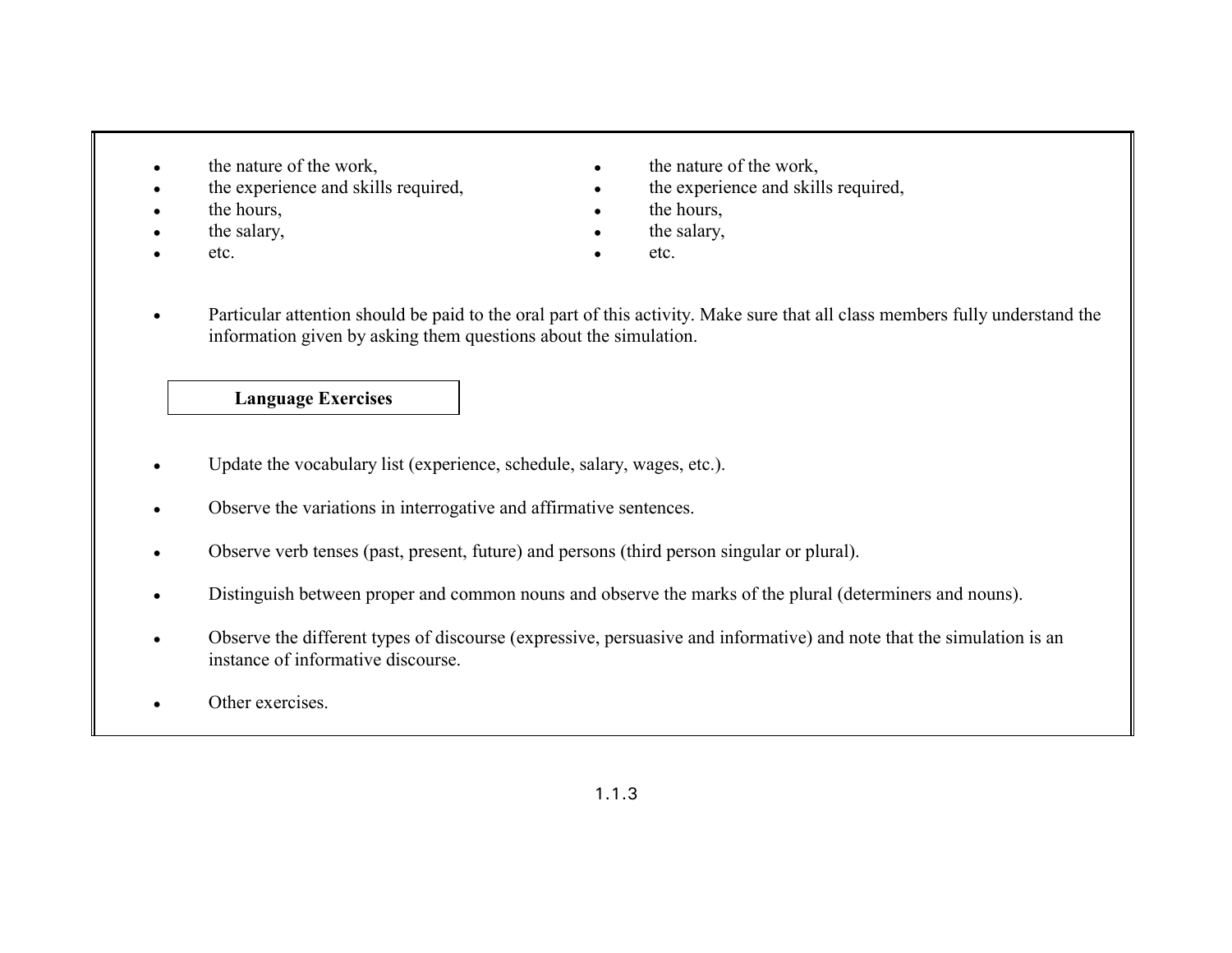- the nature of the work,
- the experience and skills required,
- the hours,
- the salary,
- etc.

- the nature of the work,
- the experience and skills required,
- the hours,
- the salary,
- etc.

- Particular attention should be paid to the oral part of this activity. Make sure that all class members fully understand the information given by asking them questions about the simulation.

**Language Exercises**

- Update the vocabulary list (experience, schedule, salary, wages, etc.).
- Observe the variations in interrogative and affirmative sentences.
- Observe verb tenses (past, present, future) and persons (third person singular or plural).
- Distinguish between proper and common nouns and observe the marks of the plural (determiners and nouns).
- Observe the different types of discourse (expressive, persuasive and informative) and note that the simulation is an instance of informative discourse.
- Other exercises.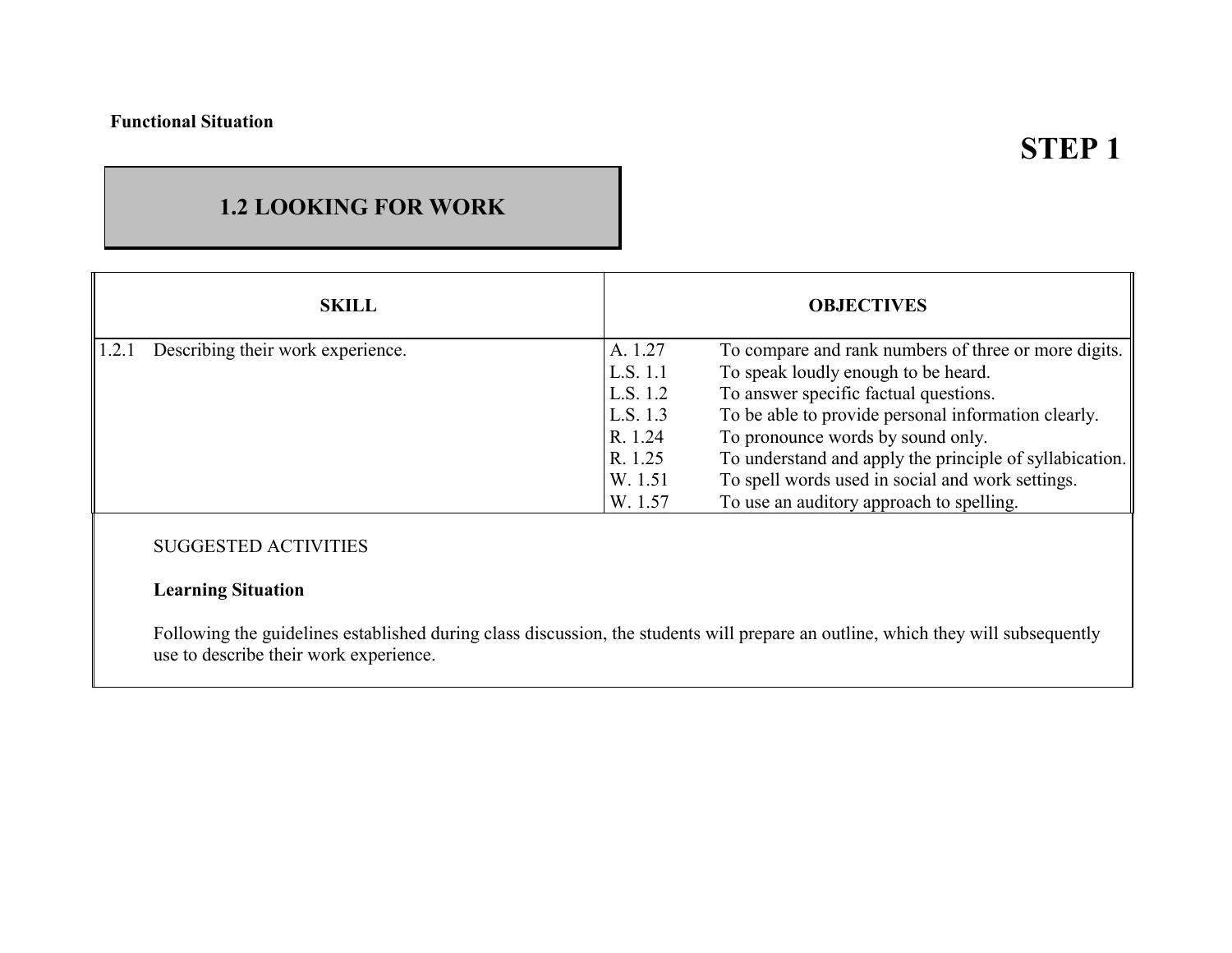**Functional Situation**

# STEP 1

## 1.2 LOOKING FOR WORK

| SKILL | OBJECTIVES | |
|---|---|---|
| 1.2.1 Describing their work experience. | A. 1.27 | To compare and rank numbers of three or more digits. |
| | L.S. 1.1 | To speak loudly enough to be heard. |
| | L.S. 1.2 | To answer specific factual questions. |
| | L.S. 1.3 | To be able to provide personal information clearly. |
| | R. 1.24 | To pronounce words by sound only. |
| | R. 1.25 | To understand and apply the principle of syllabication. |
| | W. 1.51 | To spell words used in social and work settings. |
| | W. 1.57 | To use an auditory approach to spelling. |

SUGGESTED ACTIVITIES

**Learning Situation**

Following the guidelines established during class discussion, the students will prepare an outline, which they will subsequently use to describe their work experience.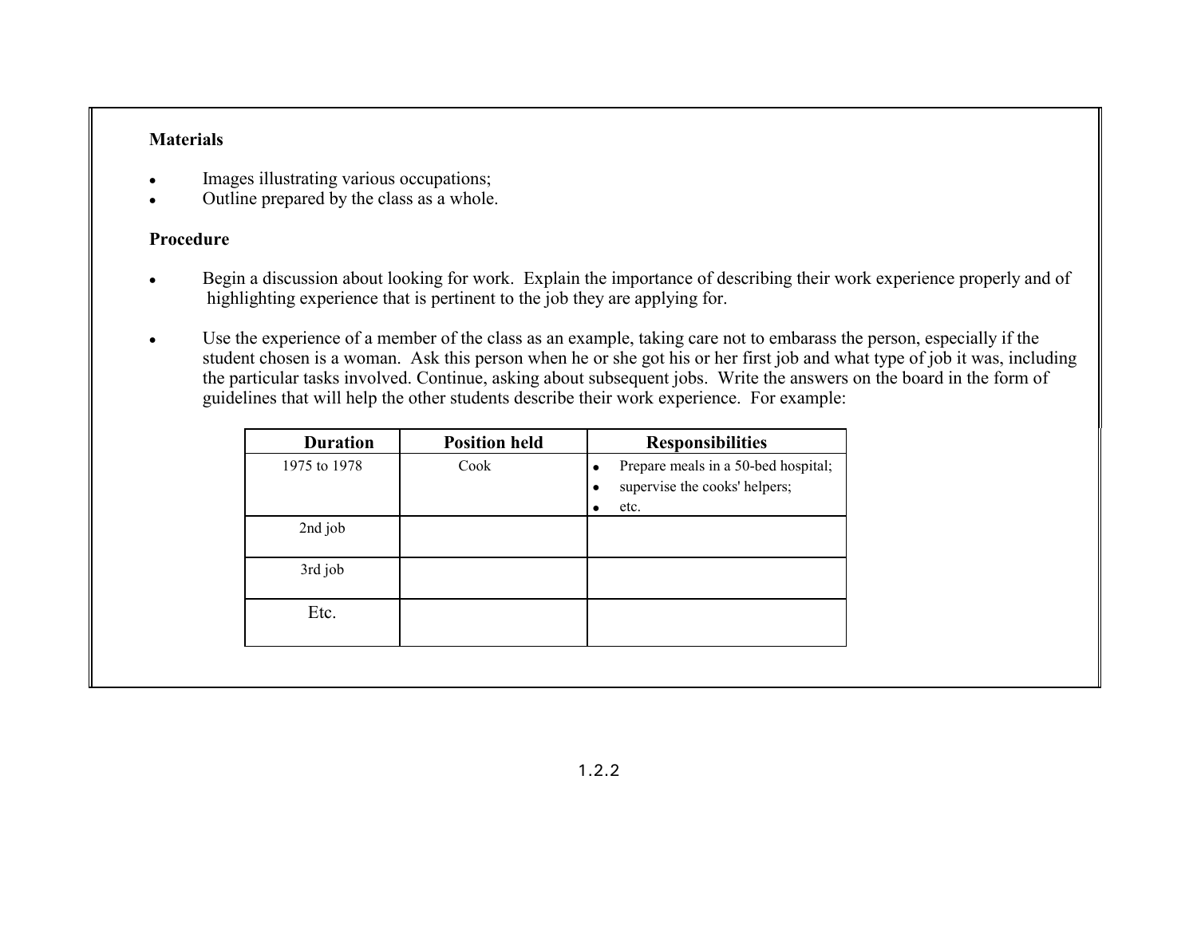**Materials**

- Images illustrating various occupations;
- Outline prepared by the class as a whole.

**Procedure**

- Begin a discussion about looking for work. Explain the importance of describing their work experience properly and of highlighting experience that is pertinent to the job they are applying for.

- Use the experience of a member of the class as an example, taking care not to embarass the person, especially if the student chosen is a woman. Ask this person when he or she got his or her first job and what type of job it was, including the particular tasks involved. Continue, asking about subsequent jobs. Write the answers on the board in the form of guidelines that will help the other students describe their work experience. For example:

| Duration | Position held | Responsibilities |
|---|---|---|
| 1975 to 1978 | Cook | • Prepare meals in a 50-bed hospital;<br>• supervise the cooks' helpers;<br>• etc. |
| 2nd job | | |
| 3rd job | | |
| Etc. | | |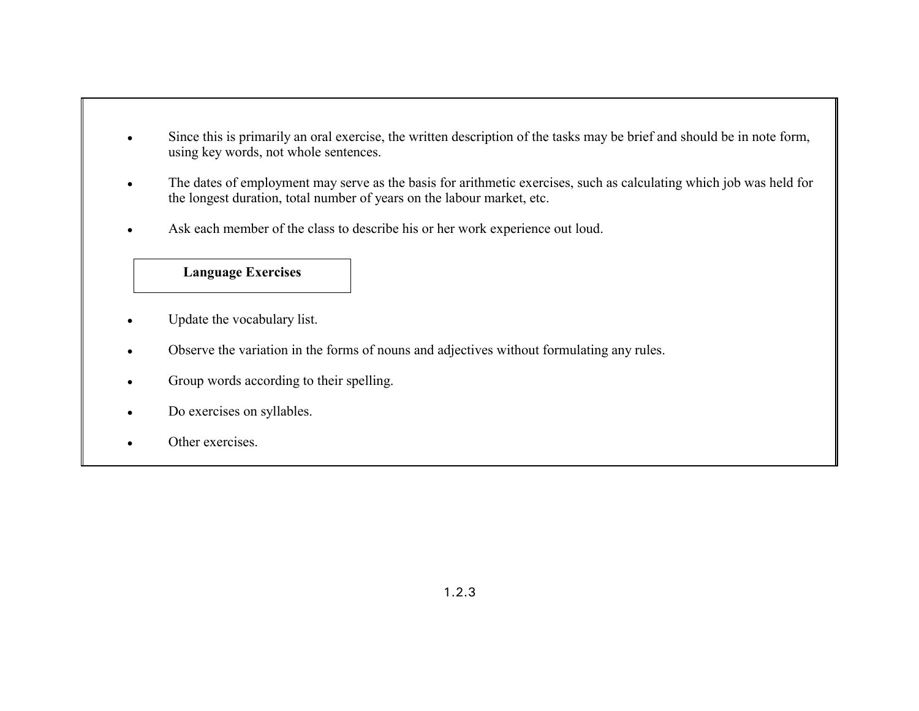- Since this is primarily an oral exercise, the written description of the tasks may be brief and should be in note form, using key words, not whole sentences.
- The dates of employment may serve as the basis for arithmetic exercises, such as calculating which job was held for the longest duration, total number of years on the labour market, etc.
- Ask each member of the class to describe his or her work experience out loud.

**Language Exercises**

- Update the vocabulary list.
- Observe the variation in the forms of nouns and adjectives without formulating any rules.
- Group words according to their spelling.
- Do exercises on syllables.
- Other exercises.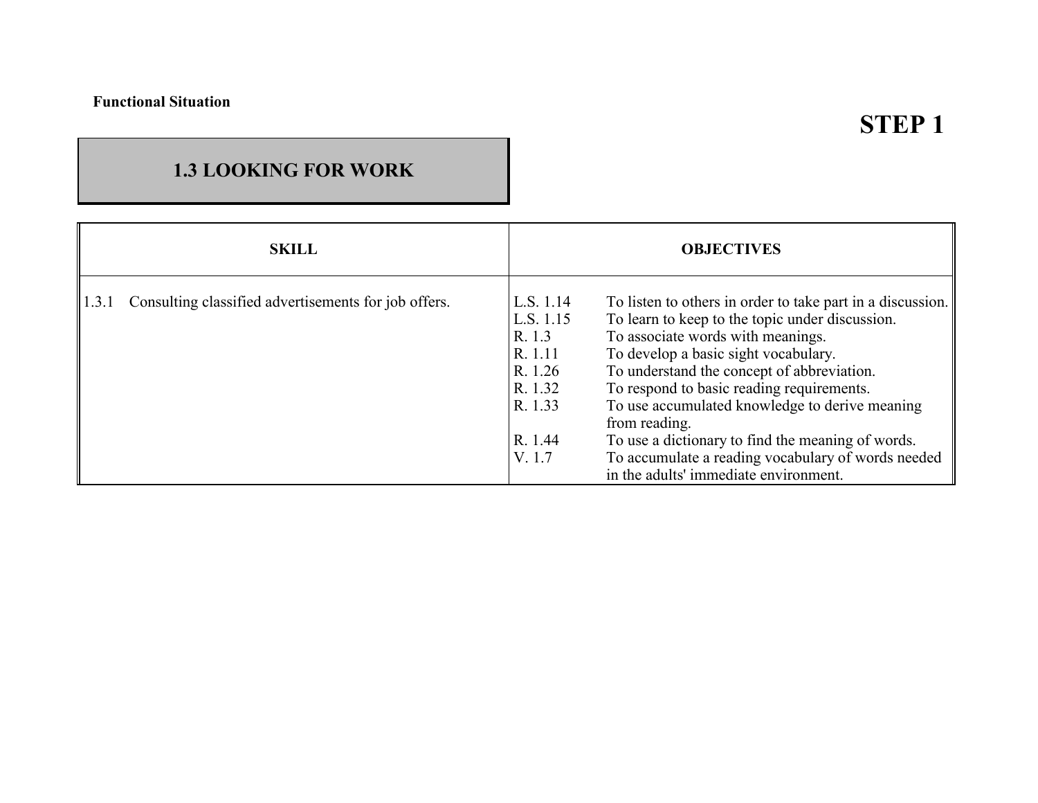**Functional Situation**

# STEP 1

## 1.3 LOOKING FOR WORK

| SKILL | OBJECTIVES | |
|---|---|---|
| 1.3.1 Consulting classified advertisements for job offers. | L.S. 1.14 | To listen to others in order to take part in a discussion. |
| | L.S. 1.15 | To learn to keep to the topic under discussion. |
| | R. 1.3 | To associate words with meanings. |
| | R. 1.11 | To develop a basic sight vocabulary. |
| | R. 1.26 | To understand the concept of abbreviation. |
| | R. 1.32 | To respond to basic reading requirements. |
| | R. 1.33 | To use accumulated knowledge to derive meaning from reading. |
| | R. 1.44 | To use a dictionary to find the meaning of words. |
| | V. 1.7 | To accumulate a reading vocabulary of words needed in the adults' immediate environment. |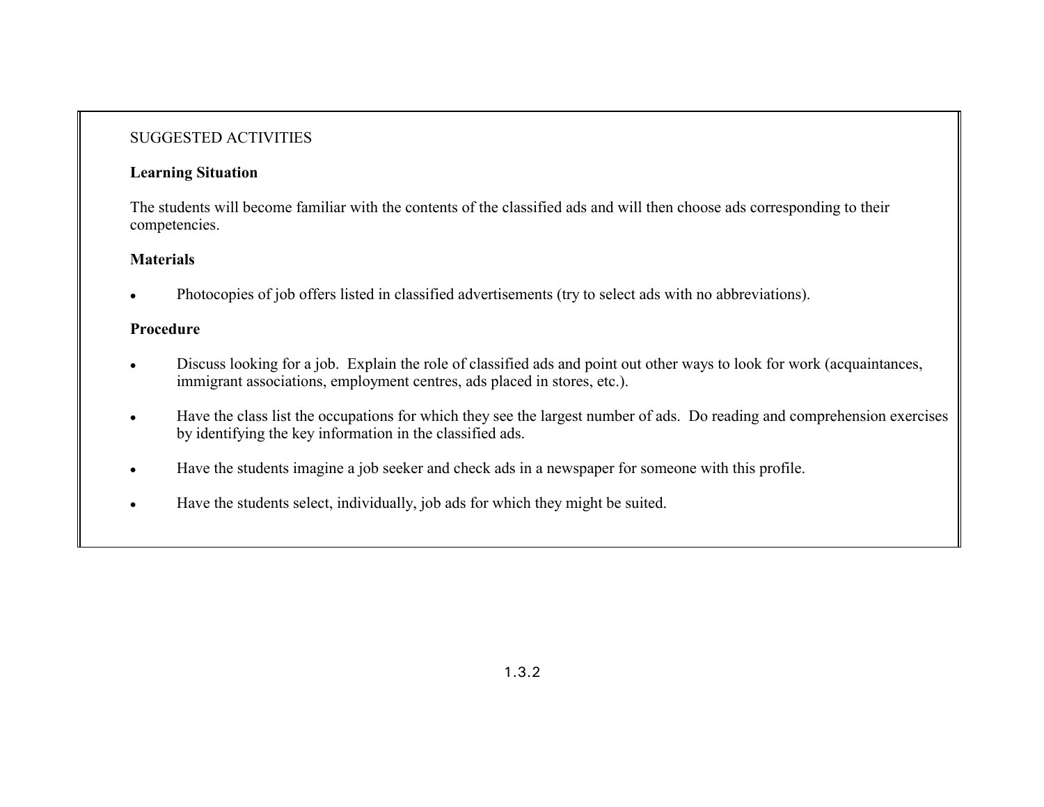SUGGESTED ACTIVITIES

**Learning Situation**

The students will become familiar with the contents of the classified ads and will then choose ads corresponding to their competencies.

**Materials**

- Photocopies of job offers listed in classified advertisements (try to select ads with no abbreviations).

**Procedure**

- Discuss looking for a job. Explain the role of classified ads and point out other ways to look for work (acquaintances, immigrant associations, employment centres, ads placed in stores, etc.).

- Have the class list the occupations for which they see the largest number of ads. Do reading and comprehension exercises by identifying the key information in the classified ads.

- Have the students imagine a job seeker and check ads in a newspaper for someone with this profile.

- Have the students select, individually, job ads for which they might be suited.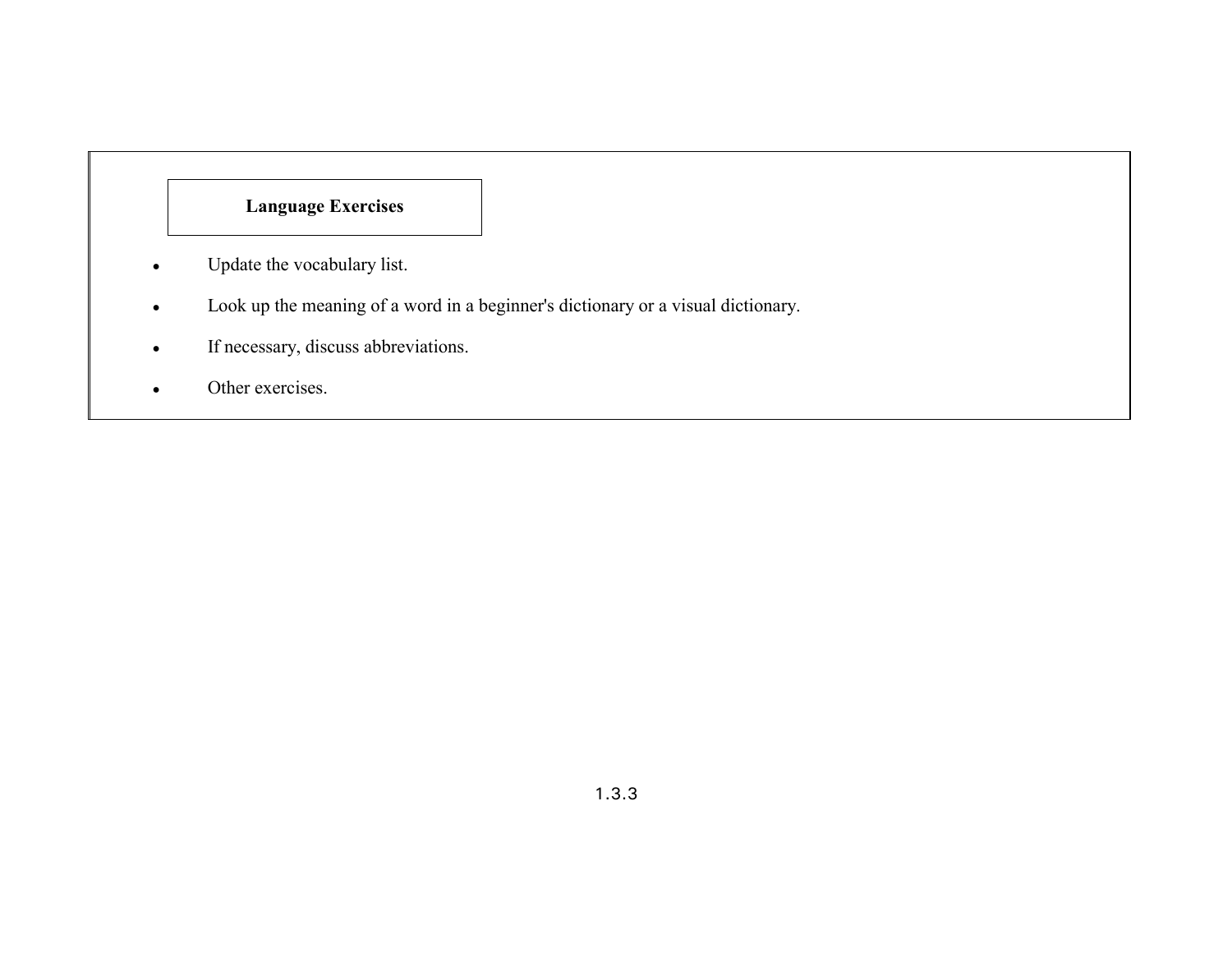**Language Exercises**

- Update the vocabulary list.
- Look up the meaning of a word in a beginner's dictionary or a visual dictionary.
- If necessary, discuss abbreviations.
- Other exercises.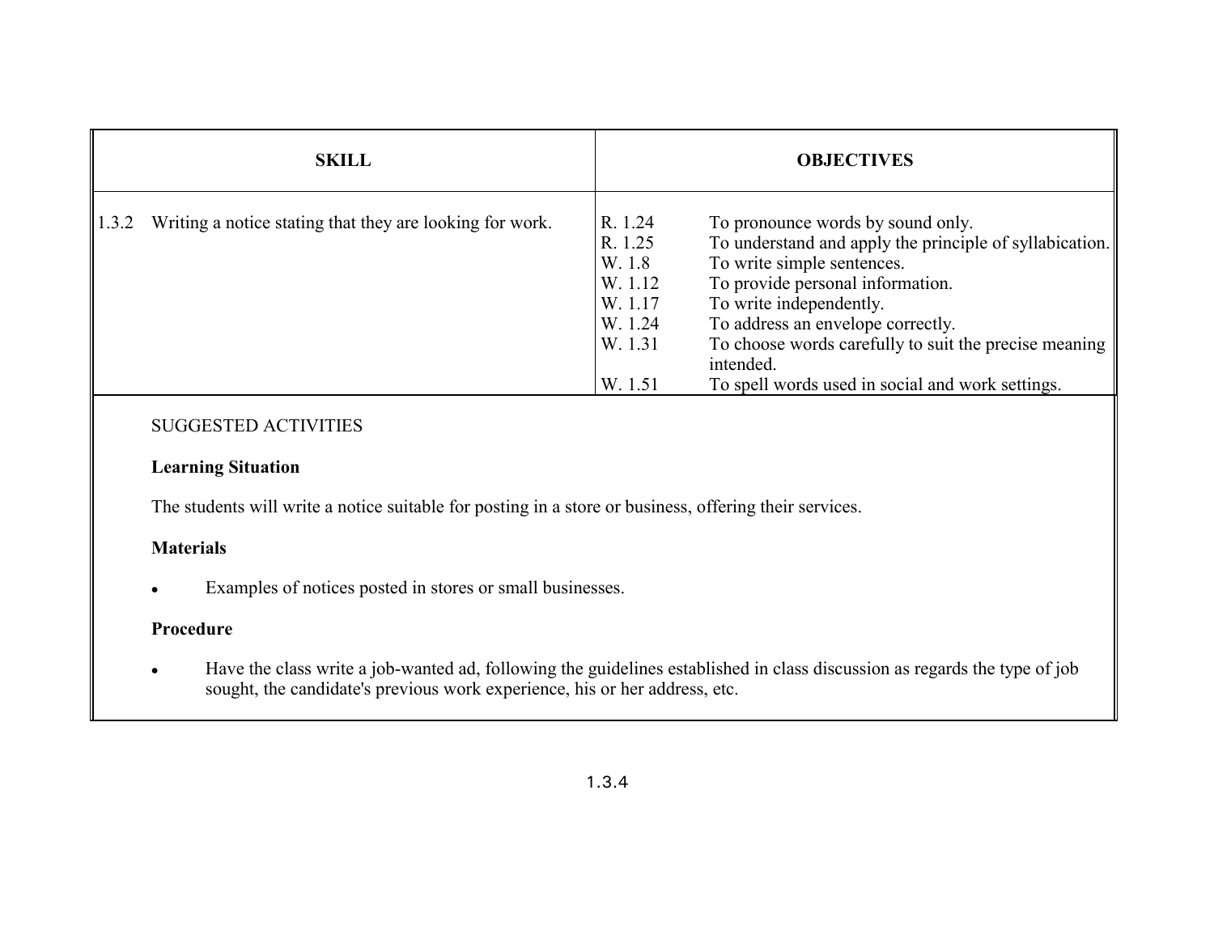| SKILL | OBJECTIVES | |
|---|---|---|
| 1.3.2 Writing a notice stating that they are looking for work. | R. 1.24 | To pronounce words by sound only. |
| | R. 1.25 | To understand and apply the principle of syllabication. |
| | W. 1.8 | To write simple sentences. |
| | W. 1.12 | To provide personal information. |
| | W. 1.17 | To write independently. |
| | W. 1.24 | To address an envelope correctly. |
| | W. 1.31 | To choose words carefully to suit the precise meaning intended. |
| | W. 1.51 | To spell words used in social and work settings. |

SUGGESTED ACTIVITIES

**Learning Situation**

The students will write a notice suitable for posting in a store or business, offering their services.

**Materials**

- Examples of notices posted in stores or small businesses.

**Procedure**

- Have the class write a job-wanted ad, following the guidelines established in class discussion as regards the type of job sought, the candidate's previous work experience, his or her address, etc.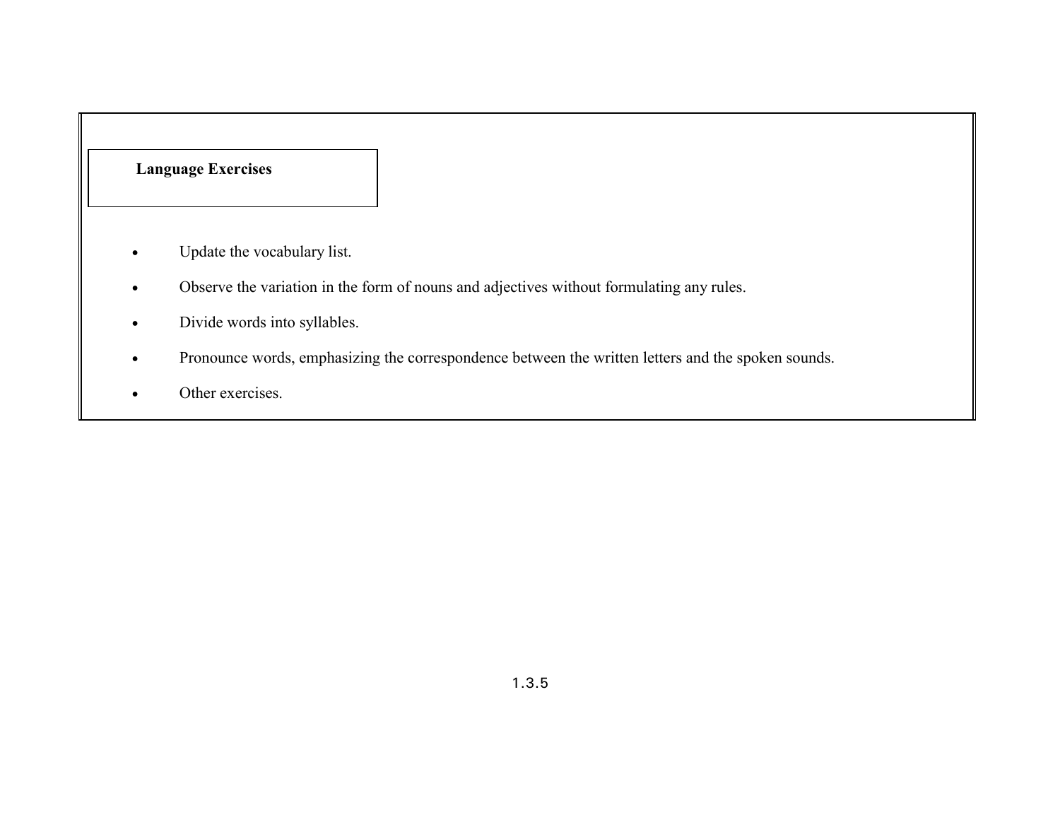**Language Exercises**

- Update the vocabulary list.
- Observe the variation in the form of nouns and adjectives without formulating any rules.
- Divide words into syllables.
- Pronounce words, emphasizing the correspondence between the written letters and the spoken sounds.
- Other exercises.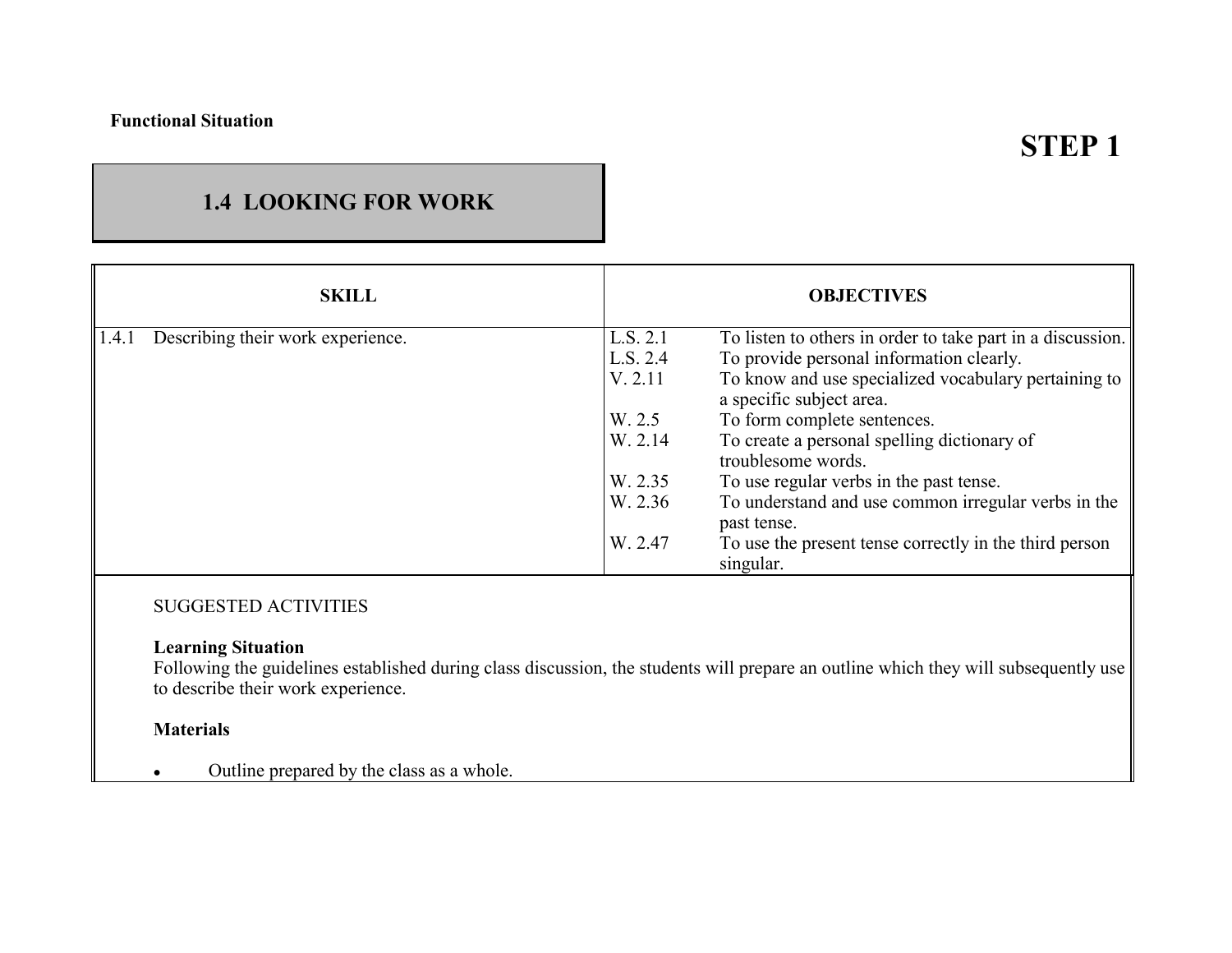**Functional Situation**

# STEP 1

## 1.4 LOOKING FOR WORK

| SKILL | OBJECTIVES | |
|---|---|---|
| 1.4.1 Describing their work experience. | L.S. 2.1 | To listen to others in order to take part in a discussion. |
| | L.S. 2.4 | To provide personal information clearly. |
| | V. 2.11 | To know and use specialized vocabulary pertaining to a specific subject area. |
| | W. 2.5 | To form complete sentences. |
| | W. 2.14 | To create a personal spelling dictionary of troublesome words. |
| | W. 2.35 | To use regular verbs in the past tense. |
| | W. 2.36 | To understand and use common irregular verbs in the past tense. |
| | W. 2.47 | To use the present tense correctly in the third person singular. |

SUGGESTED ACTIVITIES

**Learning Situation**
Following the guidelines established during class discussion, the students will prepare an outline which they will subsequently use to describe their work experience.

**Materials**

- Outline prepared by the class as a whole.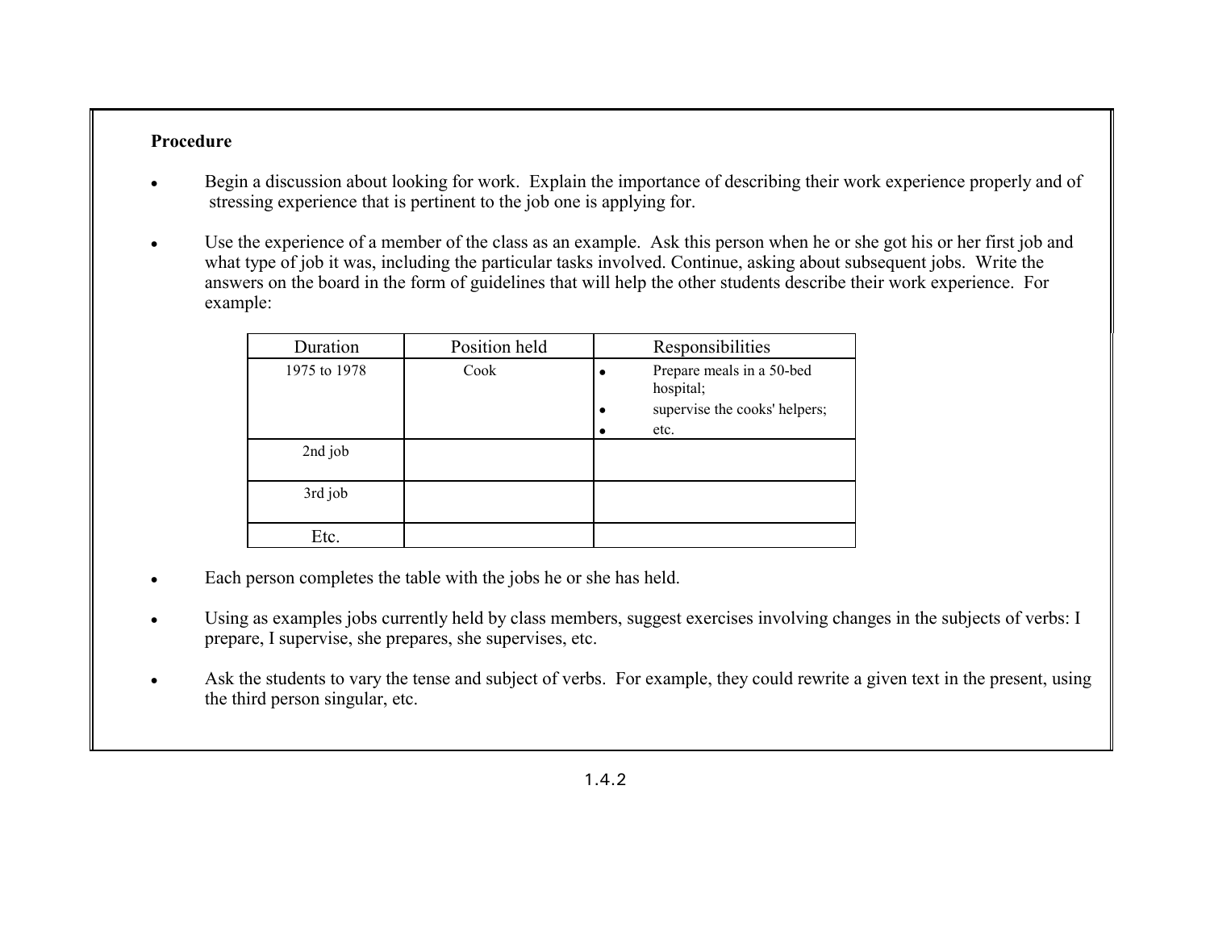**Procedure**

- Begin a discussion about looking for work. Explain the importance of describing their work experience properly and of stressing experience that is pertinent to the job one is applying for.

- Use the experience of a member of the class as an example. Ask this person when he or she got his or her first job and what type of job it was, including the particular tasks involved. Continue, asking about subsequent jobs. Write the answers on the board in the form of guidelines that will help the other students describe their work experience. For example:

| Duration | Position held | Responsibilities |
| --- | --- | --- |
| 1975 to 1978 | Cook | • Prepare meals in a 50-bed hospital;<br>• supervise the cooks' helpers;<br>• etc. |
| 2nd job | | |
| 3rd job | | |
| Etc. | | |

- Each person completes the table with the jobs he or she has held.

- Using as examples jobs currently held by class members, suggest exercises involving changes in the subjects of verbs: I prepare, I supervise, she prepares, she supervises, etc.

- Ask the students to vary the tense and subject of verbs. For example, they could rewrite a given text in the present, using the third person singular, etc.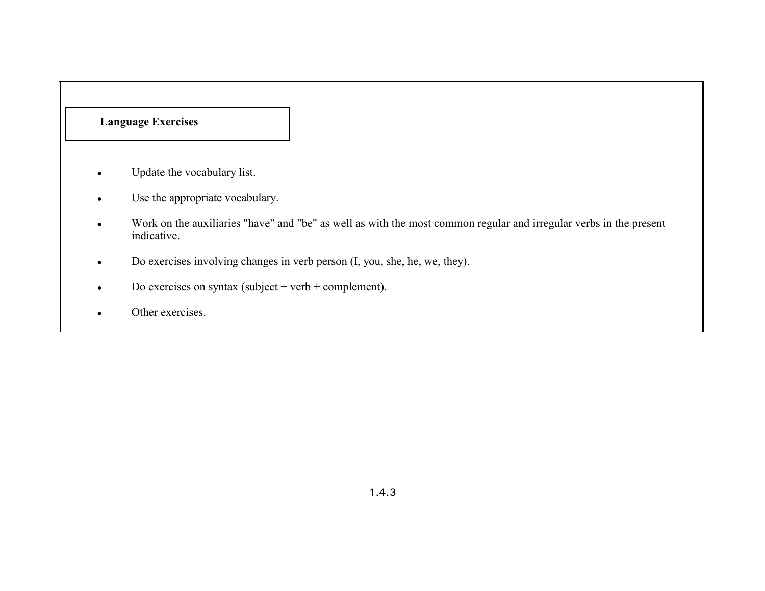**Language Exercises**

- Update the vocabulary list.
- Use the appropriate vocabulary.
- Work on the auxiliaries "have" and "be" as well as with the most common regular and irregular verbs in the present indicative.
- Do exercises involving changes in verb person (I, you, she, he, we, they).
- Do exercises on syntax (subject + verb + complement).
- Other exercises.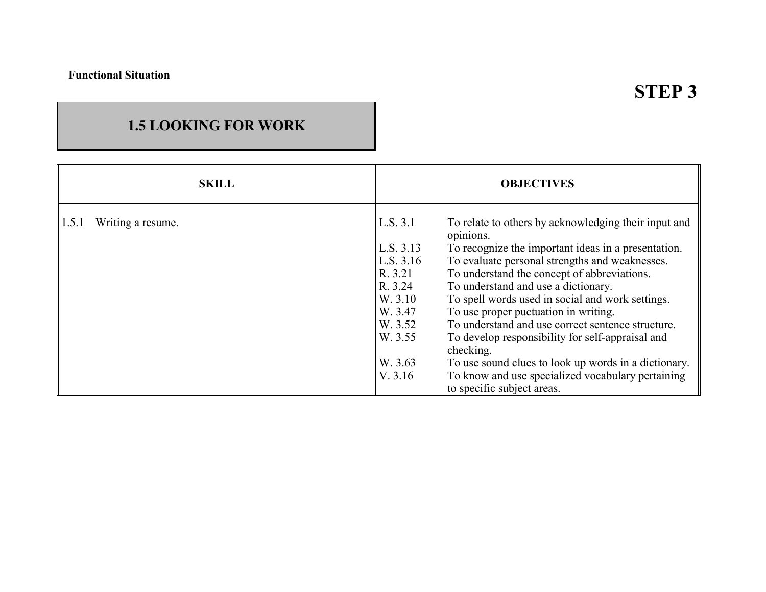**Functional Situation**

# STEP 3

## 1.5 LOOKING FOR WORK

| SKILL | OBJECTIVES | |
|---|---|---|
| 1.5.1 Writing a resume. | L.S. 3.1 | To relate to others by acknowledging their input and opinions. |
| | L.S. 3.13 | To recognize the important ideas in a presentation. |
| | L.S. 3.16 | To evaluate personal strengths and weaknesses. |
| | R. 3.21 | To understand the concept of abbreviations. |
| | R. 3.24 | To understand and use a dictionary. |
| | W. 3.10 | To spell words used in social and work settings. |
| | W. 3.47 | To use proper puctuation in writing. |
| | W. 3.52 | To understand and use correct sentence structure. |
| | W. 3.55 | To develop responsibility for self-appraisal and checking. |
| | W. 3.63 | To use sound clues to look up words in a dictionary. |
| | V. 3.16 | To know and use specialized vocabulary pertaining to specific subject areas. |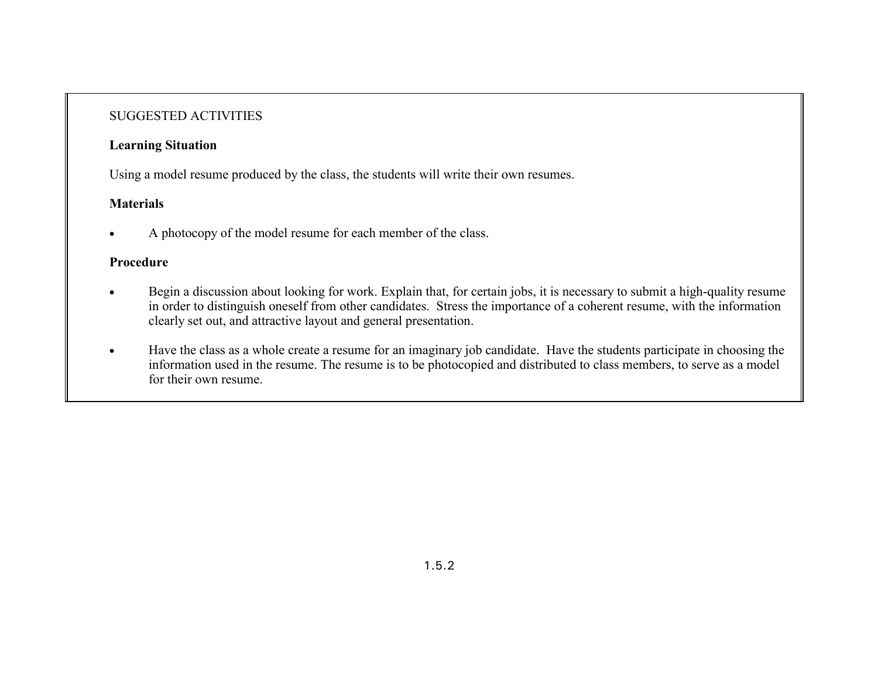SUGGESTED ACTIVITIES

**Learning Situation**

Using a model resume produced by the class, the students will write their own resumes.

**Materials**

- A photocopy of the model resume for each member of the class.

**Procedure**

- Begin a discussion about looking for work. Explain that, for certain jobs, it is necessary to submit a high-quality resume in order to distinguish oneself from other candidates. Stress the importance of a coherent resume, with the information clearly set out, and attractive layout and general presentation.

- Have the class as a whole create a resume for an imaginary job candidate. Have the students participate in choosing the information used in the resume. The resume is to be photocopied and distributed to class members, to serve as a model for their own resume.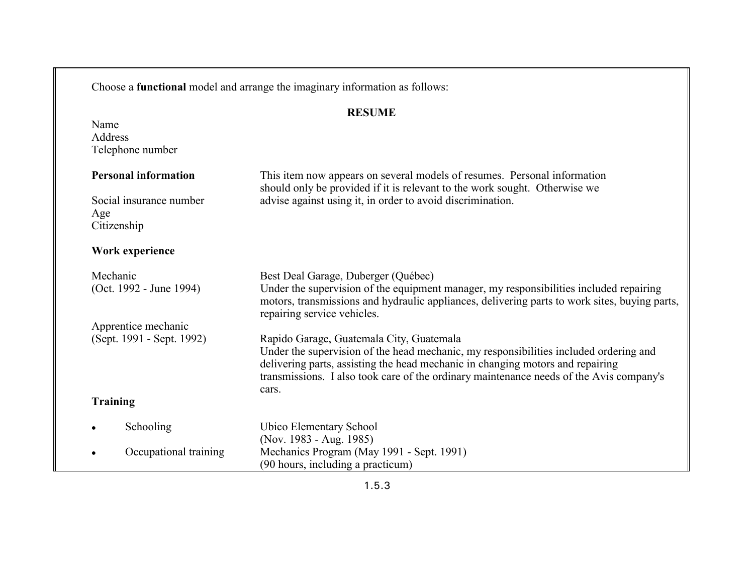Choose a **functional** model and arrange the imaginary information as follows:

**RESUME**

Name
Address
Telephone number

| | |
|---|---|
| **Personal information** | This item now appears on several models of resumes. Personal information should only be provided if it is relevant to the work sought. Otherwise we advise against using it, in order to avoid discrimination. |
| Social insurance number<br>Age<br>Citizenship | |
| **Work experience** | |
| Mechanic<br>(Oct. 1992 - June 1994) | Best Deal Garage, Duberger (Québec)<br>Under the supervision of the equipment manager, my responsibilities included repairing motors, transmissions and hydraulic appliances, delivering parts to work sites, buying parts, repairing service vehicles. |
| Apprentice mechanic<br>(Sept. 1991 - Sept. 1992) | Rapido Garage, Guatemala City, Guatemala<br>Under the supervision of the head mechanic, my responsibilities included ordering and delivering parts, assisting the head mechanic in changing motors and repairing transmissions. I also took care of the ordinary maintenance needs of the Avis company's cars. |
| **Training** | |
| • Schooling | Ubico Elementary School<br>(Nov. 1983 - Aug. 1985) |
| • Occupational training | Mechanics Program (May 1991 - Sept. 1991)<br>(90 hours, including a practicum) |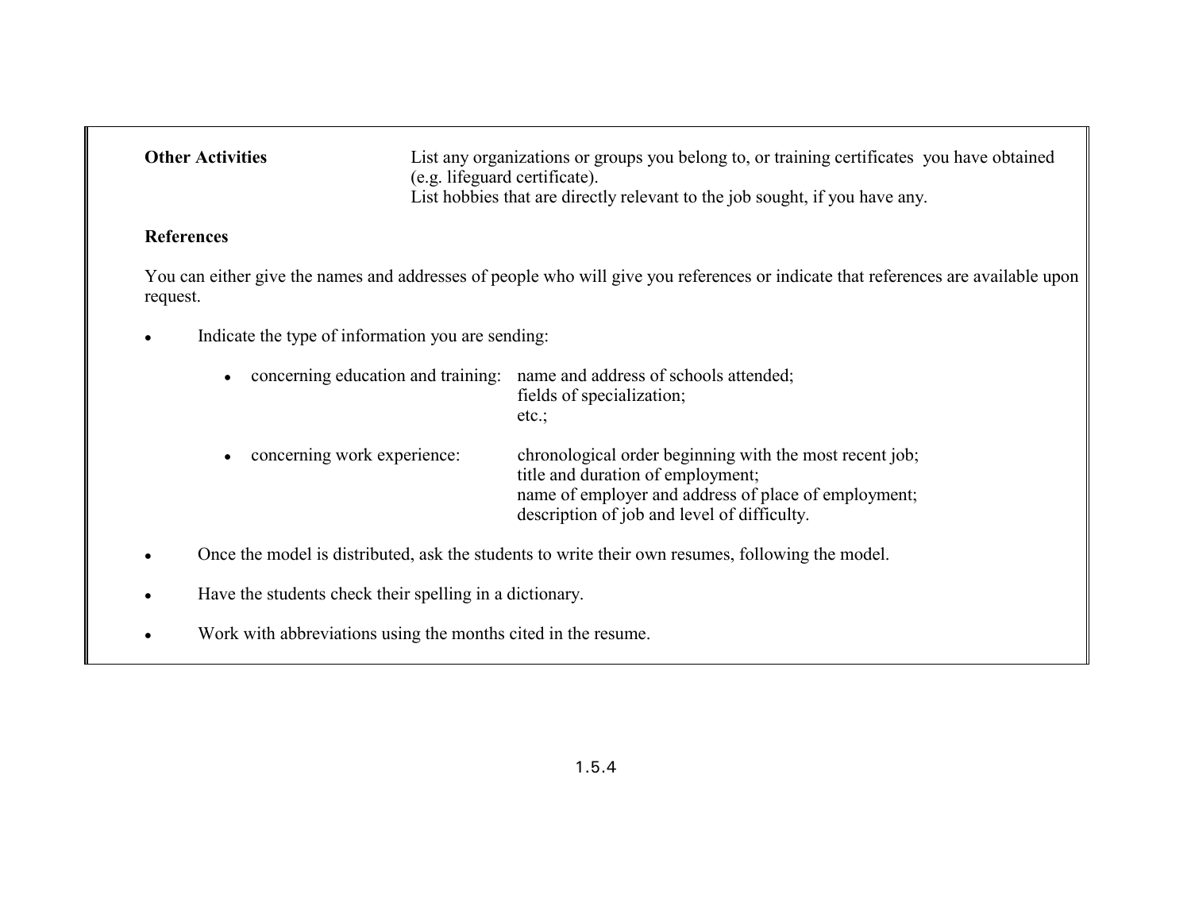**Other Activities** — List any organizations or groups you belong to, or training certificates you have obtained (e.g. lifeguard certificate).
List hobbies that are directly relevant to the job sought, if you have any.

**References**

You can either give the names and addresses of people who will give you references or indicate that references are available upon request.

- Indicate the type of information you are sending:

    - concerning education and training: name and address of schools attended;
      fields of specialization;
      etc.;

    - concerning work experience: chronological order beginning with the most recent job;
      title and duration of employment;
      name of employer and address of place of employment;
      description of job and level of difficulty.

- Once the model is distributed, ask the students to write their own resumes, following the model.

- Have the students check their spelling in a dictionary.

- Work with abbreviations using the months cited in the resume.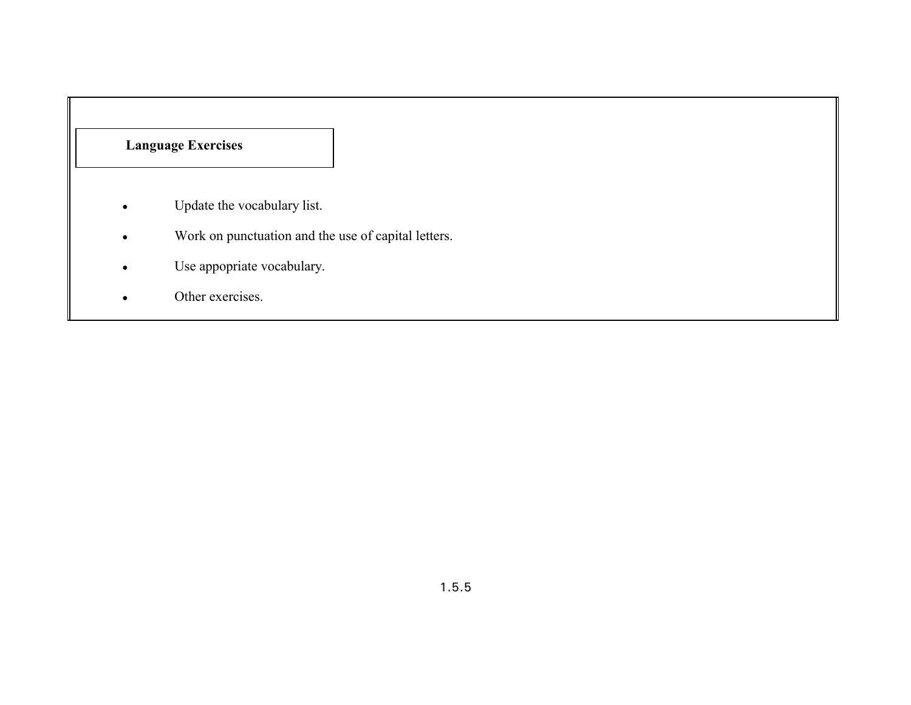**Language Exercises**

- Update the vocabulary list.
- Work on punctuation and the use of capital letters.
- Use appopriate vocabulary.
- Other exercises.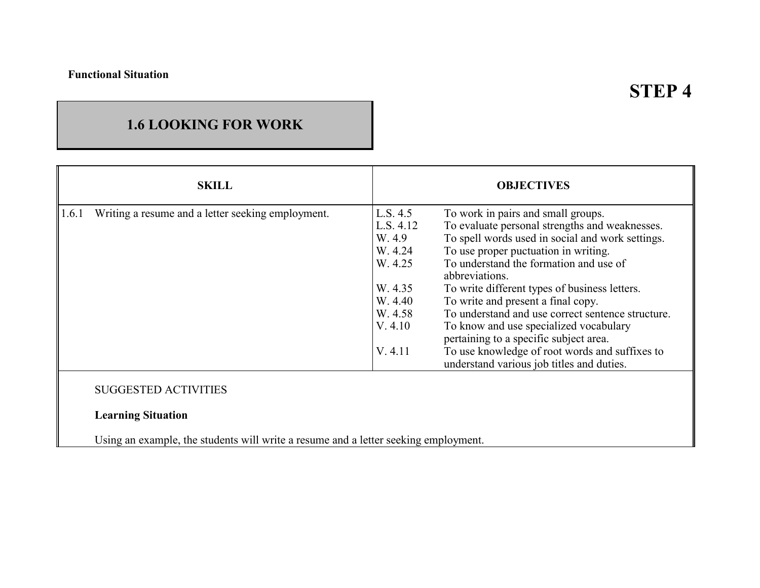**Functional Situation**

# STEP 4

## 1.6 LOOKING FOR WORK

| SKILL | OBJECTIVES | |
|---|---|---|
| 1.6.1 Writing a resume and a letter seeking employment. | L.S. 4.5 | To work in pairs and small groups. |
| | L.S. 4.12 | To evaluate personal strengths and weaknesses. |
| | W. 4.9 | To spell words used in social and work settings. |
| | W. 4.24 | To use proper puctuation in writing. |
| | W. 4.25 | To understand the formation and use of abbreviations. |
| | W. 4.35 | To write different types of business letters. |
| | W. 4.40 | To write and present a final copy. |
| | W. 4.58 | To understand and use correct sentence structure. |
| | V. 4.10 | To know and use specialized vocabulary pertaining to a specific subject area. |
| | V. 4.11 | To use knowledge of root words and suffixes to understand various job titles and duties. |

SUGGESTED ACTIVITIES

**Learning Situation**

Using an example, the students will write a resume and a letter seeking employment.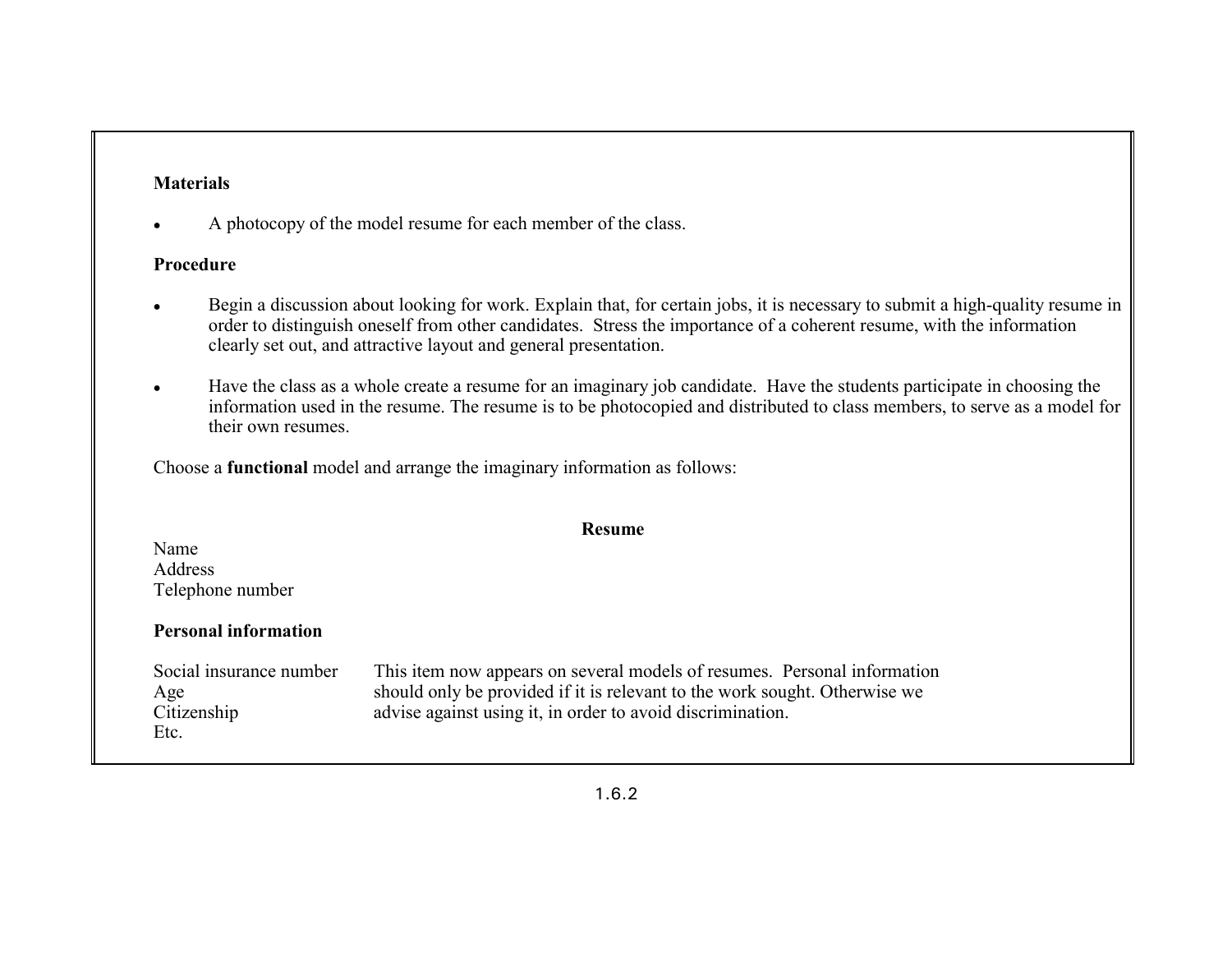**Materials**

- A photocopy of the model resume for each member of the class.

**Procedure**

- Begin a discussion about looking for work. Explain that, for certain jobs, it is necessary to submit a high-quality resume in order to distinguish oneself from other candidates. Stress the importance of a coherent resume, with the information clearly set out, and attractive layout and general presentation.

- Have the class as a whole create a resume for an imaginary job candidate. Have the students participate in choosing the information used in the resume. The resume is to be photocopied and distributed to class members, to serve as a model for their own resumes.

Choose a **functional** model and arrange the imaginary information as follows:

**Resume**

Name
Address
Telephone number

**Personal information**

| | |
|---|---|
| Social insurance number | This item now appears on several models of resumes. Personal information |
| Age | should only be provided if it is relevant to the work sought. Otherwise we |
| Citizenship | advise against using it, in order to avoid discrimination. |
| Etc. | |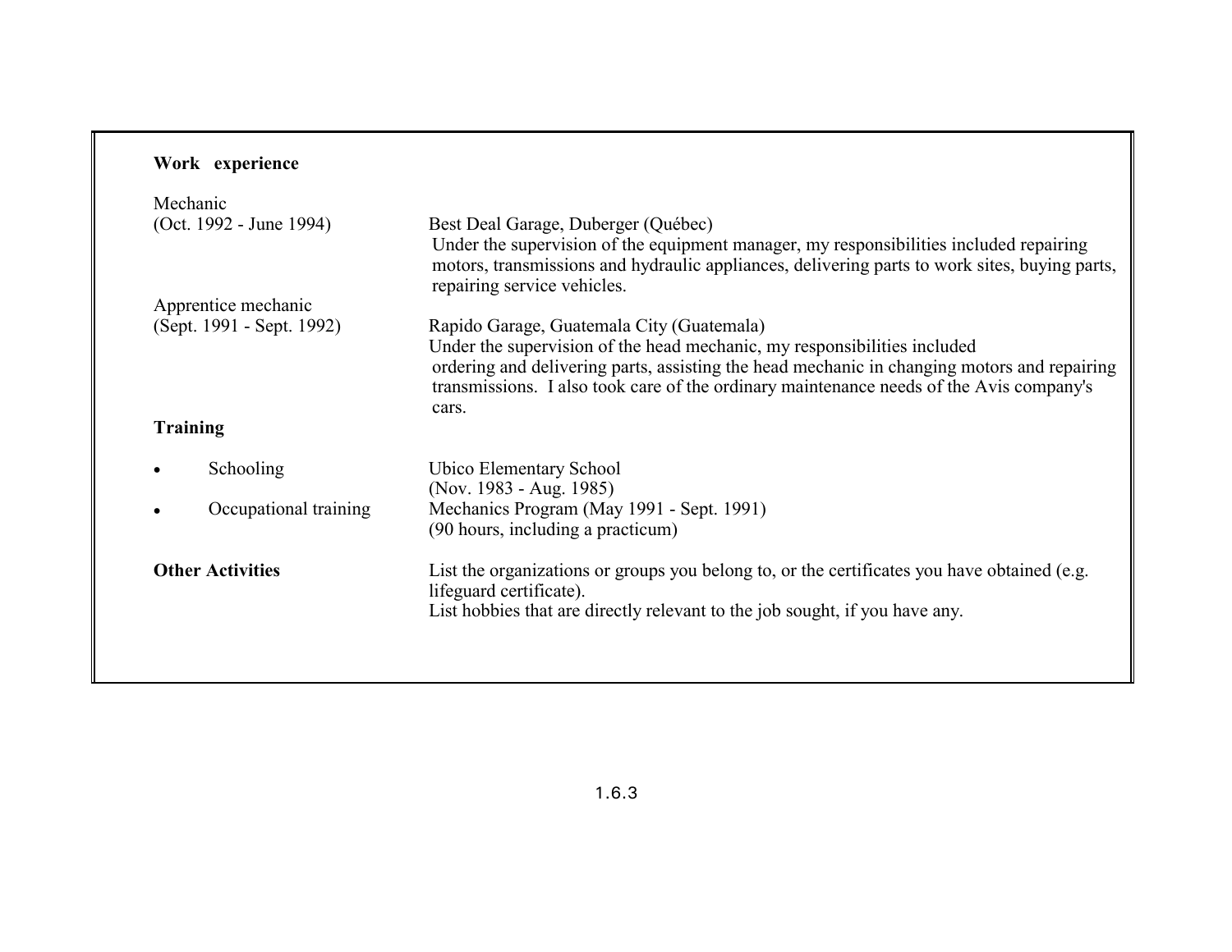**Work experience**

Mechanic
(Oct. 1992 - June 1994)

Best Deal Garage, Duberger (Québec)
Under the supervision of the equipment manager, my responsibilities included repairing motors, transmissions and hydraulic appliances, delivering parts to work sites, buying parts, repairing service vehicles.

Apprentice mechanic
(Sept. 1991 - Sept. 1992)

Rapido Garage, Guatemala City (Guatemala)
Under the supervision of the head mechanic, my responsibilities included ordering and delivering parts, assisting the head mechanic in changing motors and repairing transmissions. I also took care of the ordinary maintenance needs of the Avis company's cars.

**Training**

- Schooling — Ubico Elementary School (Nov. 1983 - Aug. 1985)
- Occupational training — Mechanics Program (May 1991 - Sept. 1991) (90 hours, including a practicum)

**Other Activities**

List the organizations or groups you belong to, or the certificates you have obtained (e.g. lifeguard certificate).
List hobbies that are directly relevant to the job sought, if you have any.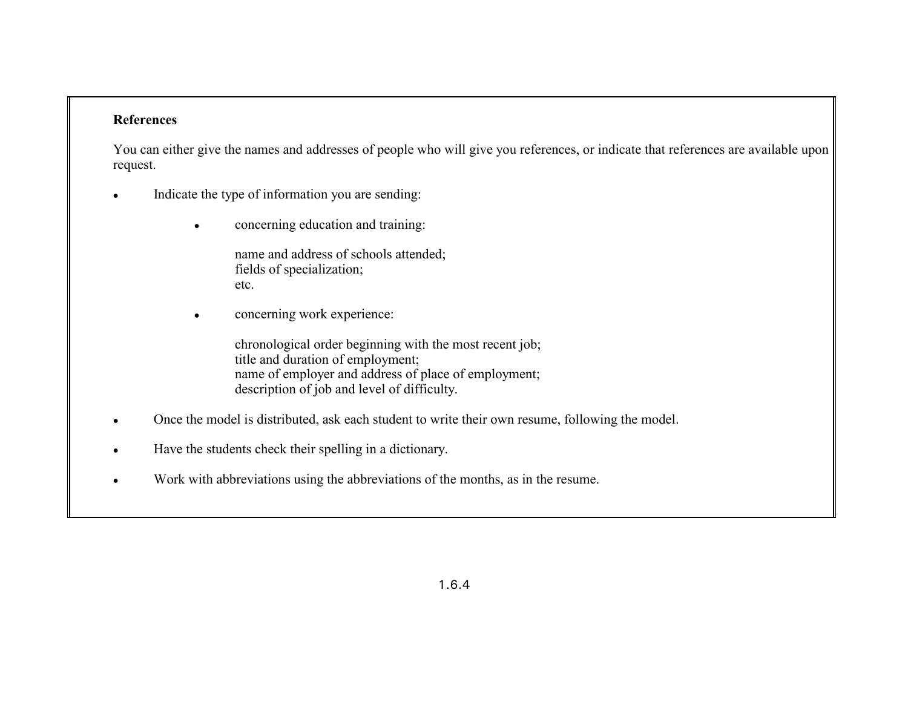**References**

You can either give the names and addresses of people who will give you references, or indicate that references are available upon request.

- Indicate the type of information you are sending:
  - concerning education and training:

    name and address of schools attended;
    fields of specialization;
    etc.

  - concerning work experience:

    chronological order beginning with the most recent job;
    title and duration of employment;
    name of employer and address of place of employment;
    description of job and level of difficulty.

- Once the model is distributed, ask each student to write their own resume, following the model.
- Have the students check their spelling in a dictionary.
- Work with abbreviations using the abbreviations of the months, as in the resume.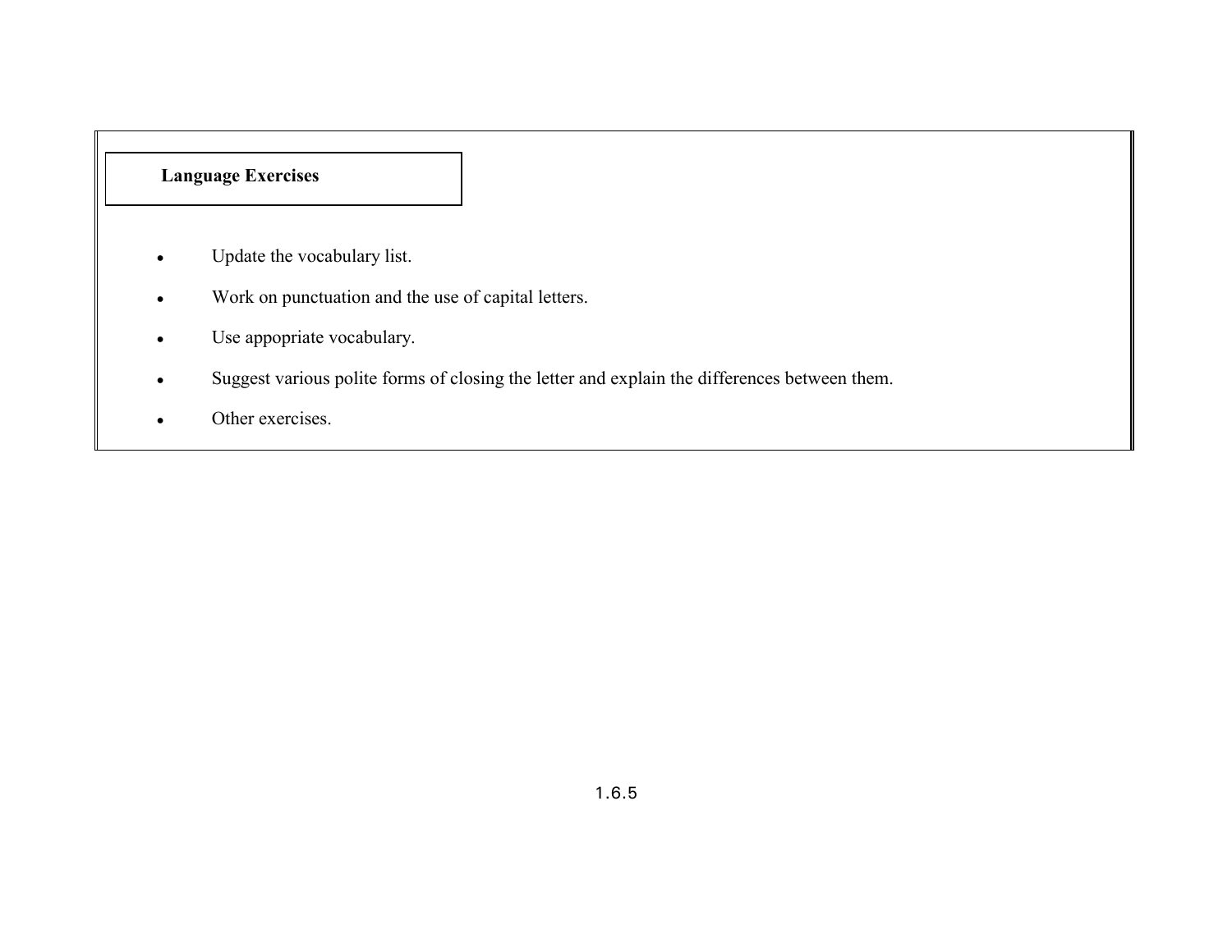**Language Exercises**

- Update the vocabulary list.
- Work on punctuation and the use of capital letters.
- Use appopriate vocabulary.
- Suggest various polite forms of closing the letter and explain the differences between them.
- Other exercises.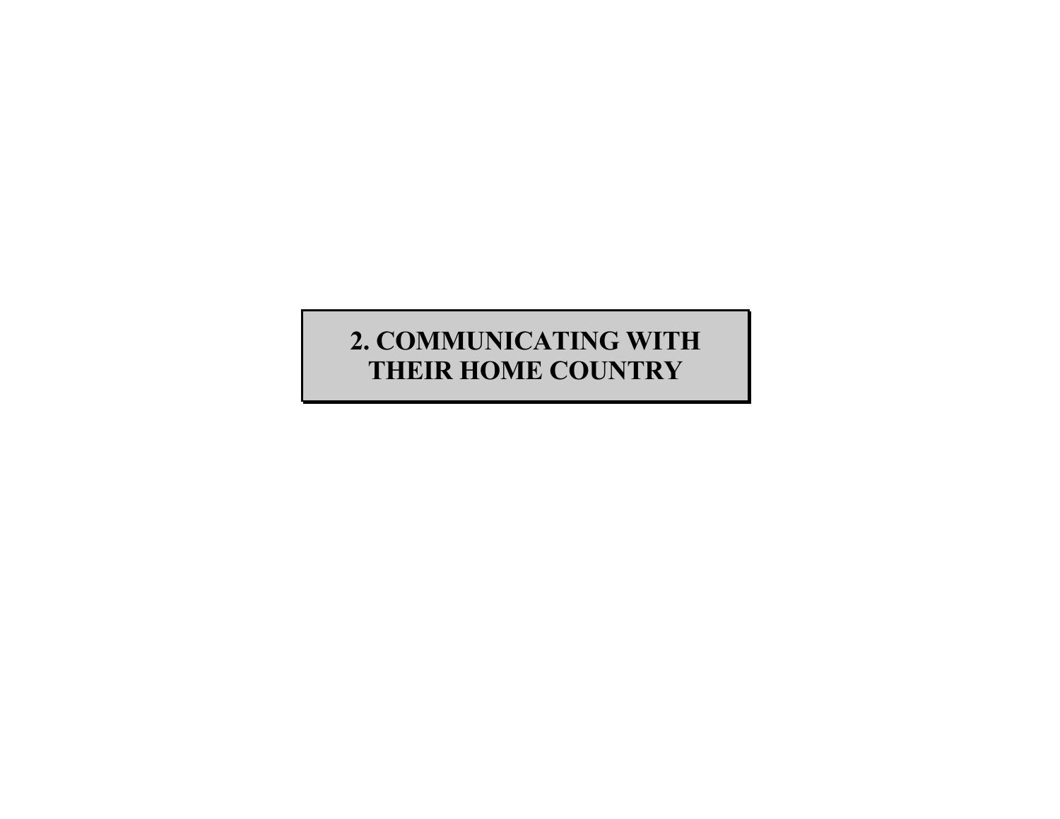# 2. COMMUNICATING WITH THEIR HOME COUNTRY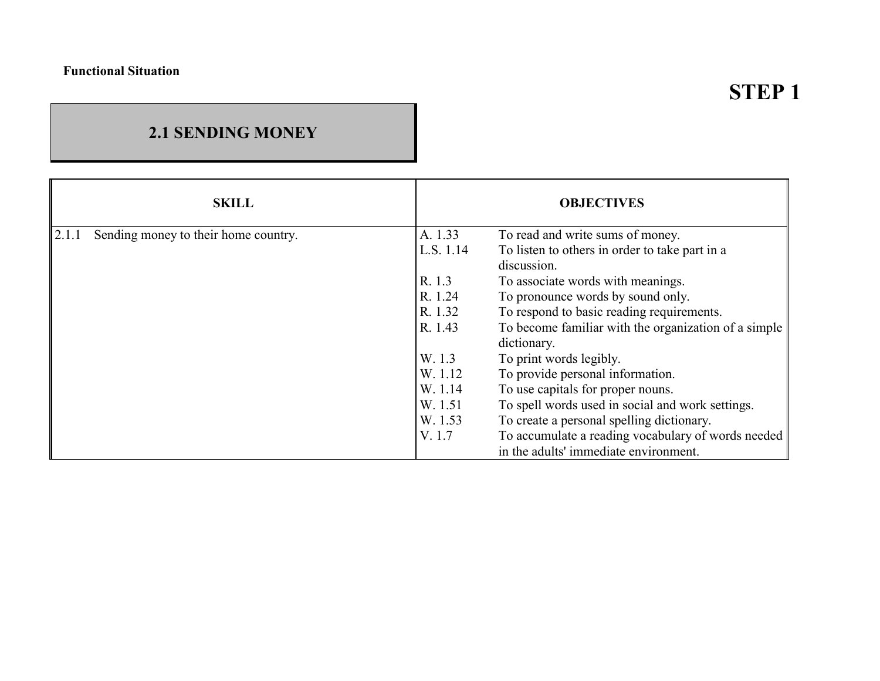**Functional Situation**

# STEP 1

## 2.1 SENDING MONEY

| SKILL | OBJECTIVES | |
|---|---|---|
| 2.1.1 Sending money to their home country. | A. 1.33 | To read and write sums of money. |
| | L.S. 1.14 | To listen to others in order to take part in a discussion. |
| | R. 1.3 | To associate words with meanings. |
| | R. 1.24 | To pronounce words by sound only. |
| | R. 1.32 | To respond to basic reading requirements. |
| | R. 1.43 | To become familiar with the organization of a simple dictionary. |
| | W. 1.3 | To print words legibly. |
| | W. 1.12 | To provide personal information. |
| | W. 1.14 | To use capitals for proper nouns. |
| | W. 1.51 | To spell words used in social and work settings. |
| | W. 1.53 | To create a personal spelling dictionary. |
| | V. 1.7 | To accumulate a reading vocabulary of words needed in the adults' immediate environment. |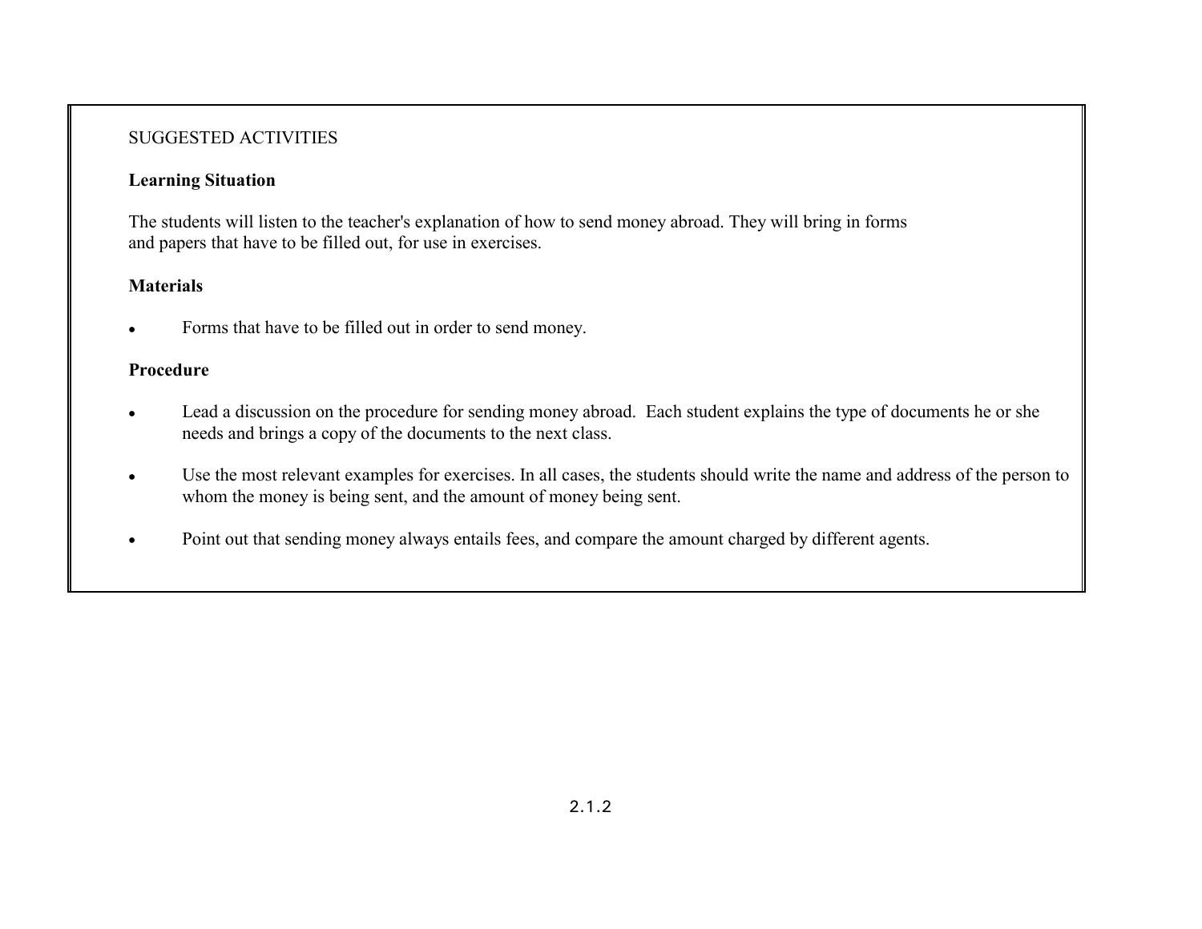SUGGESTED ACTIVITIES

**Learning Situation**

The students will listen to the teacher's explanation of how to send money abroad. They will bring in forms and papers that have to be filled out, for use in exercises.

**Materials**

- Forms that have to be filled out in order to send money.

**Procedure**

- Lead a discussion on the procedure for sending money abroad. Each student explains the type of documents he or she needs and brings a copy of the documents to the next class.
- Use the most relevant examples for exercises. In all cases, the students should write the name and address of the person to whom the money is being sent, and the amount of money being sent.
- Point out that sending money always entails fees, and compare the amount charged by different agents.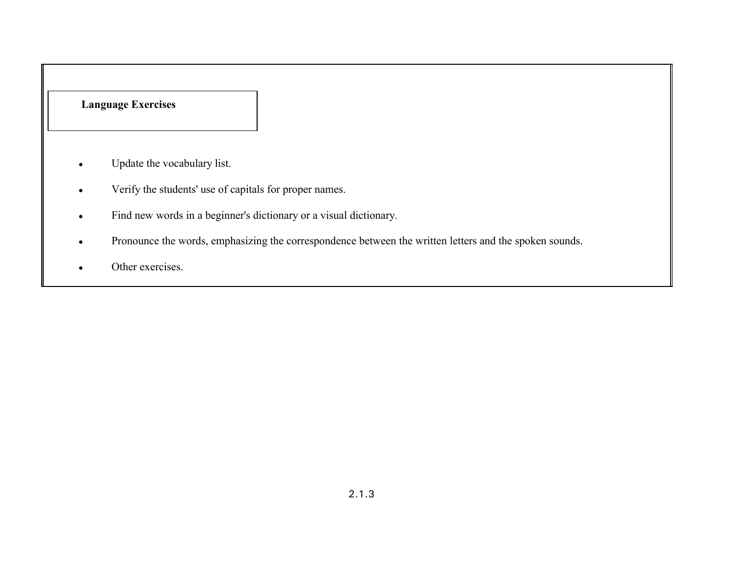**Language Exercises**

- Update the vocabulary list.
- Verify the students' use of capitals for proper names.
- Find new words in a beginner's dictionary or a visual dictionary.
- Pronounce the words, emphasizing the correspondence between the written letters and the spoken sounds.
- Other exercises.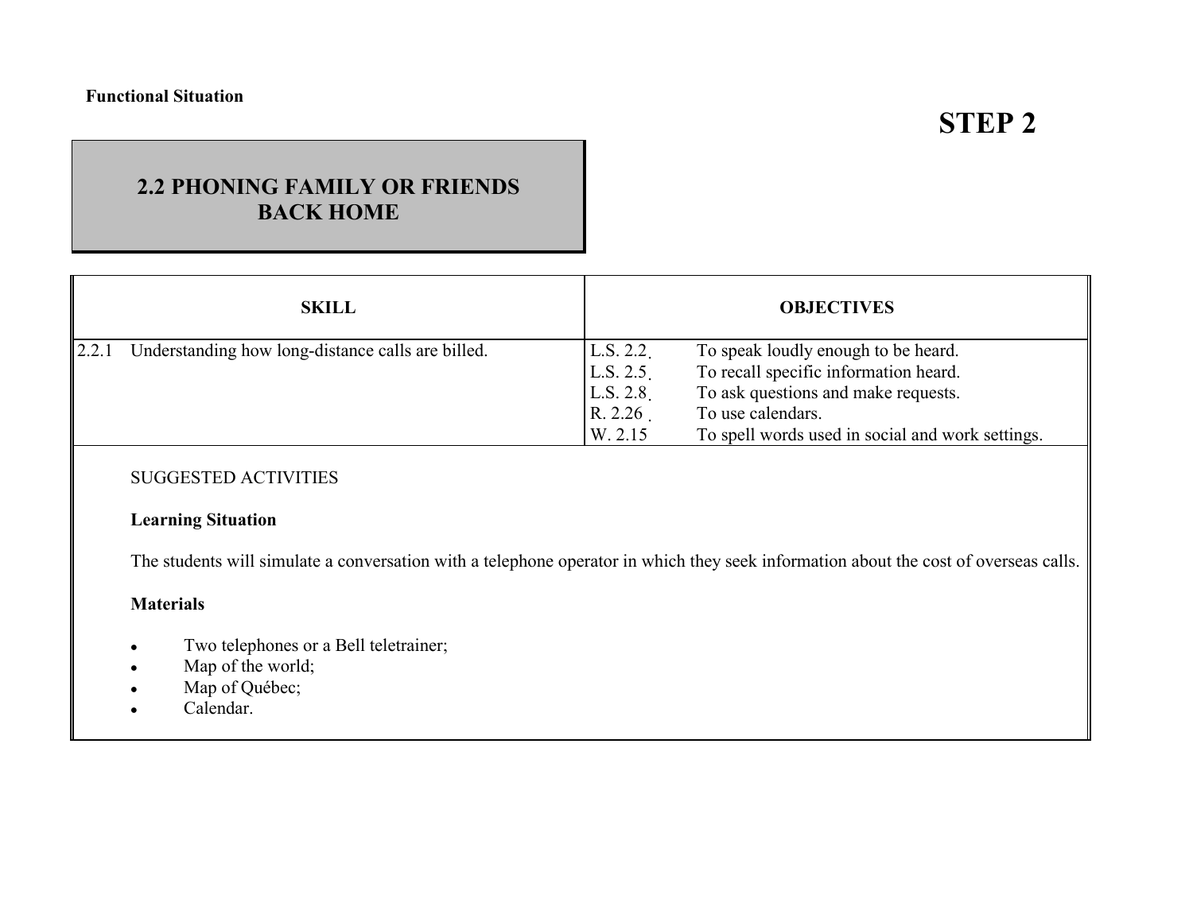**Functional Situation**

# STEP 2

## 2.2 PHONING FAMILY OR FRIENDS BACK HOME

| SKILL | OBJECTIVES |
|---|---|
| 2.2.1 Understanding how long-distance calls are billed. | L.S. 2.2. To speak loudly enough to be heard.<br>L.S. 2.5. To recall specific information heard.<br>L.S. 2.8. To ask questions and make requests.<br>R. 2.26 . To use calendars.<br>W. 2.15 To spell words used in social and work settings. |

SUGGESTED ACTIVITIES

**Learning Situation**

The students will simulate a conversation with a telephone operator in which they seek information about the cost of overseas calls.

**Materials**

- Two telephones or a Bell teletrainer;
- Map of the world;
- Map of Québec;
- Calendar.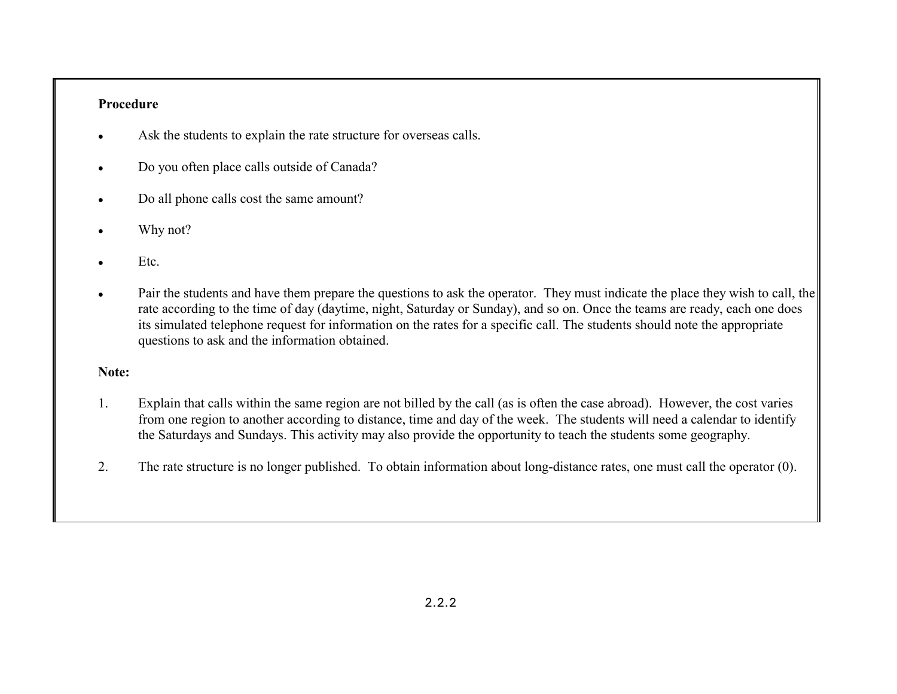**Procedure**

- Ask the students to explain the rate structure for overseas calls.
- Do you often place calls outside of Canada?
- Do all phone calls cost the same amount?
- Why not?
- Etc.
- Pair the students and have them prepare the questions to ask the operator. They must indicate the place they wish to call, the rate according to the time of day (daytime, night, Saturday or Sunday), and so on. Once the teams are ready, each one does its simulated telephone request for information on the rates for a specific call. The students should note the appropriate questions to ask and the information obtained.

**Note:**

1. Explain that calls within the same region are not billed by the call (as is often the case abroad). However, the cost varies from one region to another according to distance, time and day of the week. The students will need a calendar to identify the Saturdays and Sundays. This activity may also provide the opportunity to teach the students some geography.

2. The rate structure is no longer published. To obtain information about long-distance rates, one must call the operator (0).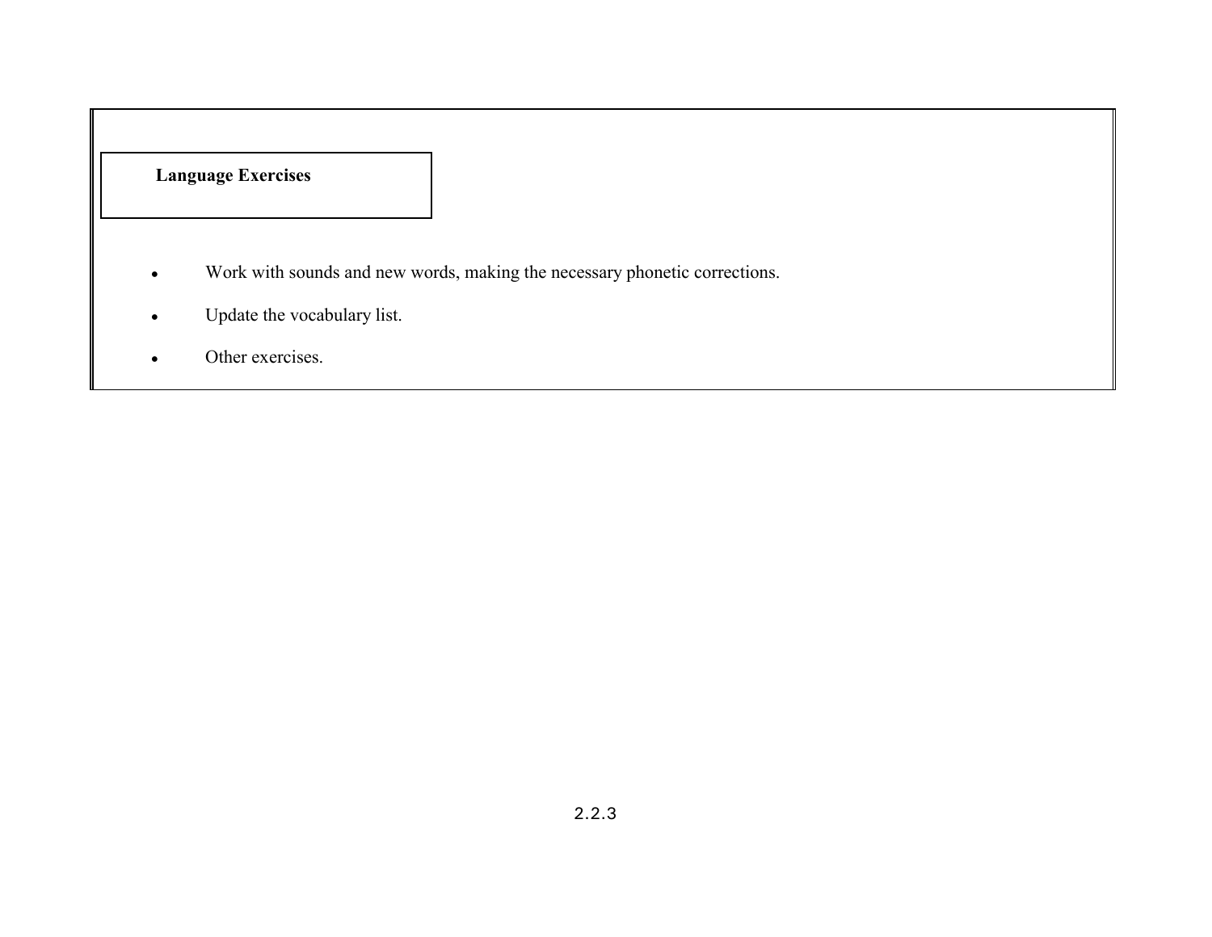**Language Exercises**

- Work with sounds and new words, making the necessary phonetic corrections.
- Update the vocabulary list.
- Other exercises.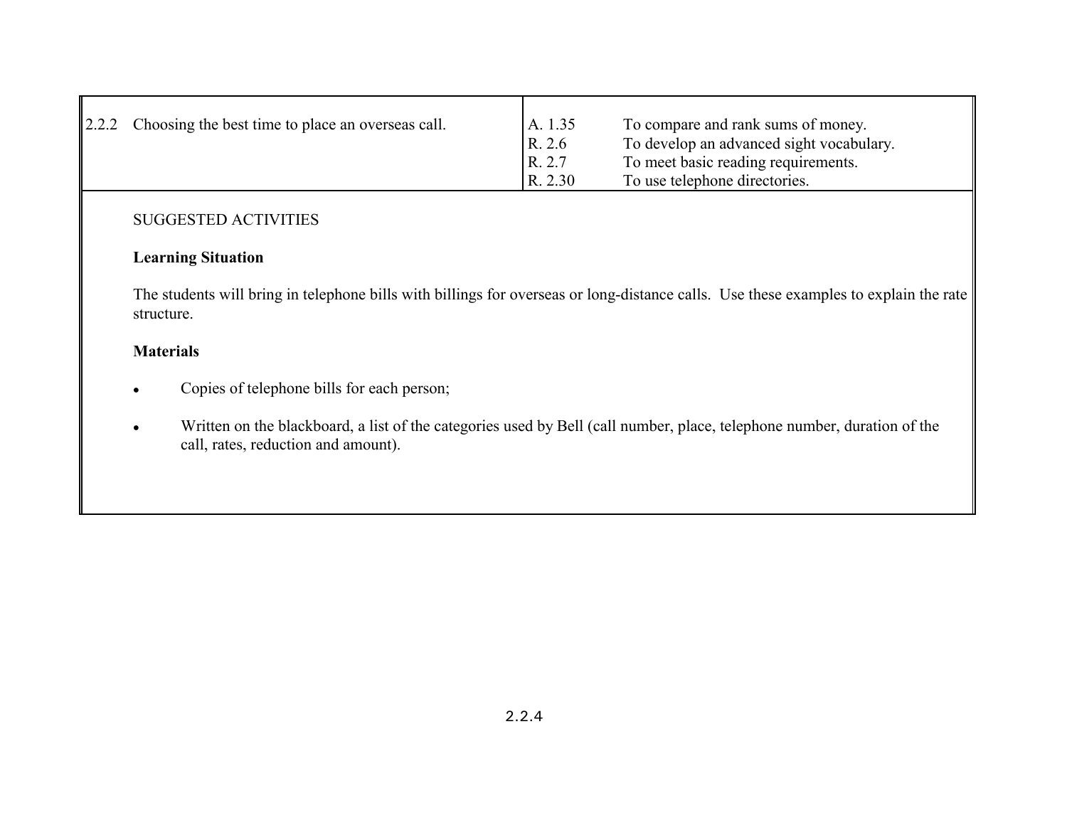| 2.2.2 Choosing the best time to place an overseas call. | A. 1.35<br>R. 2.6<br>R. 2.7<br>R. 2.30 | To compare and rank sums of money.<br>To develop an advanced sight vocabulary.<br>To meet basic reading requirements.<br>To use telephone directories. |
|---|---|---|

SUGGESTED ACTIVITIES

**Learning Situation**

The students will bring in telephone bills with billings for overseas or long-distance calls. Use these examples to explain the rate structure.

**Materials**

- Copies of telephone bills for each person;
- Written on the blackboard, a list of the categories used by Bell (call number, place, telephone number, duration of the call, rates, reduction and amount).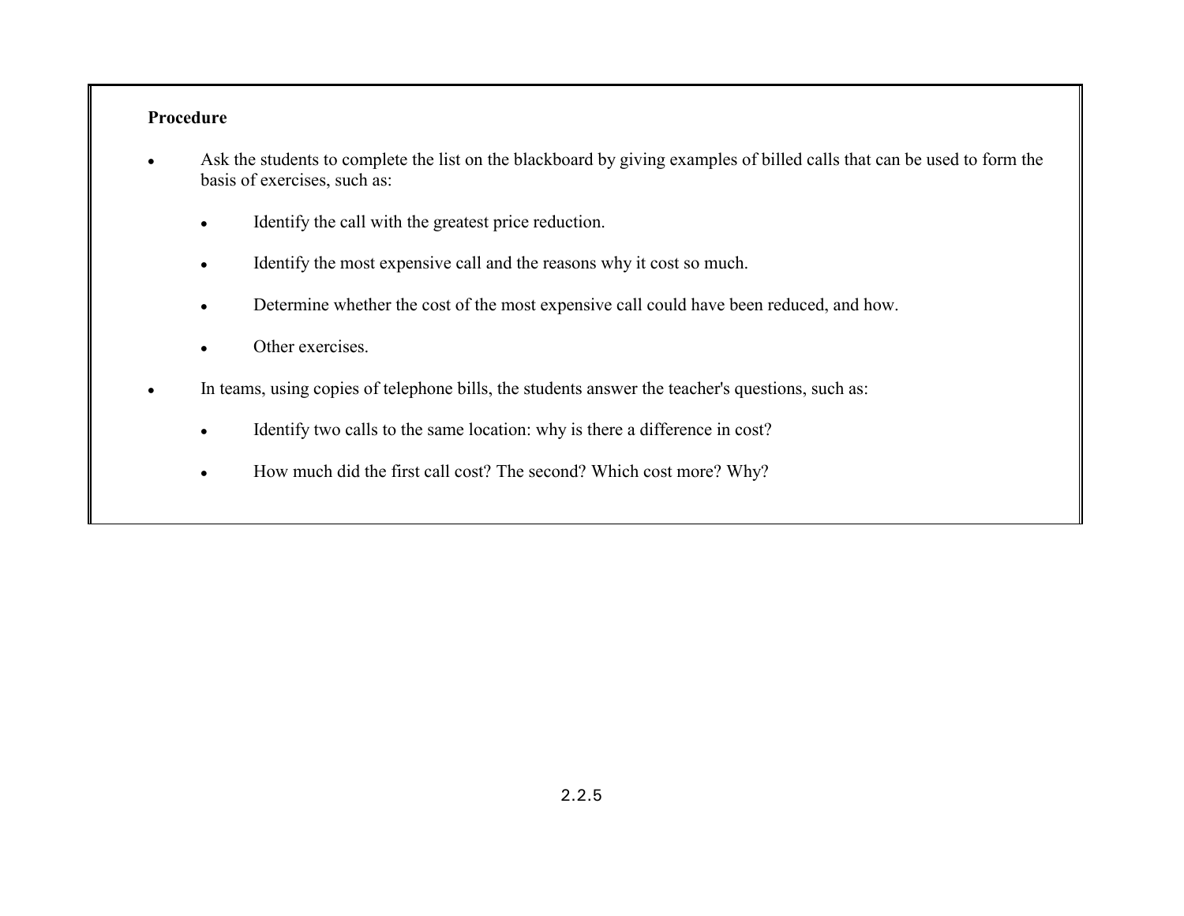**Procedure**

- Ask the students to complete the list on the blackboard by giving examples of billed calls that can be used to form the basis of exercises, such as:
  - Identify the call with the greatest price reduction.
  - Identify the most expensive call and the reasons why it cost so much.
  - Determine whether the cost of the most expensive call could have been reduced, and how.
  - Other exercises.
- In teams, using copies of telephone bills, the students answer the teacher's questions, such as:
  - Identify two calls to the same location: why is there a difference in cost?
  - How much did the first call cost? The second? Which cost more? Why?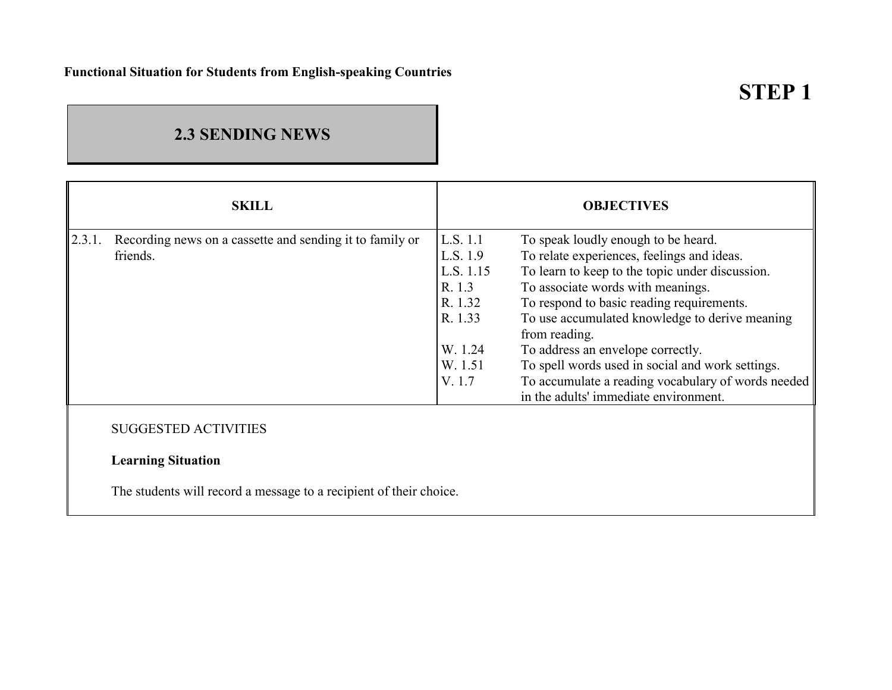**Functional Situation for Students from English-speaking Countries**

# STEP 1

## 2.3 SENDING NEWS

| SKILL | OBJECTIVES | |
|---|---|---|
| 2.3.1. Recording news on a cassette and sending it to family or friends. | L.S. 1.1 | To speak loudly enough to be heard. |
| | L.S. 1.9 | To relate experiences, feelings and ideas. |
| | L.S. 1.15 | To learn to keep to the topic under discussion. |
| | R. 1.3 | To associate words with meanings. |
| | R. 1.32 | To respond to basic reading requirements. |
| | R. 1.33 | To use accumulated knowledge to derive meaning from reading. |
| | W. 1.24 | To address an envelope correctly. |
| | W. 1.51 | To spell words used in social and work settings. |
| | V. 1.7 | To accumulate a reading vocabulary of words needed in the adults' immediate environment. |

SUGGESTED ACTIVITIES

**Learning Situation**

The students will record a message to a recipient of their choice.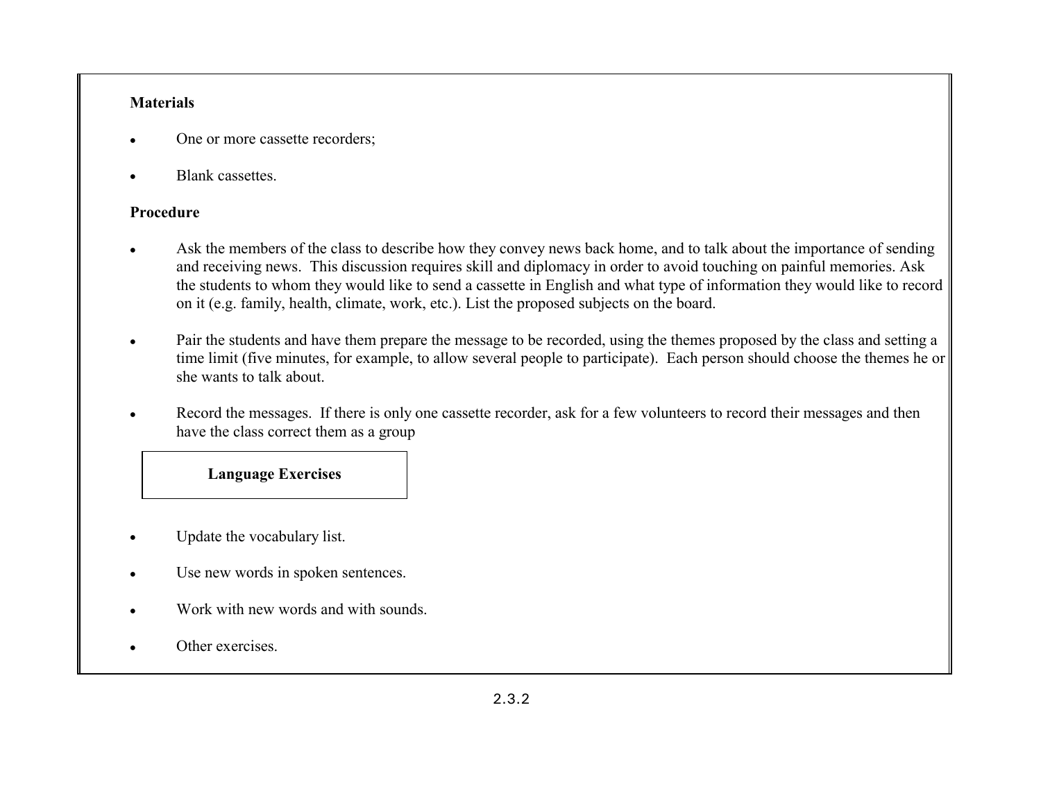**Materials**

- One or more cassette recorders;
- Blank cassettes.

**Procedure**

- Ask the members of the class to describe how they convey news back home, and to talk about the importance of sending and receiving news. This discussion requires skill and diplomacy in order to avoid touching on painful memories. Ask the students to whom they would like to send a cassette in English and what type of information they would like to record on it (e.g. family, health, climate, work, etc.). List the proposed subjects on the board.
- Pair the students and have them prepare the message to be recorded, using the themes proposed by the class and setting a time limit (five minutes, for example, to allow several people to participate). Each person should choose the themes he or she wants to talk about.
- Record the messages. If there is only one cassette recorder, ask for a few volunteers to record their messages and then have the class correct them as a group

**Language Exercises**

- Update the vocabulary list.
- Use new words in spoken sentences.
- Work with new words and with sounds.
- Other exercises.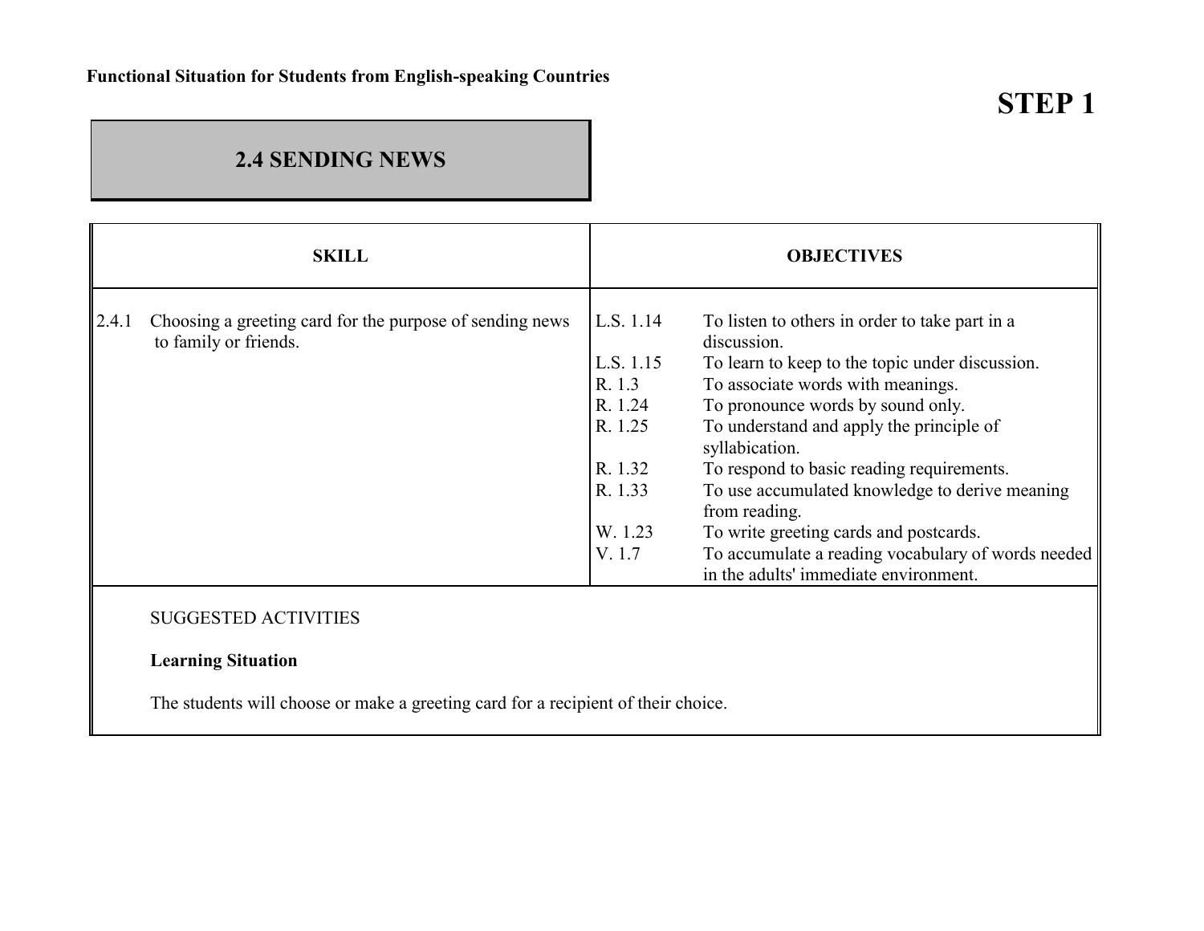**Functional Situation for Students from English-speaking Countries**

# STEP 1

## 2.4 SENDING NEWS

| SKILL | OBJECTIVES | |
|---|---|---|
| 2.4.1 Choosing a greeting card for the purpose of sending news to family or friends. | L.S. 1.14 | To listen to others in order to take part in a discussion. |
| | L.S. 1.15 | To learn to keep to the topic under discussion. |
| | R. 1.3 | To associate words with meanings. |
| | R. 1.24 | To pronounce words by sound only. |
| | R. 1.25 | To understand and apply the principle of syllabication. |
| | R. 1.32 | To respond to basic reading requirements. |
| | R. 1.33 | To use accumulated knowledge to derive meaning from reading. |
| | W. 1.23 | To write greeting cards and postcards. |
| | V. 1.7 | To accumulate a reading vocabulary of words needed in the adults' immediate environment. |

SUGGESTED ACTIVITIES

**Learning Situation**

The students will choose or make a greeting card for a recipient of their choice.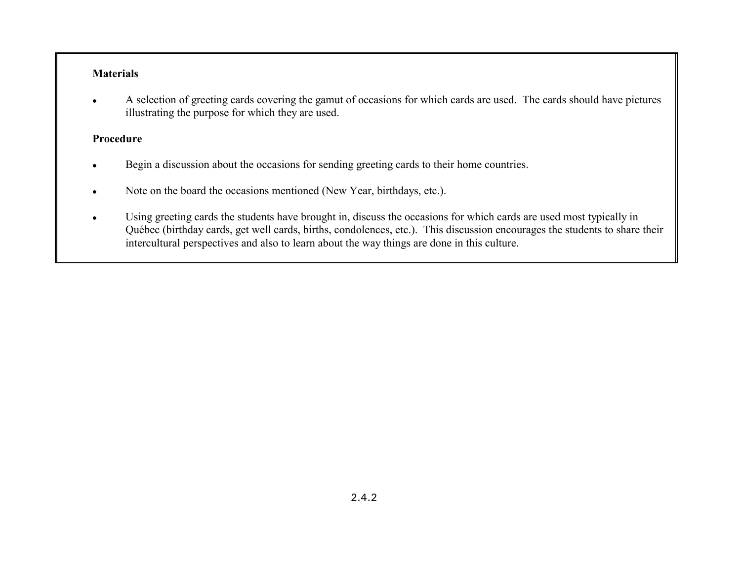**Materials**

- A selection of greeting cards covering the gamut of occasions for which cards are used. The cards should have pictures illustrating the purpose for which they are used.

**Procedure**

- Begin a discussion about the occasions for sending greeting cards to their home countries.
- Note on the board the occasions mentioned (New Year, birthdays, etc.).
- Using greeting cards the students have brought in, discuss the occasions for which cards are used most typically in Québec (birthday cards, get well cards, births, condolences, etc.). This discussion encourages the students to share their intercultural perspectives and also to learn about the way things are done in this culture.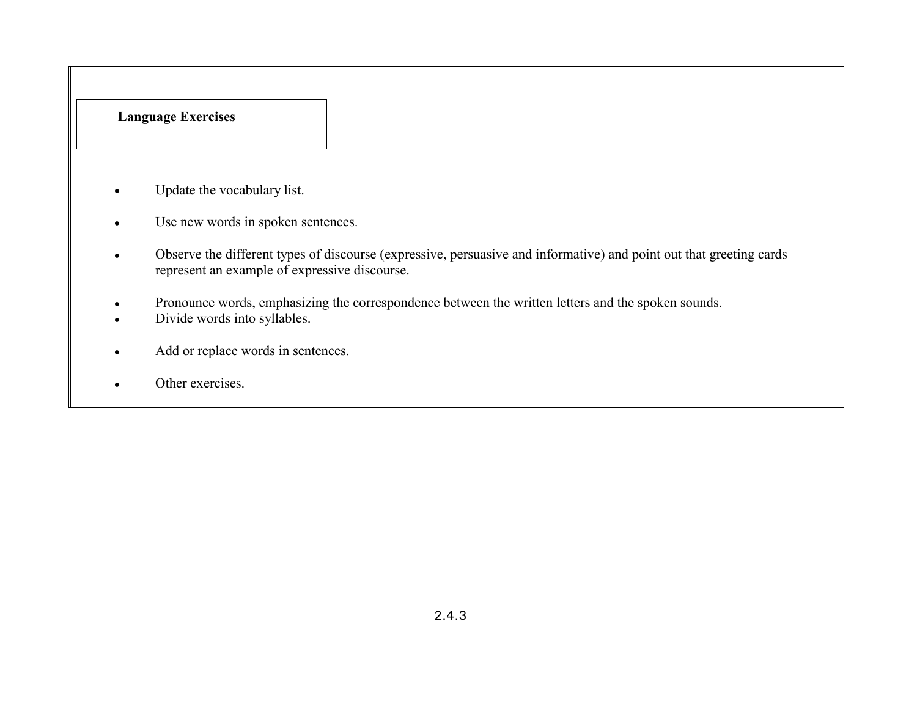**Language Exercises**

- Update the vocabulary list.
- Use new words in spoken sentences.
- Observe the different types of discourse (expressive, persuasive and informative) and point out that greeting cards represent an example of expressive discourse.
- Pronounce words, emphasizing the correspondence between the written letters and the spoken sounds.
- Divide words into syllables.
- Add or replace words in sentences.
- Other exercises.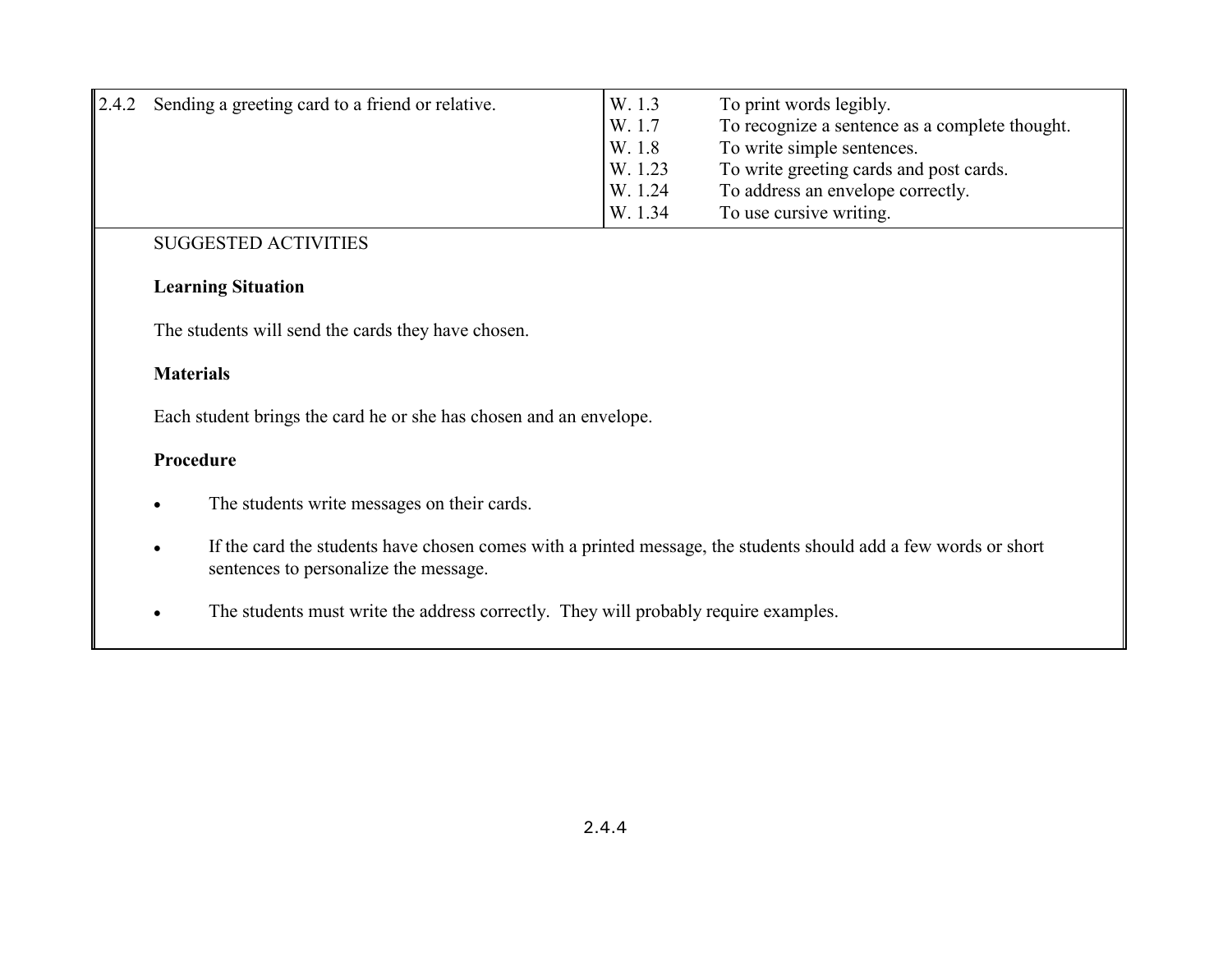| 2.4.2 | Sending a greeting card to a friend or relative. | W. 1.3 | To print words legibly. |
|---|---|---|---|
| | | W. 1.7 | To recognize a sentence as a complete thought. |
| | | W. 1.8 | To write simple sentences. |
| | | W. 1.23 | To write greeting cards and post cards. |
| | | W. 1.24 | To address an envelope correctly. |
| | | W. 1.34 | To use cursive writing. |

SUGGESTED ACTIVITIES

**Learning Situation**

The students will send the cards they have chosen.

**Materials**

Each student brings the card he or she has chosen and an envelope.

**Procedure**

- The students write messages on their cards.
- If the card the students have chosen comes with a printed message, the students should add a few words or short sentences to personalize the message.
- The students must write the address correctly. They will probably require examples.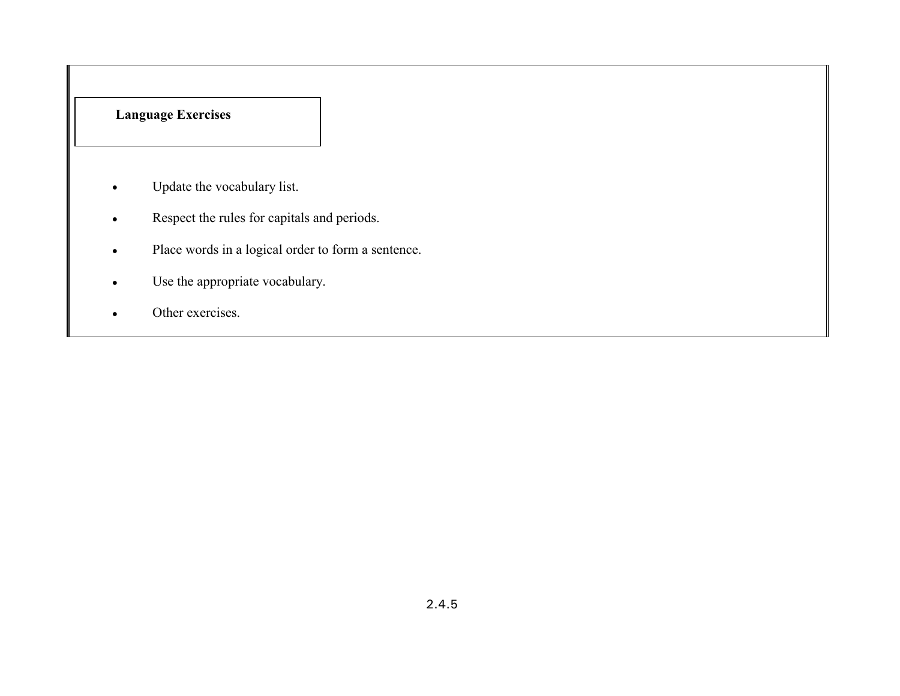**Language Exercises**

- Update the vocabulary list.
- Respect the rules for capitals and periods.
- Place words in a logical order to form a sentence.
- Use the appropriate vocabulary.
- Other exercises.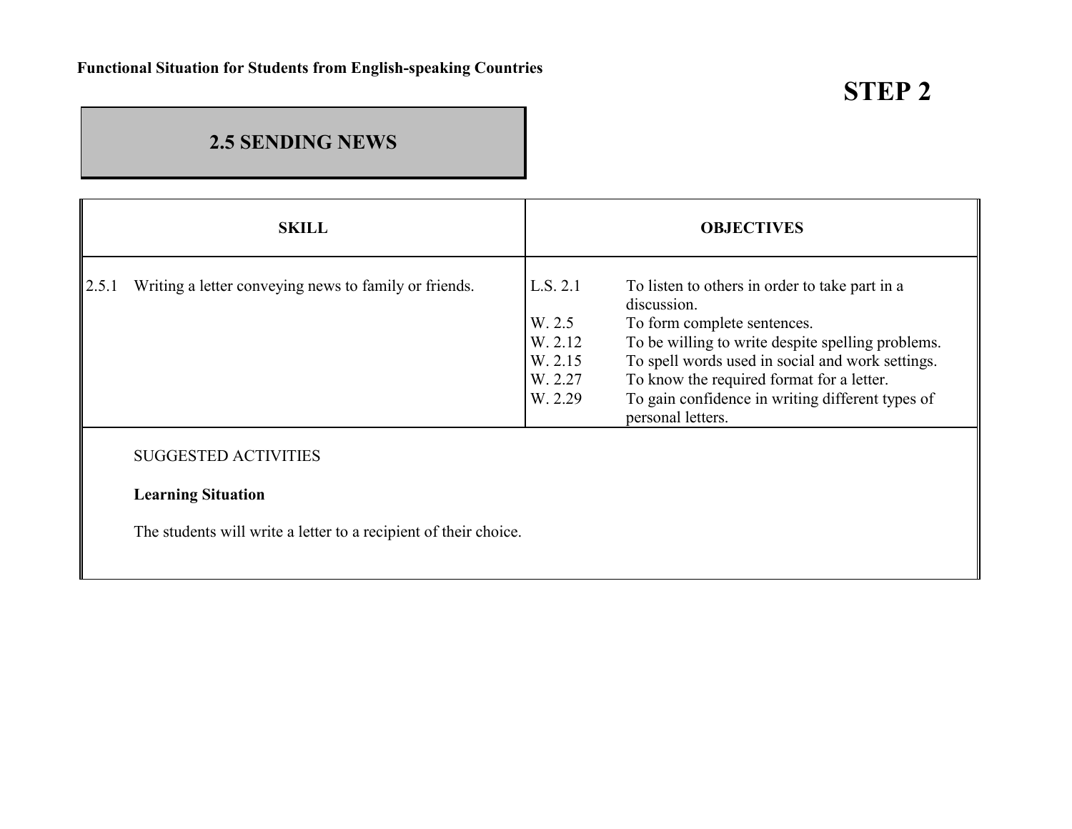**Functional Situation for Students from English-speaking Countries**

# STEP 2

## 2.5 SENDING NEWS

| SKILL | OBJECTIVES |
|---|---|
| 2.5.1 Writing a letter conveying news to family or friends. | L.S. 2.1 To listen to others in order to take part in a discussion.<br>W. 2.5 To form complete sentences.<br>W. 2.12 To be willing to write despite spelling problems.<br>W. 2.15 To spell words used in social and work settings.<br>W. 2.27 To know the required format for a letter.<br>W. 2.29 To gain confidence in writing different types of personal letters. |

SUGGESTED ACTIVITIES

**Learning Situation**

The students will write a letter to a recipient of their choice.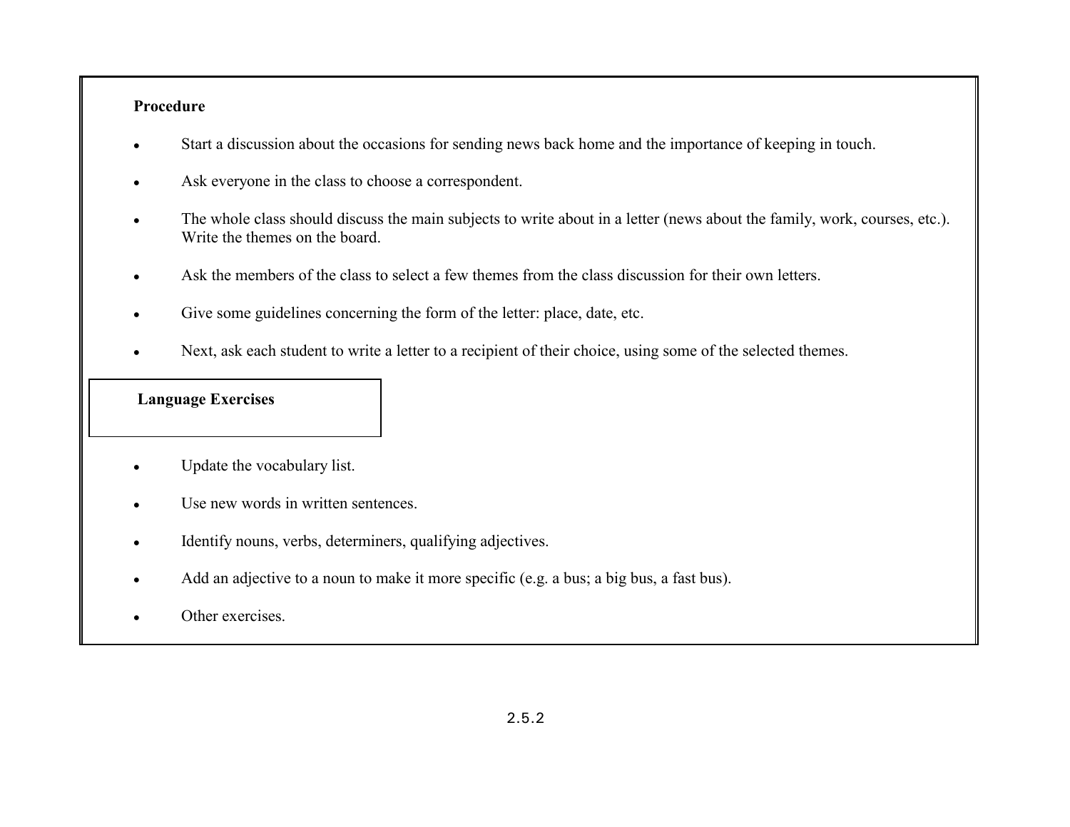**Procedure**

- Start a discussion about the occasions for sending news back home and the importance of keeping in touch.
- Ask everyone in the class to choose a correspondent.
- The whole class should discuss the main subjects to write about in a letter (news about the family, work, courses, etc.). Write the themes on the board.
- Ask the members of the class to select a few themes from the class discussion for their own letters.
- Give some guidelines concerning the form of the letter: place, date, etc.
- Next, ask each student to write a letter to a recipient of their choice, using some of the selected themes.

**Language Exercises**

- Update the vocabulary list.
- Use new words in written sentences.
- Identify nouns, verbs, determiners, qualifying adjectives.
- Add an adjective to a noun to make it more specific (e.g. a bus; a big bus, a fast bus).
- Other exercises.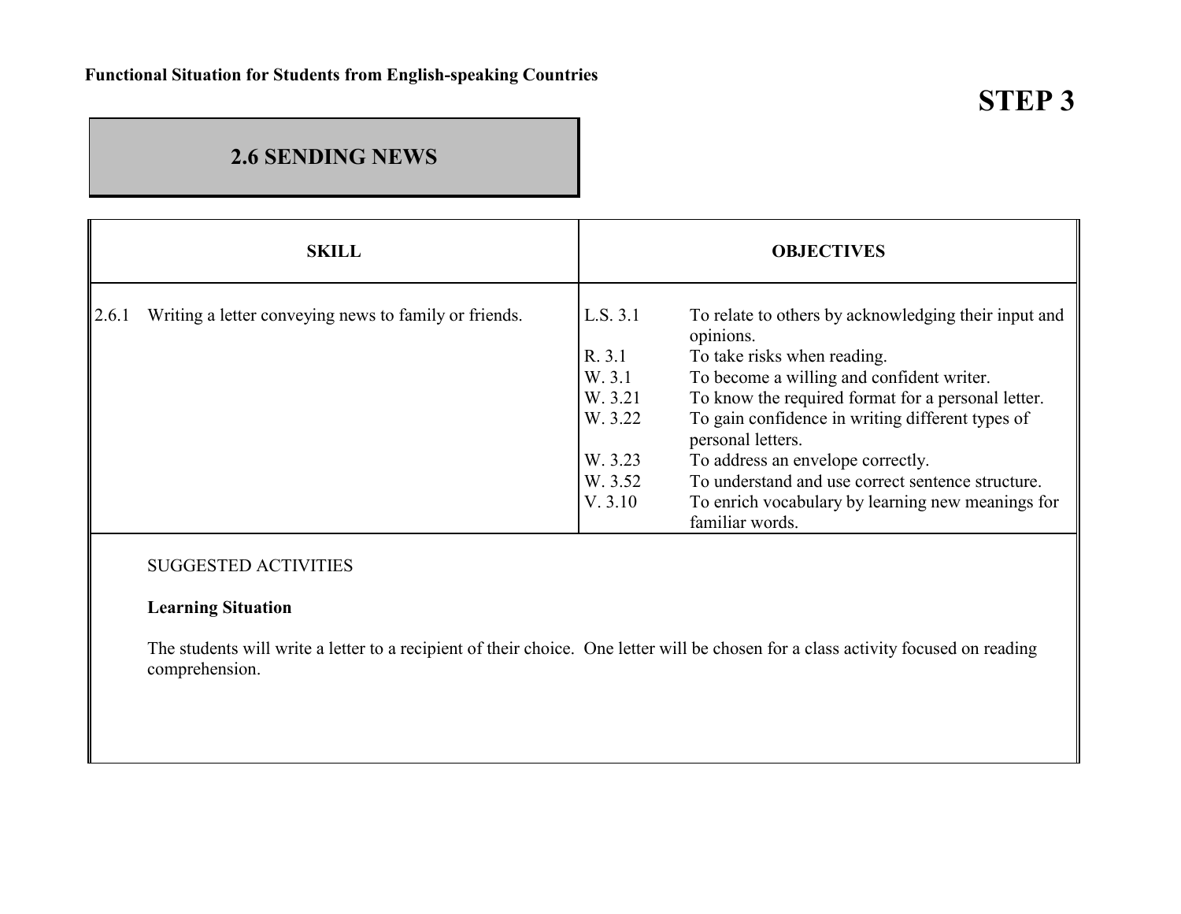**Functional Situation for Students from English-speaking Countries**

# STEP 3

## 2.6 SENDING NEWS

| SKILL | OBJECTIVES |
|---|---|
| 2.6.1 Writing a letter conveying news to family or friends. | L.S. 3.1 To relate to others by acknowledging their input and opinions.<br>R. 3.1 To take risks when reading.<br>W. 3.1 To become a willing and confident writer.<br>W. 3.21 To know the required format for a personal letter.<br>W. 3.22 To gain confidence in writing different types of personal letters.<br>W. 3.23 To address an envelope correctly.<br>W. 3.52 To understand and use correct sentence structure.<br>V. 3.10 To enrich vocabulary by learning new meanings for familiar words. |

SUGGESTED ACTIVITIES

**Learning Situation**

The students will write a letter to a recipient of their choice. One letter will be chosen for a class activity focused on reading comprehension.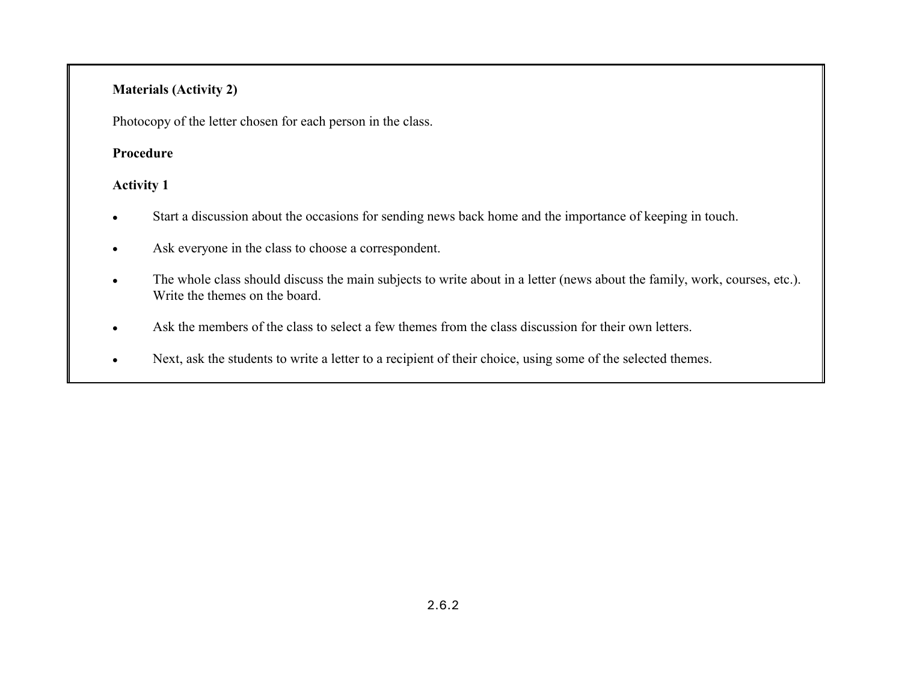**Materials (Activity 2)**

Photocopy of the letter chosen for each person in the class.

**Procedure**

**Activity 1**

- Start a discussion about the occasions for sending news back home and the importance of keeping in touch.
- Ask everyone in the class to choose a correspondent.
- The whole class should discuss the main subjects to write about in a letter (news about the family, work, courses, etc.). Write the themes on the board.
- Ask the members of the class to select a few themes from the class discussion for their own letters.
- Next, ask the students to write a letter to a recipient of their choice, using some of the selected themes.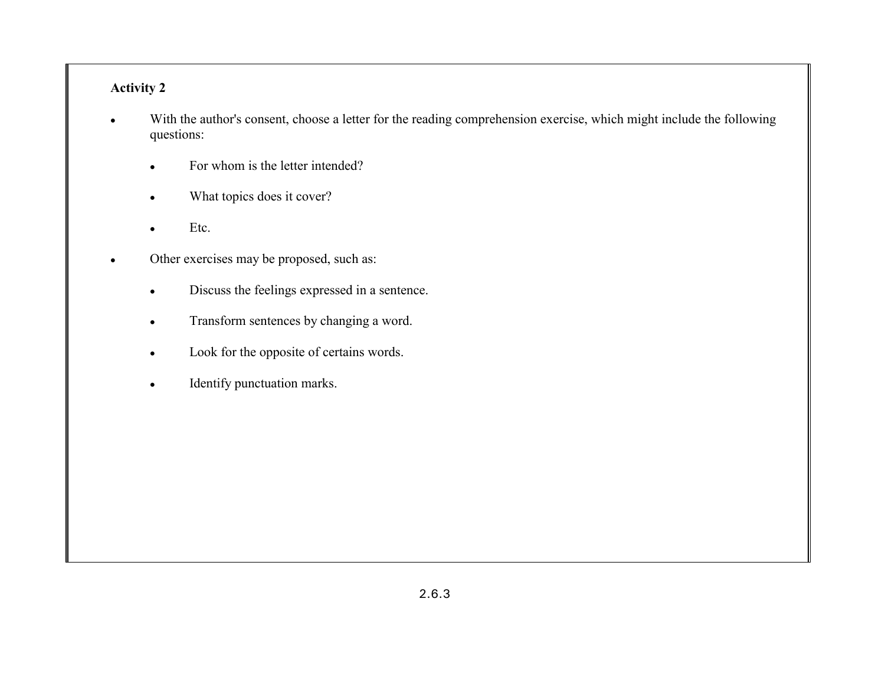**Activity 2**

- With the author's consent, choose a letter for the reading comprehension exercise, which might include the following questions:
  - For whom is the letter intended?
  - What topics does it cover?
  - Etc.
- Other exercises may be proposed, such as:
  - Discuss the feelings expressed in a sentence.
  - Transform sentences by changing a word.
  - Look for the opposite of certains words.
  - Identify punctuation marks.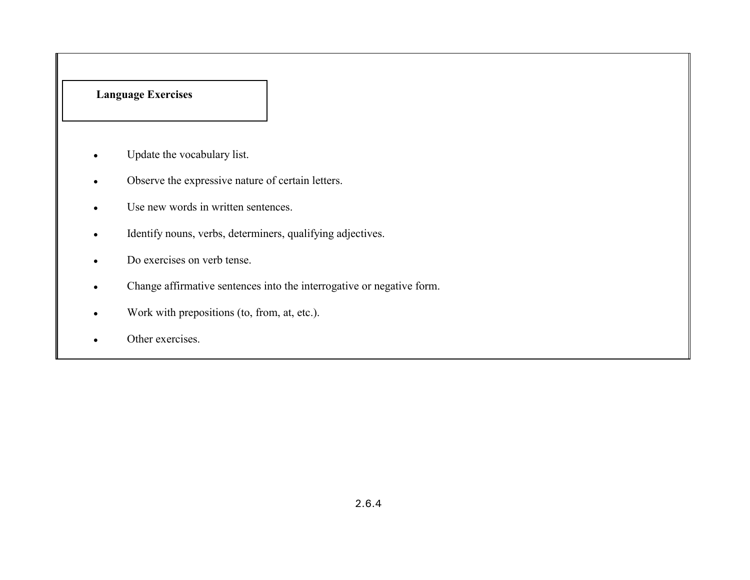**Language Exercises**

- Update the vocabulary list.
- Observe the expressive nature of certain letters.
- Use new words in written sentences.
- Identify nouns, verbs, determiners, qualifying adjectives.
- Do exercises on verb tense.
- Change affirmative sentences into the interrogative or negative form.
- Work with prepositions (to, from, at, etc.).
- Other exercises.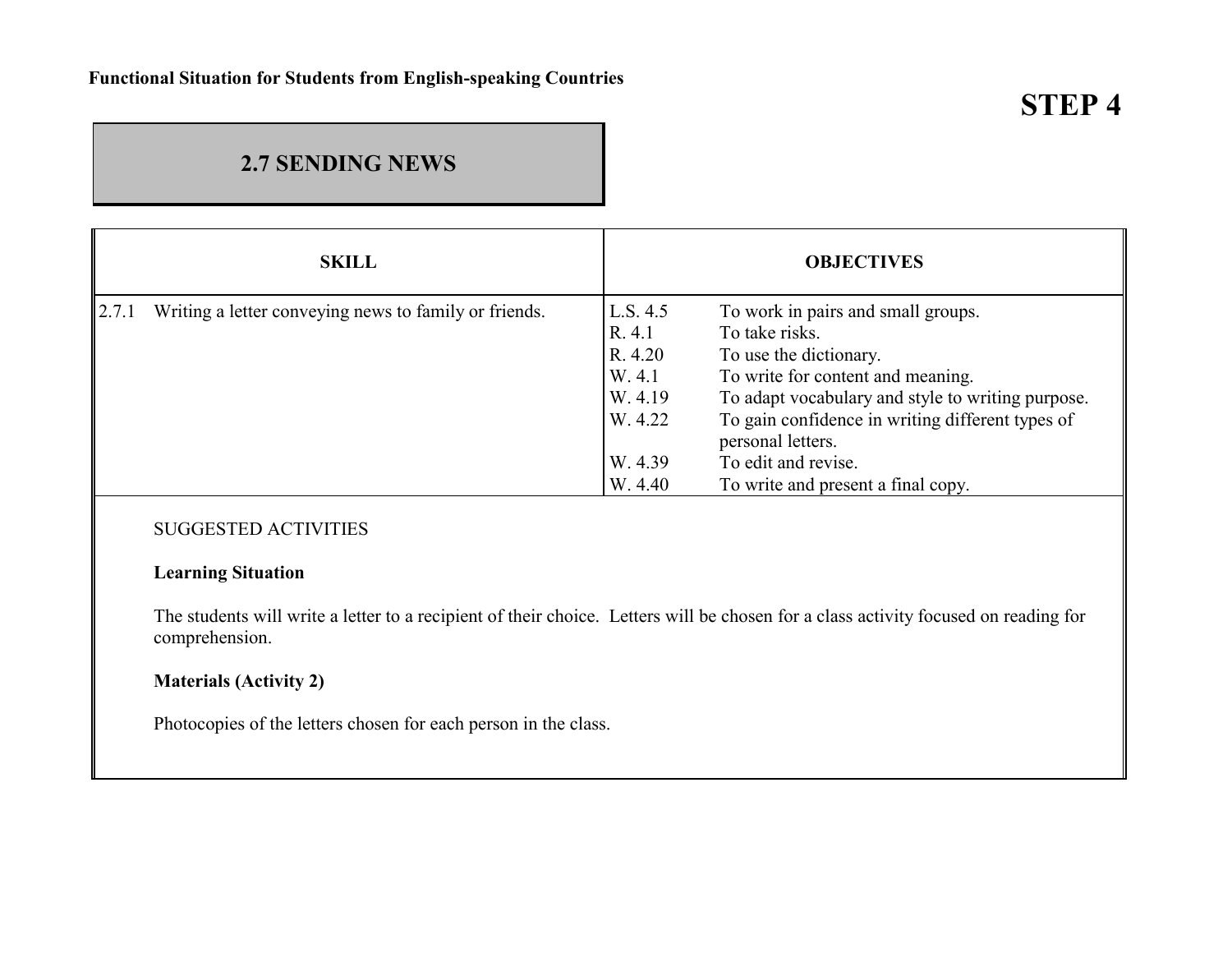**Functional Situation for Students from English-speaking Countries**

# STEP 4

## 2.7 SENDING NEWS

| SKILL | OBJECTIVES | |
|---|---|---|
| 2.7.1 Writing a letter conveying news to family or friends. | L.S. 4.5 | To work in pairs and small groups. |
| | R. 4.1 | To take risks. |
| | R. 4.20 | To use the dictionary. |
| | W. 4.1 | To write for content and meaning. |
| | W. 4.19 | To adapt vocabulary and style to writing purpose. |
| | W. 4.22 | To gain confidence in writing different types of personal letters. |
| | W. 4.39 | To edit and revise. |
| | W. 4.40 | To write and present a final copy. |

SUGGESTED ACTIVITIES

**Learning Situation**

The students will write a letter to a recipient of their choice. Letters will be chosen for a class activity focused on reading for comprehension.

**Materials (Activity 2)**

Photocopies of the letters chosen for each person in the class.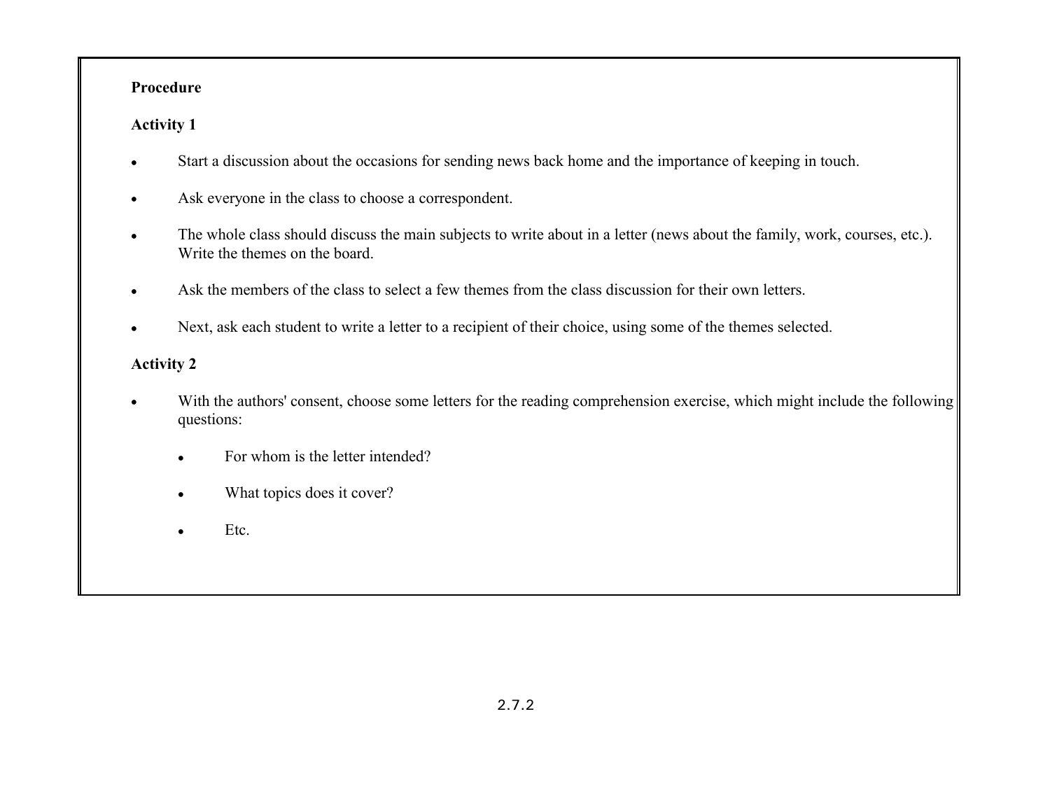**Procedure**

**Activity 1**

- Start a discussion about the occasions for sending news back home and the importance of keeping in touch.
- Ask everyone in the class to choose a correspondent.
- The whole class should discuss the main subjects to write about in a letter (news about the family, work, courses, etc.). Write the themes on the board.
- Ask the members of the class to select a few themes from the class discussion for their own letters.
- Next, ask each student to write a letter to a recipient of their choice, using some of the themes selected.

**Activity 2**

- With the authors' consent, choose some letters for the reading comprehension exercise, which might include the following questions:
  - For whom is the letter intended?
  - What topics does it cover?
  - Etc.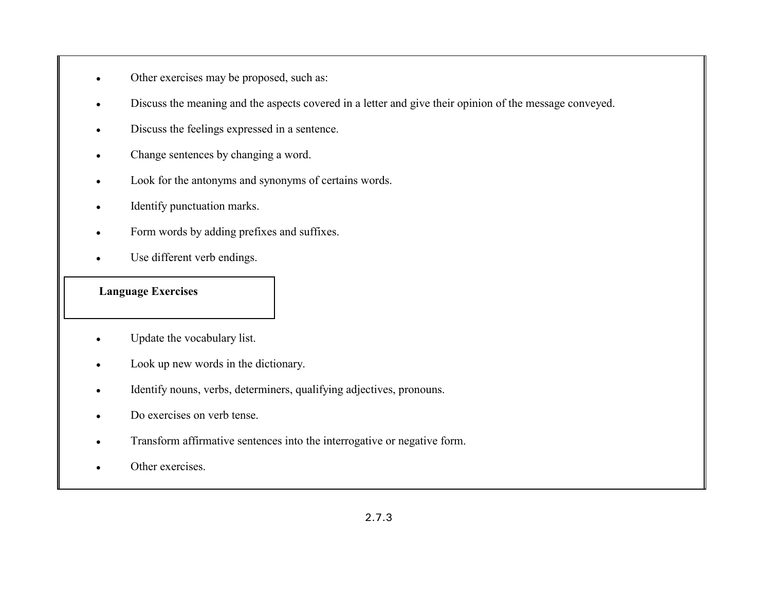- Other exercises may be proposed, such as:
- Discuss the meaning and the aspects covered in a letter and give their opinion of the message conveyed.
- Discuss the feelings expressed in a sentence.
- Change sentences by changing a word.
- Look for the antonyms and synonyms of certains words.
- Identify punctuation marks.
- Form words by adding prefixes and suffixes.
- Use different verb endings.

**Language Exercises**

- Update the vocabulary list.
- Look up new words in the dictionary.
- Identify nouns, verbs, determiners, qualifying adjectives, pronouns.
- Do exercises on verb tense.
- Transform affirmative sentences into the interrogative or negative form.
- Other exercises.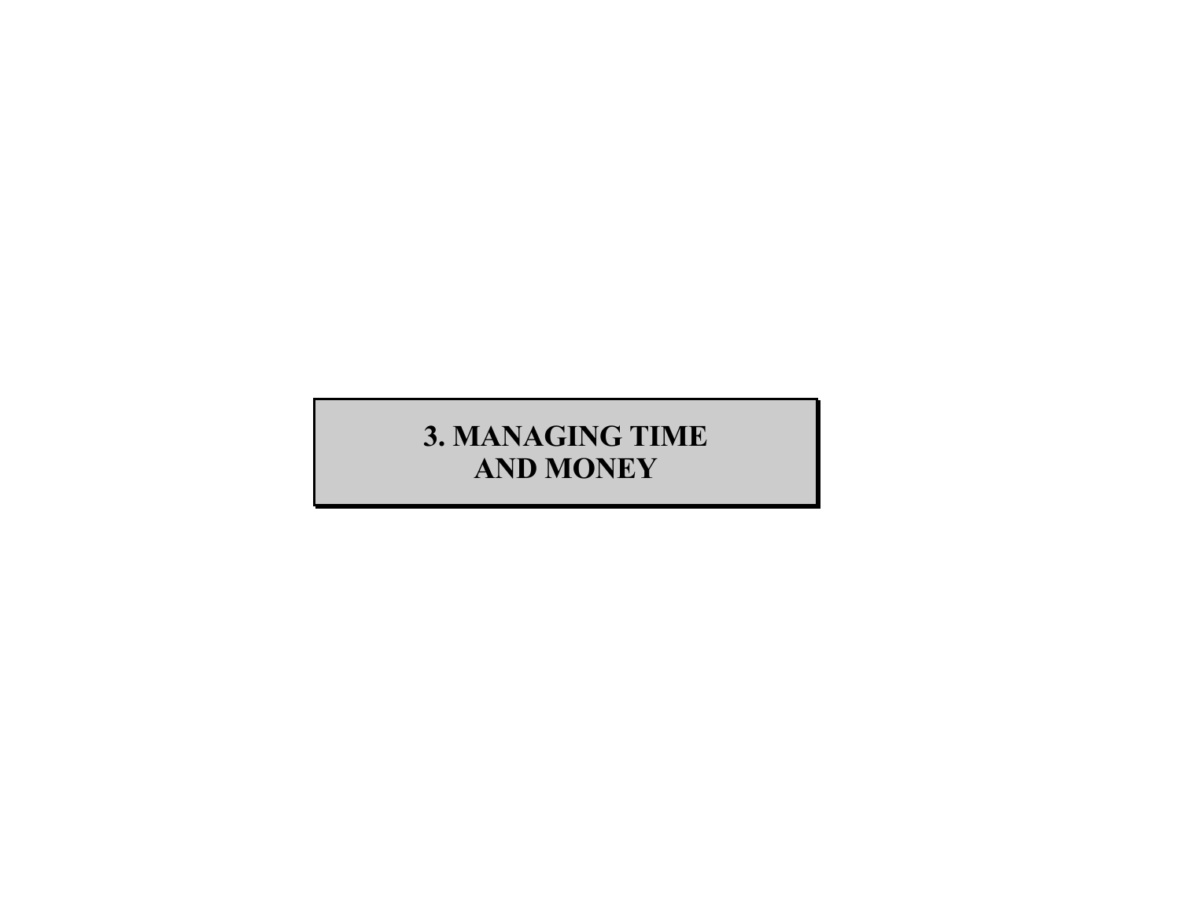# 3. MANAGING TIME AND MONEY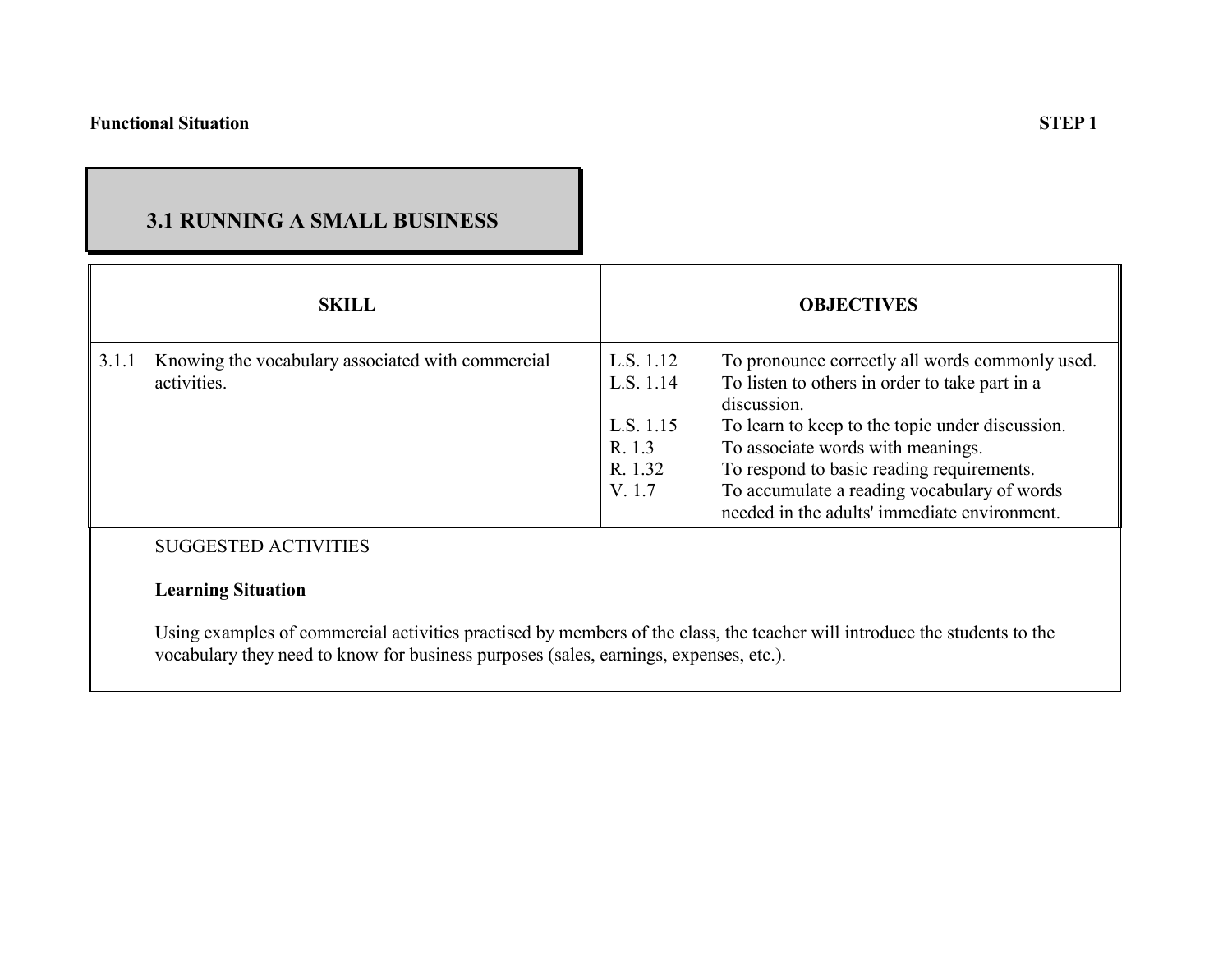**Functional Situation** **STEP 1**

## 3.1 RUNNING A SMALL BUSINESS

| SKILL | OBJECTIVES |
|---|---|
| 3.1.1 Knowing the vocabulary associated with commercial activities. | L.S. 1.12 To pronounce correctly all words commonly used.<br>L.S. 1.14 To listen to others in order to take part in a discussion.<br>L.S. 1.15 To learn to keep to the topic under discussion.<br>R. 1.3 To associate words with meanings.<br>R. 1.32 To respond to basic reading requirements.<br>V. 1.7 To accumulate a reading vocabulary of words needed in the adults' immediate environment. |

SUGGESTED ACTIVITIES

**Learning Situation**

Using examples of commercial activities practised by members of the class, the teacher will introduce the students to the vocabulary they need to know for business purposes (sales, earnings, expenses, etc.).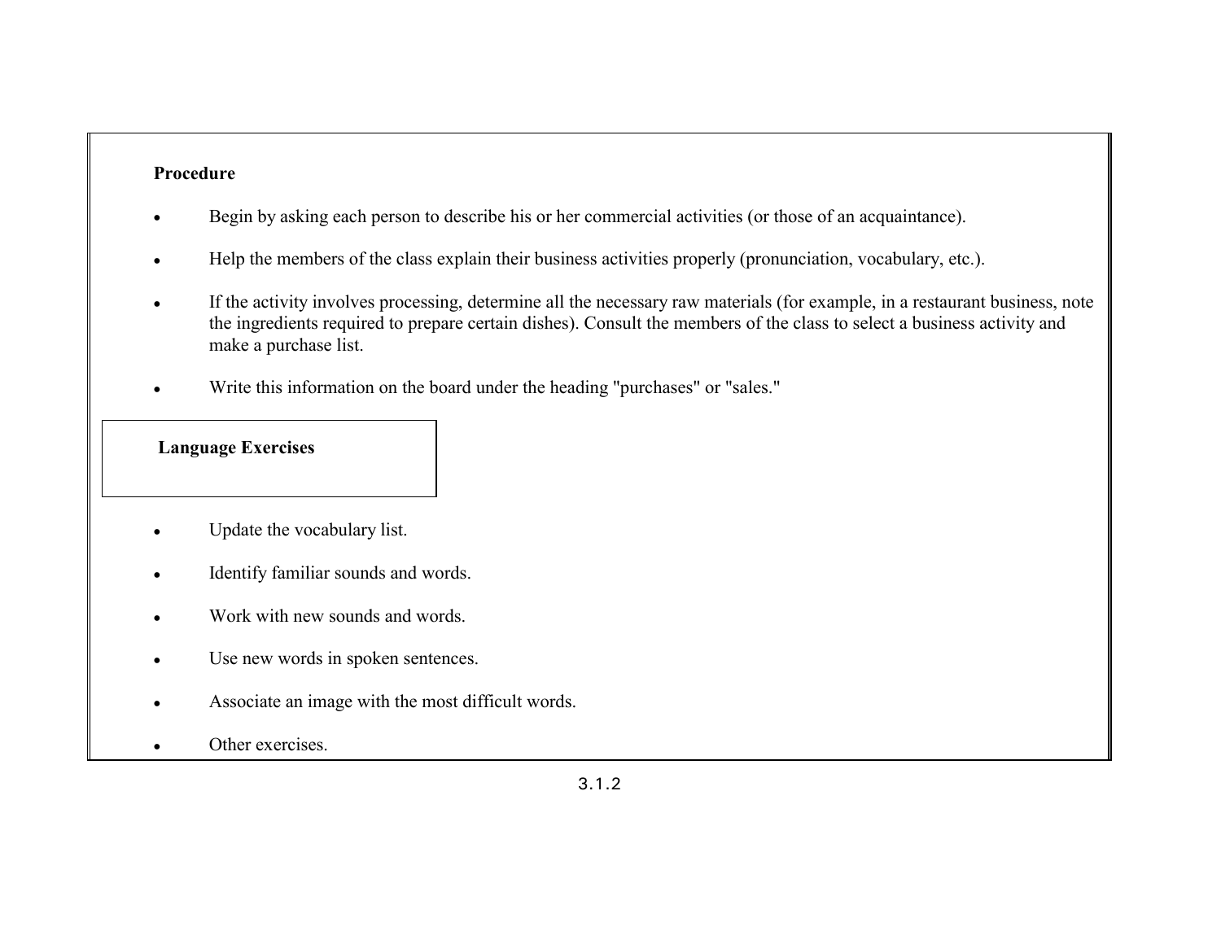**Procedure**

- Begin by asking each person to describe his or her commercial activities (or those of an acquaintance).
- Help the members of the class explain their business activities properly (pronunciation, vocabulary, etc.).
- If the activity involves processing, determine all the necessary raw materials (for example, in a restaurant business, note the ingredients required to prepare certain dishes). Consult the members of the class to select a business activity and make a purchase list.
- Write this information on the board under the heading "purchases" or "sales."

**Language Exercises**

- Update the vocabulary list.
- Identify familiar sounds and words.
- Work with new sounds and words.
- Use new words in spoken sentences.
- Associate an image with the most difficult words.
- Other exercises.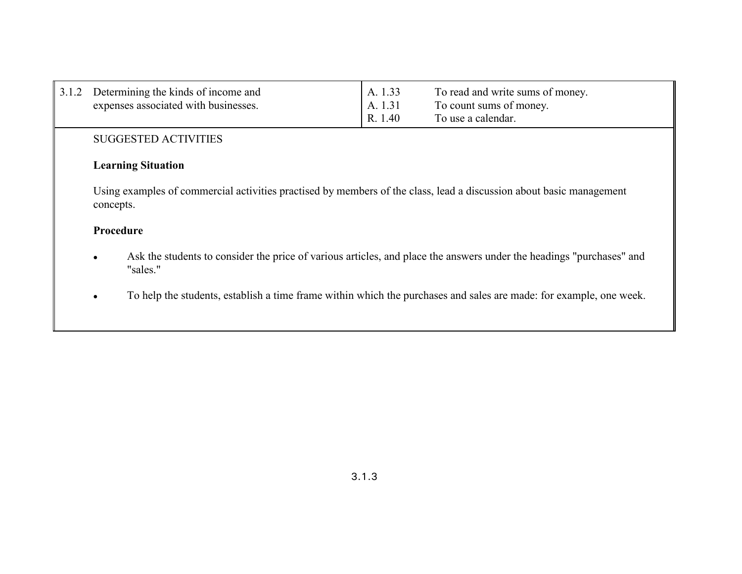| 3.1.2 | Determining the kinds of income and expenses associated with businesses. | A. 1.33 | To read and write sums of money. |
|---|---|---|---|
| | | A. 1.31 | To count sums of money. |
| | | R. 1.40 | To use a calendar. |

SUGGESTED ACTIVITIES

**Learning Situation**

Using examples of commercial activities practised by members of the class, lead a discussion about basic management concepts.

**Procedure**

- Ask the students to consider the price of various articles, and place the answers under the headings "purchases" and "sales."
- To help the students, establish a time frame within which the purchases and sales are made: for example, one week.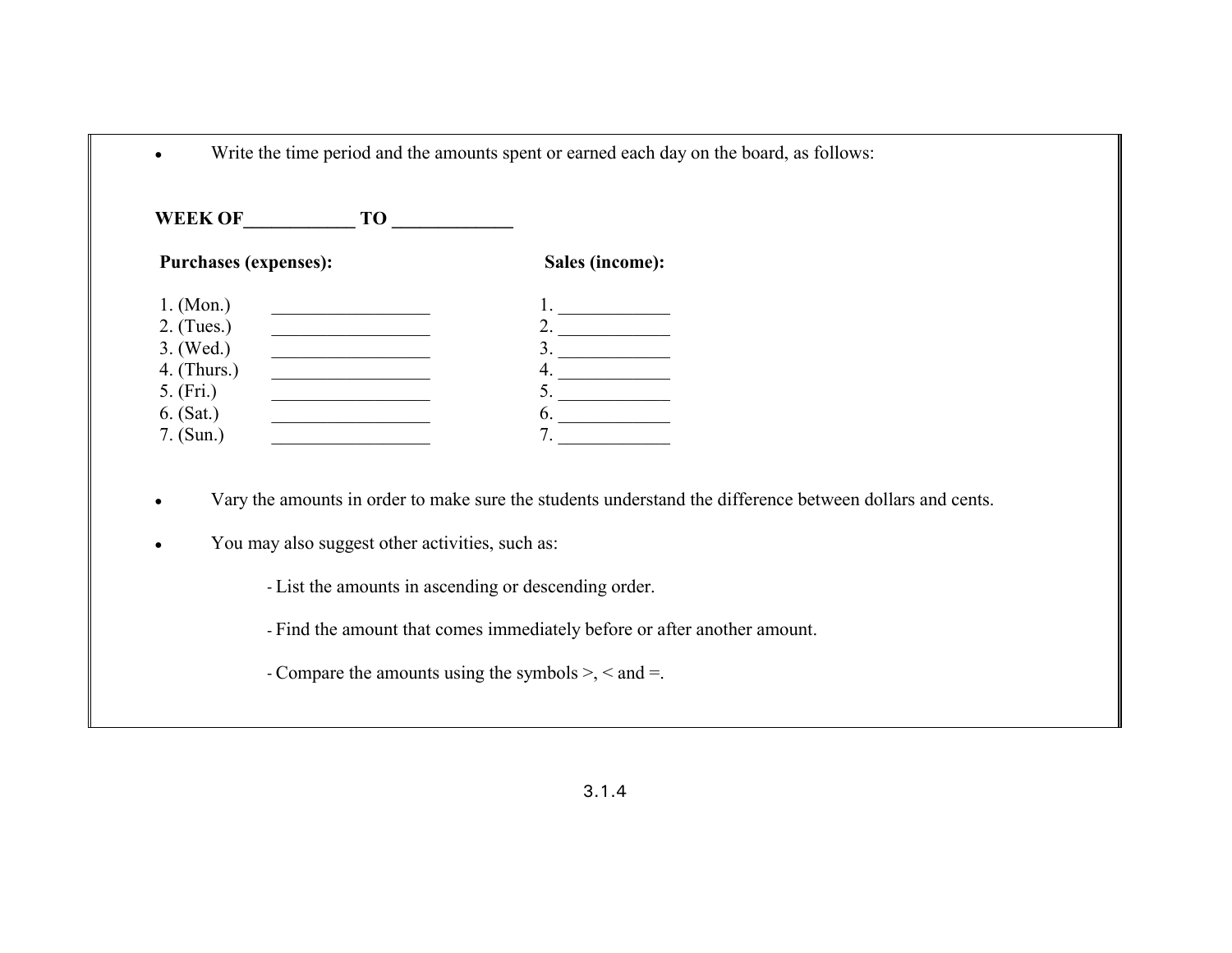- Write the time period and the amounts spent or earned each day on the board, as follows:

**WEEK OF____________ TO _____________**

| **Purchases (expenses):** | | **Sales (income):** |
|---|---|---|
| 1. (Mon.) | __________________ | 1. ____________ |
| 2. (Tues.) | __________________ | 2. ____________ |
| 3. (Wed.) | __________________ | 3. ____________ |
| 4. (Thurs.) | __________________ | 4. ____________ |
| 5. (Fri.) | __________________ | 5. ____________ |
| 6. (Sat.) | __________________ | 6. ____________ |
| 7. (Sun.) | __________________ | 7. ____________ |

- Vary the amounts in order to make sure the students understand the difference between dollars and cents.

- You may also suggest other activities, such as:

  - List the amounts in ascending or descending order.

  - Find the amount that comes immediately before or after another amount.

  - Compare the amounts using the symbols >, < and =.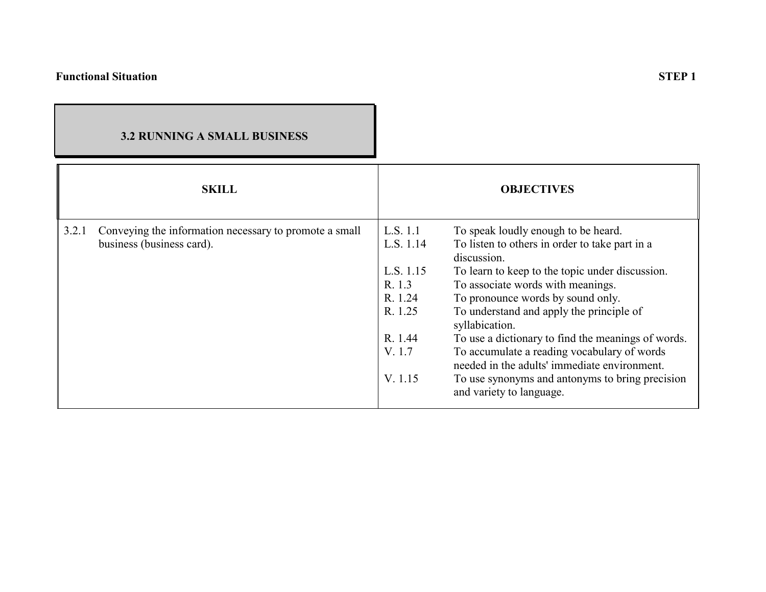**Functional Situation** **STEP 1**

## 3.2 RUNNING A SMALL BUSINESS

| SKILL | OBJECTIVES | |
|---|---|---|
| 3.2.1 Conveying the information necessary to promote a small business (business card). | L.S. 1.1 | To speak loudly enough to be heard. |
| | L.S. 1.14 | To listen to others in order to take part in a discussion. |
| | L.S. 1.15 | To learn to keep to the topic under discussion. |
| | R. 1.3 | To associate words with meanings. |
| | R. 1.24 | To pronounce words by sound only. |
| | R. 1.25 | To understand and apply the principle of syllabication. |
| | R. 1.44 | To use a dictionary to find the meanings of words. |
| | V. 1.7 | To accumulate a reading vocabulary of words needed in the adults' immediate environment. |
| | V. 1.15 | To use synonyms and antonyms to bring precision and variety to language. |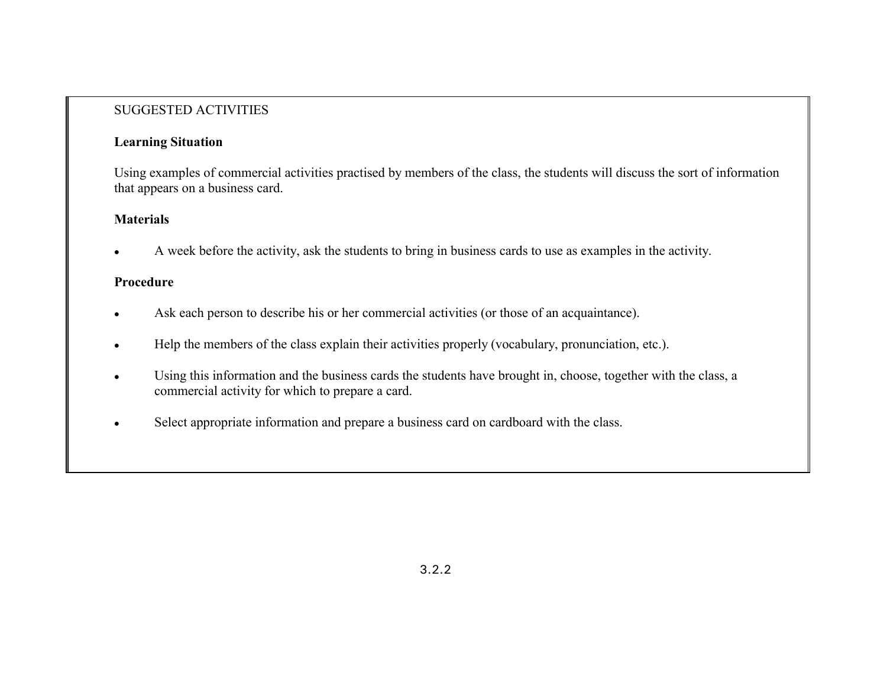SUGGESTED ACTIVITIES

**Learning Situation**

Using examples of commercial activities practised by members of the class, the students will discuss the sort of information that appears on a business card.

**Materials**

- A week before the activity, ask the students to bring in business cards to use as examples in the activity.

**Procedure**

- Ask each person to describe his or her commercial activities (or those of an acquaintance).
- Help the members of the class explain their activities properly (vocabulary, pronunciation, etc.).
- Using this information and the business cards the students have brought in, choose, together with the class, a commercial activity for which to prepare a card.
- Select appropriate information and prepare a business card on cardboard with the class.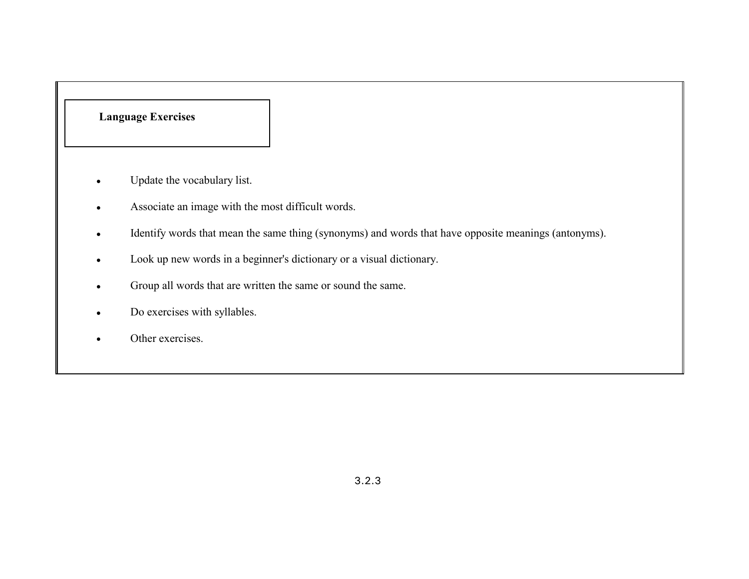**Language Exercises**

- Update the vocabulary list.
- Associate an image with the most difficult words.
- Identify words that mean the same thing (synonyms) and words that have opposite meanings (antonyms).
- Look up new words in a beginner's dictionary or a visual dictionary.
- Group all words that are written the same or sound the same.
- Do exercises with syllables.
- Other exercises.

3.2.3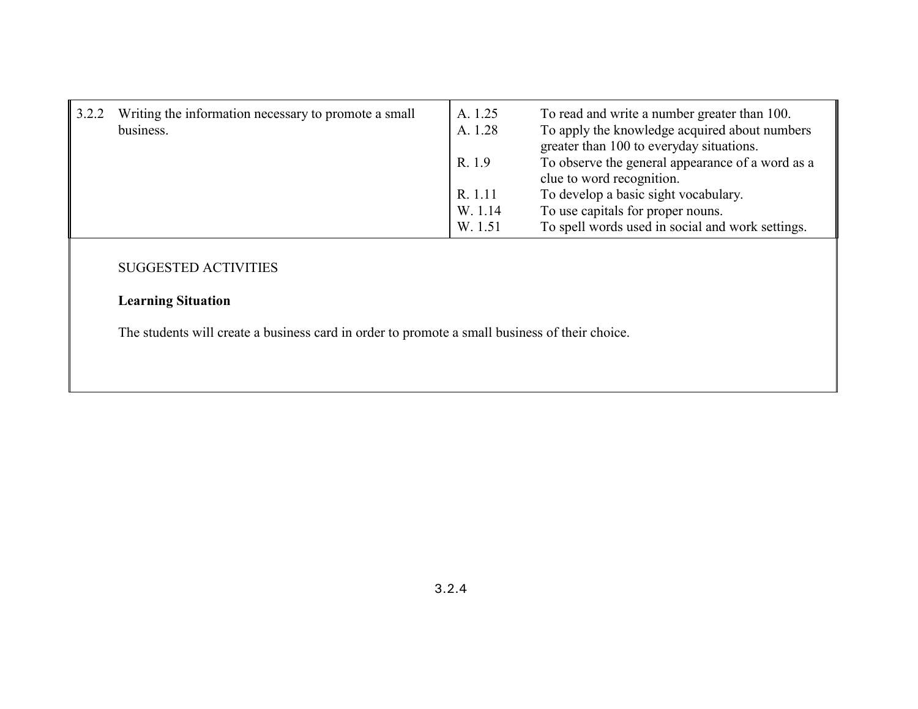| | | | |
|---|---|---|---|
| 3.2.2 | Writing the information necessary to promote a small business. | A. 1.25 | To read and write a number greater than 100. |
| | | A. 1.28 | To apply the knowledge acquired about numbers greater than 100 to everyday situations. |
| | | R. 1.9 | To observe the general appearance of a word as a clue to word recognition. |
| | | R. 1.11 | To develop a basic sight vocabulary. |
| | | W. 1.14 | To use capitals for proper nouns. |
| | | W. 1.51 | To spell words used in social and work settings. |

SUGGESTED ACTIVITIES

**Learning Situation**

The students will create a business card in order to promote a small business of their choice.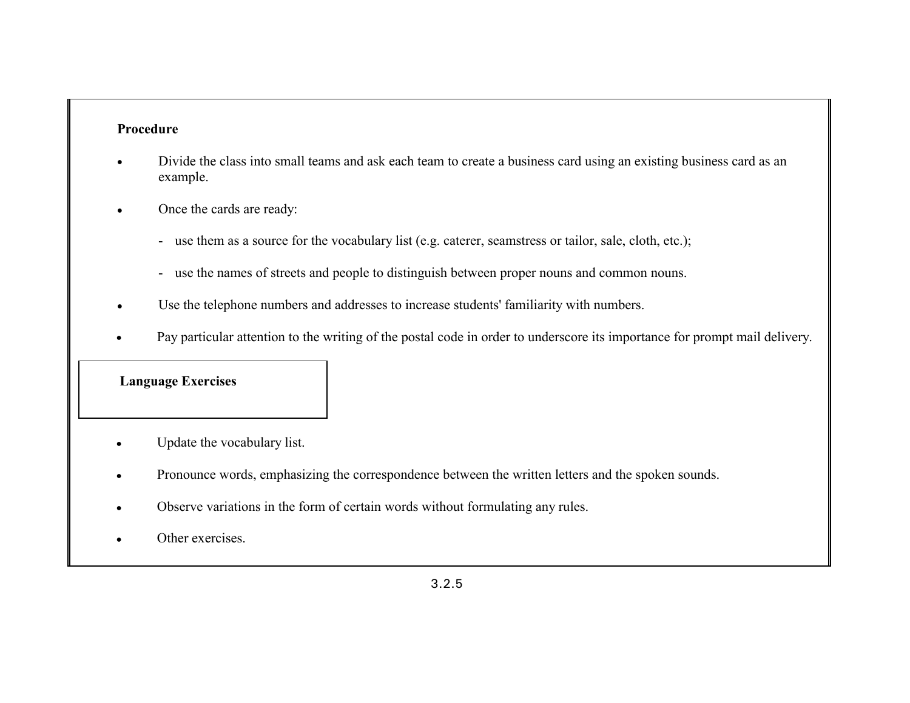**Procedure**

- Divide the class into small teams and ask each team to create a business card using an existing business card as an example.
- Once the cards are ready:
  - use them as a source for the vocabulary list (e.g. caterer, seamstress or tailor, sale, cloth, etc.);
  - use the names of streets and people to distinguish between proper nouns and common nouns.
- Use the telephone numbers and addresses to increase students' familiarity with numbers.
- Pay particular attention to the writing of the postal code in order to underscore its importance for prompt mail delivery.

**Language Exercises**

- Update the vocabulary list.
- Pronounce words, emphasizing the correspondence between the written letters and the spoken sounds.
- Observe variations in the form of certain words without formulating any rules.
- Other exercises.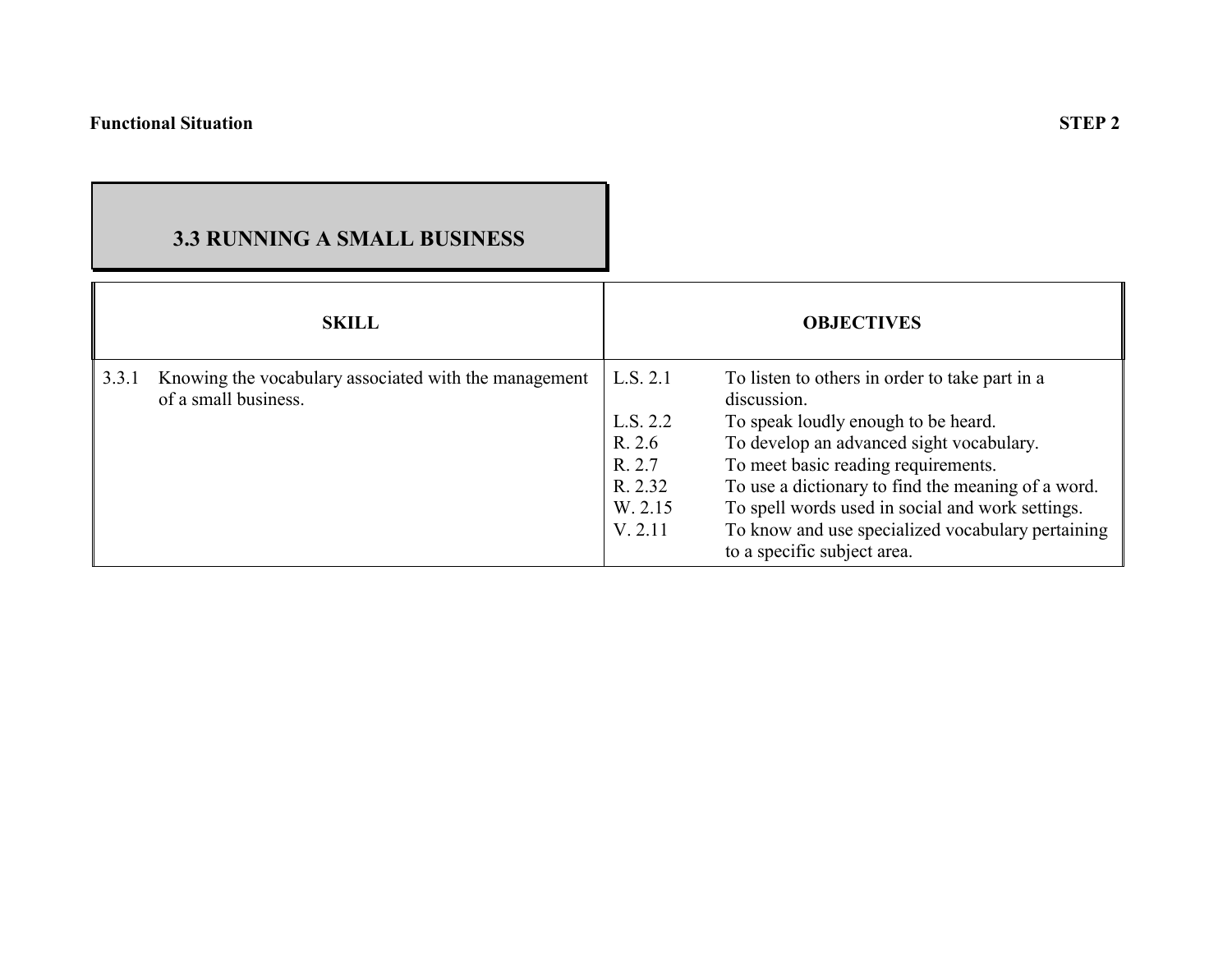**Functional Situation** **STEP 2**

## 3.3 RUNNING A SMALL BUSINESS

| SKILL | OBJECTIVES | |
|---|---|---|
| 3.3.1 Knowing the vocabulary associated with the management of a small business. | L.S. 2.1 | To listen to others in order to take part in a discussion. |
| | L.S. 2.2 | To speak loudly enough to be heard. |
| | R. 2.6 | To develop an advanced sight vocabulary. |
| | R. 2.7 | To meet basic reading requirements. |
| | R. 2.32 | To use a dictionary to find the meaning of a word. |
| | W. 2.15 | To spell words used in social and work settings. |
| | V. 2.11 | To know and use specialized vocabulary pertaining to a specific subject area. |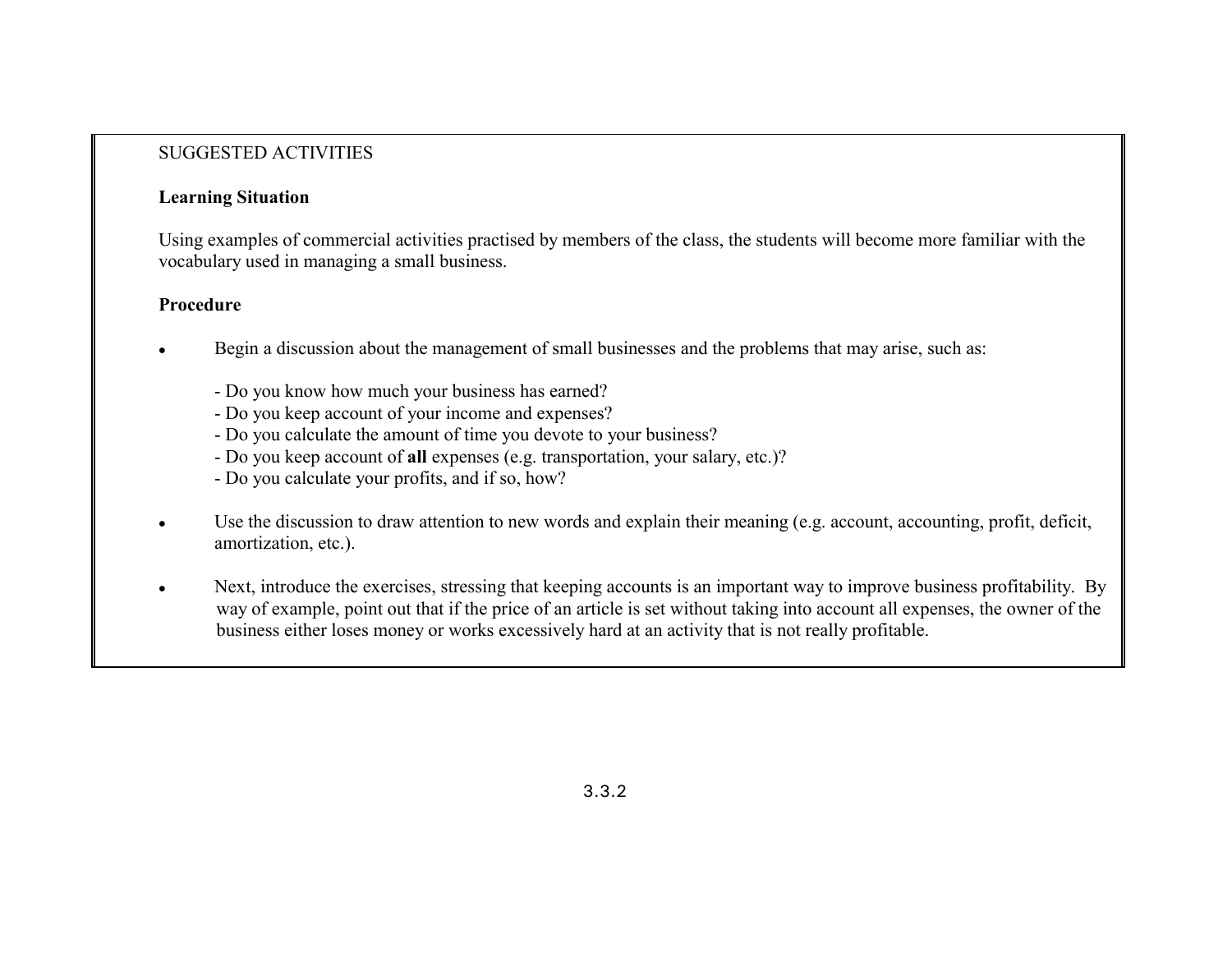SUGGESTED ACTIVITIES

**Learning Situation**

Using examples of commercial activities practised by members of the class, the students will become more familiar with the vocabulary used in managing a small business.

**Procedure**

- Begin a discussion about the management of small businesses and the problems that may arise, such as:

  - Do you know how much your business has earned?
  - Do you keep account of your income and expenses?
  - Do you calculate the amount of time you devote to your business?
  - Do you keep account of **all** expenses (e.g. transportation, your salary, etc.)?
  - Do you calculate your profits, and if so, how?

- Use the discussion to draw attention to new words and explain their meaning (e.g. account, accounting, profit, deficit, amortization, etc.).

- Next, introduce the exercises, stressing that keeping accounts is an important way to improve business profitability. By way of example, point out that if the price of an article is set without taking into account all expenses, the owner of the business either loses money or works excessively hard at an activity that is not really profitable.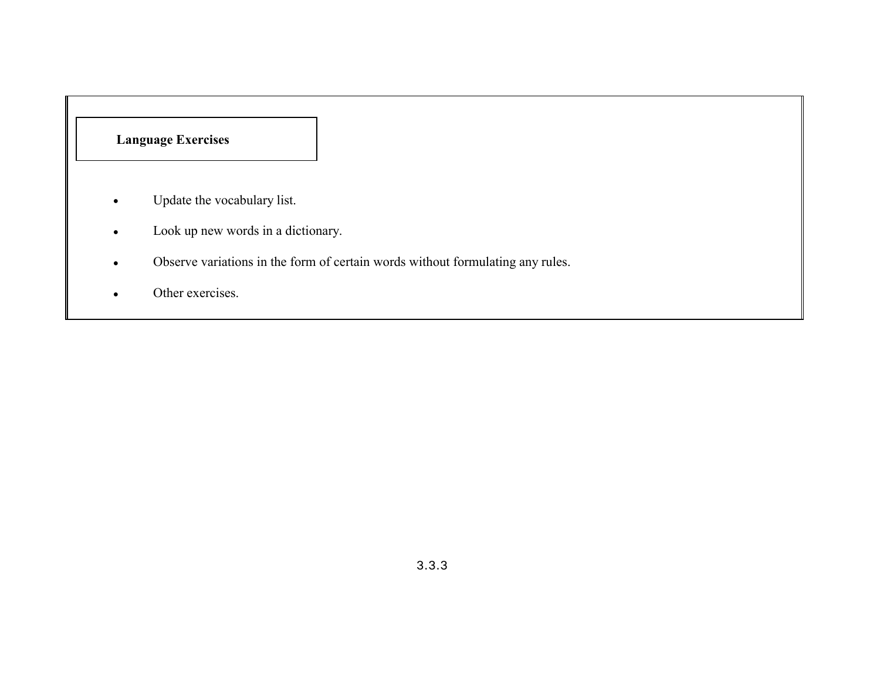**Language Exercises**

- Update the vocabulary list.
- Look up new words in a dictionary.
- Observe variations in the form of certain words without formulating any rules.
- Other exercises.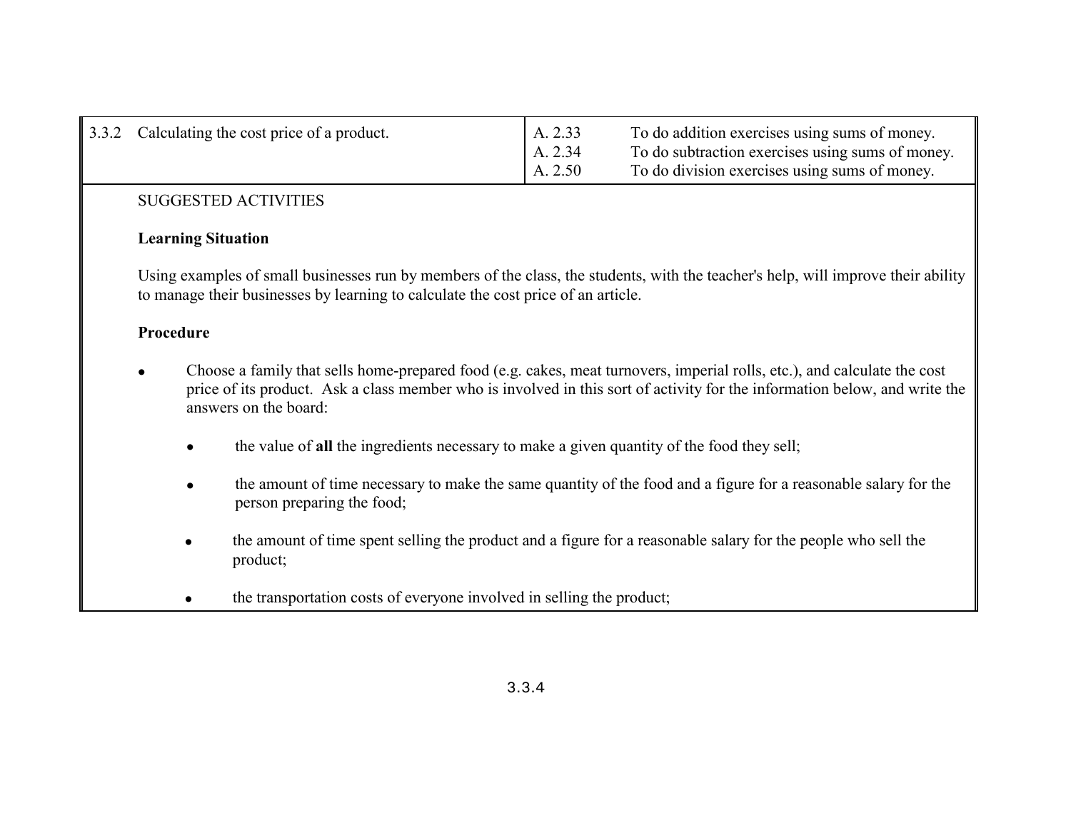| 3.3.2 Calculating the cost price of a product. | A. 2.33<br>A. 2.34<br>A. 2.50 | To do addition exercises using sums of money.<br>To do subtraction exercises using sums of money.<br>To do division exercises using sums of money. |
| --- | --- | --- |

SUGGESTED ACTIVITIES

**Learning Situation**

Using examples of small businesses run by members of the class, the students, with the teacher's help, will improve their ability to manage their businesses by learning to calculate the cost price of an article.

**Procedure**

- Choose a family that sells home-prepared food (e.g. cakes, meat turnovers, imperial rolls, etc.), and calculate the cost price of its product. Ask a class member who is involved in this sort of activity for the information below, and write the answers on the board:
  - the value of **all** the ingredients necessary to make a given quantity of the food they sell;
  - the amount of time necessary to make the same quantity of the food and a figure for a reasonable salary for the person preparing the food;
  - the amount of time spent selling the product and a figure for a reasonable salary for the people who sell the product;
  - the transportation costs of everyone involved in selling the product;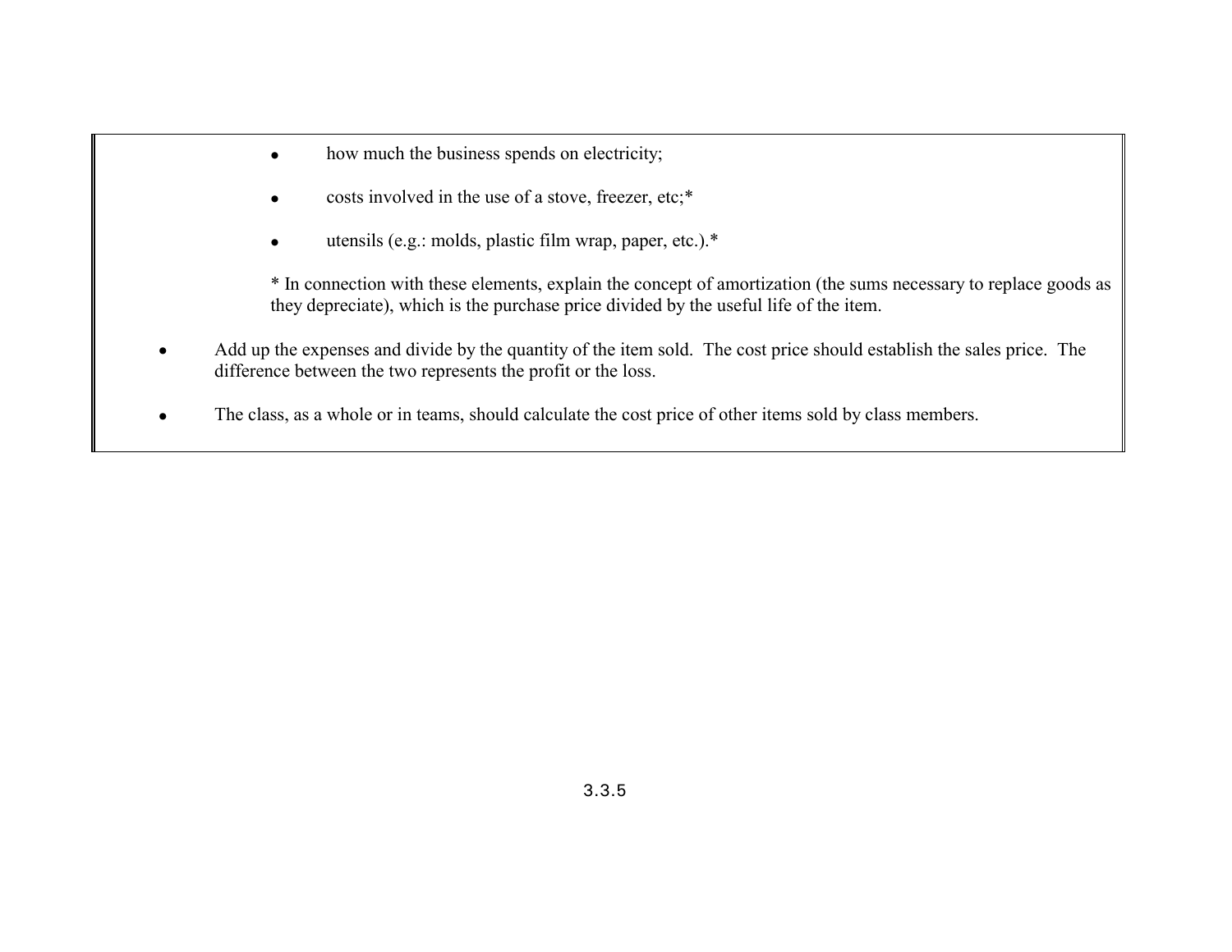- how much the business spends on electricity;

- costs involved in the use of a stove, freezer, etc;*

- utensils (e.g.: molds, plastic film wrap, paper, etc.).*

  * In connection with these elements, explain the concept of amortization (the sums necessary to replace goods as they depreciate), which is the purchase price divided by the useful life of the item.

- Add up the expenses and divide by the quantity of the item sold. The cost price should establish the sales price. The difference between the two represents the profit or the loss.

- The class, as a whole or in teams, should calculate the cost price of other items sold by class members.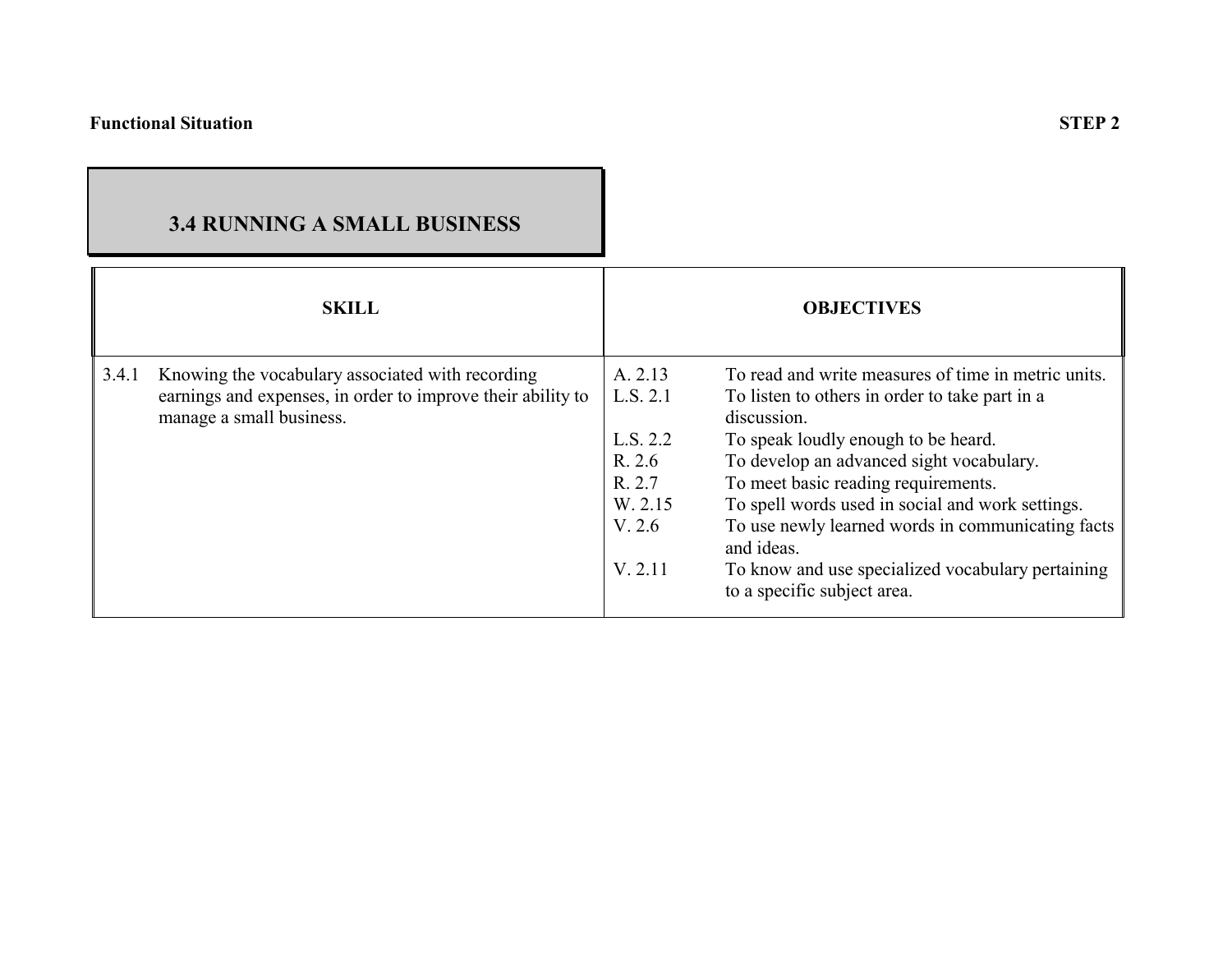**Functional Situation** **STEP 2**

## 3.4 RUNNING A SMALL BUSINESS

| SKILL | OBJECTIVES |
|---|---|
| 3.4.1 Knowing the vocabulary associated with recording earnings and expenses, in order to improve their ability to manage a small business. | A. 2.13 To read and write measures of time in metric units.<br>L.S. 2.1 To listen to others in order to take part in a discussion.<br>L.S. 2.2 To speak loudly enough to be heard.<br>R. 2.6 To develop an advanced sight vocabulary.<br>R. 2.7 To meet basic reading requirements.<br>W. 2.15 To spell words used in social and work settings.<br>V. 2.6 To use newly learned words in communicating facts and ideas.<br>V. 2.11 To know and use specialized vocabulary pertaining to a specific subject area. |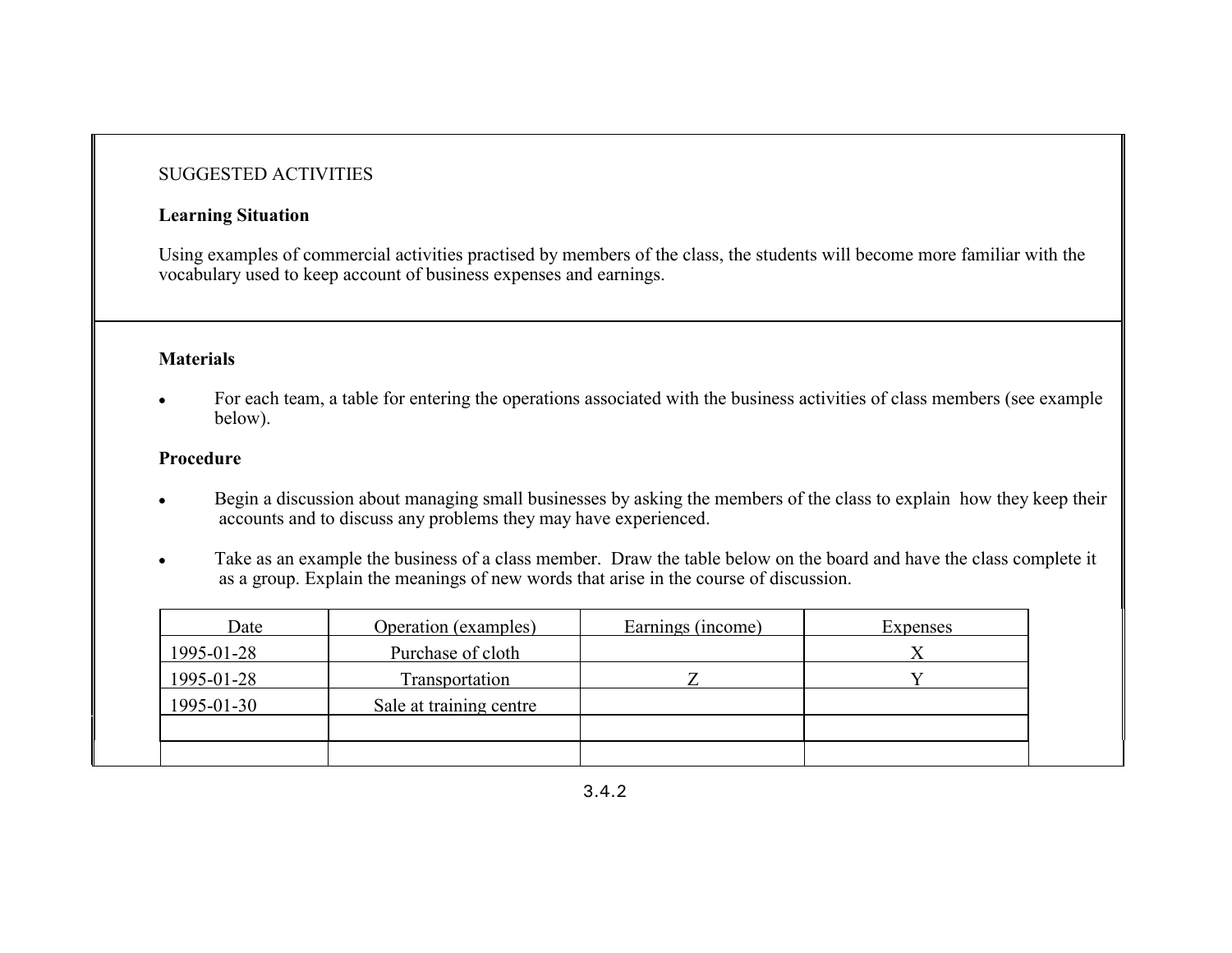SUGGESTED ACTIVITIES

**Learning Situation**

Using examples of commercial activities practised by members of the class, the students will become more familiar with the vocabulary used to keep account of business expenses and earnings.

**Materials**

- For each team, a table for entering the operations associated with the business activities of class members (see example below).

**Procedure**

- Begin a discussion about managing small businesses by asking the members of the class to explain how they keep their accounts and to discuss any problems they may have experienced.

- Take as an example the business of a class member. Draw the table below on the board and have the class complete it as a group. Explain the meanings of new words that arise in the course of discussion.

| Date | Operation (examples) | Earnings (income) | Expenses |
| --- | --- | --- | --- |
| 1995-01-28 | Purchase of cloth | | X |
| 1995-01-28 | Transportation | Z | Y |
| 1995-01-30 | Sale at training centre | | |
| | | | |
| | | | |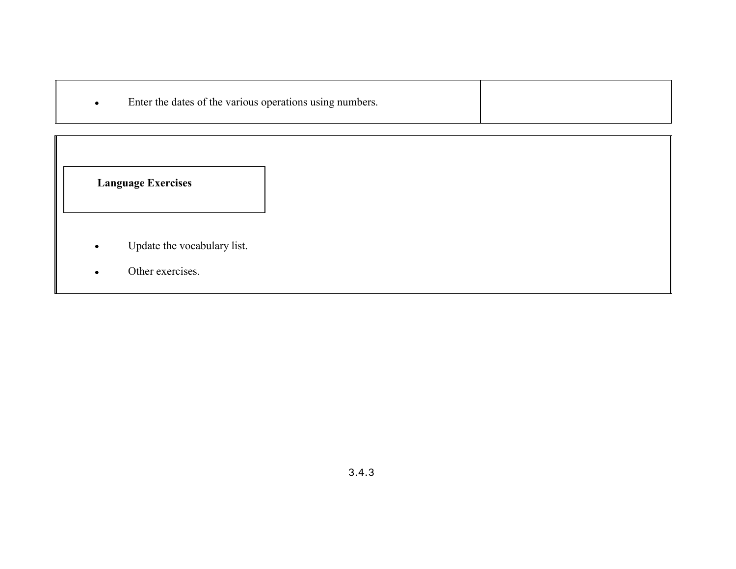| | |
|---|---|
| - Enter the dates of the various operations using numbers. | |

**Language Exercises**

- Update the vocabulary list.
- Other exercises.

3.4.3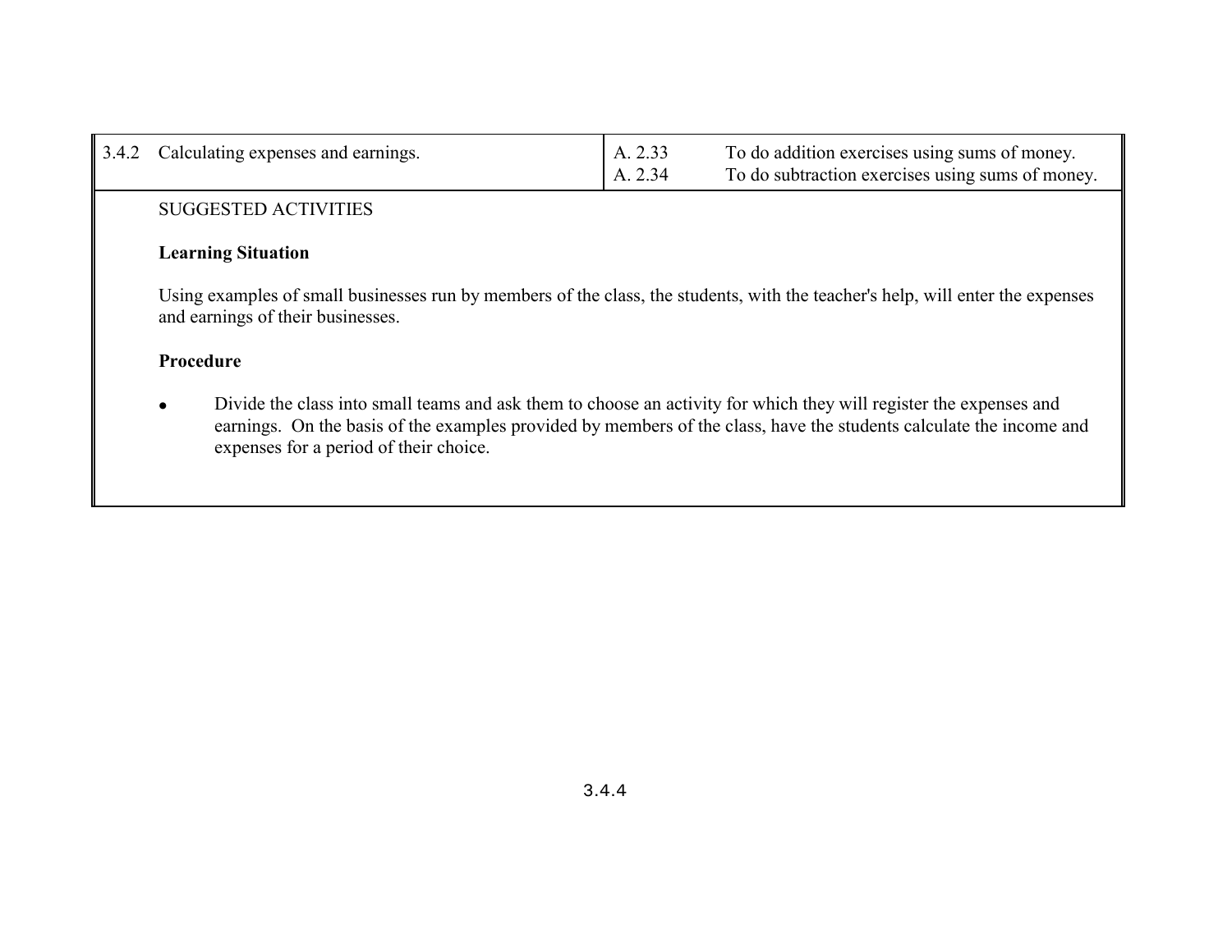| 3.4.2 Calculating expenses and earnings. | A. 2.33 To do addition exercises using sums of money.<br>A. 2.34 To do subtraction exercises using sums of money. |
|---|---|

SUGGESTED ACTIVITIES

**Learning Situation**

Using examples of small businesses run by members of the class, the students, with the teacher's help, will enter the expenses and earnings of their businesses.

**Procedure**

- Divide the class into small teams and ask them to choose an activity for which they will register the expenses and earnings. On the basis of the examples provided by members of the class, have the students calculate the income and expenses for a period of their choice.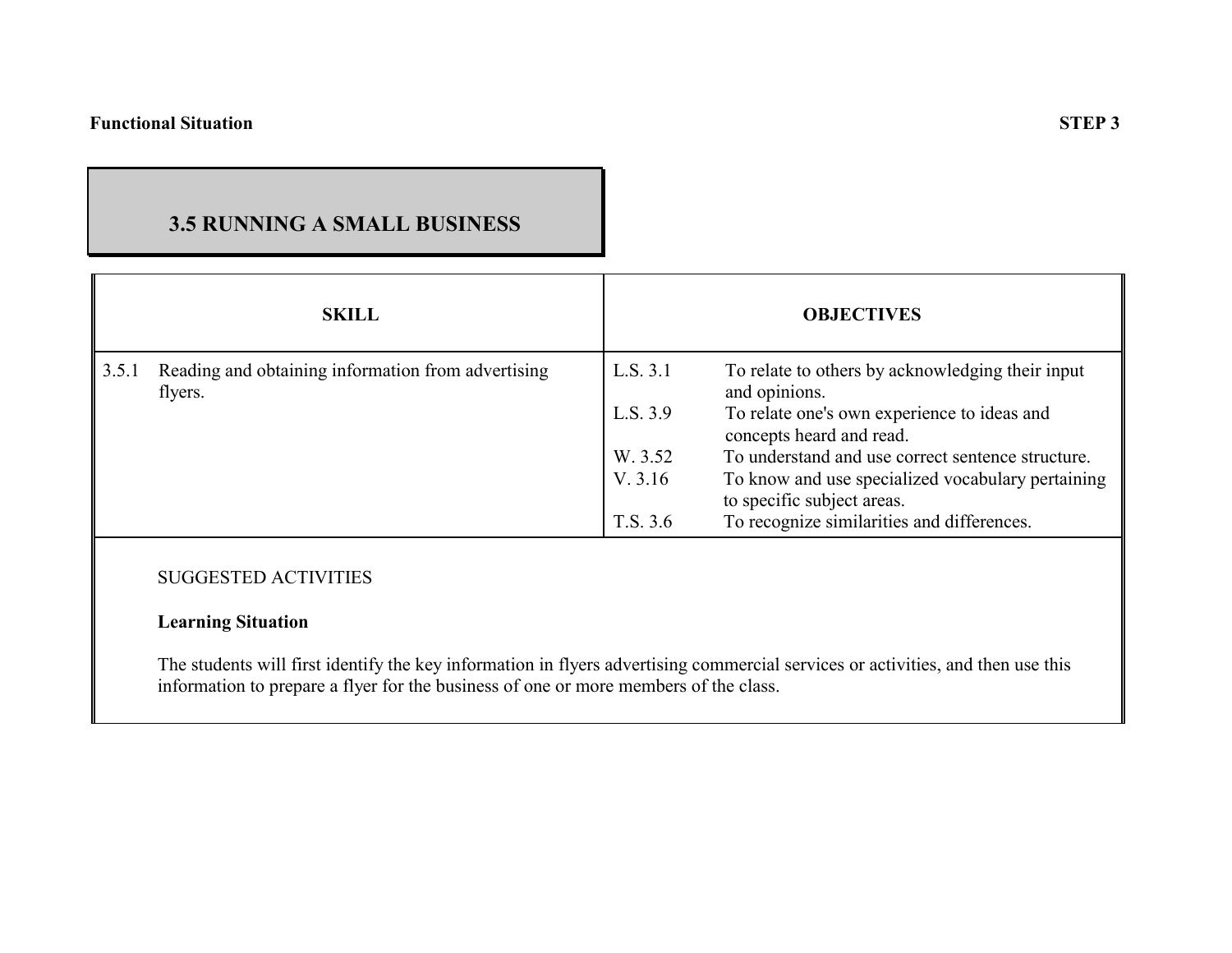**Functional Situation** **STEP 3**

# 3.5 RUNNING A SMALL BUSINESS

| SKILL | OBJECTIVES |
| --- | --- |
| 3.5.1 Reading and obtaining information from advertising flyers. | L.S. 3.1 To relate to others by acknowledging their input and opinions.<br>L.S. 3.9 To relate one's own experience to ideas and concepts heard and read.<br>W. 3.52 To understand and use correct sentence structure.<br>V. 3.16 To know and use specialized vocabulary pertaining to specific subject areas.<br>T.S. 3.6 To recognize similarities and differences. |

SUGGESTED ACTIVITIES

**Learning Situation**

The students will first identify the key information in flyers advertising commercial services or activities, and then use this information to prepare a flyer for the business of one or more members of the class.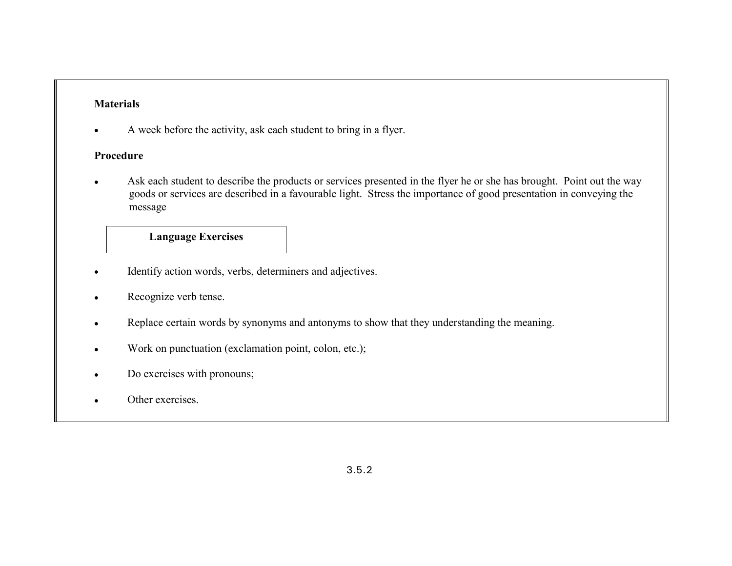**Materials**

- A week before the activity, ask each student to bring in a flyer.

**Procedure**

- Ask each student to describe the products or services presented in the flyer he or she has brought. Point out the way goods or services are described in a favourable light. Stress the importance of good presentation in conveying the message

**Language Exercises**

- Identify action words, verbs, determiners and adjectives.
- Recognize verb tense.
- Replace certain words by synonyms and antonyms to show that they understanding the meaning.
- Work on punctuation (exclamation point, colon, etc.);
- Do exercises with pronouns;
- Other exercises.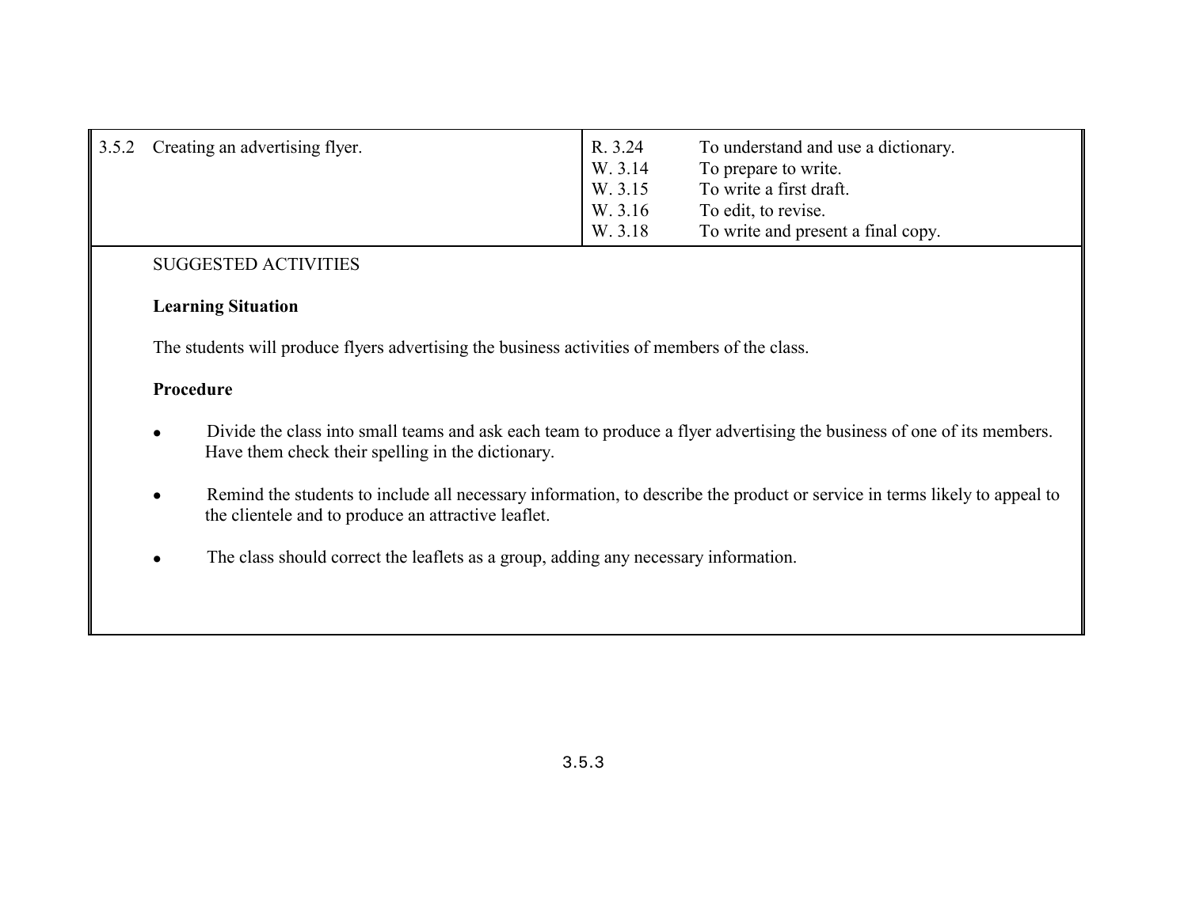| 3.5.2 Creating an advertising flyer. | R. 3.24 To understand and use a dictionary.<br>W. 3.14 To prepare to write.<br>W. 3.15 To write a first draft.<br>W. 3.16 To edit, to revise.<br>W. 3.18 To write and present a final copy. |
|---|---|

SUGGESTED ACTIVITIES

**Learning Situation**

The students will produce flyers advertising the business activities of members of the class.

**Procedure**

- Divide the class into small teams and ask each team to produce a flyer advertising the business of one of its members. Have them check their spelling in the dictionary.

- Remind the students to include all necessary information, to describe the product or service in terms likely to appeal to the clientele and to produce an attractive leaflet.

- The class should correct the leaflets as a group, adding any necessary information.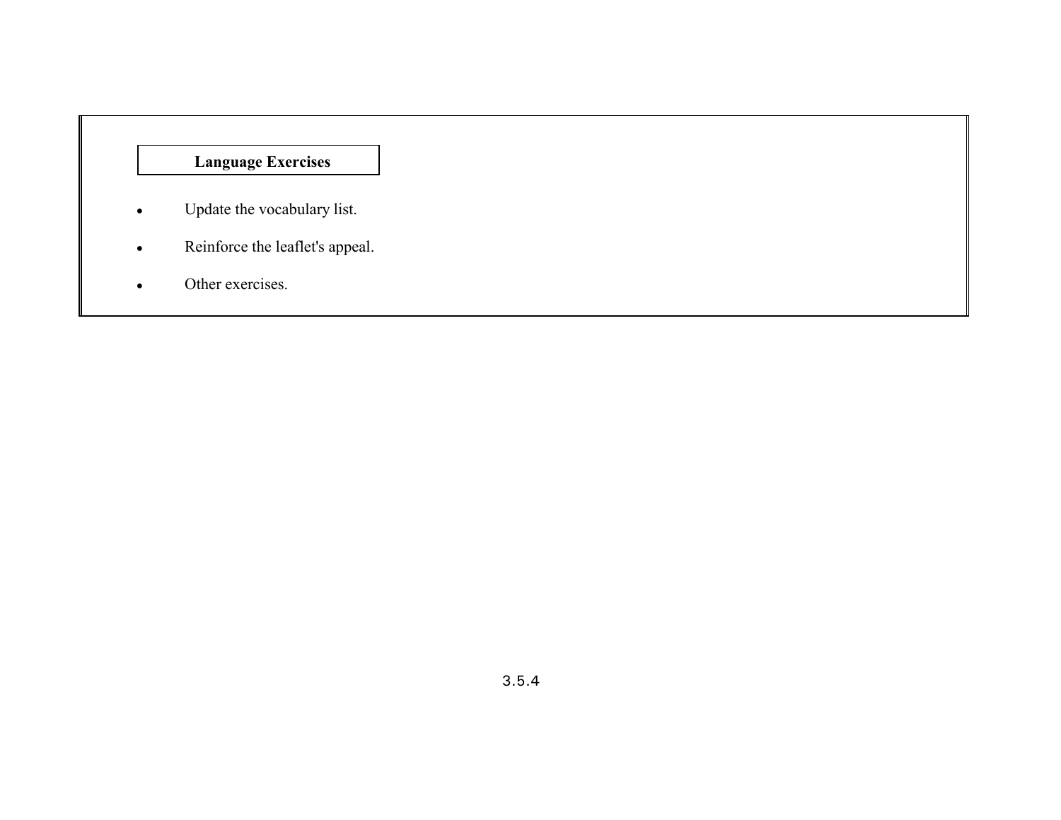**Language Exercises**

- Update the vocabulary list.
- Reinforce the leaflet's appeal.
- Other exercises.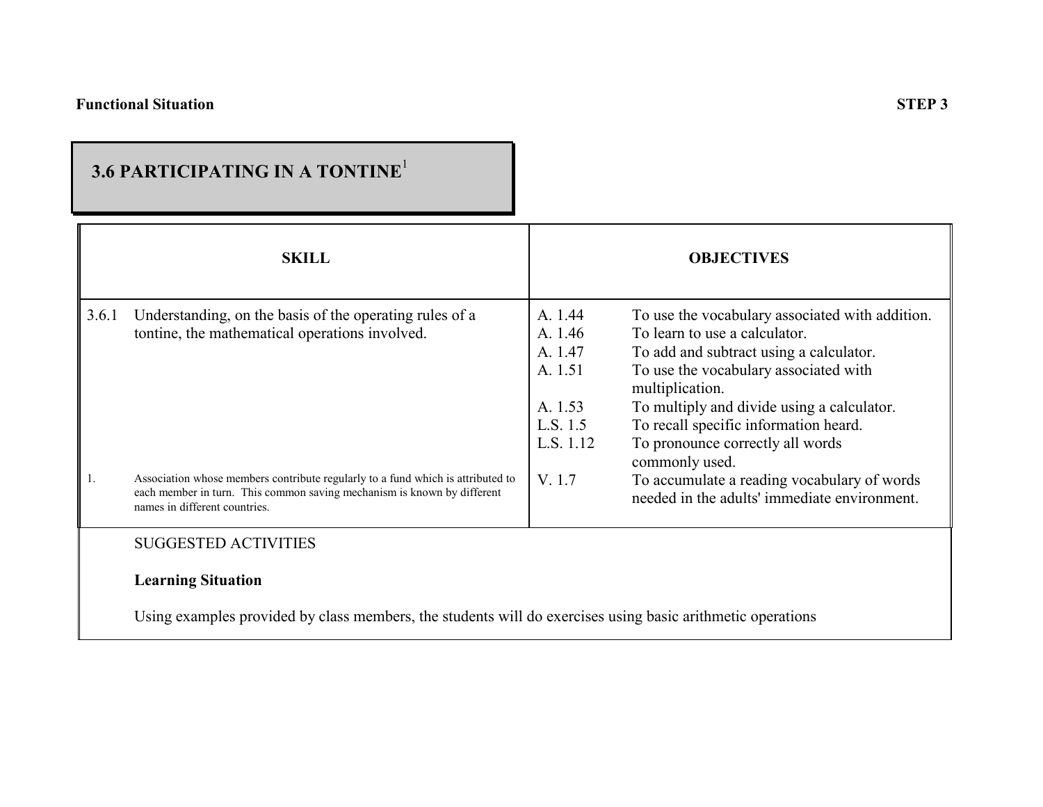**Functional Situation** **STEP 3**

## 3.6 PARTICIPATING IN A TONTINE[1]

| SKILL | OBJECTIVES | |
|---|---|---|
| 3.6.1 Understanding, on the basis of the operating rules of a tontine, the mathematical operations involved. | A. 1.44 | To use the vocabulary associated with addition. |
| | A. 1.46 | To learn to use a calculator. |
| | A. 1.47 | To add and subtract using a calculator. |
| | A. 1.51 | To use the vocabulary associated with multiplication. |
| | A. 1.53 | To multiply and divide using a calculator. |
| | L.S. 1.5 | To recall specific information heard. |
| | L.S. 1.12 | To pronounce correctly all words commonly used. |
| | V. 1.7 | To accumulate a reading vocabulary of words needed in the adults' immediate environment. |

1. Association whose members contribute regularly to a fund which is attributed to each member in turn. This common saving mechanism is known by different names in different countries.

SUGGESTED ACTIVITIES

**Learning Situation**

Using examples provided by class members, the students will do exercises using basic arithmetic operations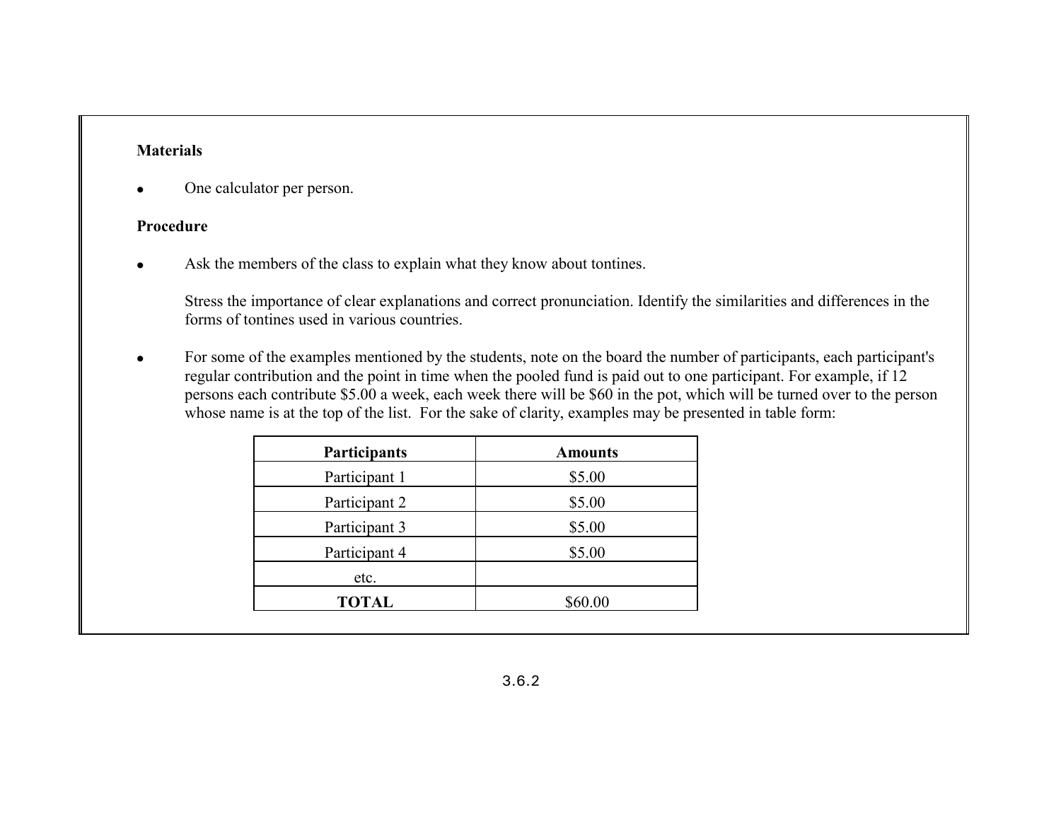**Materials**

- One calculator per person.

**Procedure**

- Ask the members of the class to explain what they know about tontines.

  Stress the importance of clear explanations and correct pronunciation. Identify the similarities and differences in the forms of tontines used in various countries.

- For some of the examples mentioned by the students, note on the board the number of participants, each participant's regular contribution and the point in time when the pooled fund is paid out to one participant. For example, if 12 persons each contribute $5.00 a week, each week there will be $60 in the pot, which will be turned over to the person whose name is at the top of the list. For the sake of clarity, examples may be presented in table form:

| Participants | Amounts |
|---|---|
| Participant 1 | $5.00 |
| Participant 2 | $5.00 |
| Participant 3 | $5.00 |
| Participant 4 | $5.00 |
| etc. | |
| **TOTAL** | $60.00 |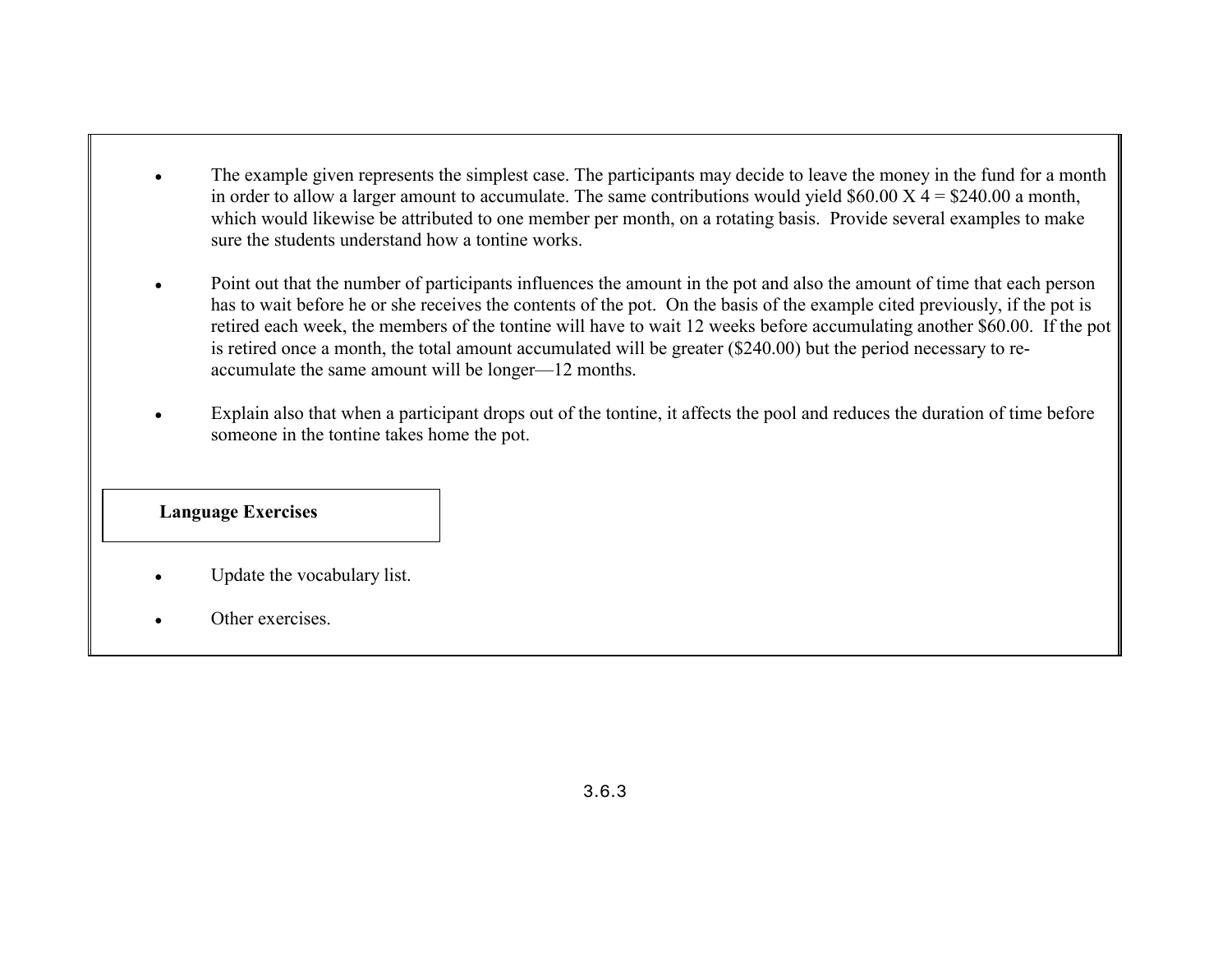- The example given represents the simplest case. The participants may decide to leave the money in the fund for a month in order to allow a larger amount to accumulate. The same contributions would yield \$60.00 X 4 = \$240.00 a month, which would likewise be attributed to one member per month, on a rotating basis. Provide several examples to make sure the students understand how a tontine works.

- Point out that the number of participants influences the amount in the pot and also the amount of time that each person has to wait before he or she receives the contents of the pot. On the basis of the example cited previously, if the pot is retired each week, the members of the tontine will have to wait 12 weeks before accumulating another \$60.00. If the pot is retired once a month, the total amount accumulated will be greater (\$240.00) but the period necessary to re-accumulate the same amount will be longer—12 months.

- Explain also that when a participant drops out of the tontine, it affects the pool and reduces the duration of time before someone in the tontine takes home the pot.

**Language Exercises**

- Update the vocabulary list.

- Other exercises.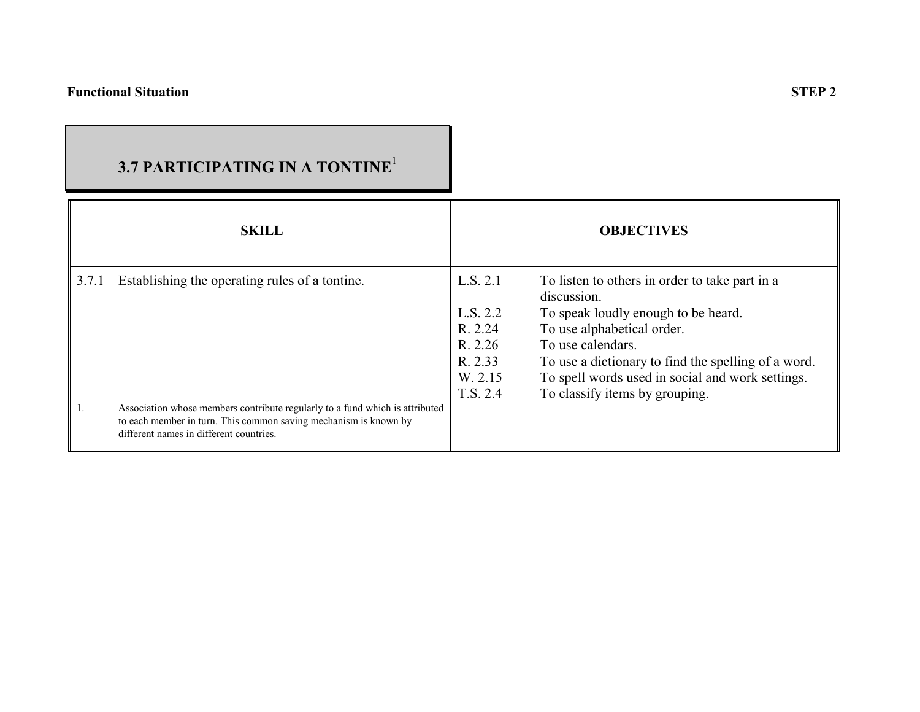**Functional Situation** **STEP 2**

## 3.7 PARTICIPATING IN A TONTINE[1]

| SKILL | | OBJECTIVES | |
|---|---|---|---|
| 3.7.1 | Establishing the operating rules of a tontine. | L.S. 2.1 | To listen to others in order to take part in a discussion. |
| | | L.S. 2.2 | To speak loudly enough to be heard. |
| | | R. 2.24 | To use alphabetical order. |
| | | R. 2.26 | To use calendars. |
| | | R. 2.33 | To use a dictionary to find the spelling of a word. |
| | | W. 2.15 | To spell words used in social and work settings. |
| | | T.S. 2.4 | To classify items by grouping. |

1. Association whose members contribute regularly to a fund which is attributed to each member in turn. This common saving mechanism is known by different names in different countries.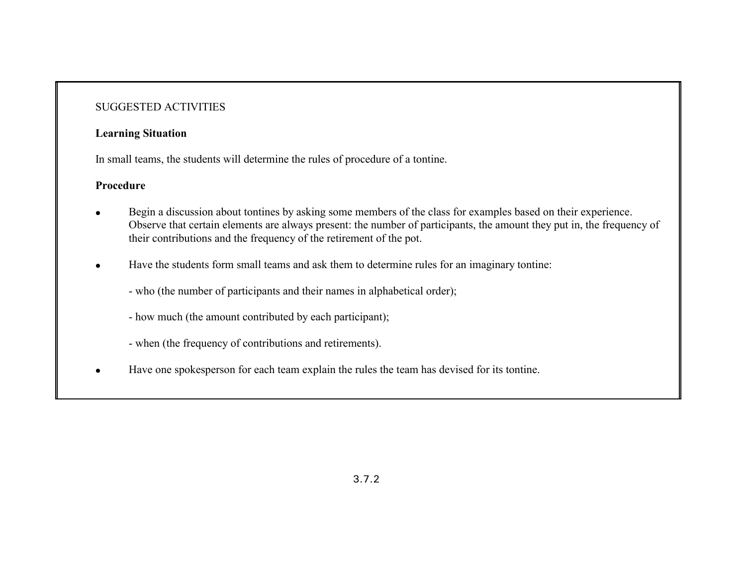SUGGESTED ACTIVITIES

**Learning Situation**

In small teams, the students will determine the rules of procedure of a tontine.

**Procedure**

- Begin a discussion about tontines by asking some members of the class for examples based on their experience. Observe that certain elements are always present: the number of participants, the amount they put in, the frequency of their contributions and the frequency of the retirement of the pot.

- Have the students form small teams and ask them to determine rules for an imaginary tontine:

  - who (the number of participants and their names in alphabetical order);

  - how much (the amount contributed by each participant);

  - when (the frequency of contributions and retirements).

- Have one spokesperson for each team explain the rules the team has devised for its tontine.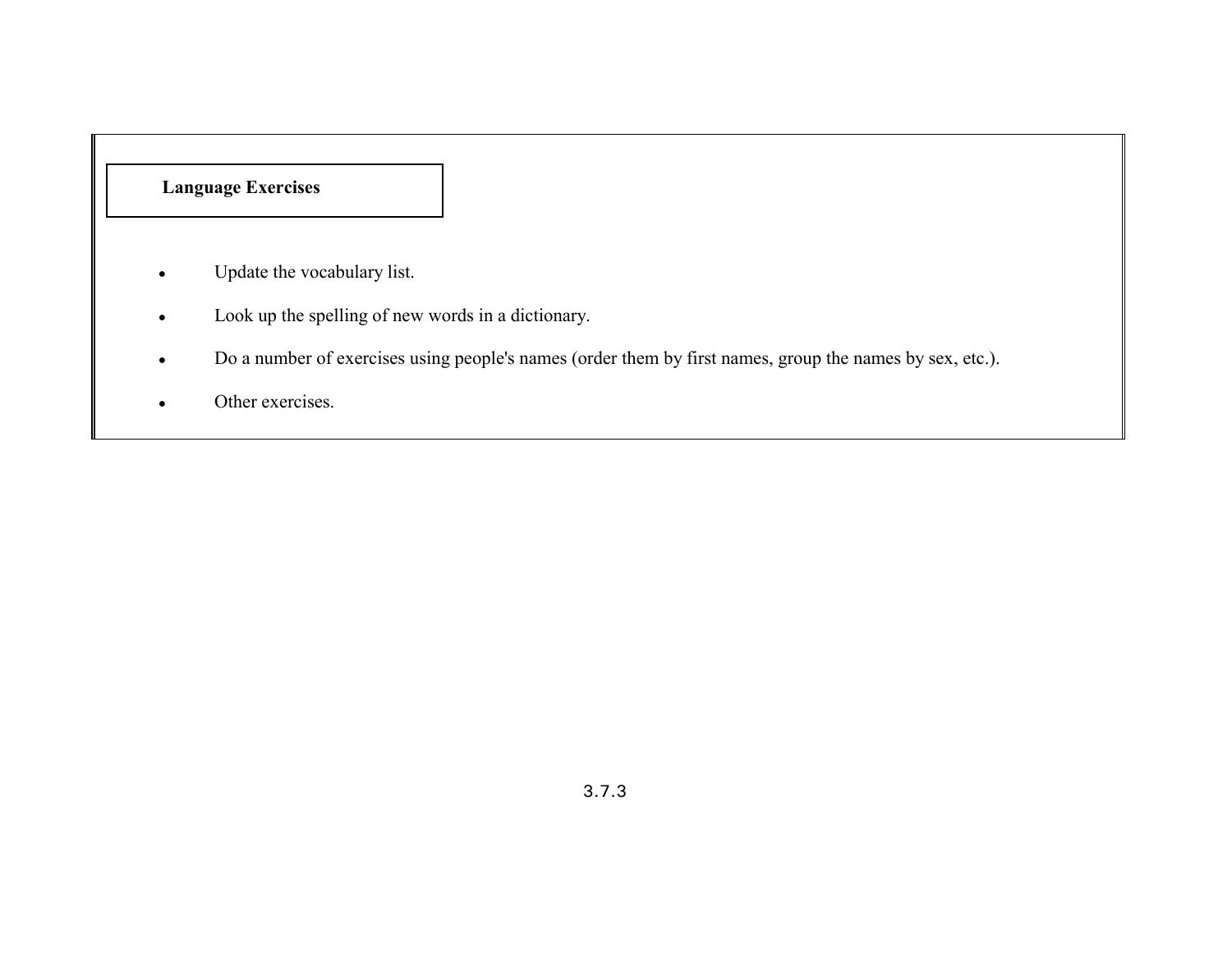**Language Exercises**

- Update the vocabulary list.
- Look up the spelling of new words in a dictionary.
- Do a number of exercises using people's names (order them by first names, group the names by sex, etc.).
- Other exercises.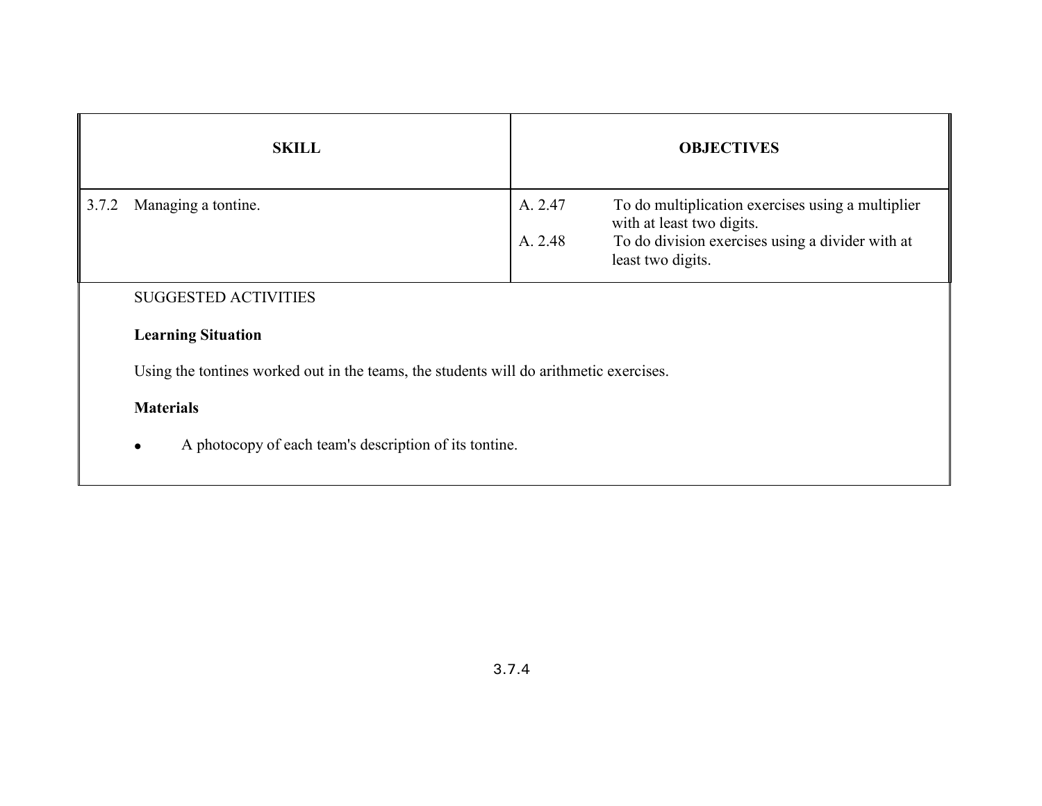| SKILL | OBJECTIVES |
| --- | --- |
| 3.7.2 Managing a tontine. | A. 2.47 To do multiplication exercises using a multiplier with at least two digits.<br>A. 2.48 To do division exercises using a divider with at least two digits. |

SUGGESTED ACTIVITIES

**Learning Situation**

Using the tontines worked out in the teams, the students will do arithmetic exercises.

**Materials**

- A photocopy of each team's description of its tontine.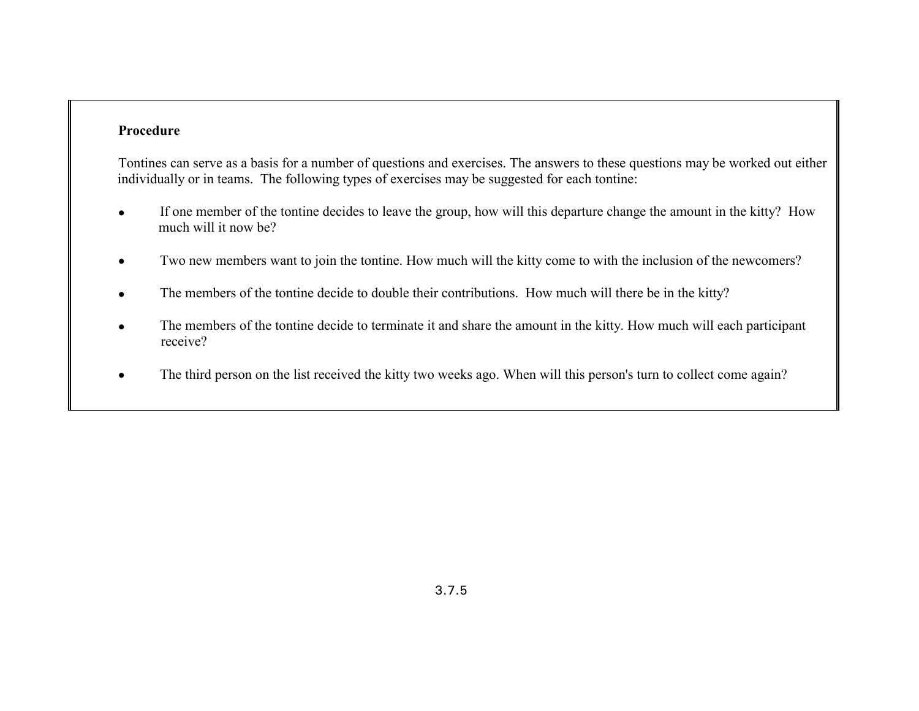**Procedure**

Tontines can serve as a basis for a number of questions and exercises. The answers to these questions may be worked out either individually or in teams. The following types of exercises may be suggested for each tontine:

- If one member of the tontine decides to leave the group, how will this departure change the amount in the kitty? How much will it now be?
- Two new members want to join the tontine. How much will the kitty come to with the inclusion of the newcomers?
- The members of the tontine decide to double their contributions. How much will there be in the kitty?
- The members of the tontine decide to terminate it and share the amount in the kitty. How much will each participant receive?
- The third person on the list received the kitty two weeks ago. When will this person's turn to collect come again?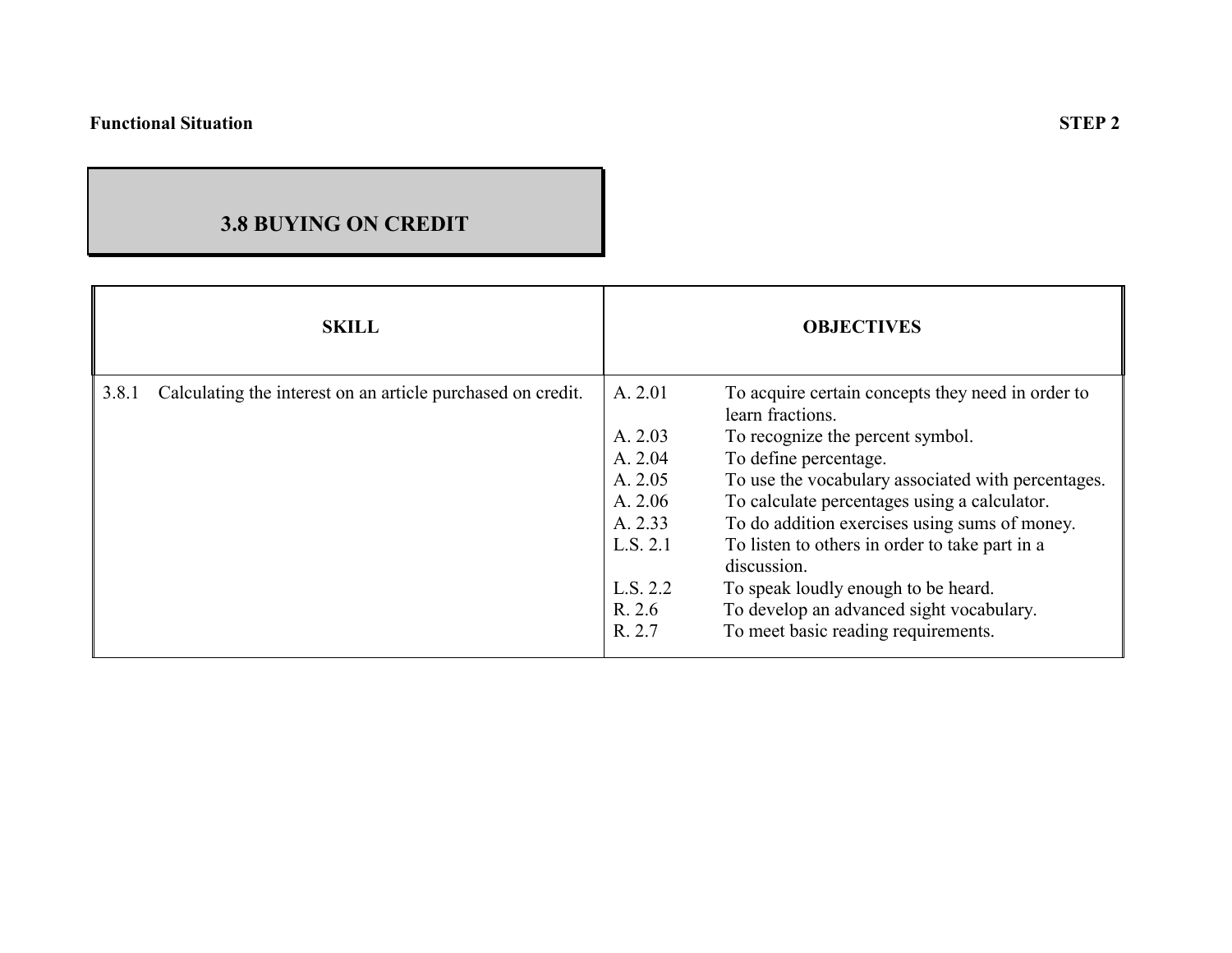**Functional Situation** **STEP 2**

## 3.8 BUYING ON CREDIT

| SKILL | OBJECTIVES |
| --- | --- |
| 3.8.1 Calculating the interest on an article purchased on credit. | A. 2.01 To acquire certain concepts they need in order to learn fractions.<br>A. 2.03 To recognize the percent symbol.<br>A. 2.04 To define percentage.<br>A. 2.05 To use the vocabulary associated with percentages.<br>A. 2.06 To calculate percentages using a calculator.<br>A. 2.33 To do addition exercises using sums of money.<br>L.S. 2.1 To listen to others in order to take part in a discussion.<br>L.S. 2.2 To speak loudly enough to be heard.<br>R. 2.6 To develop an advanced sight vocabulary.<br>R. 2.7 To meet basic reading requirements. |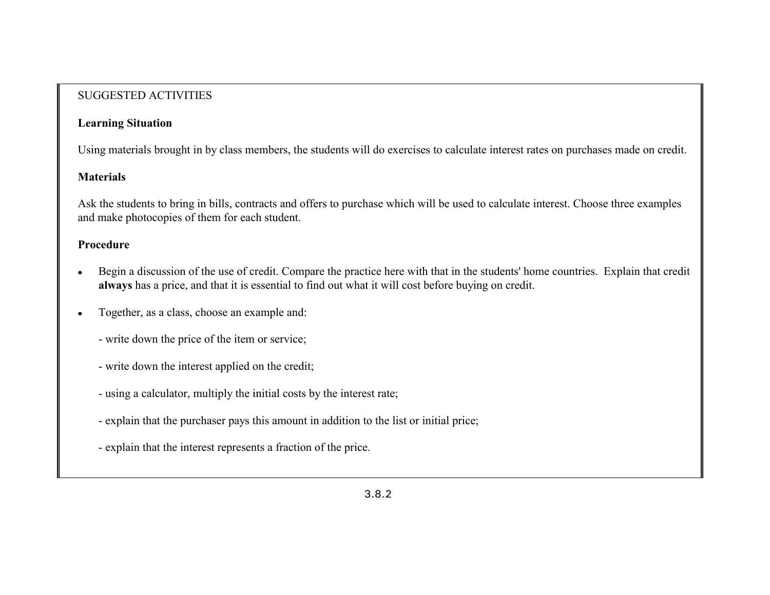SUGGESTED ACTIVITIES

**Learning Situation**

Using materials brought in by class members, the students will do exercises to calculate interest rates on purchases made on credit.

**Materials**

Ask the students to bring in bills, contracts and offers to purchase which will be used to calculate interest. Choose three examples and make photocopies of them for each student.

**Procedure**

- Begin a discussion of the use of credit. Compare the practice here with that in the students' home countries. Explain that credit **always** has a price, and that it is essential to find out what it will cost before buying on credit.

- Together, as a class, choose an example and:

  - write down the price of the item or service;

  - write down the interest applied on the credit;

  - using a calculator, multiply the initial costs by the interest rate;

  - explain that the purchaser pays this amount in addition to the list or initial price;

  - explain that the interest represents a fraction of the price.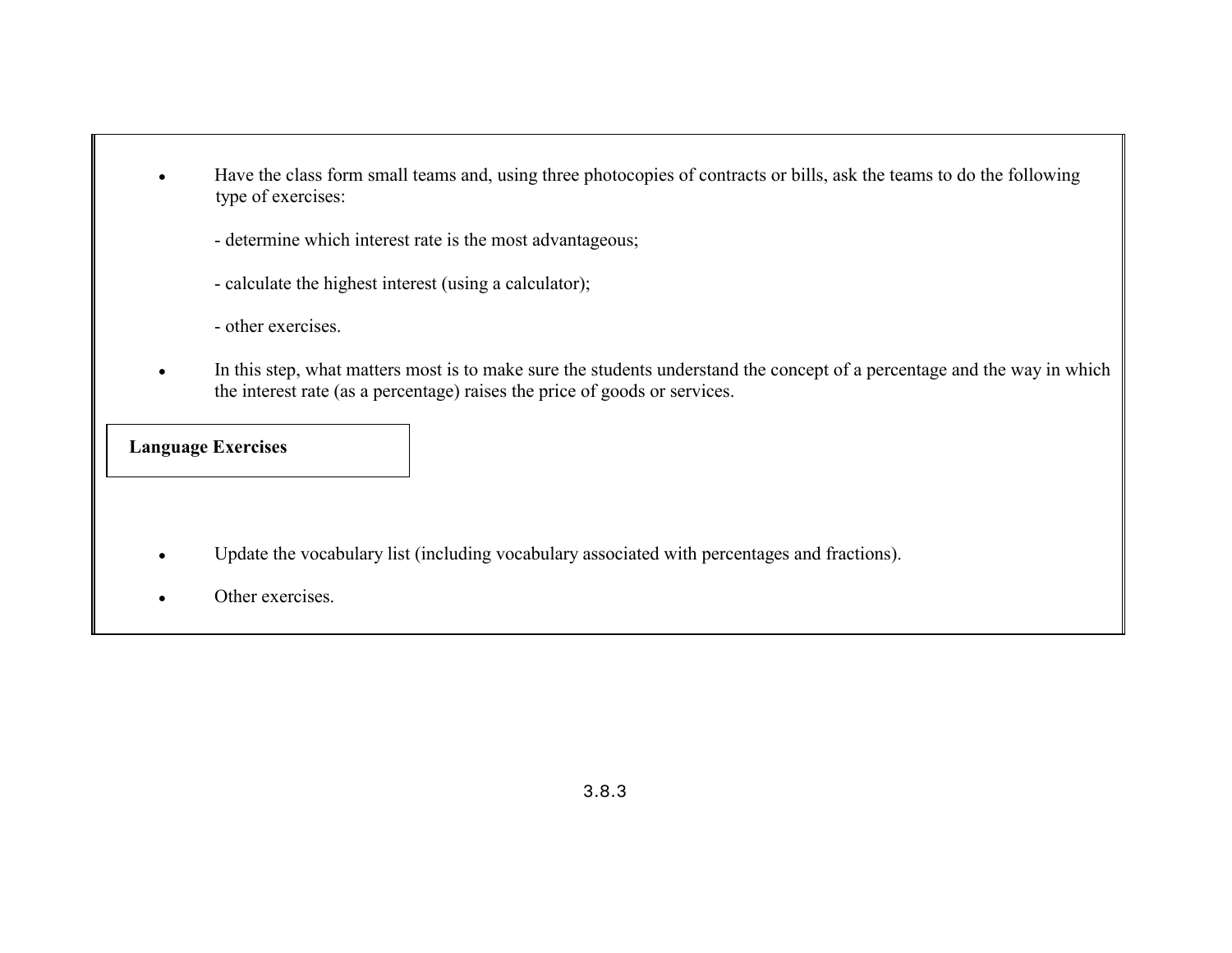- Have the class form small teams and, using three photocopies of contracts or bills, ask the teams to do the following type of exercises:

  - determine which interest rate is the most advantageous;

  - calculate the highest interest (using a calculator);

  - other exercises.

- In this step, what matters most is to make sure the students understand the concept of a percentage and the way in which the interest rate (as a percentage) raises the price of goods or services.

**Language Exercises**

- Update the vocabulary list (including vocabulary associated with percentages and fractions).
- Other exercises.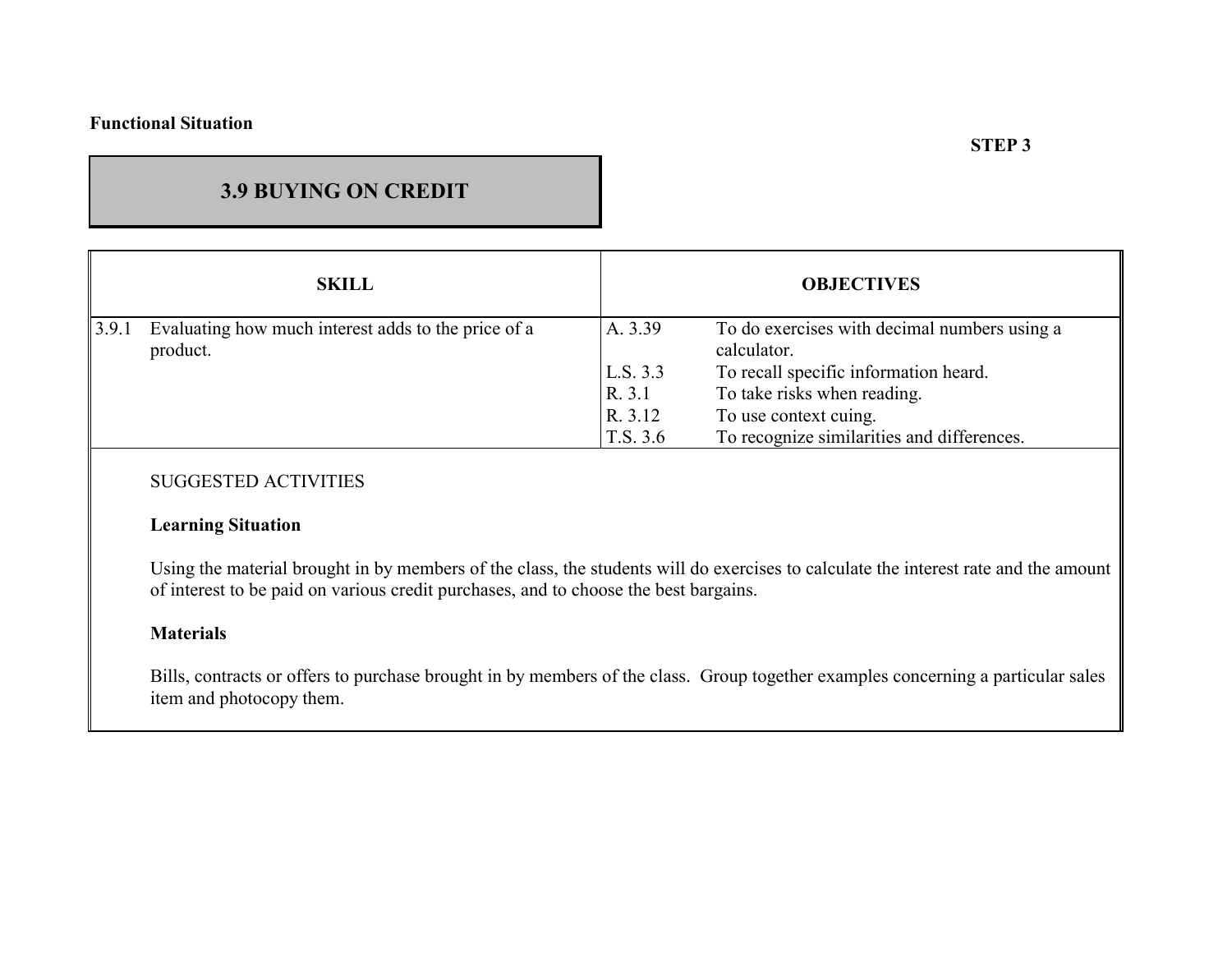**Functional Situation**

**STEP 3**

# 3.9 BUYING ON CREDIT

| SKILL | OBJECTIVES | |
|---|---|---|
| 3.9.1 Evaluating how much interest adds to the price of a product. | A. 3.39 | To do exercises with decimal numbers using a calculator. |
| | L.S. 3.3 | To recall specific information heard. |
| | R. 3.1 | To take risks when reading. |
| | R. 3.12 | To use context cuing. |
| | T.S. 3.6 | To recognize similarities and differences. |

SUGGESTED ACTIVITIES

**Learning Situation**

Using the material brought in by members of the class, the students will do exercises to calculate the interest rate and the amount of interest to be paid on various credit purchases, and to choose the best bargains.

**Materials**

Bills, contracts or offers to purchase brought in by members of the class. Group together examples concerning a particular sales item and photocopy them.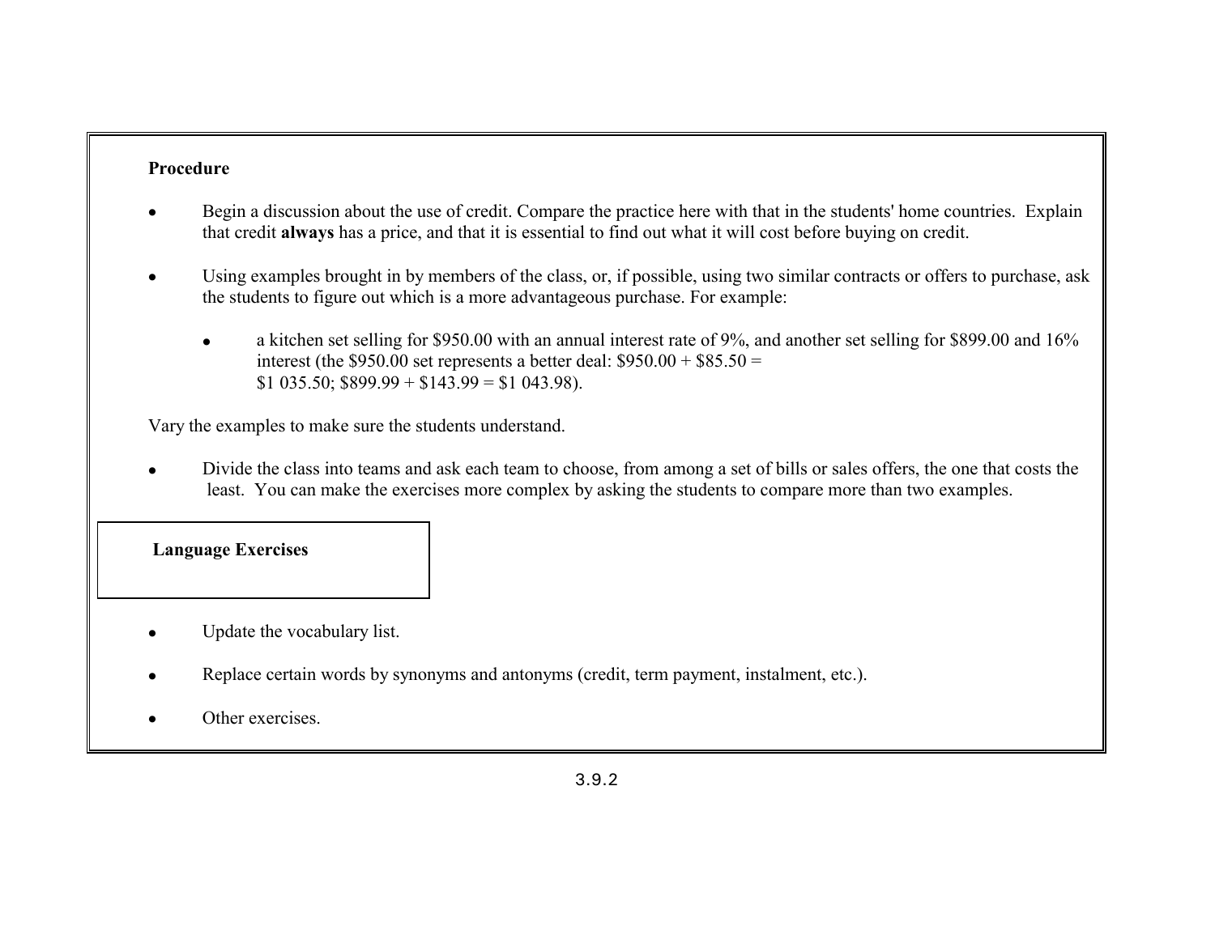**Procedure**

- Begin a discussion about the use of credit. Compare the practice here with that in the students' home countries. Explain that credit **always** has a price, and that it is essential to find out what it will cost before buying on credit.

- Using examples brought in by members of the class, or, if possible, using two similar contracts or offers to purchase, ask the students to figure out which is a more advantageous purchase. For example:

    - a kitchen set selling for $950.00 with an annual interest rate of 9%, and another set selling for $899.00 and 16% interest (the $950.00 set represents a better deal: $950.00 + $85.50 = $1 035.50; $899.99 + $143.99 = $1 043.98).

Vary the examples to make sure the students understand.

- Divide the class into teams and ask each team to choose, from among a set of bills or sales offers, the one that costs the least. You can make the exercises more complex by asking the students to compare more than two examples.

**Language Exercises**

- Update the vocabulary list.

- Replace certain words by synonyms and antonyms (credit, term payment, instalment, etc.).

- Other exercises.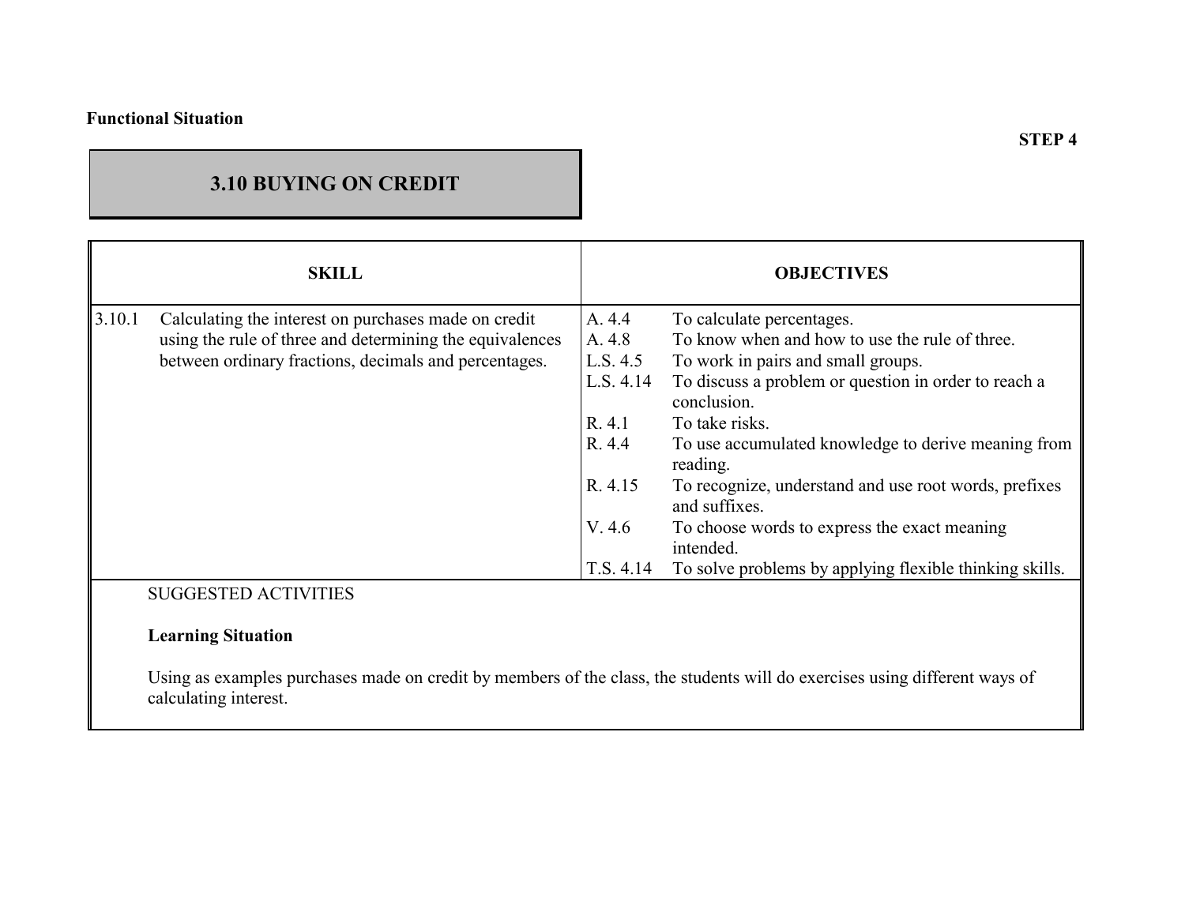**Functional Situation**

**STEP 4**

## 3.10 BUYING ON CREDIT

| SKILL | OBJECTIVES |
| --- | --- |
| 3.10.1 Calculating the interest on purchases made on credit using the rule of three and determining the equivalences between ordinary fractions, decimals and percentages. | A. 4.4 To calculate percentages.<br>A. 4.8 To know when and how to use the rule of three.<br>L.S. 4.5 To work in pairs and small groups.<br>L.S. 4.14 To discuss a problem or question in order to reach a conclusion.<br>R. 4.1 To take risks.<br>R. 4.4 To use accumulated knowledge to derive meaning from reading.<br>R. 4.15 To recognize, understand and use root words, prefixes and suffixes.<br>V. 4.6 To choose words to express the exact meaning intended.<br>T.S. 4.14 To solve problems by applying flexible thinking skills. |

SUGGESTED ACTIVITIES

**Learning Situation**

Using as examples purchases made on credit by members of the class, the students will do exercises using different ways of calculating interest.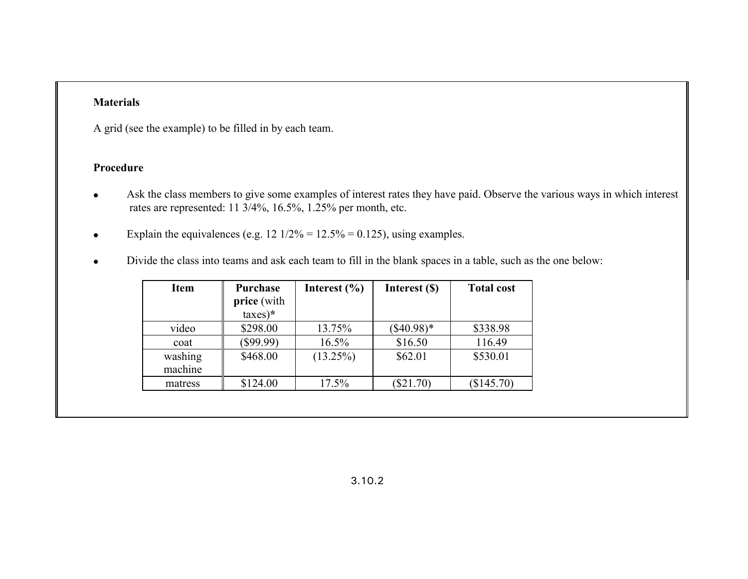**Materials**

A grid (see the example) to be filled in by each team.

**Procedure**

- Ask the class members to give some examples of interest rates they have paid. Observe the various ways in which interest rates are represented: 11 3/4%, 16.5%, 1.25% per month, etc.

- Explain the equivalences (e.g. 12 1/2% = 12.5% = 0.125), using examples.

- Divide the class into teams and ask each team to fill in the blank spaces in a table, such as the one below:

| Item | **Purchase price** (with taxes)**\*** | Interest (%) | Interest ($) | Total cost |
|---|---|---|---|---|
| video | $298.00 | 13.75% | ($40.98)* | $338.98 |
| coat | ($99.99) | 16.5% | $16.50 | 116.49 |
| washing machine | $468.00 | (13.25%) | $62.01 | $530.01 |
| matress | $124.00 | 17.5% | ($21.70) | ($145.70) |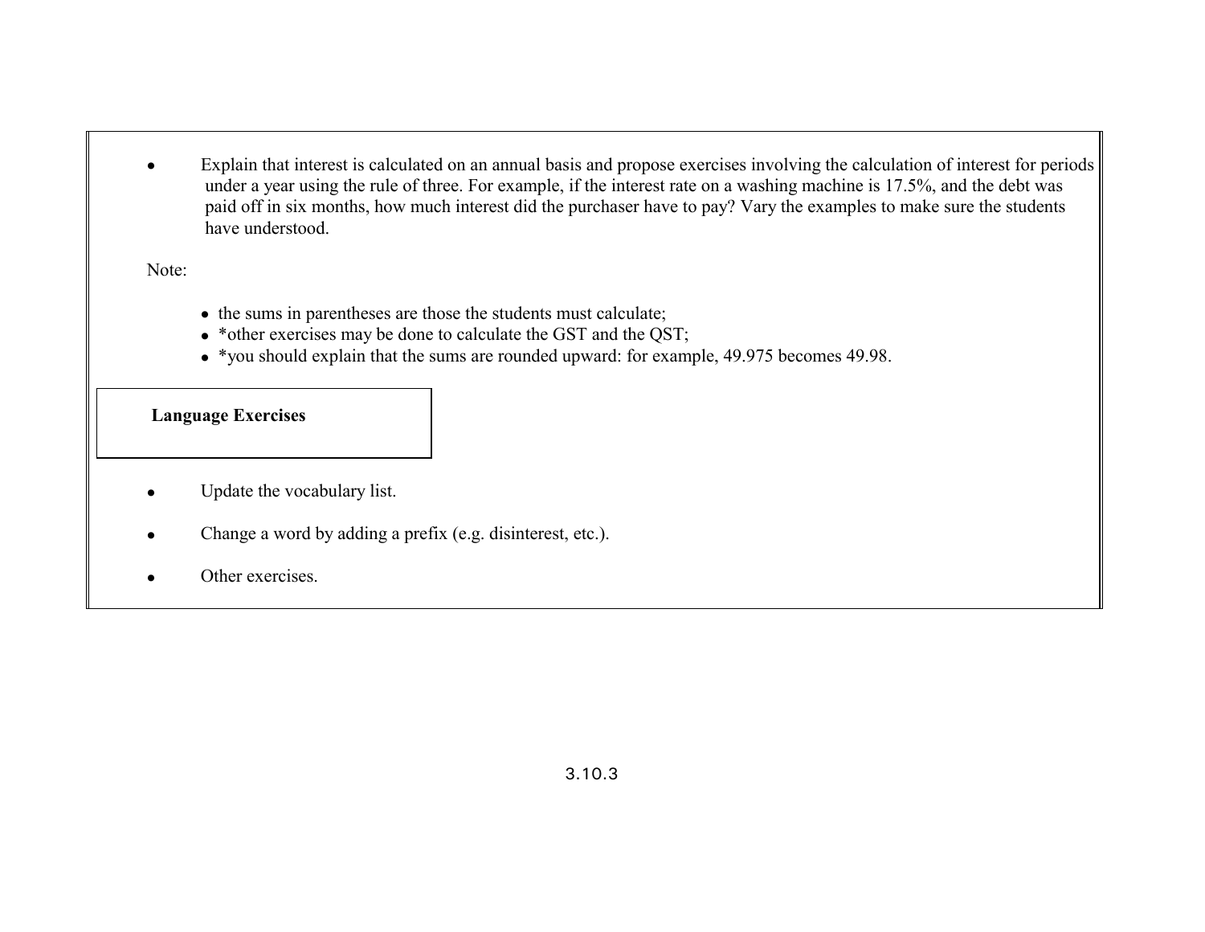- Explain that interest is calculated on an annual basis and propose exercises involving the calculation of interest for periods under a year using the rule of three. For example, if the interest rate on a washing machine is 17.5%, and the debt was paid off in six months, how much interest did the purchaser have to pay? Vary the examples to make sure the students have understood.

Note:

- the sums in parentheses are those the students must calculate;
- *other exercises may be done to calculate the GST and the QST;
- *you should explain that the sums are rounded upward: for example, 49.975 becomes 49.98.

**Language Exercises**

- Update the vocabulary list.
- Change a word by adding a prefix (e.g. disinterest, etc.).
- Other exercises.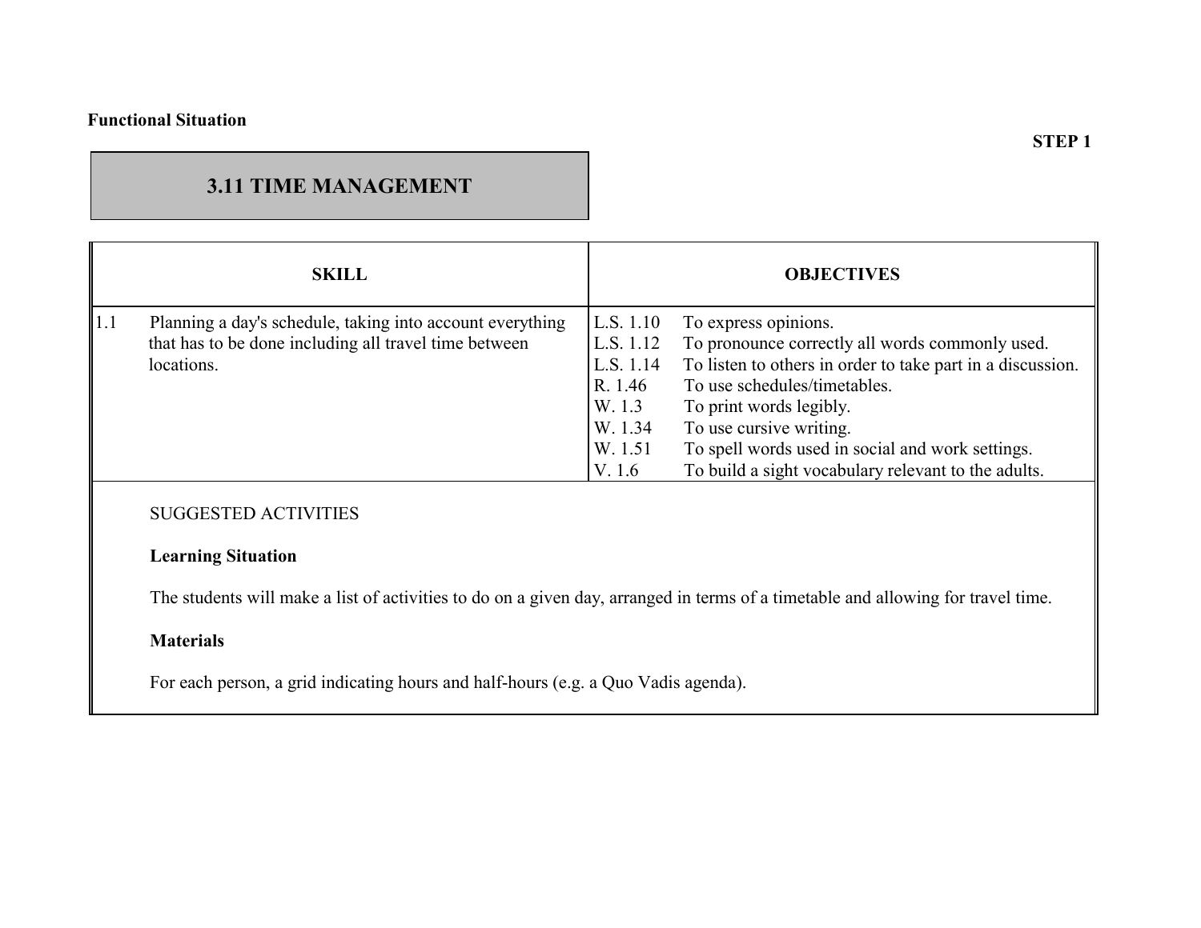**Functional Situation**

**STEP 1**

## 3.11 TIME MANAGEMENT

| SKILL | OBJECTIVES |
|---|---|
| 1.1 Planning a day's schedule, taking into account everything that has to be done including all travel time between locations. | L.S. 1.10 To express opinions.<br>L.S. 1.12 To pronounce correctly all words commonly used.<br>L.S. 1.14 To listen to others in order to take part in a discussion.<br>R. 1.46 To use schedules/timetables.<br>W. 1.3 To print words legibly.<br>W. 1.34 To use cursive writing.<br>W. 1.51 To spell words used in social and work settings.<br>V. 1.6 To build a sight vocabulary relevant to the adults. |

SUGGESTED ACTIVITIES

**Learning Situation**

The students will make a list of activities to do on a given day, arranged in terms of a timetable and allowing for travel time.

**Materials**

For each person, a grid indicating hours and half-hours (e.g. a Quo Vadis agenda).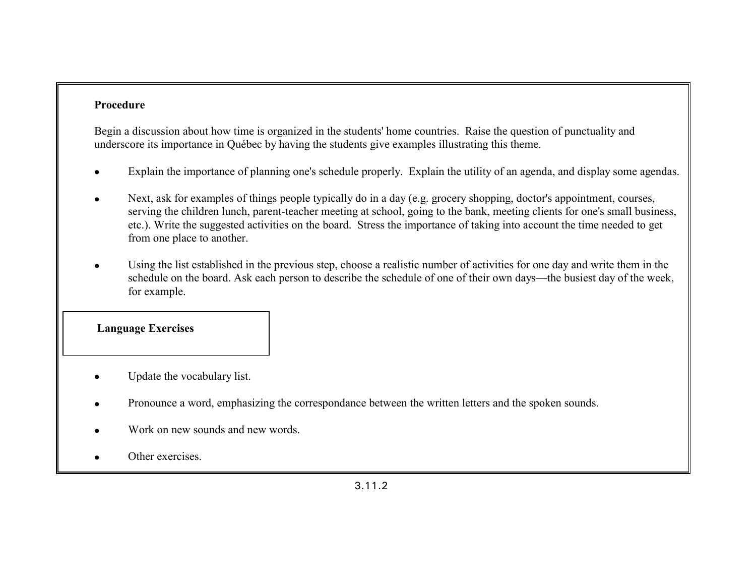**Procedure**

Begin a discussion about how time is organized in the students' home countries. Raise the question of punctuality and underscore its importance in Québec by having the students give examples illustrating this theme.

- Explain the importance of planning one's schedule properly. Explain the utility of an agenda, and display some agendas.

- Next, ask for examples of things people typically do in a day (e.g. grocery shopping, doctor's appointment, courses, serving the children lunch, parent-teacher meeting at school, going to the bank, meeting clients for one's small business, etc.). Write the suggested activities on the board. Stress the importance of taking into account the time needed to get from one place to another.

- Using the list established in the previous step, choose a realistic number of activities for one day and write them in the schedule on the board. Ask each person to describe the schedule of one of their own days—the busiest day of the week, for example.

**Language Exercises**

- Update the vocabulary list.

- Pronounce a word, emphasizing the correspondance between the written letters and the spoken sounds.

- Work on new sounds and new words.

- Other exercises.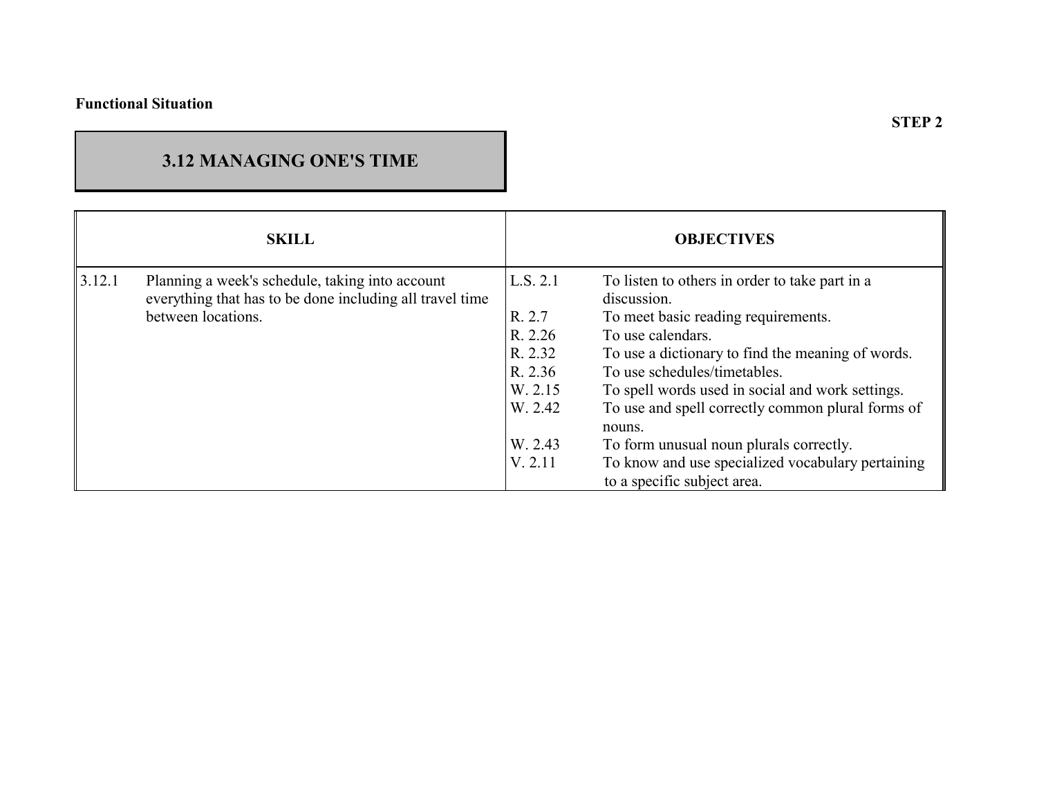**Functional Situation**

**STEP 2**

## 3.12 MANAGING ONE'S TIME

| SKILL | | OBJECTIVES | |
|---|---|---|---|
| 3.12.1 | Planning a week's schedule, taking into account everything that has to be done including all travel time between locations. | L.S. 2.1 | To listen to others in order to take part in a discussion. |
| | | R. 2.7 | To meet basic reading requirements. |
| | | R. 2.26 | To use calendars. |
| | | R. 2.32 | To use a dictionary to find the meaning of words. |
| | | R. 2.36 | To use schedules/timetables. |
| | | W. 2.15 | To spell words used in social and work settings. |
| | | W. 2.42 | To use and spell correctly common plural forms of nouns. |
| | | W. 2.43 | To form unusual noun plurals correctly. |
| | | V. 2.11 | To know and use specialized vocabulary pertaining to a specific subject area. |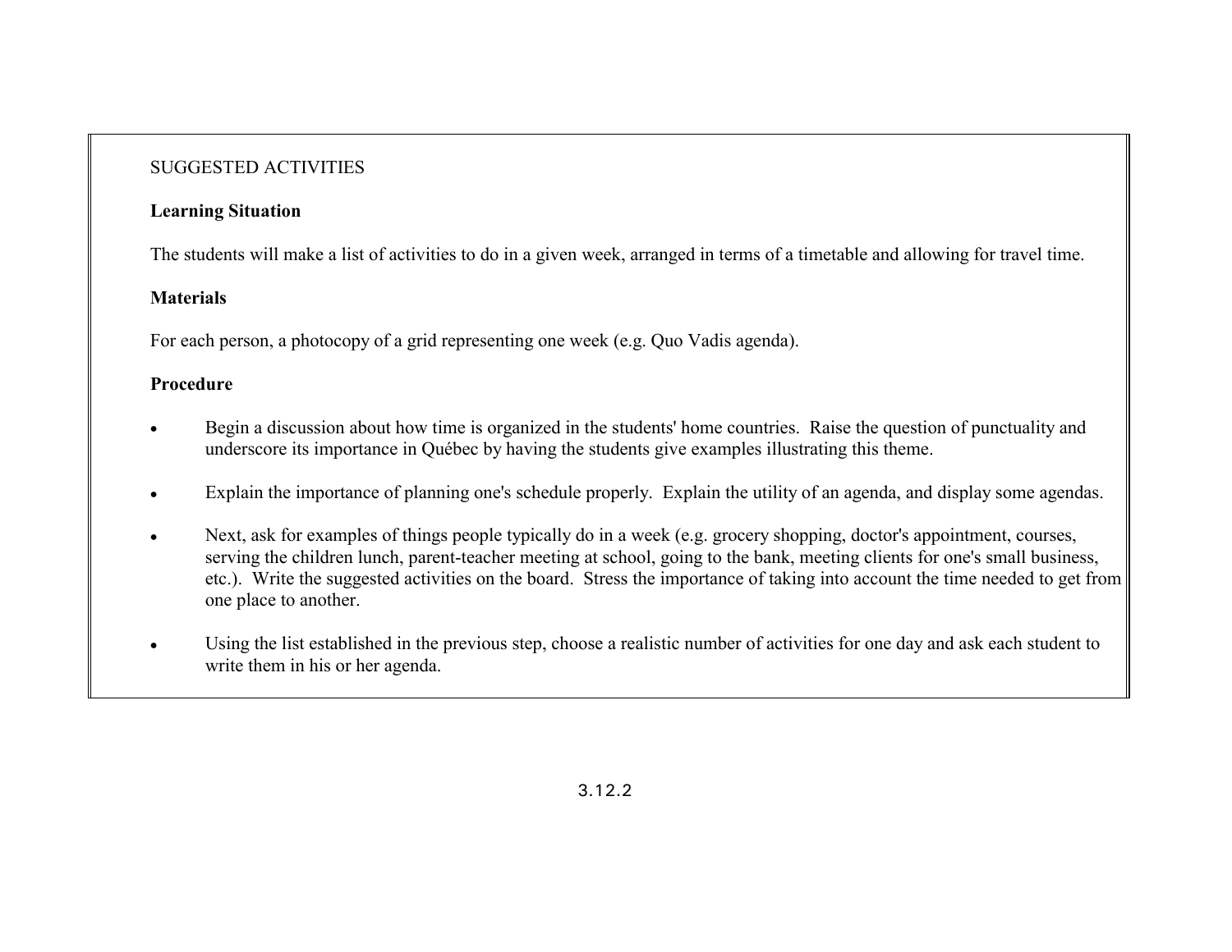SUGGESTED ACTIVITIES

**Learning Situation**

The students will make a list of activities to do in a given week, arranged in terms of a timetable and allowing for travel time.

**Materials**

For each person, a photocopy of a grid representing one week (e.g. Quo Vadis agenda).

**Procedure**

- Begin a discussion about how time is organized in the students' home countries. Raise the question of punctuality and underscore its importance in Québec by having the students give examples illustrating this theme.
- Explain the importance of planning one's schedule properly. Explain the utility of an agenda, and display some agendas.
- Next, ask for examples of things people typically do in a week (e.g. grocery shopping, doctor's appointment, courses, serving the children lunch, parent-teacher meeting at school, going to the bank, meeting clients for one's small business, etc.). Write the suggested activities on the board. Stress the importance of taking into account the time needed to get from one place to another.
- Using the list established in the previous step, choose a realistic number of activities for one day and ask each student to write them in his or her agenda.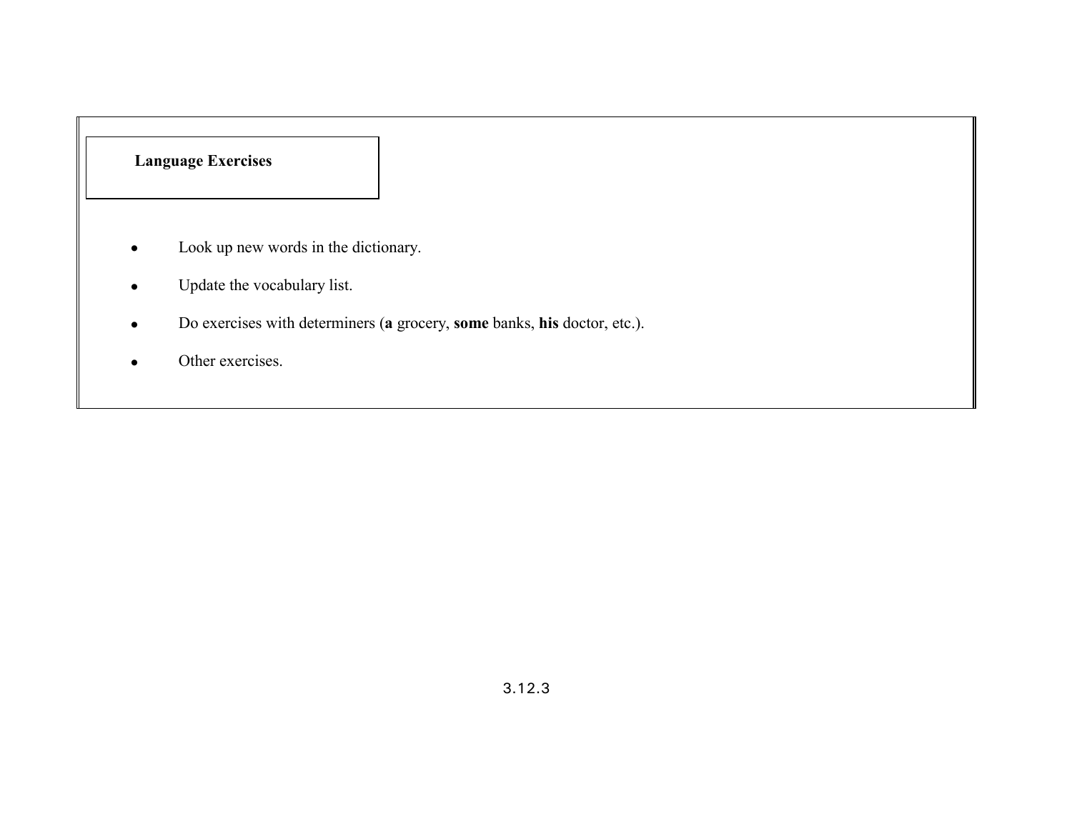**Language Exercises**

- Look up new words in the dictionary.
- Update the vocabulary list.
- Do exercises with determiners (**a** grocery, **some** banks, **his** doctor, etc.).
- Other exercises.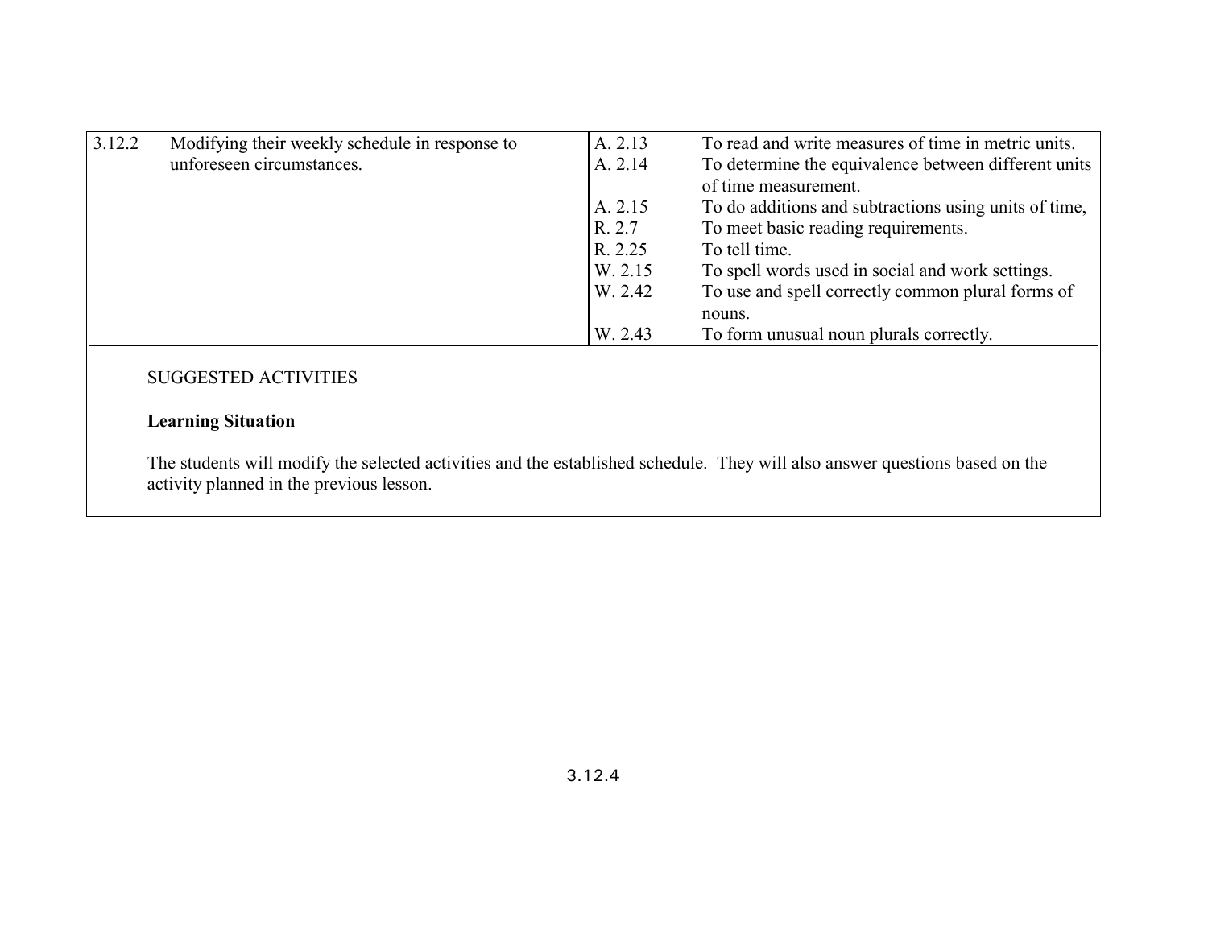| | | | |
|---|---|---|---|
| 3.12.2 | Modifying their weekly schedule in response to unforeseen circumstances. | A. 2.13 | To read and write measures of time in metric units. |
| | | A. 2.14 | To determine the equivalence between different units of time measurement. |
| | | A. 2.15 | To do additions and subtractions using units of time, |
| | | R. 2.7 | To meet basic reading requirements. |
| | | R. 2.25 | To tell time. |
| | | W. 2.15 | To spell words used in social and work settings. |
| | | W. 2.42 | To use and spell correctly common plural forms of nouns. |
| | | W. 2.43 | To form unusual noun plurals correctly. |

SUGGESTED ACTIVITIES

**Learning Situation**

The students will modify the selected activities and the established schedule. They will also answer questions based on the activity planned in the previous lesson.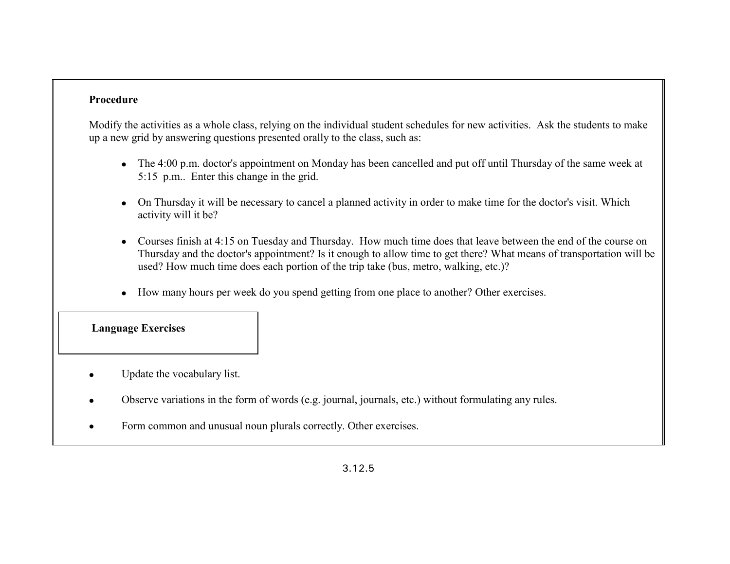**Procedure**

Modify the activities as a whole class, relying on the individual student schedules for new activities. Ask the students to make up a new grid by answering questions presented orally to the class, such as:

- The 4:00 p.m. doctor's appointment on Monday has been cancelled and put off until Thursday of the same week at 5:15 p.m.. Enter this change in the grid.
- On Thursday it will be necessary to cancel a planned activity in order to make time for the doctor's visit. Which activity will it be?
- Courses finish at 4:15 on Tuesday and Thursday. How much time does that leave between the end of the course on Thursday and the doctor's appointment? Is it enough to allow time to get there? What means of transportation will be used? How much time does each portion of the trip take (bus, metro, walking, etc.)?
- How many hours per week do you spend getting from one place to another? Other exercises.

**Language Exercises**

- Update the vocabulary list.
- Observe variations in the form of words (e.g. journal, journals, etc.) without formulating any rules.
- Form common and unusual noun plurals correctly. Other exercises.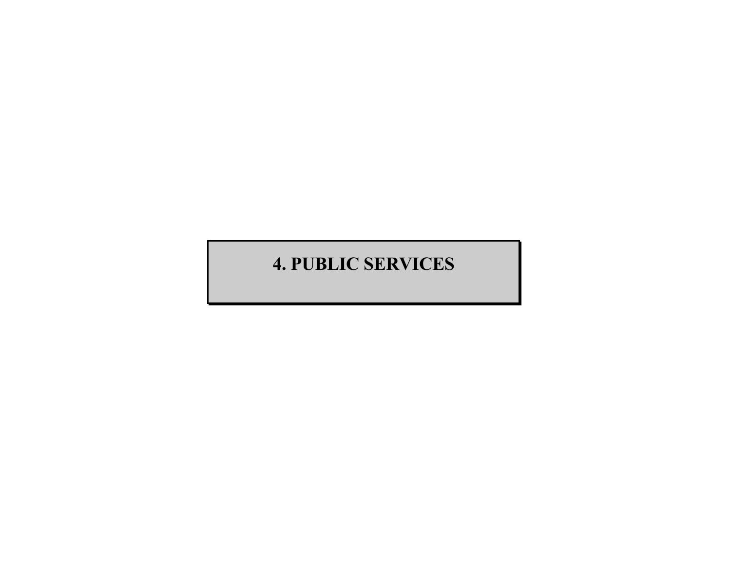# 4. PUBLIC SERVICES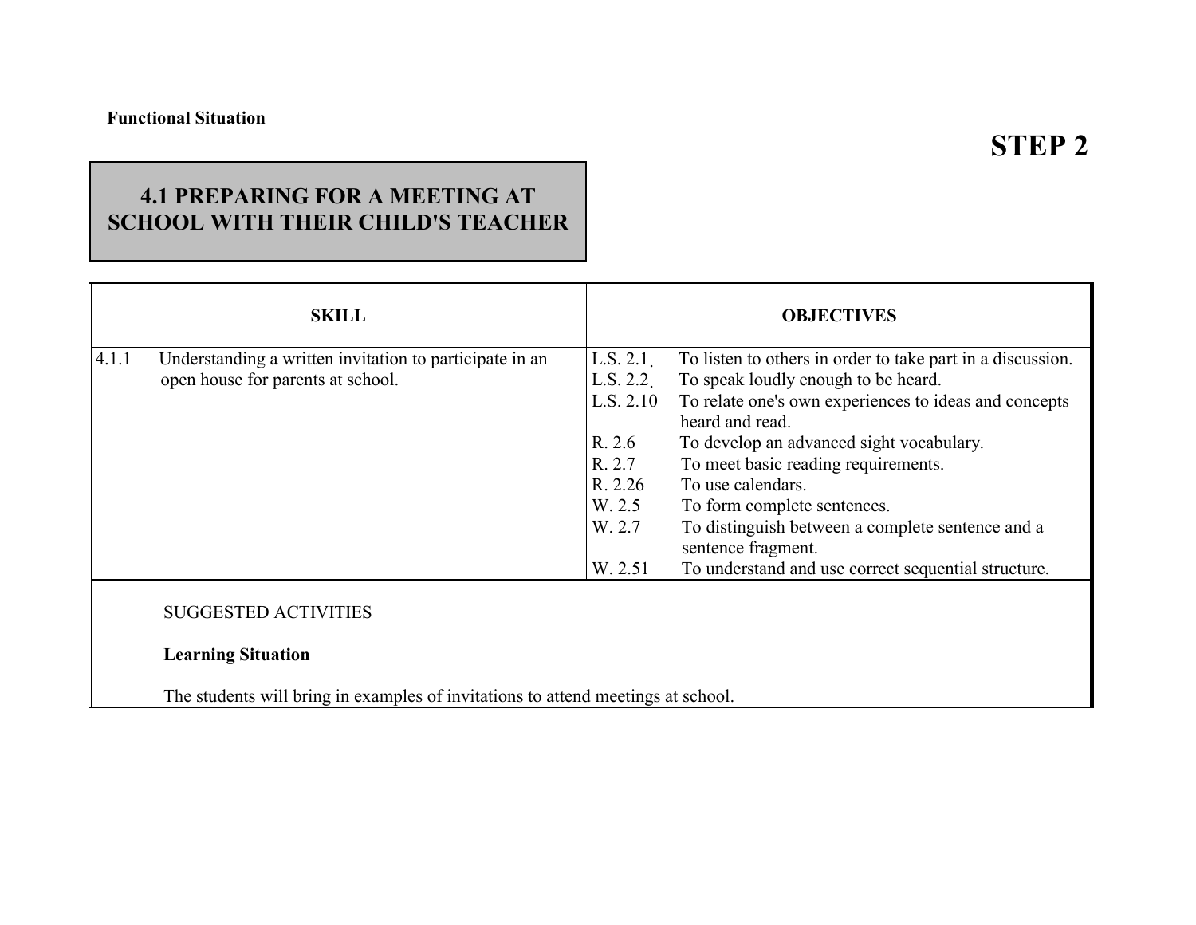**Functional Situation**

# STEP 2

## 4.1 PREPARING FOR A MEETING AT SCHOOL WITH THEIR CHILD'S TEACHER

| SKILL | OBJECTIVES |
|---|---|
| 4.1.1 Understanding a written invitation to participate in an open house for parents at school. | L.S. 2.1 To listen to others in order to take part in a discussion.<br>L.S. 2.2 To speak loudly enough to be heard.<br>L.S. 2.10 To relate one's own experiences to ideas and concepts heard and read.<br>R. 2.6 To develop an advanced sight vocabulary.<br>R. 2.7 To meet basic reading requirements.<br>R. 2.26 To use calendars.<br>W. 2.5 To form complete sentences.<br>W. 2.7 To distinguish between a complete sentence and a sentence fragment.<br>W. 2.51 To understand and use correct sequential structure. |

SUGGESTED ACTIVITIES

**Learning Situation**

The students will bring in examples of invitations to attend meetings at school.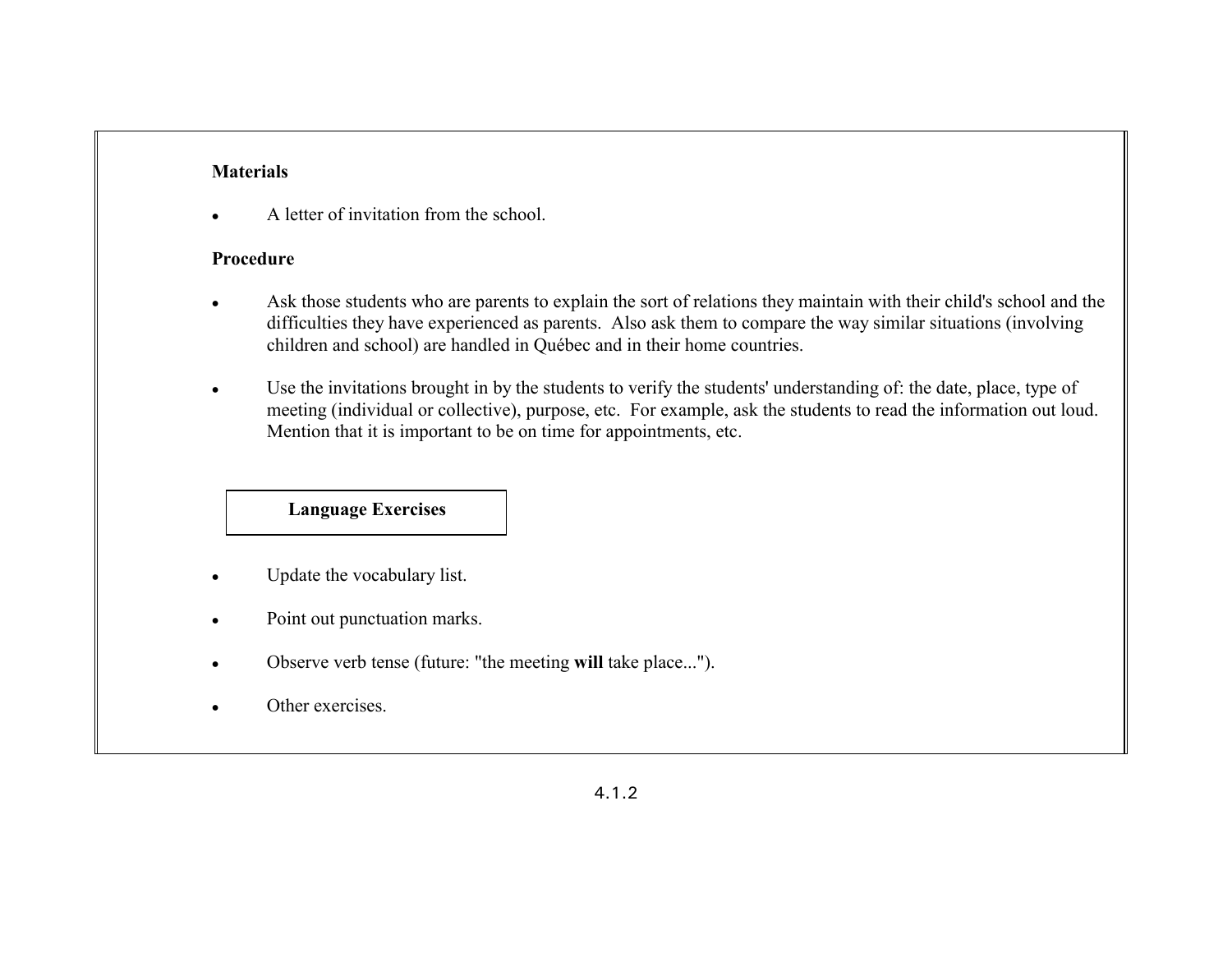**Materials**

- A letter of invitation from the school.

**Procedure**

- Ask those students who are parents to explain the sort of relations they maintain with their child's school and the difficulties they have experienced as parents. Also ask them to compare the way similar situations (involving children and school) are handled in Québec and in their home countries.

- Use the invitations brought in by the students to verify the students' understanding of: the date, place, type of meeting (individual or collective), purpose, etc. For example, ask the students to read the information out loud. Mention that it is important to be on time for appointments, etc.

**Language Exercises**

- Update the vocabulary list.

- Point out punctuation marks.

- Observe verb tense (future: "the meeting **will** take place...").

- Other exercises.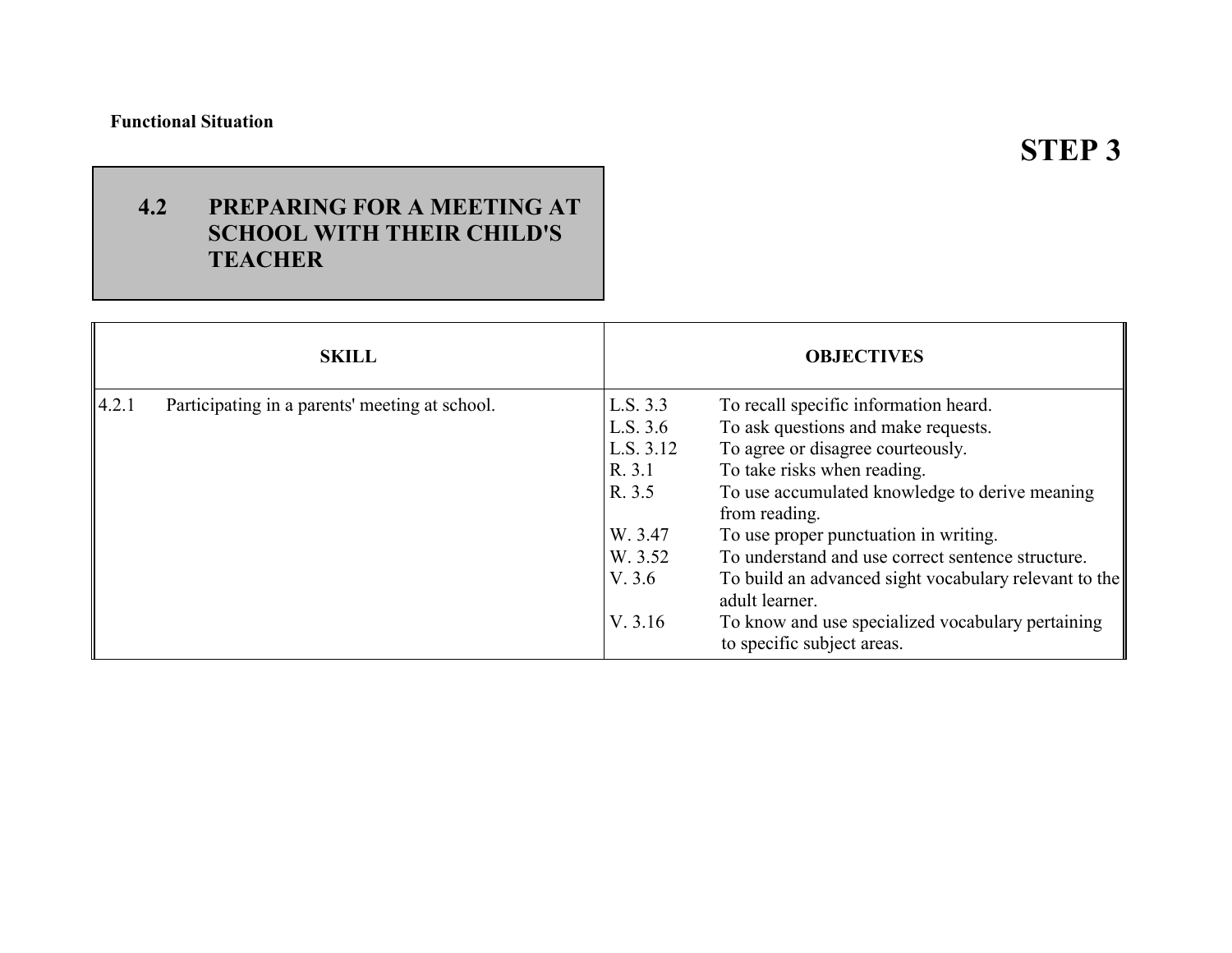**Functional Situation**

# STEP 3

## 4.2 PREPARING FOR A MEETING AT SCHOOL WITH THEIR CHILD'S TEACHER

| SKILL | OBJECTIVES |
|---|---|
| 4.2.1 Participating in a parents' meeting at school. | L.S. 3.3 To recall specific information heard.<br>L.S. 3.6 To ask questions and make requests.<br>L.S. 3.12 To agree or disagree courteously.<br>R. 3.1 To take risks when reading.<br>R. 3.5 To use accumulated knowledge to derive meaning from reading.<br>W. 3.47 To use proper punctuation in writing.<br>W. 3.52 To understand and use correct sentence structure.<br>V. 3.6 To build an advanced sight vocabulary relevant to the adult learner.<br>V. 3.16 To know and use specialized vocabulary pertaining to specific subject areas. |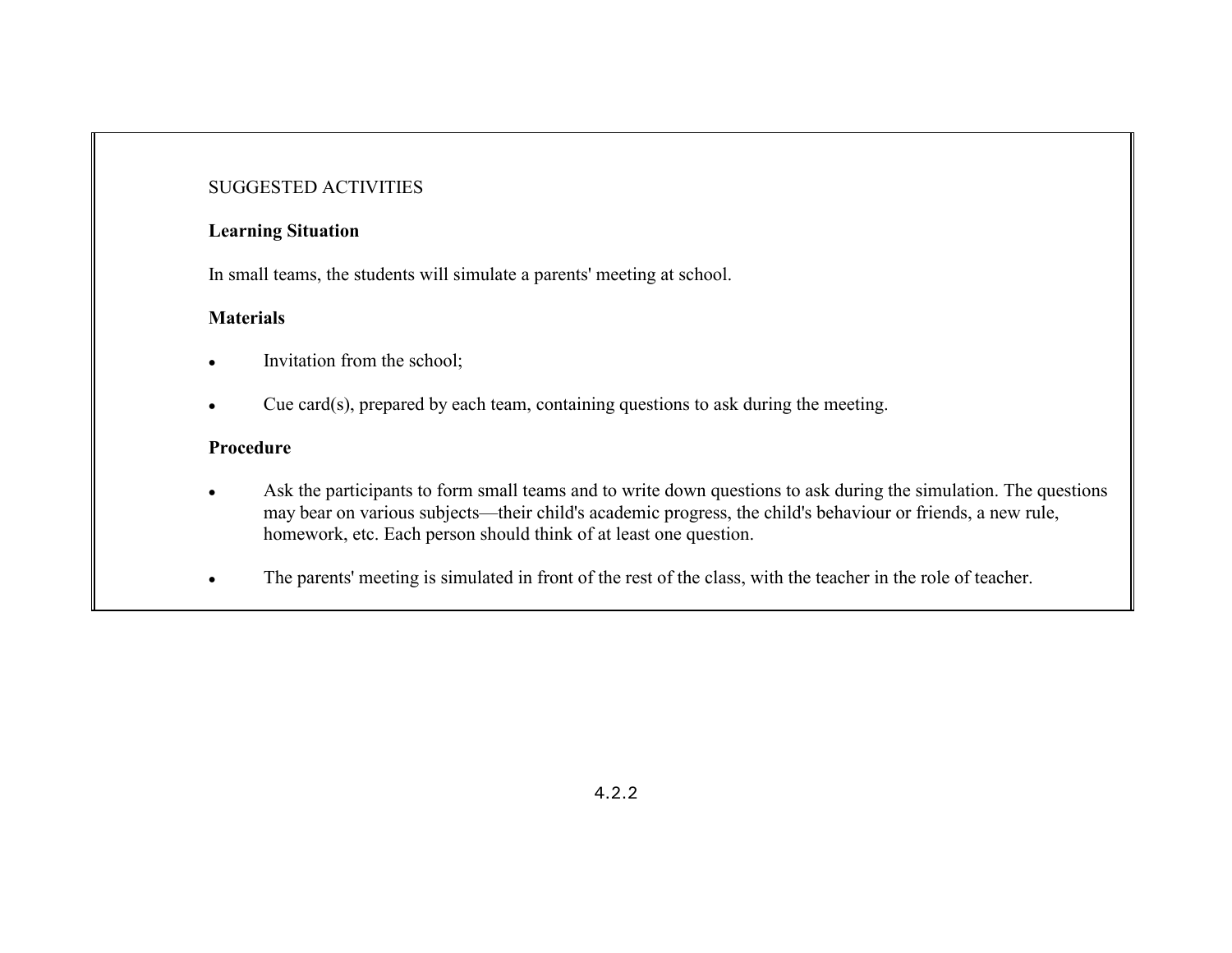SUGGESTED ACTIVITIES

**Learning Situation**

In small teams, the students will simulate a parents' meeting at school.

**Materials**

- Invitation from the school;
- Cue card(s), prepared by each team, containing questions to ask during the meeting.

**Procedure**

- Ask the participants to form small teams and to write down questions to ask during the simulation. The questions may bear on various subjects—their child's academic progress, the child's behaviour or friends, a new rule, homework, etc. Each person should think of at least one question.
- The parents' meeting is simulated in front of the rest of the class, with the teacher in the role of teacher.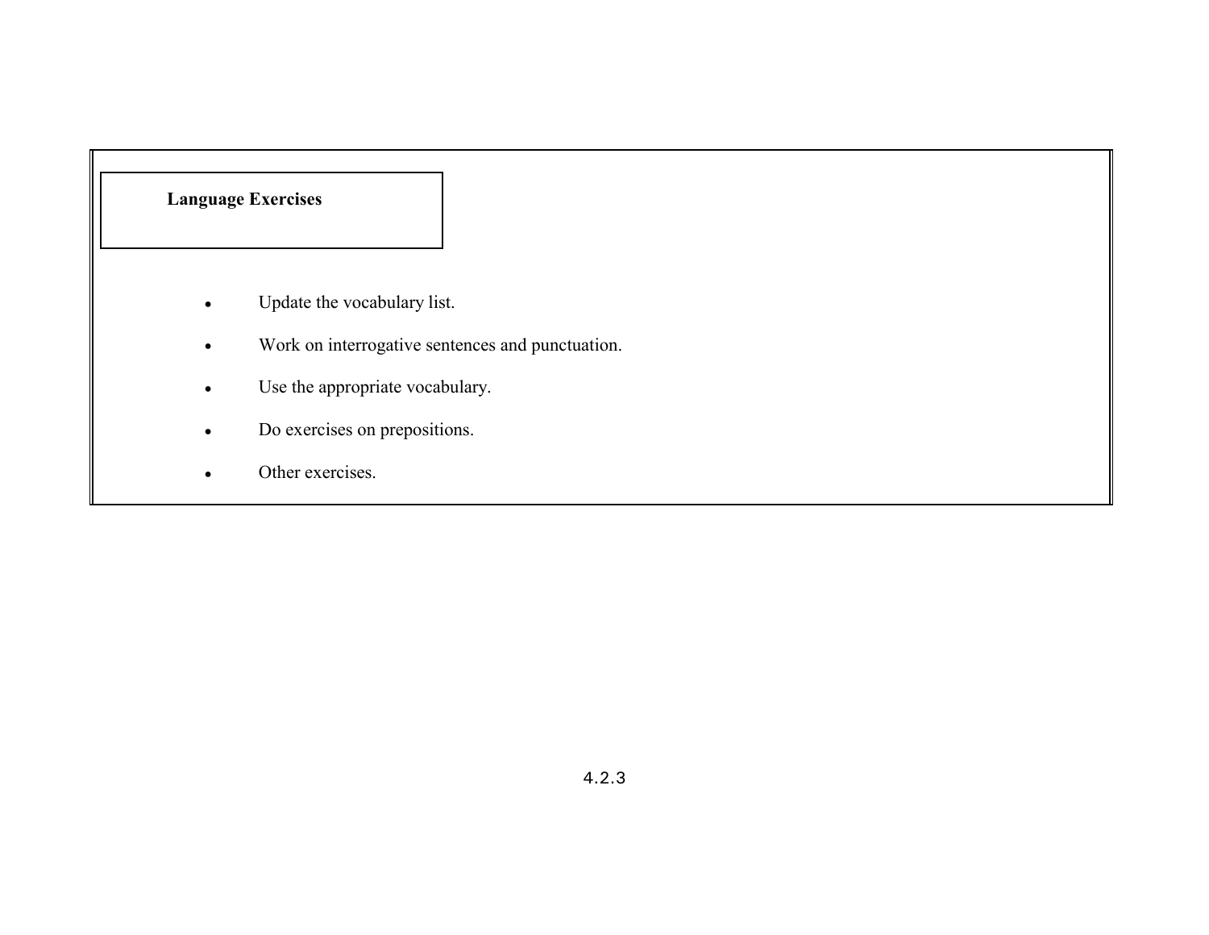**Language Exercises**

- Update the vocabulary list.
- Work on interrogative sentences and punctuation.
- Use the appropriate vocabulary.
- Do exercises on prepositions.
- Other exercises.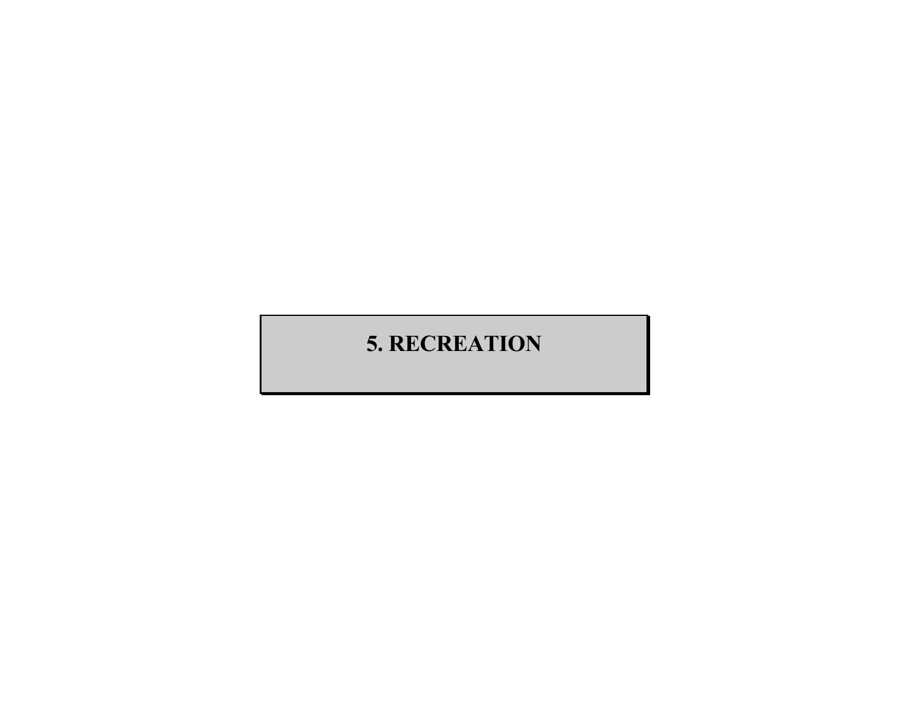# 5. RECREATION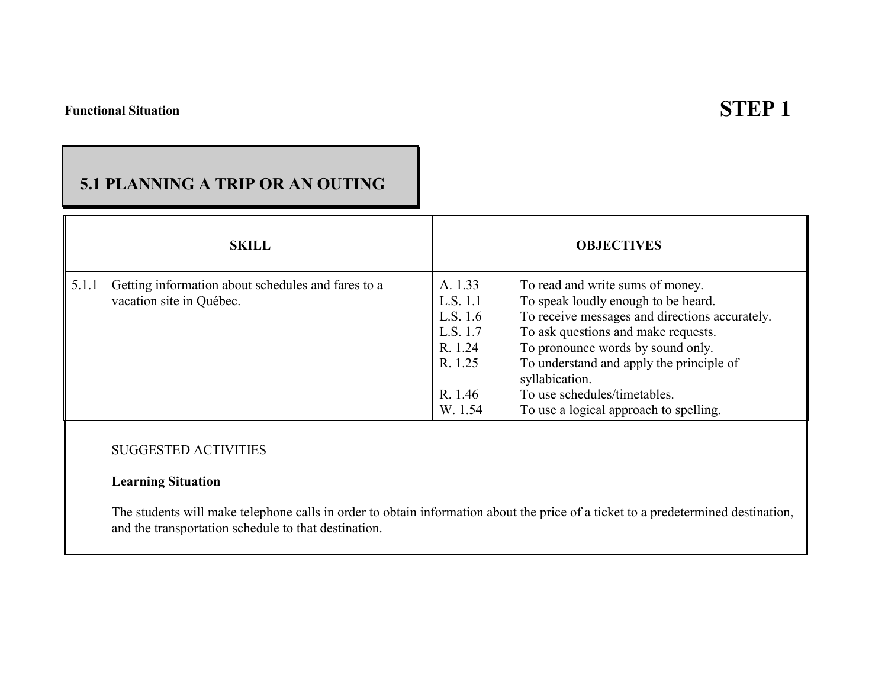**Functional Situation**

# STEP 1

## 5.1 PLANNING A TRIP OR AN OUTING

| SKILL | OBJECTIVES | |
|---|---|---|
| 5.1.1 Getting information about schedules and fares to a vacation site in Québec. | A. 1.33 | To read and write sums of money. |
| | L.S. 1.1 | To speak loudly enough to be heard. |
| | L.S. 1.6 | To receive messages and directions accurately. |
| | L.S. 1.7 | To ask questions and make requests. |
| | R. 1.24 | To pronounce words by sound only. |
| | R. 1.25 | To understand and apply the principle of syllabication. |
| | R. 1.46 | To use schedules/timetables. |
| | W. 1.54 | To use a logical approach to spelling. |

SUGGESTED ACTIVITIES

**Learning Situation**

The students will make telephone calls in order to obtain information about the price of a ticket to a predetermined destination, and the transportation schedule to that destination.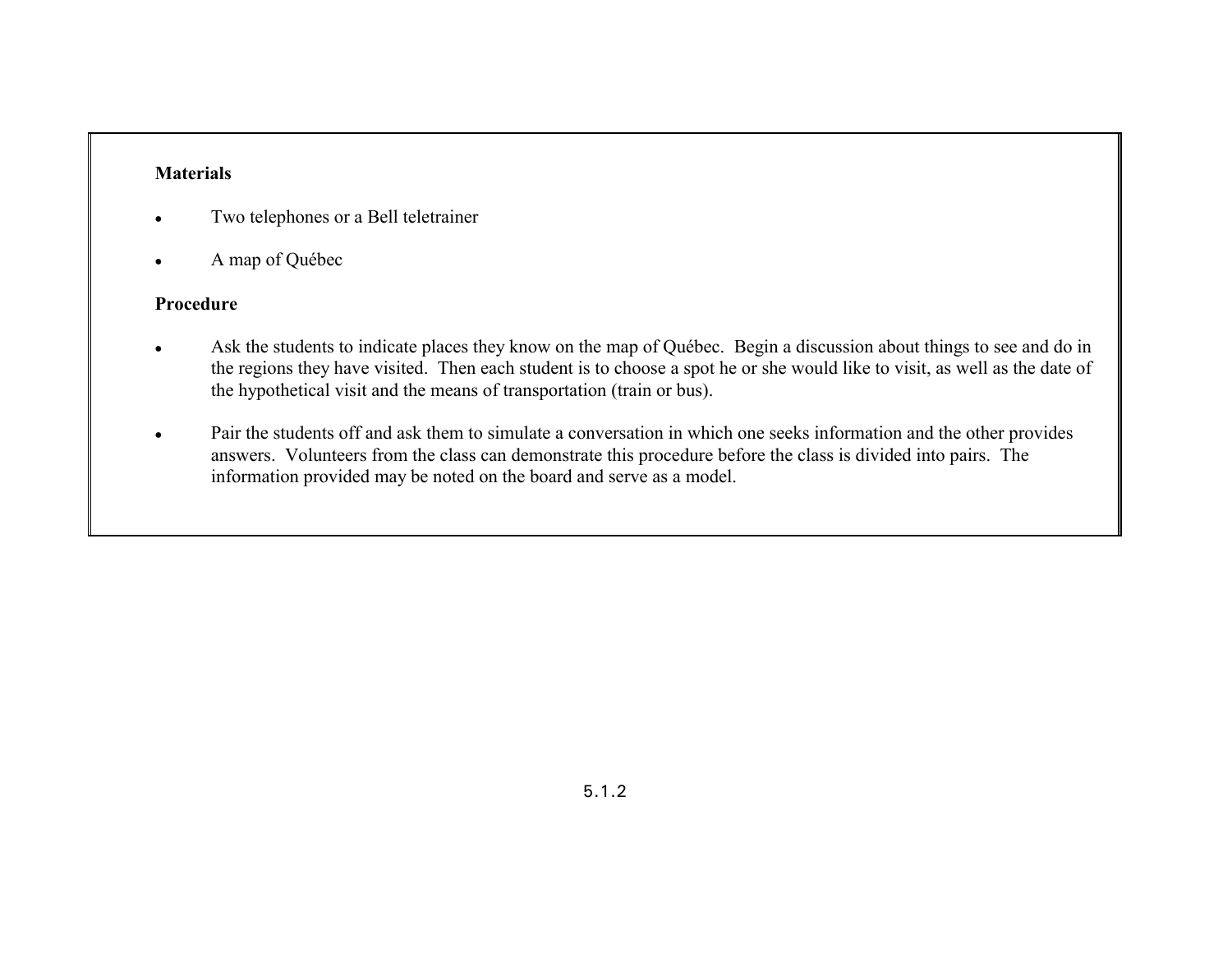**Materials**

- Two telephones or a Bell teletrainer
- A map of Québec

**Procedure**

- Ask the students to indicate places they know on the map of Québec. Begin a discussion about things to see and do in the regions they have visited. Then each student is to choose a spot he or she would like to visit, as well as the date of the hypothetical visit and the means of transportation (train or bus).
- Pair the students off and ask them to simulate a conversation in which one seeks information and the other provides answers. Volunteers from the class can demonstrate this procedure before the class is divided into pairs. The information provided may be noted on the board and serve as a model.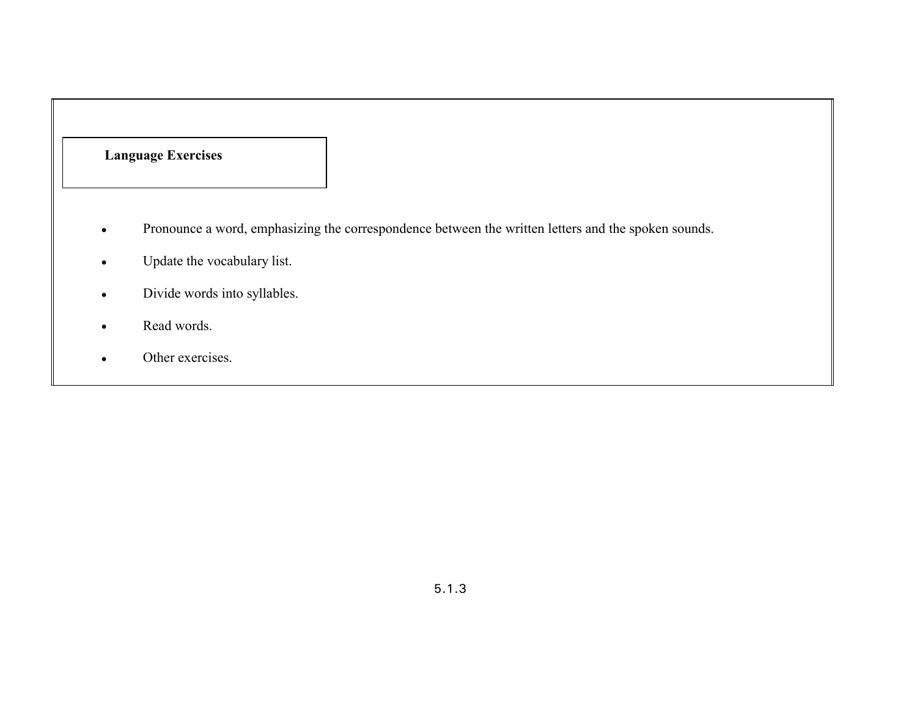**Language Exercises**

- Pronounce a word, emphasizing the correspondence between the written letters and the spoken sounds.
- Update the vocabulary list.
- Divide words into syllables.
- Read words.
- Other exercises.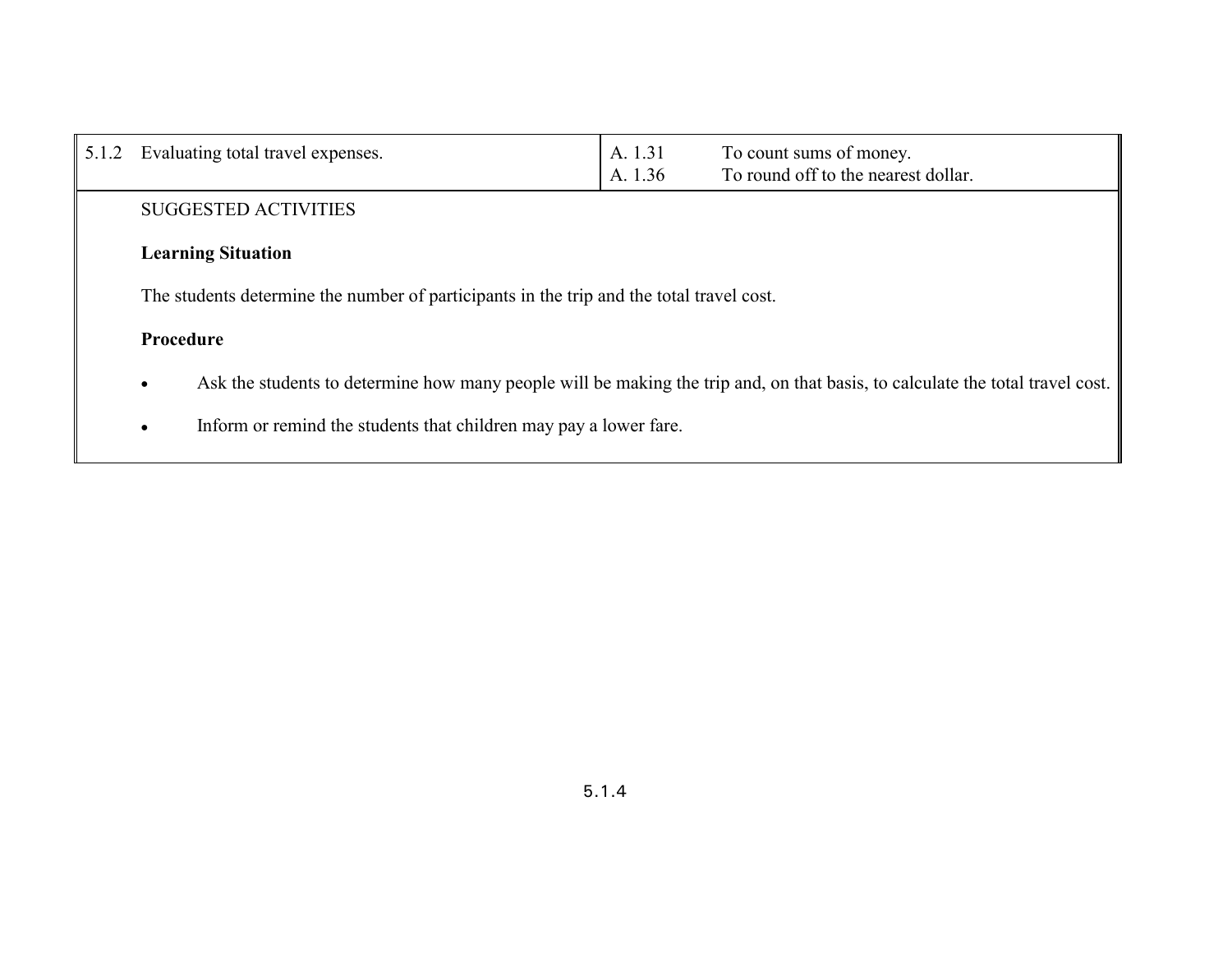| 5.1.2 Evaluating total travel expenses. | A. 1.31 To count sums of money.<br>A. 1.36 To round off to the nearest dollar. |
|---|---|

SUGGESTED ACTIVITIES

**Learning Situation**

The students determine the number of participants in the trip and the total travel cost.

**Procedure**

- Ask the students to determine how many people will be making the trip and, on that basis, to calculate the total travel cost.
- Inform or remind the students that children may pay a lower fare.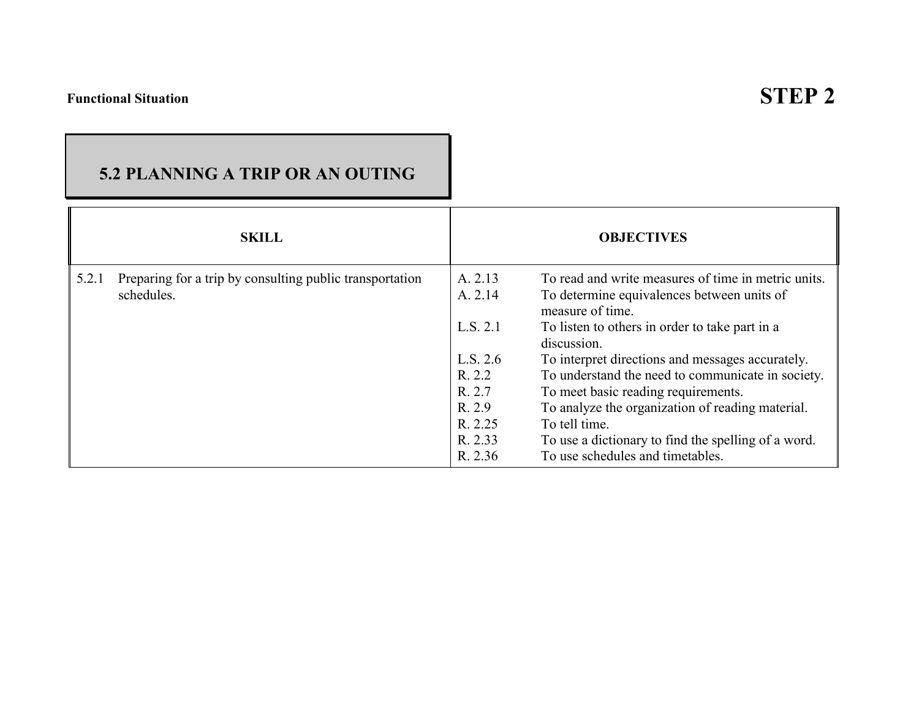**Functional Situation** **STEP 2**

## 5.2 PLANNING A TRIP OR AN OUTING

| SKILL | OBJECTIVES | |
|---|---|---|
| 5.2.1 Preparing for a trip by consulting public transportation schedules. | A. 2.13 | To read and write measures of time in metric units. |
| | A. 2.14 | To determine equivalences between units of measure of time. |
| | L.S. 2.1 | To listen to others in order to take part in a discussion. |
| | L.S. 2.6 | To interpret directions and messages accurately. |
| | R. 2.2 | To understand the need to communicate in society. |
| | R. 2.7 | To meet basic reading requirements. |
| | R. 2.9 | To analyze the organization of reading material. |
| | R. 2.25 | To tell time. |
| | R. 2.33 | To use a dictionary to find the spelling of a word. |
| | R. 2.36 | To use schedules and timetables. |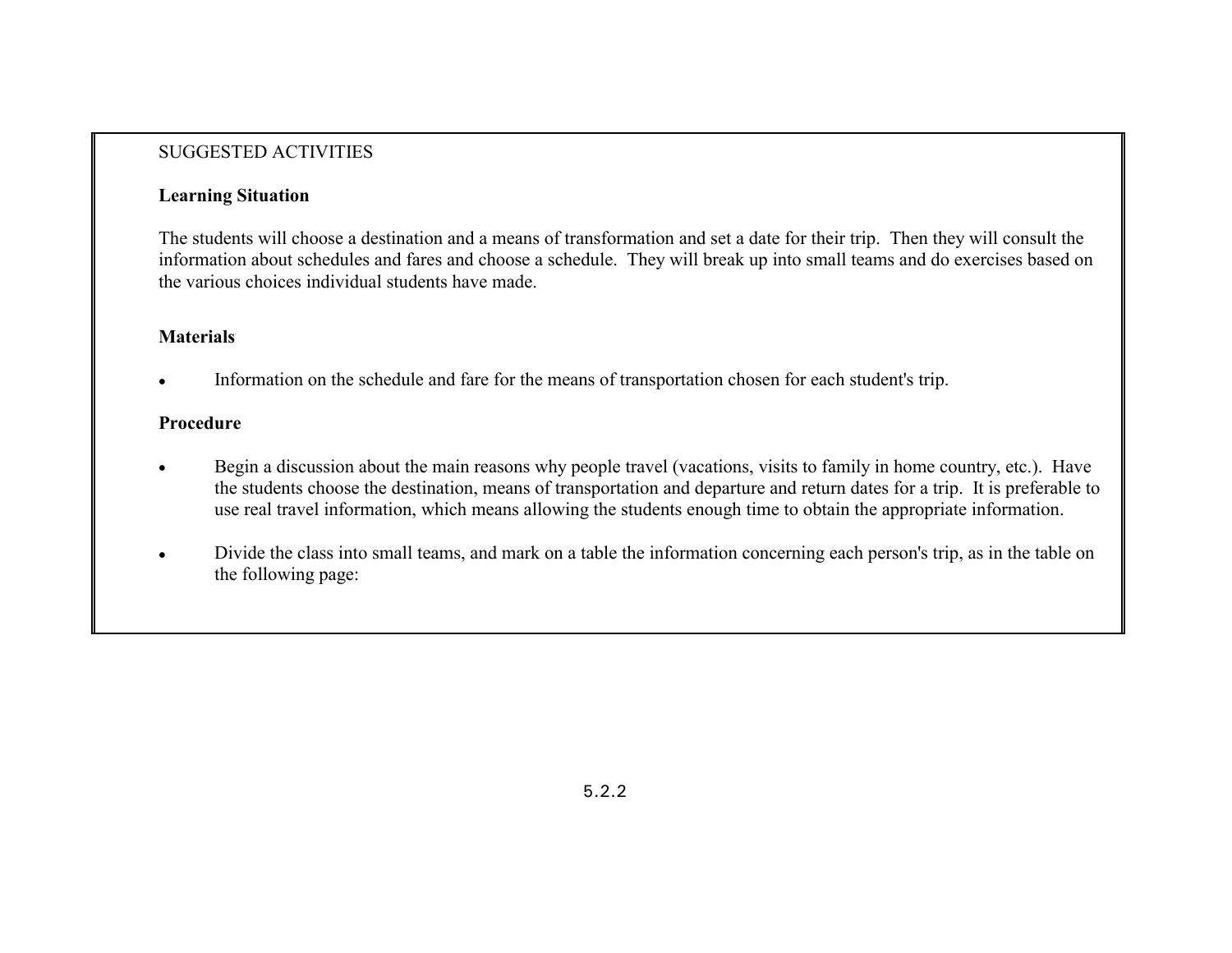SUGGESTED ACTIVITIES

**Learning Situation**

The students will choose a destination and a means of transformation and set a date for their trip. Then they will consult the information about schedules and fares and choose a schedule. They will break up into small teams and do exercises based on the various choices individual students have made.

**Materials**

- Information on the schedule and fare for the means of transportation chosen for each student's trip.

**Procedure**

- Begin a discussion about the main reasons why people travel (vacations, visits to family in home country, etc.). Have the students choose the destination, means of transportation and departure and return dates for a trip. It is preferable to use real travel information, which means allowing the students enough time to obtain the appropriate information.

- Divide the class into small teams, and mark on a table the information concerning each person's trip, as in the table on the following page: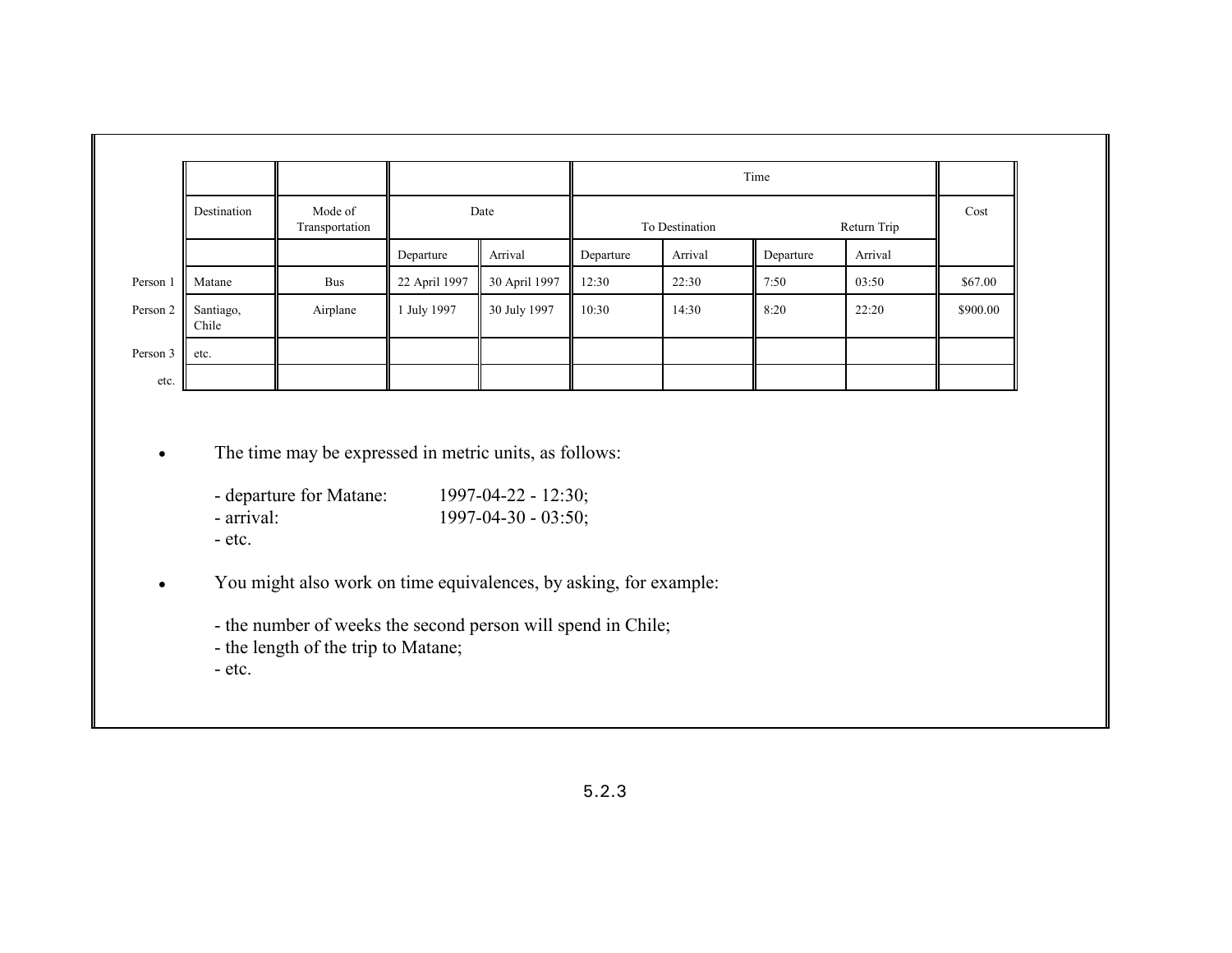| | | | | | Time | | | | |
|---|---|---|---|---|---|---|---|---|---|
| | Destination | Mode of Transportation | Date | | To Destination | | Return Trip | | Cost |
| | | | Departure | Arrival | Departure | Arrival | Departure | Arrival | |
| Person 1 | Matane | Bus | 22 April 1997 | 30 April 1997 | 12:30 | 22:30 | 7:50 | 03:50 | $67.00 |
| Person 2 | Santiago, Chile | Airplane | 1 July 1997 | 30 July 1997 | 10:30 | 14:30 | 8:20 | 22:20 | $900.00 |
| Person 3 | etc. | | | | | | | | |
| etc. | | | | | | | | | |

- The time may be expressed in metric units, as follows:

  - departure for Matane: 1997-04-22 - 12:30;
  - arrival: 1997-04-30 - 03:50;
  - etc.

- You might also work on time equivalences, by asking, for example:

  - the number of weeks the second person will spend in Chile;
  - the length of the trip to Matane;
  - etc.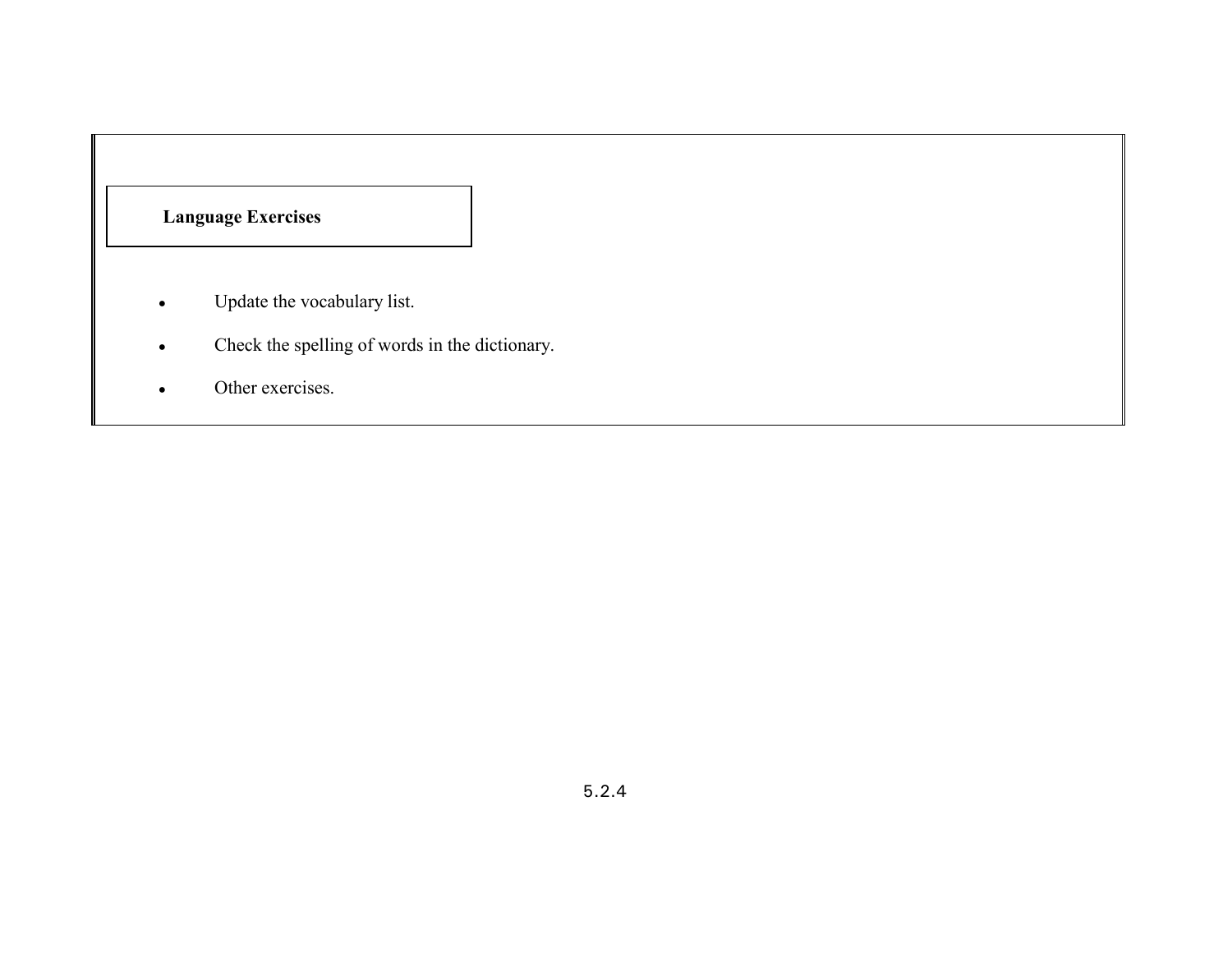**Language Exercises**

- Update the vocabulary list.
- Check the spelling of words in the dictionary.
- Other exercises.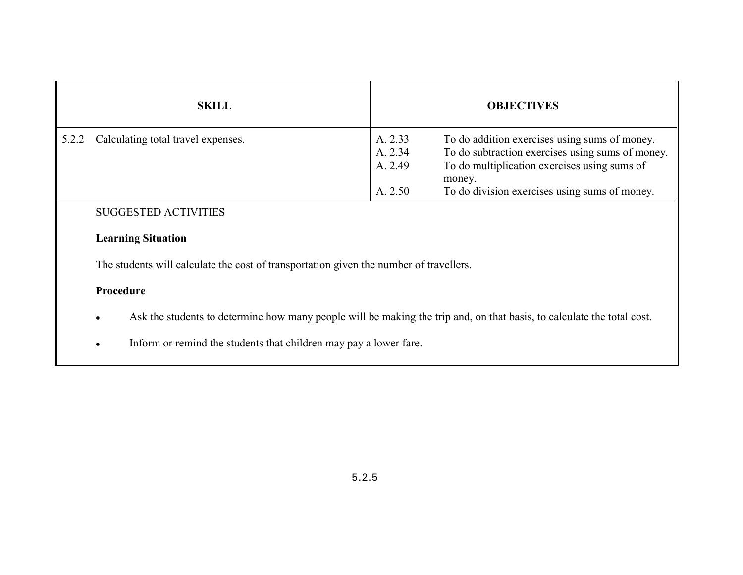| SKILL | OBJECTIVES |
|---|---|
| 5.2.2 Calculating total travel expenses. | A. 2.33 To do addition exercises using sums of money.<br>A. 2.34 To do subtraction exercises using sums of money.<br>A. 2.49 To do multiplication exercises using sums of money.<br>A. 2.50 To do division exercises using sums of money. |

SUGGESTED ACTIVITIES

**Learning Situation**

The students will calculate the cost of transportation given the number of travellers.

**Procedure**

- Ask the students to determine how many people will be making the trip and, on that basis, to calculate the total cost.
- Inform or remind the students that children may pay a lower fare.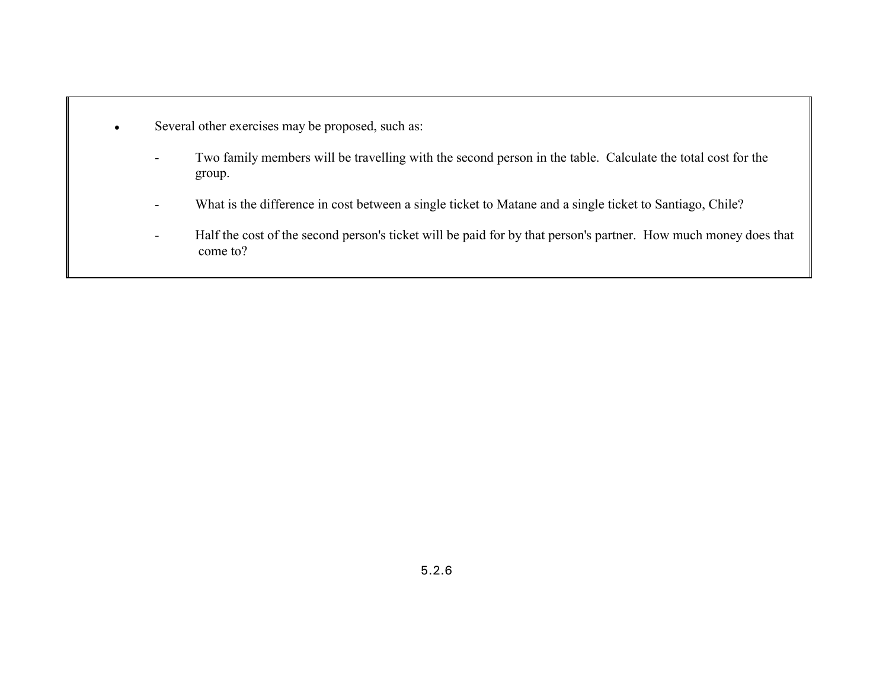- Several other exercises may be proposed, such as:
  - Two family members will be travelling with the second person in the table. Calculate the total cost for the group.
  - What is the difference in cost between a single ticket to Matane and a single ticket to Santiago, Chile?
  - Half the cost of the second person's ticket will be paid for by that person's partner. How much money does that come to?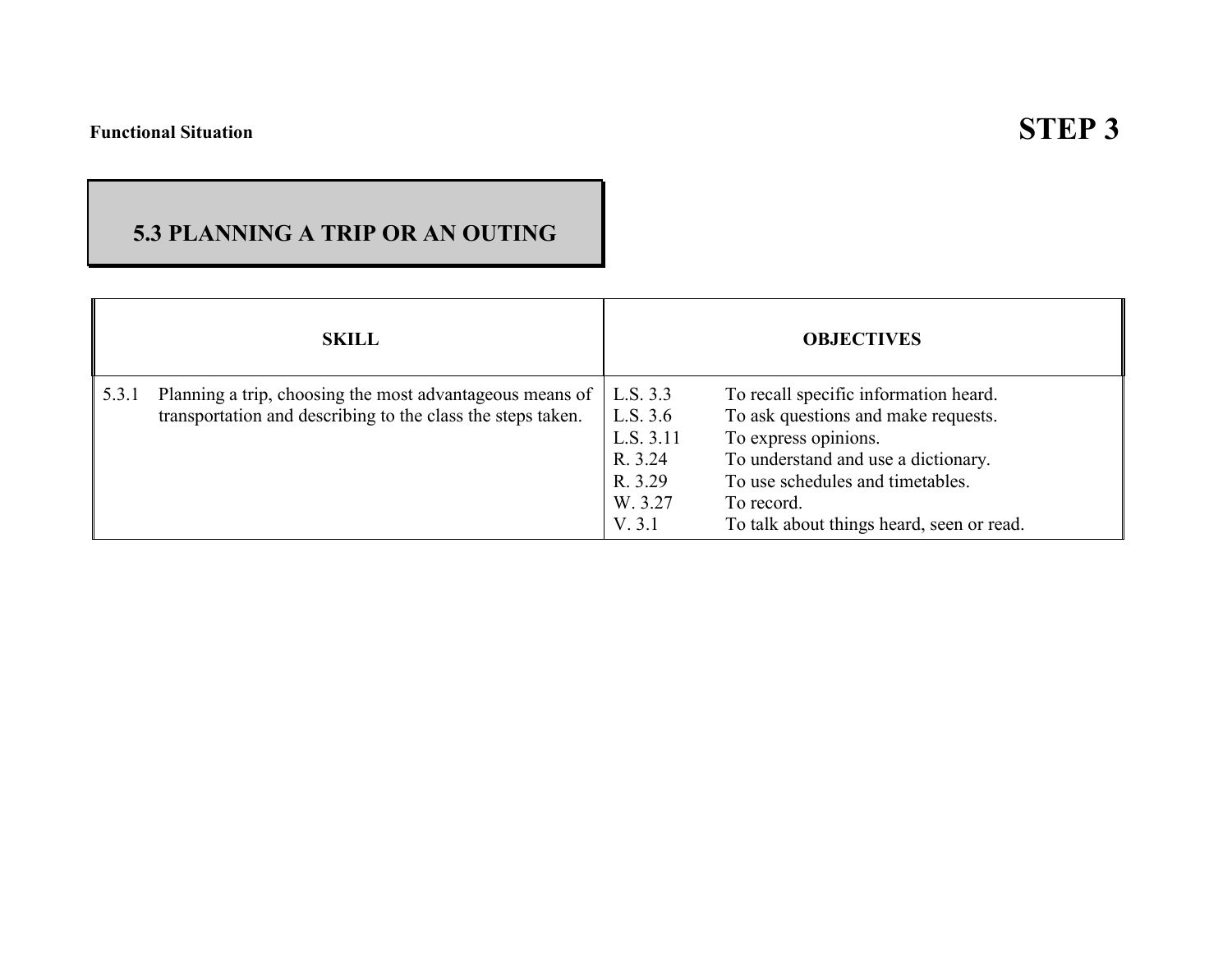**Functional Situation**

# STEP 3

## 5.3 PLANNING A TRIP OR AN OUTING

| SKILL | OBJECTIVES |
|---|---|
| 5.3.1 Planning a trip, choosing the most advantageous means of transportation and describing to the class the steps taken. | L.S. 3.3 To recall specific information heard.<br>L.S. 3.6 To ask questions and make requests.<br>L.S. 3.11 To express opinions.<br>R. 3.24 To understand and use a dictionary.<br>R. 3.29 To use schedules and timetables.<br>W. 3.27 To record.<br>V. 3.1 To talk about things heard, seen or read. |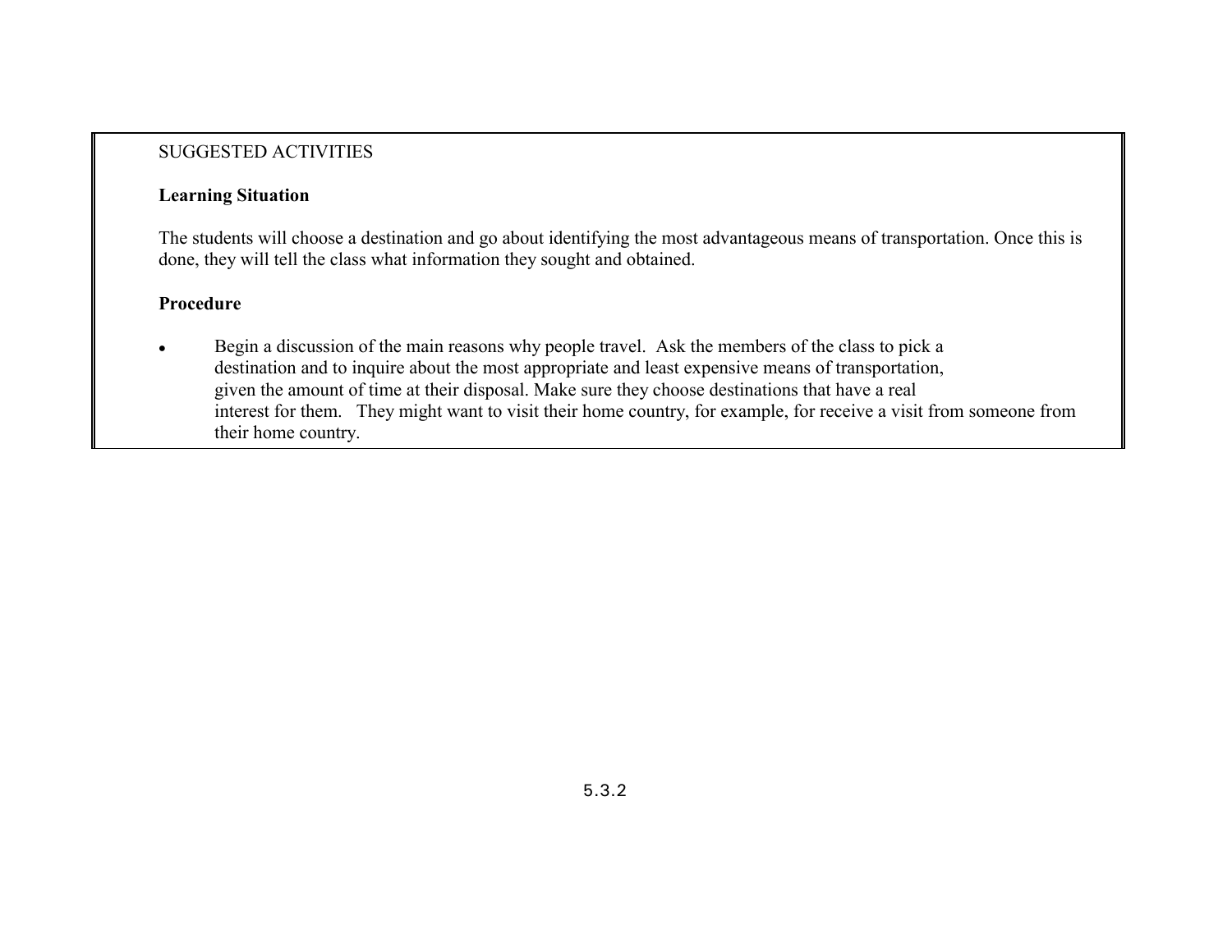SUGGESTED ACTIVITIES

**Learning Situation**

The students will choose a destination and go about identifying the most advantageous means of transportation. Once this is done, they will tell the class what information they sought and obtained.

**Procedure**

- Begin a discussion of the main reasons why people travel. Ask the members of the class to pick a destination and to inquire about the most appropriate and least expensive means of transportation, given the amount of time at their disposal. Make sure they choose destinations that have a real interest for them. They might want to visit their home country, for example, for receive a visit from someone from their home country.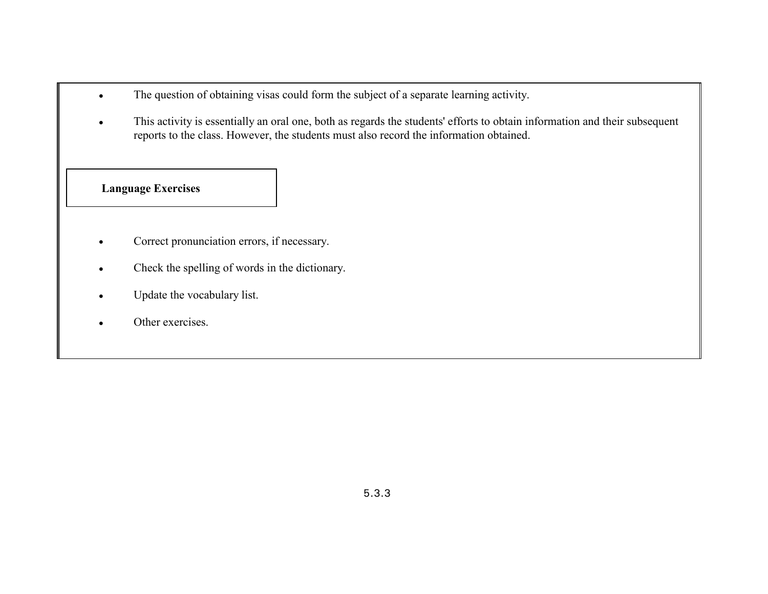- The question of obtaining visas could form the subject of a separate learning activity.

- This activity is essentially an oral one, both as regards the students' efforts to obtain information and their subsequent reports to the class. However, the students must also record the information obtained.

**Language Exercises**

- Correct pronunciation errors, if necessary.

- Check the spelling of words in the dictionary.

- Update the vocabulary list.

- Other exercises.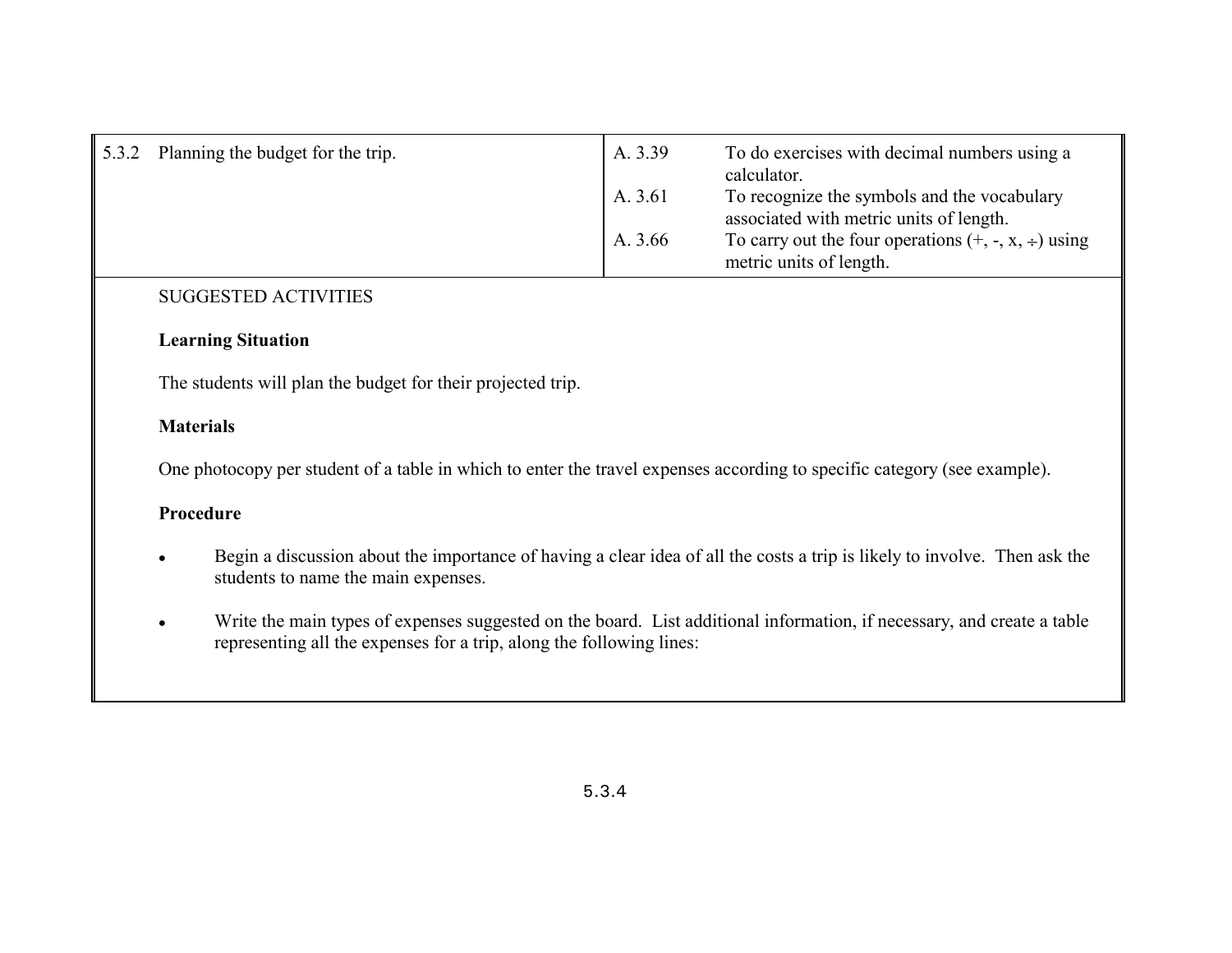| 5.3.2 Planning the budget for the trip. | A. 3.39 | To do exercises with decimal numbers using a calculator. |
|---|---|---|
| | A. 3.61 | To recognize the symbols and the vocabulary associated with metric units of length. |
| | A. 3.66 | To carry out the four operations (+, -, x, ÷) using metric units of length. |

SUGGESTED ACTIVITIES

**Learning Situation**

The students will plan the budget for their projected trip.

**Materials**

One photocopy per student of a table in which to enter the travel expenses according to specific category (see example).

**Procedure**

- Begin a discussion about the importance of having a clear idea of all the costs a trip is likely to involve. Then ask the students to name the main expenses.
- Write the main types of expenses suggested on the board. List additional information, if necessary, and create a table representing all the expenses for a trip, along the following lines: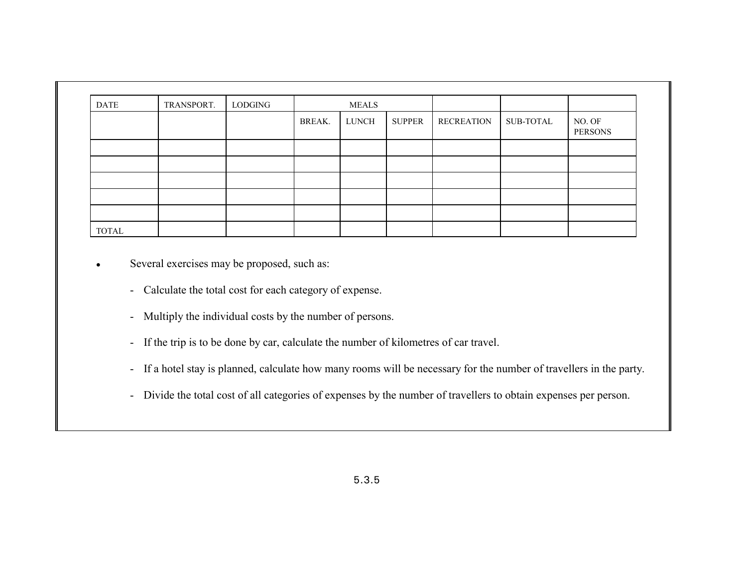| DATE | TRANSPORT. | LODGING | MEALS | | | | | |
|---|---|---|---|---|---|---|---|---|
| | | | BREAK. | LUNCH | SUPPER | RECREATION | SUB-TOTAL | NO. OF PERSONS |
| | | | | | | | | |
| | | | | | | | | |
| | | | | | | | | |
| | | | | | | | | |
| | | | | | | | | |
| TOTAL | | | | | | | | |

- Several exercises may be proposed, such as:
  - Calculate the total cost for each category of expense.
  - Multiply the individual costs by the number of persons.
  - If the trip is to be done by car, calculate the number of kilometres of car travel.
  - If a hotel stay is planned, calculate how many rooms will be necessary for the number of travellers in the party.
  - Divide the total cost of all categories of expenses by the number of travellers to obtain expenses per person.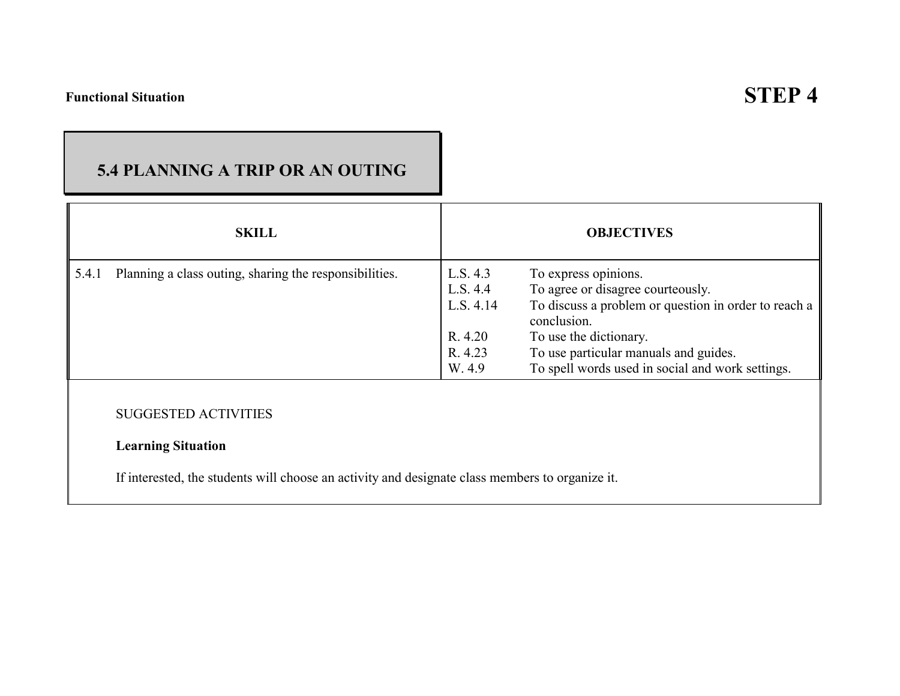**Functional Situation** **STEP 4**

## 5.4 PLANNING A TRIP OR AN OUTING

| SKILL | OBJECTIVES | |
|---|---|---|
| 5.4.1 Planning a class outing, sharing the responsibilities. | L.S. 4.3 | To express opinions. |
| | L.S. 4.4 | To agree or disagree courteously. |
| | L.S. 4.14 | To discuss a problem or question in order to reach a conclusion. |
| | R. 4.20 | To use the dictionary. |
| | R. 4.23 | To use particular manuals and guides. |
| | W. 4.9 | To spell words used in social and work settings. |

SUGGESTED ACTIVITIES

**Learning Situation**

If interested, the students will choose an activity and designate class members to organize it.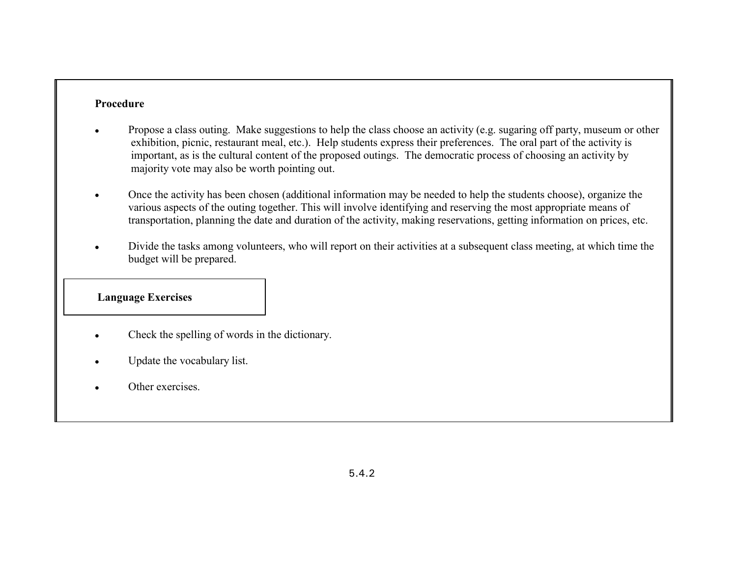**Procedure**

- Propose a class outing. Make suggestions to help the class choose an activity (e.g. sugaring off party, museum or other exhibition, picnic, restaurant meal, etc.). Help students express their preferences. The oral part of the activity is important, as is the cultural content of the proposed outings. The democratic process of choosing an activity by majority vote may also be worth pointing out.

- Once the activity has been chosen (additional information may be needed to help the students choose), organize the various aspects of the outing together. This will involve identifying and reserving the most appropriate means of transportation, planning the date and duration of the activity, making reservations, getting information on prices, etc.

- Divide the tasks among volunteers, who will report on their activities at a subsequent class meeting, at which time the budget will be prepared.

**Language Exercises**

- Check the spelling of words in the dictionary.

- Update the vocabulary list.

- Other exercises.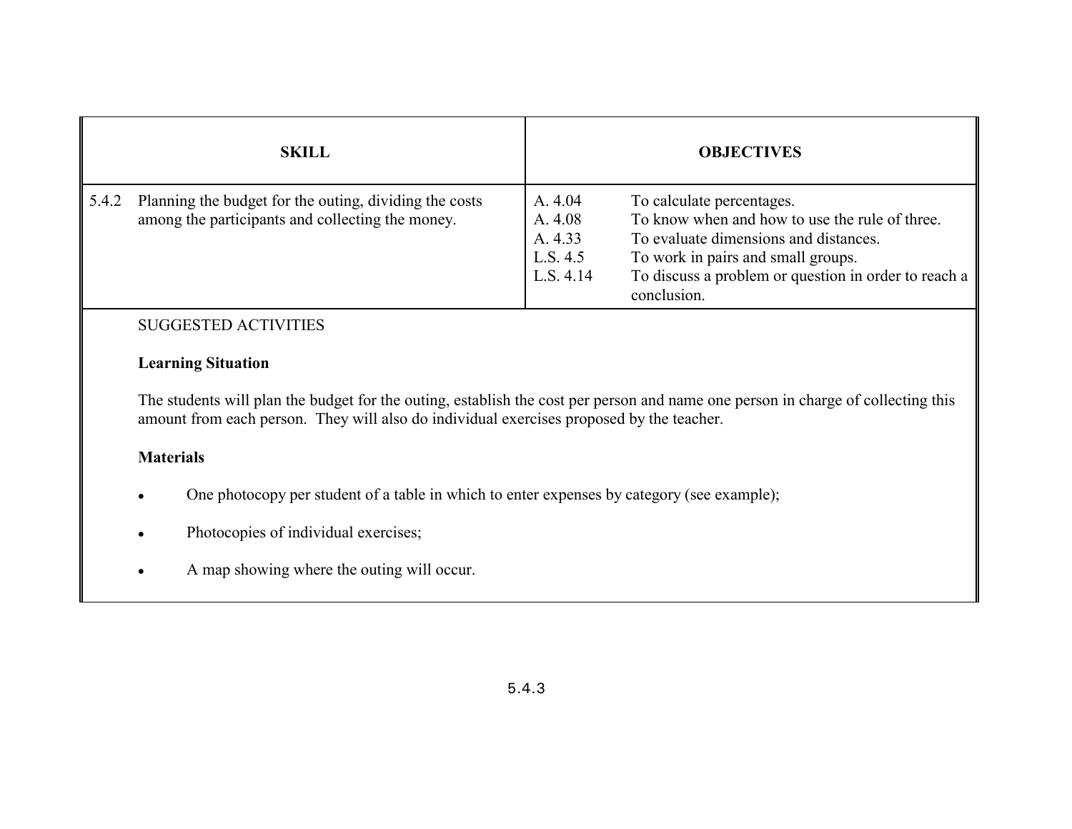| SKILL | OBJECTIVES |
| --- | --- |
| 5.4.2 Planning the budget for the outing, dividing the costs among the participants and collecting the money. | A. 4.04 To calculate percentages.<br>A. 4.08 To know when and how to use the rule of three.<br>A. 4.33 To evaluate dimensions and distances.<br>L.S. 4.5 To work in pairs and small groups.<br>L.S. 4.14 To discuss a problem or question in order to reach a conclusion. |

SUGGESTED ACTIVITIES

**Learning Situation**

The students will plan the budget for the outing, establish the cost per person and name one person in charge of collecting this amount from each person. They will also do individual exercises proposed by the teacher.

**Materials**

- One photocopy per student of a table in which to enter expenses by category (see example);
- Photocopies of individual exercises;
- A map showing where the outing will occur.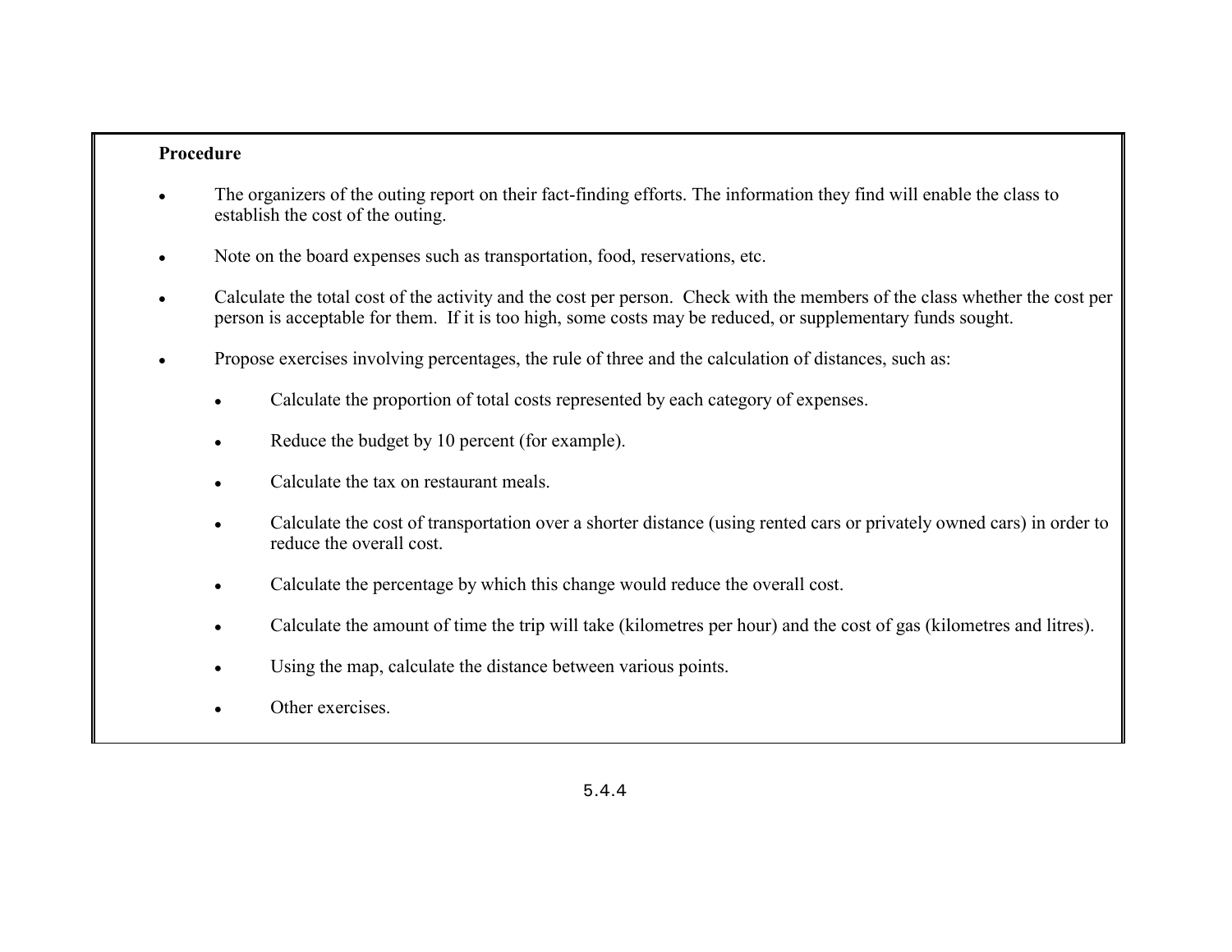**Procedure**

- The organizers of the outing report on their fact-finding efforts. The information they find will enable the class to establish the cost of the outing.
- Note on the board expenses such as transportation, food, reservations, etc.
- Calculate the total cost of the activity and the cost per person. Check with the members of the class whether the cost per person is acceptable for them. If it is too high, some costs may be reduced, or supplementary funds sought.
- Propose exercises involving percentages, the rule of three and the calculation of distances, such as:
  - Calculate the proportion of total costs represented by each category of expenses.
  - Reduce the budget by 10 percent (for example).
  - Calculate the tax on restaurant meals.
  - Calculate the cost of transportation over a shorter distance (using rented cars or privately owned cars) in order to reduce the overall cost.
  - Calculate the percentage by which this change would reduce the overall cost.
  - Calculate the amount of time the trip will take (kilometres per hour) and the cost of gas (kilometres and litres).
  - Using the map, calculate the distance between various points.
  - Other exercises.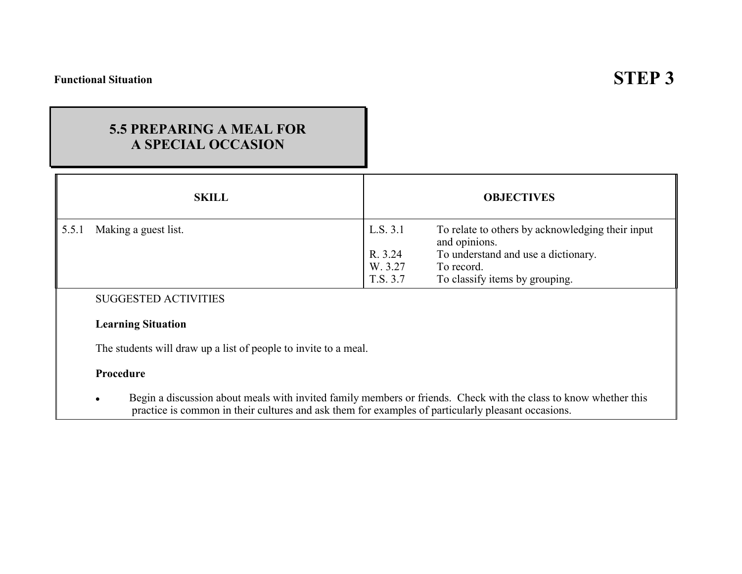**Functional Situation**

# STEP 3

## 5.5 PREPARING A MEAL FOR A SPECIAL OCCASION

| SKILL | OBJECTIVES | |
|---|---|---|
| 5.5.1 Making a guest list. | L.S. 3.1 | To relate to others by acknowledging their input and opinions. |
| | R. 3.24 | To understand and use a dictionary. |
| | W. 3.27 | To record. |
| | T.S. 3.7 | To classify items by grouping. |

SUGGESTED ACTIVITIES

**Learning Situation**

The students will draw up a list of people to invite to a meal.

**Procedure**

- Begin a discussion about meals with invited family members or friends. Check with the class to know whether this practice is common in their cultures and ask them for examples of particularly pleasant occasions.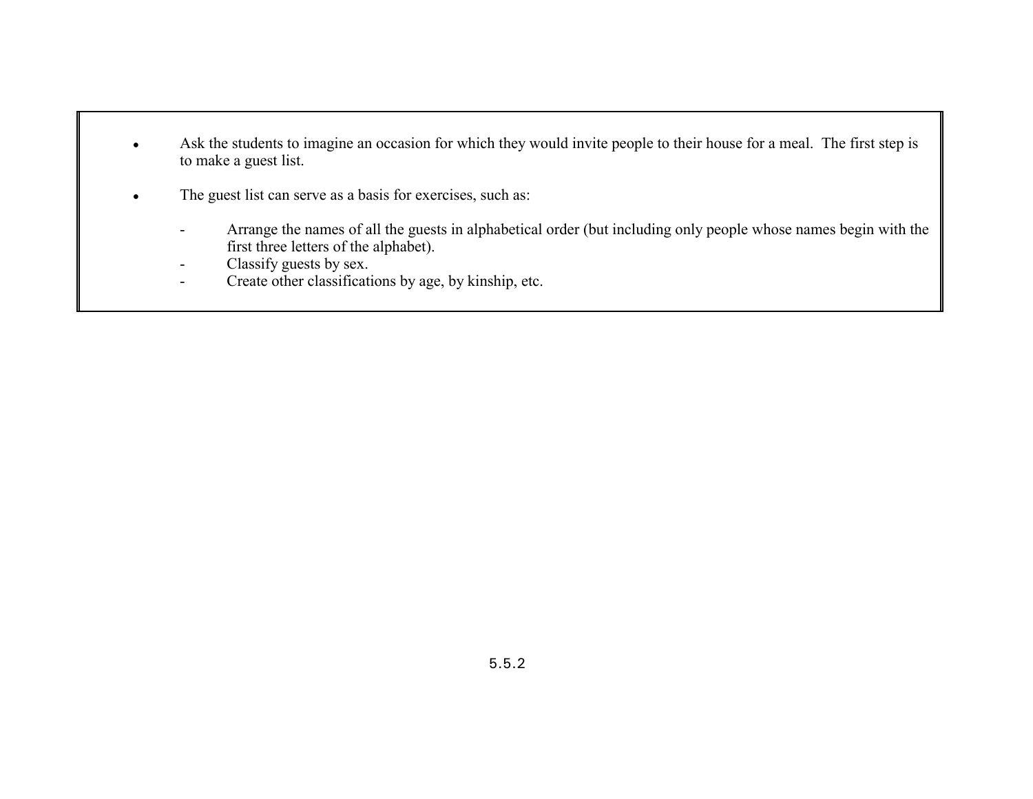- Ask the students to imagine an occasion for which they would invite people to their house for a meal. The first step is to make a guest list.

- The guest list can serve as a basis for exercises, such as:

  - Arrange the names of all the guests in alphabetical order (but including only people whose names begin with the first three letters of the alphabet).
  - Classify guests by sex.
  - Create other classifications by age, by kinship, etc.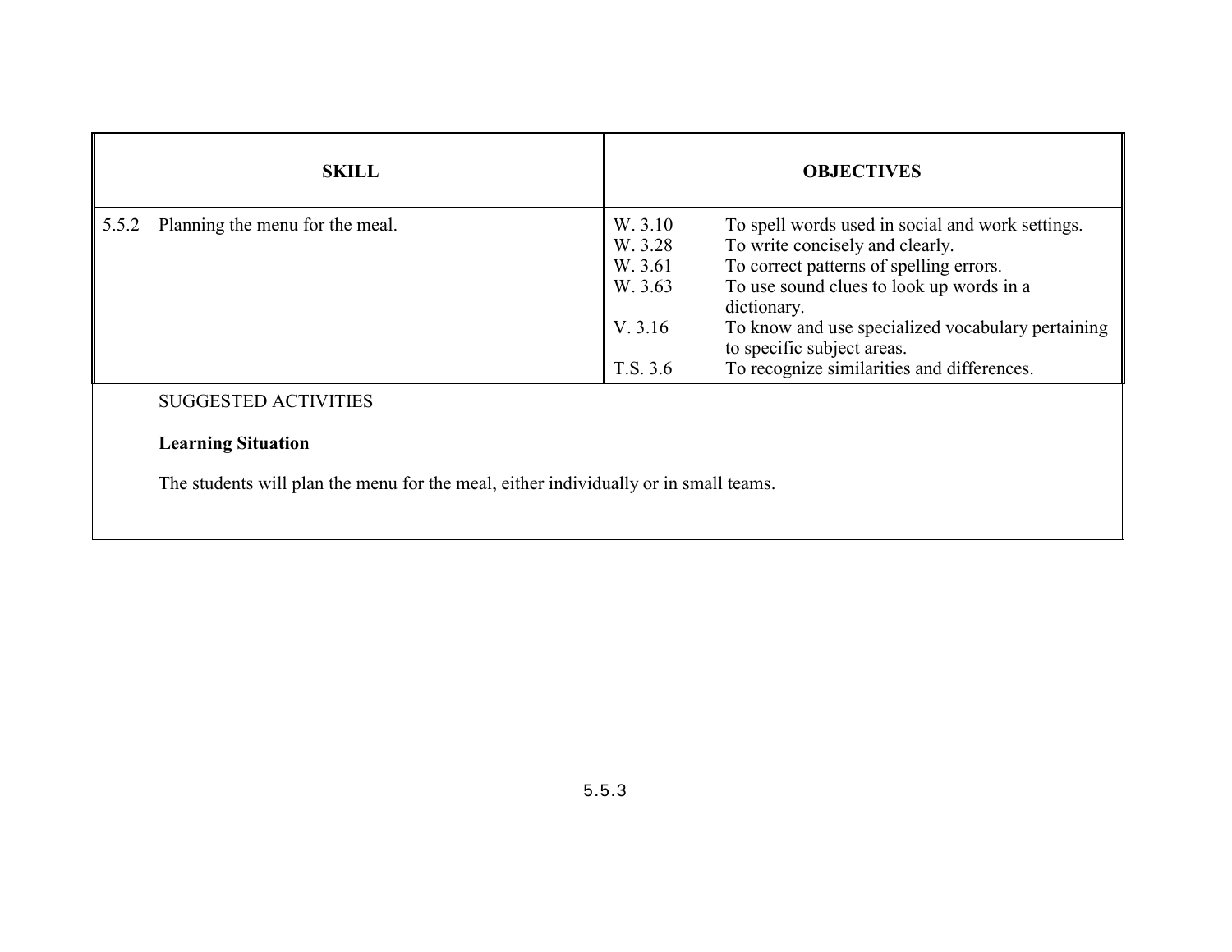| SKILL | OBJECTIVES | |
|---|---|---|
| 5.5.2 Planning the menu for the meal. | W. 3.10 | To spell words used in social and work settings. |
| | W. 3.28 | To write concisely and clearly. |
| | W. 3.61 | To correct patterns of spelling errors. |
| | W. 3.63 | To use sound clues to look up words in a dictionary. |
| | V. 3.16 | To know and use specialized vocabulary pertaining to specific subject areas. |
| | T.S. 3.6 | To recognize similarities and differences. |

SUGGESTED ACTIVITIES

**Learning Situation**

The students will plan the menu for the meal, either individually or in small teams.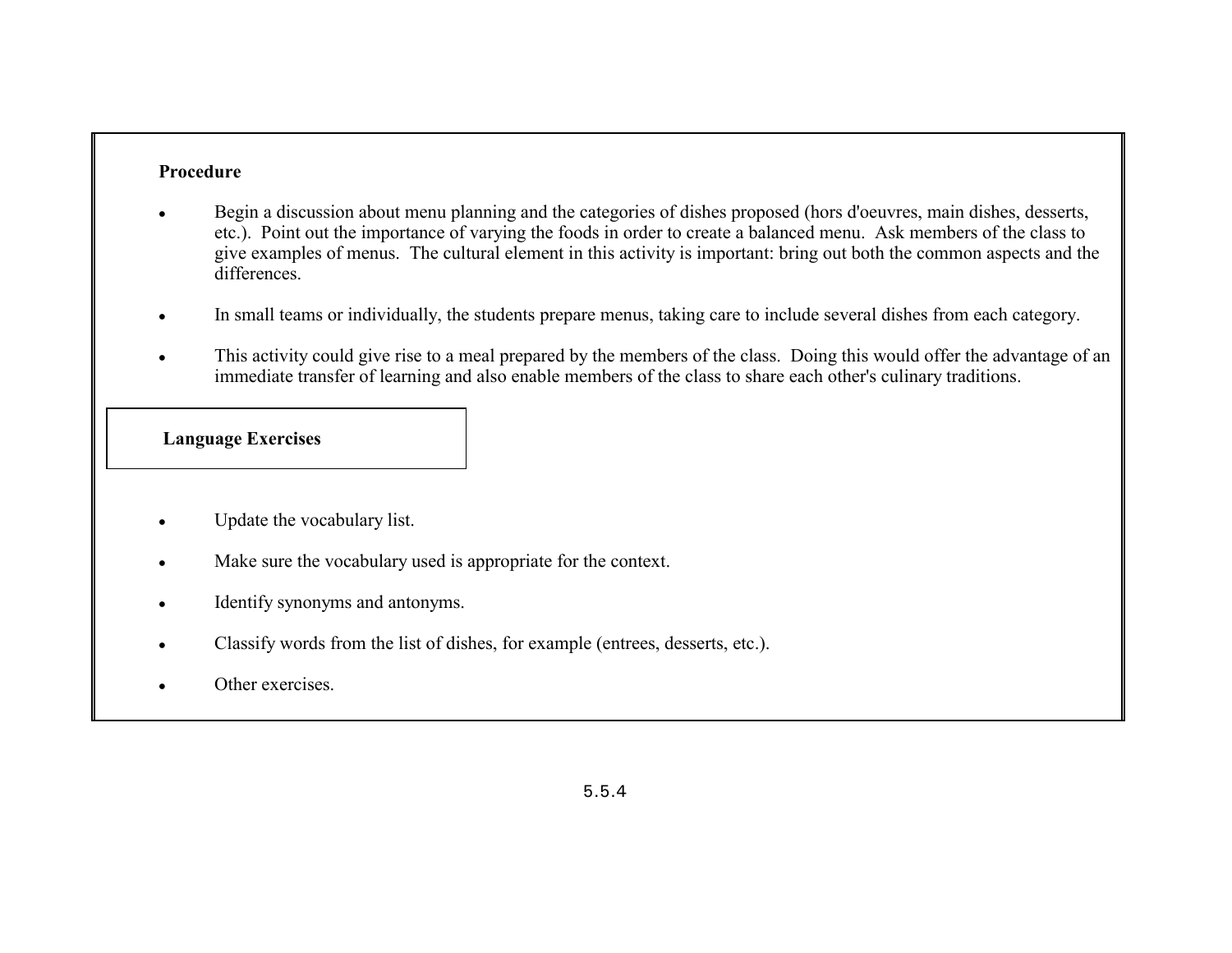**Procedure**

- Begin a discussion about menu planning and the categories of dishes proposed (hors d'oeuvres, main dishes, desserts, etc.). Point out the importance of varying the foods in order to create a balanced menu. Ask members of the class to give examples of menus. The cultural element in this activity is important: bring out both the common aspects and the differences.

- In small teams or individually, the students prepare menus, taking care to include several dishes from each category.

- This activity could give rise to a meal prepared by the members of the class. Doing this would offer the advantage of an immediate transfer of learning and also enable members of the class to share each other's culinary traditions.

**Language Exercises**

- Update the vocabulary list.

- Make sure the vocabulary used is appropriate for the context.

- Identify synonyms and antonyms.

- Classify words from the list of dishes, for example (entrees, desserts, etc.).

- Other exercises.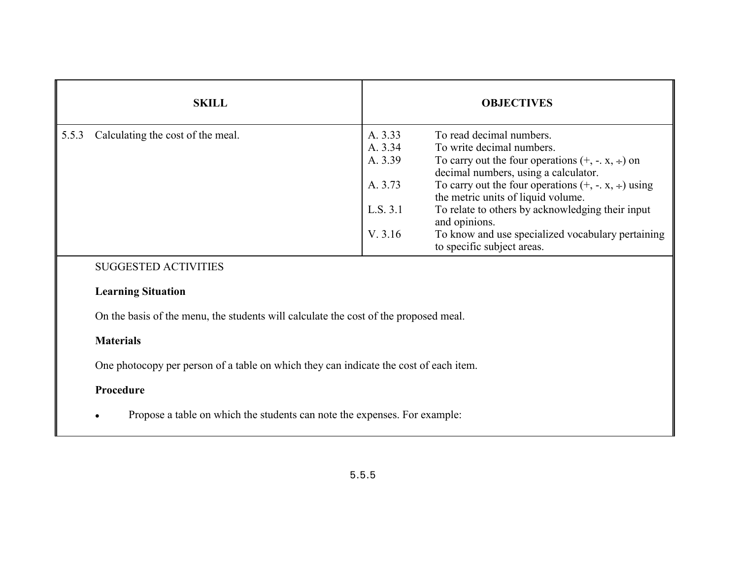| SKILL | OBJECTIVES |
|---|---|
| 5.5.3 Calculating the cost of the meal. | A. 3.33 To read decimal numbers.<br>A. 3.34 To write decimal numbers.<br>A. 3.39 To carry out the four operations (+, -. x, ÷) on decimal numbers, using a calculator.<br>A. 3.73 To carry out the four operations (+, -. x, ÷) using the metric units of liquid volume.<br>L.S. 3.1 To relate to others by acknowledging their input and opinions.<br>V. 3.16 To know and use specialized vocabulary pertaining to specific subject areas. |

SUGGESTED ACTIVITIES

**Learning Situation**

On the basis of the menu, the students will calculate the cost of the proposed meal.

**Materials**

One photocopy per person of a table on which they can indicate the cost of each item.

**Procedure**

- Propose a table on which the students can note the expenses. For example: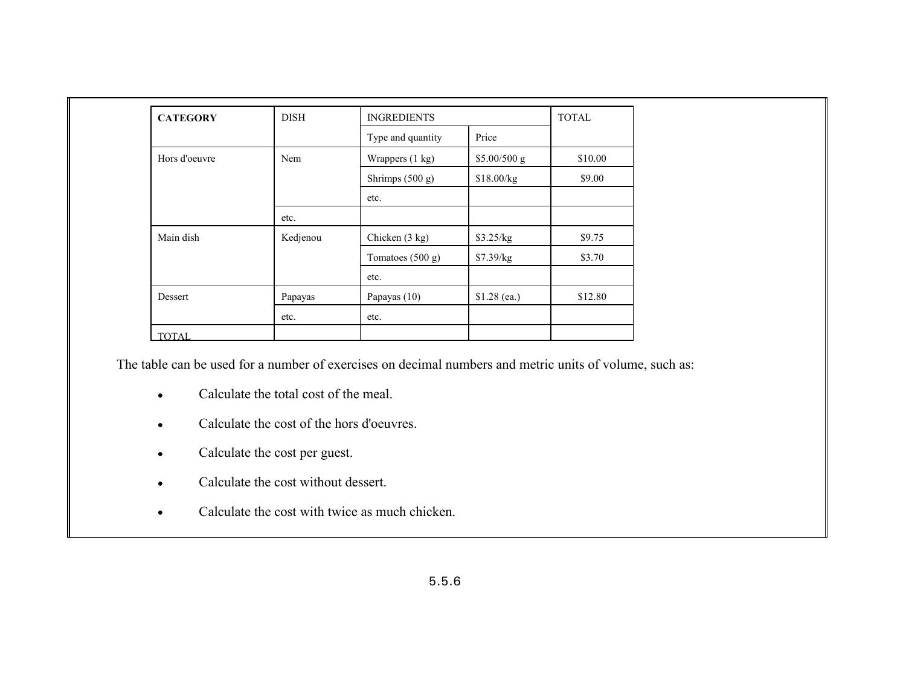| CATEGORY | DISH | INGREDIENTS | | TOTAL |
|---|---|---|---|---|
| | | Type and quantity | Price | |
| Hors d'oeuvre | Nem | Wrappers (1 kg) | $5.00/500 g | $10.00 |
| | | Shrimps (500 g) | $18.00/kg | $9.00 |
| | | etc. | | |
| | etc. | | | |
| Main dish | Kedjenou | Chicken (3 kg) | $3.25/kg | $9.75 |
| | | Tomatoes (500 g) | $7.39/kg | $3.70 |
| | | etc. | | |
| Dessert | Papayas | Papayas (10) | $1.28 (ea.) | $12.80 |
| | etc. | etc. | | |
| TOTAL | | | | |

The table can be used for a number of exercises on decimal numbers and metric units of volume, such as:

- Calculate the total cost of the meal.
- Calculate the cost of the hors d'oeuvres.
- Calculate the cost per guest.
- Calculate the cost without dessert.
- Calculate the cost with twice as much chicken.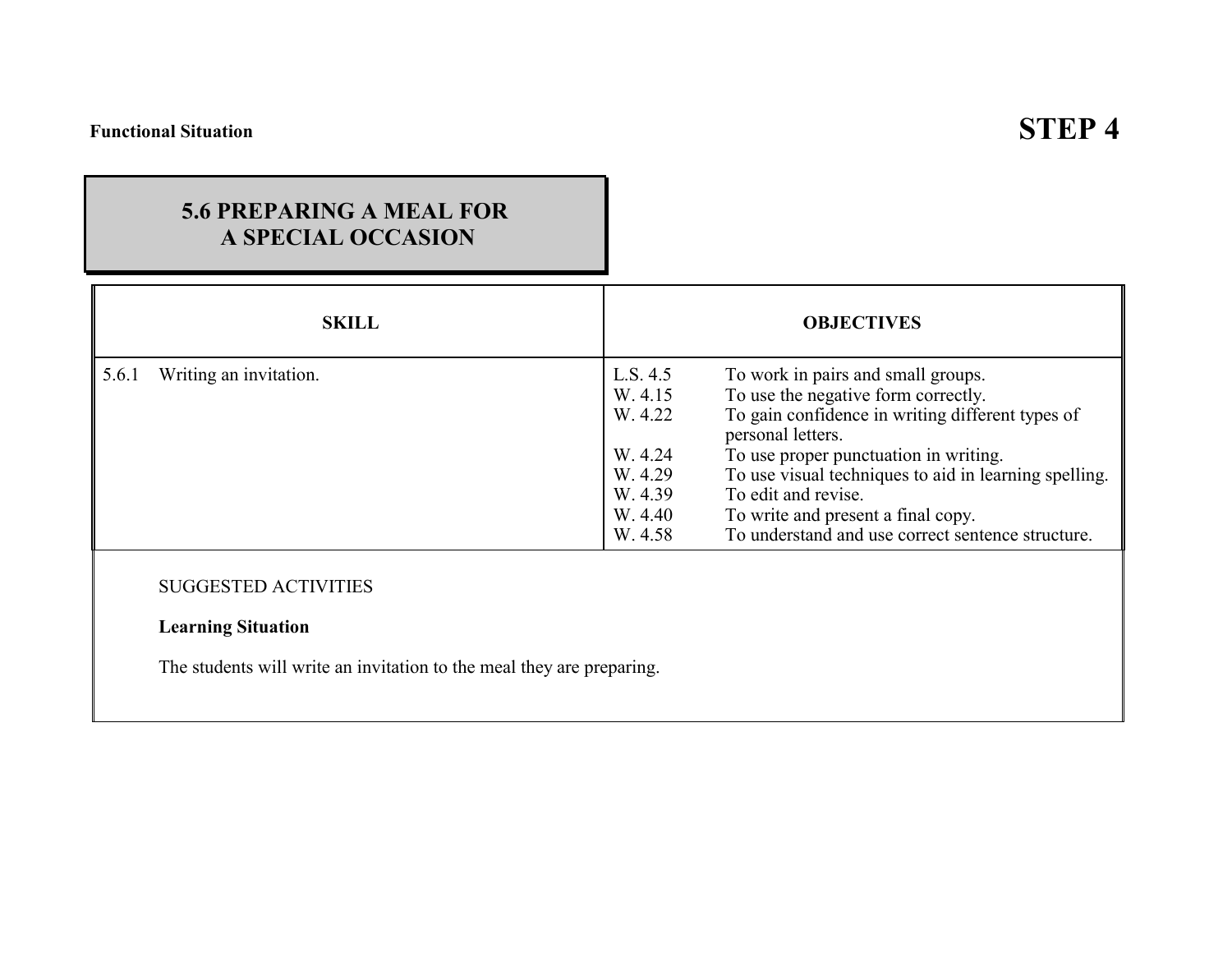**Functional Situation**

# STEP 4

## 5.6 PREPARING A MEAL FOR A SPECIAL OCCASION

| SKILL | OBJECTIVES |
|---|---|
| 5.6.1 Writing an invitation. | L.S. 4.5 To work in pairs and small groups.<br>W. 4.15 To use the negative form correctly.<br>W. 4.22 To gain confidence in writing different types of personal letters.<br>W. 4.24 To use proper punctuation in writing.<br>W. 4.29 To use visual techniques to aid in learning spelling.<br>W. 4.39 To edit and revise.<br>W. 4.40 To write and present a final copy.<br>W. 4.58 To understand and use correct sentence structure. |

SUGGESTED ACTIVITIES

**Learning Situation**

The students will write an invitation to the meal they are preparing.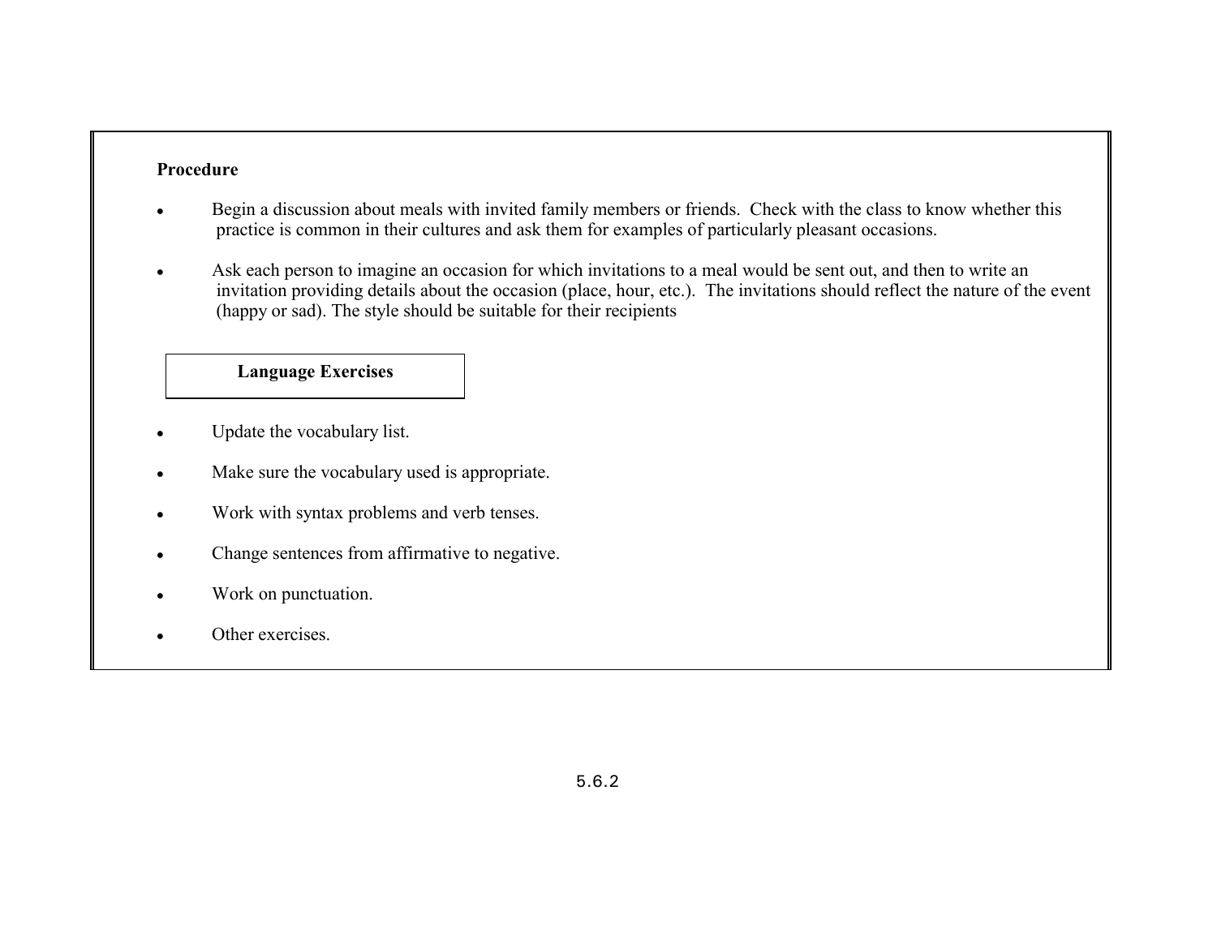**Procedure**

- Begin a discussion about meals with invited family members or friends. Check with the class to know whether this practice is common in their cultures and ask them for examples of particularly pleasant occasions.

- Ask each person to imagine an occasion for which invitations to a meal would be sent out, and then to write an invitation providing details about the occasion (place, hour, etc.). The invitations should reflect the nature of the event (happy or sad). The style should be suitable for their recipients

**Language Exercises**

- Update the vocabulary list.

- Make sure the vocabulary used is appropriate.

- Work with syntax problems and verb tenses.

- Change sentences from affirmative to negative.

- Work on punctuation.

- Other exercises.

5.6.2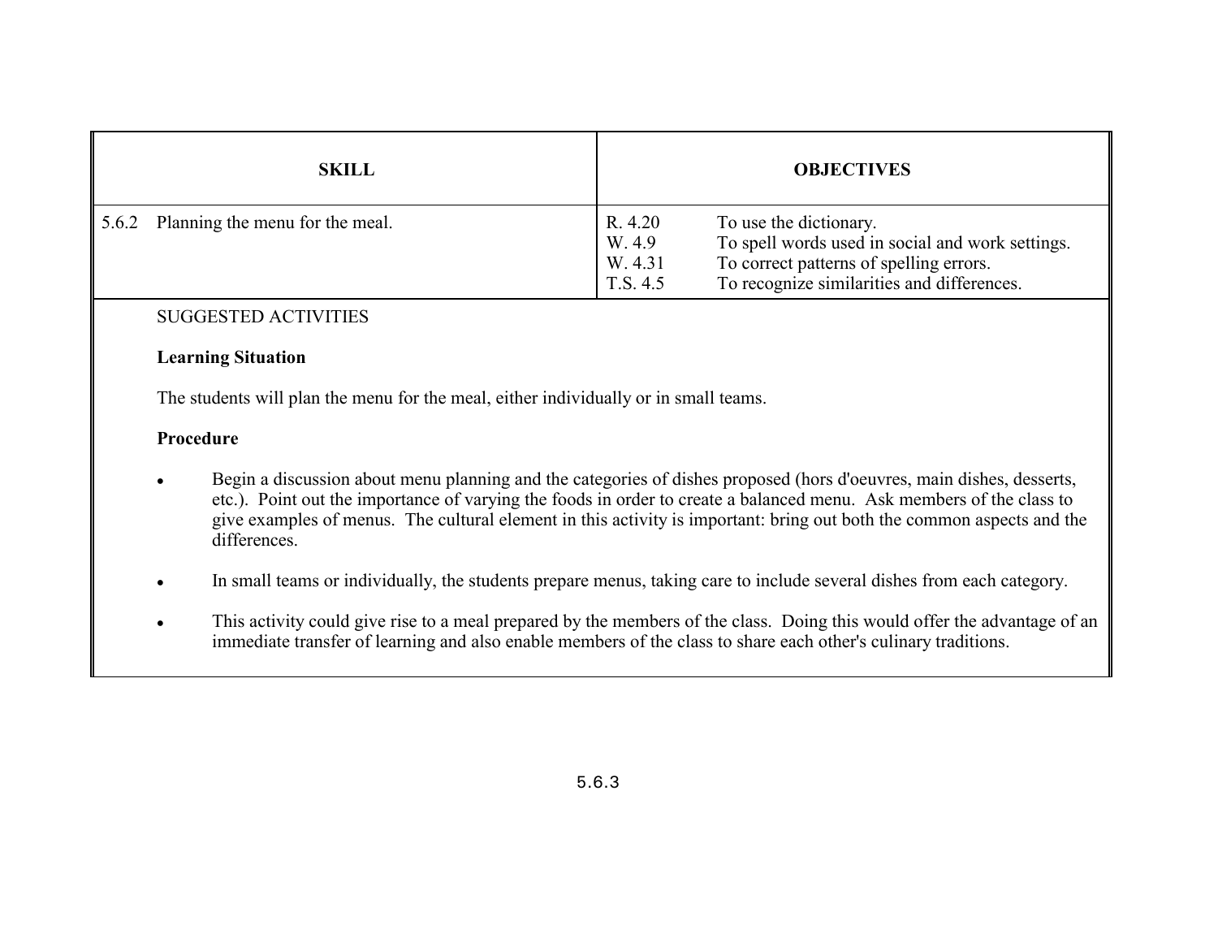| SKILL | OBJECTIVES |
| --- | --- |
| 5.6.2 Planning the menu for the meal. | R. 4.20 To use the dictionary.<br>W. 4.9 To spell words used in social and work settings.<br>W. 4.31 To correct patterns of spelling errors.<br>T.S. 4.5 To recognize similarities and differences. |

SUGGESTED ACTIVITIES

**Learning Situation**

The students will plan the menu for the meal, either individually or in small teams.

**Procedure**

- Begin a discussion about menu planning and the categories of dishes proposed (hors d'oeuvres, main dishes, desserts, etc.). Point out the importance of varying the foods in order to create a balanced menu. Ask members of the class to give examples of menus. The cultural element in this activity is important: bring out both the common aspects and the differences.

- In small teams or individually, the students prepare menus, taking care to include several dishes from each category.

- This activity could give rise to a meal prepared by the members of the class. Doing this would offer the advantage of an immediate transfer of learning and also enable members of the class to share each other's culinary traditions.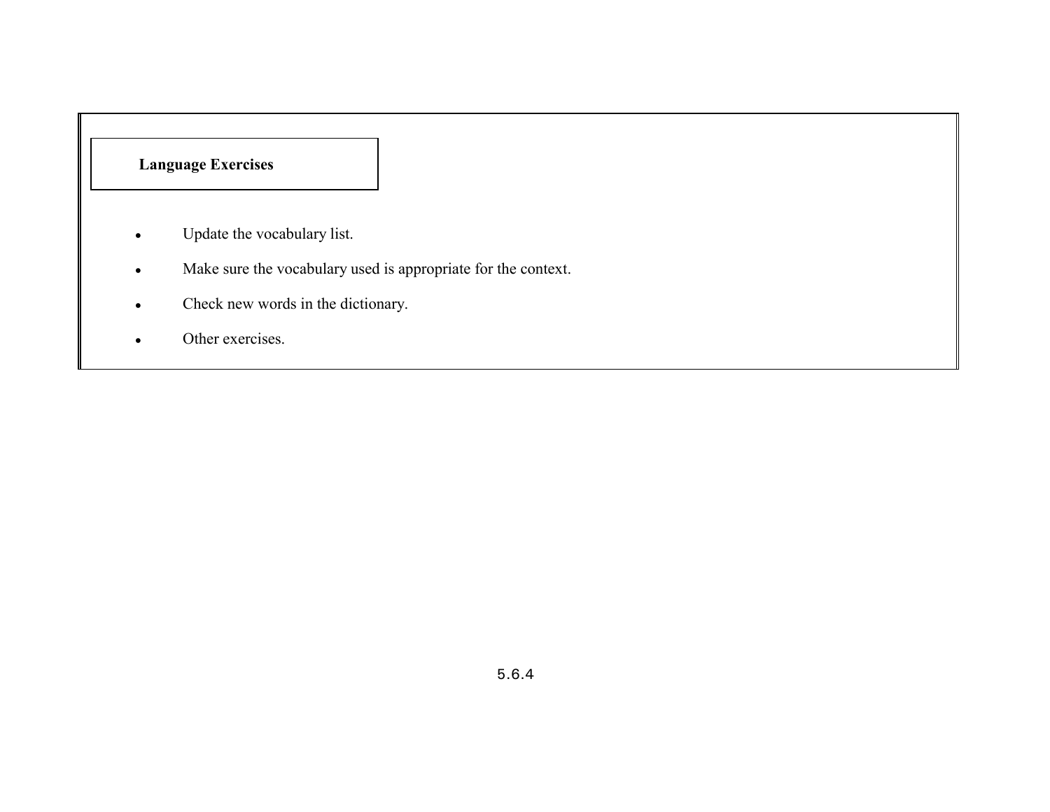**Language Exercises**

- Update the vocabulary list.
- Make sure the vocabulary used is appropriate for the context.
- Check new words in the dictionary.
- Other exercises.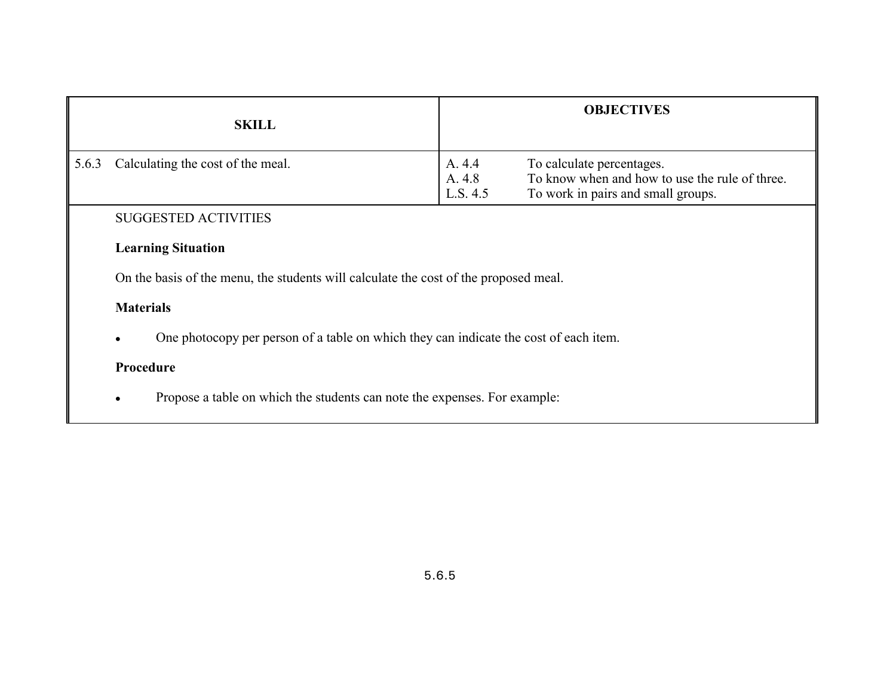| SKILL | OBJECTIVES | |
|---|---|---|
| 5.6.3 Calculating the cost of the meal. | A. 4.4<br>A. 4.8<br>L.S. 4.5 | To calculate percentages.<br>To know when and how to use the rule of three.<br>To work in pairs and small groups. |

SUGGESTED ACTIVITIES

**Learning Situation**

On the basis of the menu, the students will calculate the cost of the proposed meal.

**Materials**

- One photocopy per person of a table on which they can indicate the cost of each item.

**Procedure**

- Propose a table on which the students can note the expenses. For example: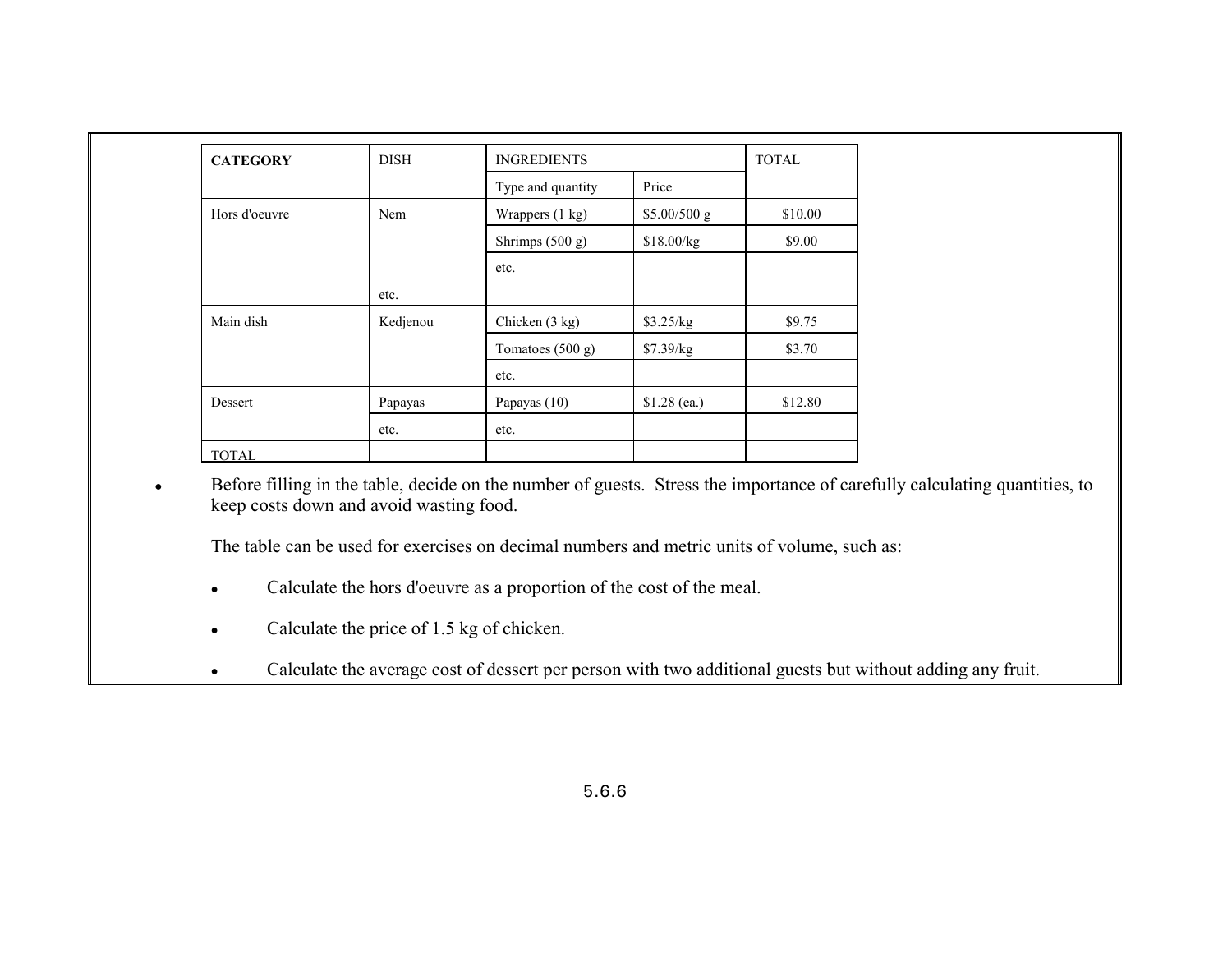| CATEGORY | DISH | INGREDIENTS | | TOTAL |
|---|---|---|---|---|
| | | Type and quantity | Price | |
| Hors d'oeuvre | Nem | Wrappers (1 kg) | $5.00/500 g | $10.00 |
| | | Shrimps (500 g) | $18.00/kg | $9.00 |
| | | etc. | | |
| | etc. | | | |
| Main dish | Kedjenou | Chicken (3 kg) | $3.25/kg | $9.75 |
| | | Tomatoes (500 g) | $7.39/kg | $3.70 |
| | | etc. | | |
| Dessert | Papayas | Papayas (10) | $1.28 (ea.) | $12.80 |
| | etc. | etc. | | |
| TOTAL | | | | |

- Before filling in the table, decide on the number of guests. Stress the importance of carefully calculating quantities, to keep costs down and avoid wasting food.

  The table can be used for exercises on decimal numbers and metric units of volume, such as:

  - Calculate the hors d'oeuvre as a proportion of the cost of the meal.
  - Calculate the price of 1.5 kg of chicken.
  - Calculate the average cost of dessert per person with two additional guests but without adding any fruit.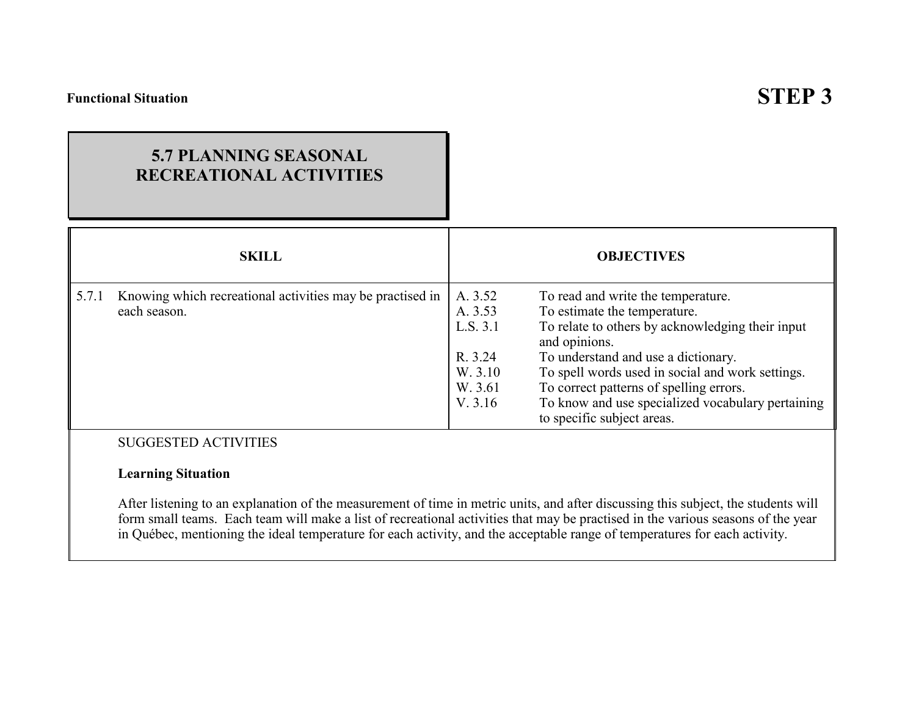**Functional Situation**

# STEP 3

## 5.7 PLANNING SEASONAL RECREATIONAL ACTIVITIES

| SKILL | OBJECTIVES |
|---|---|
| 5.7.1 Knowing which recreational activities may be practised in each season. | A. 3.52 To read and write the temperature.<br>A. 3.53 To estimate the temperature.<br>L.S. 3.1 To relate to others by acknowledging their input and opinions.<br>R. 3.24 To understand and use a dictionary.<br>W. 3.10 To spell words used in social and work settings.<br>W. 3.61 To correct patterns of spelling errors.<br>V. 3.16 To know and use specialized vocabulary pertaining to specific subject areas. |

SUGGESTED ACTIVITIES

**Learning Situation**

After listening to an explanation of the measurement of time in metric units, and after discussing this subject, the students will form small teams. Each team will make a list of recreational activities that may be practised in the various seasons of the year in Québec, mentioning the ideal temperature for each activity, and the acceptable range of temperatures for each activity.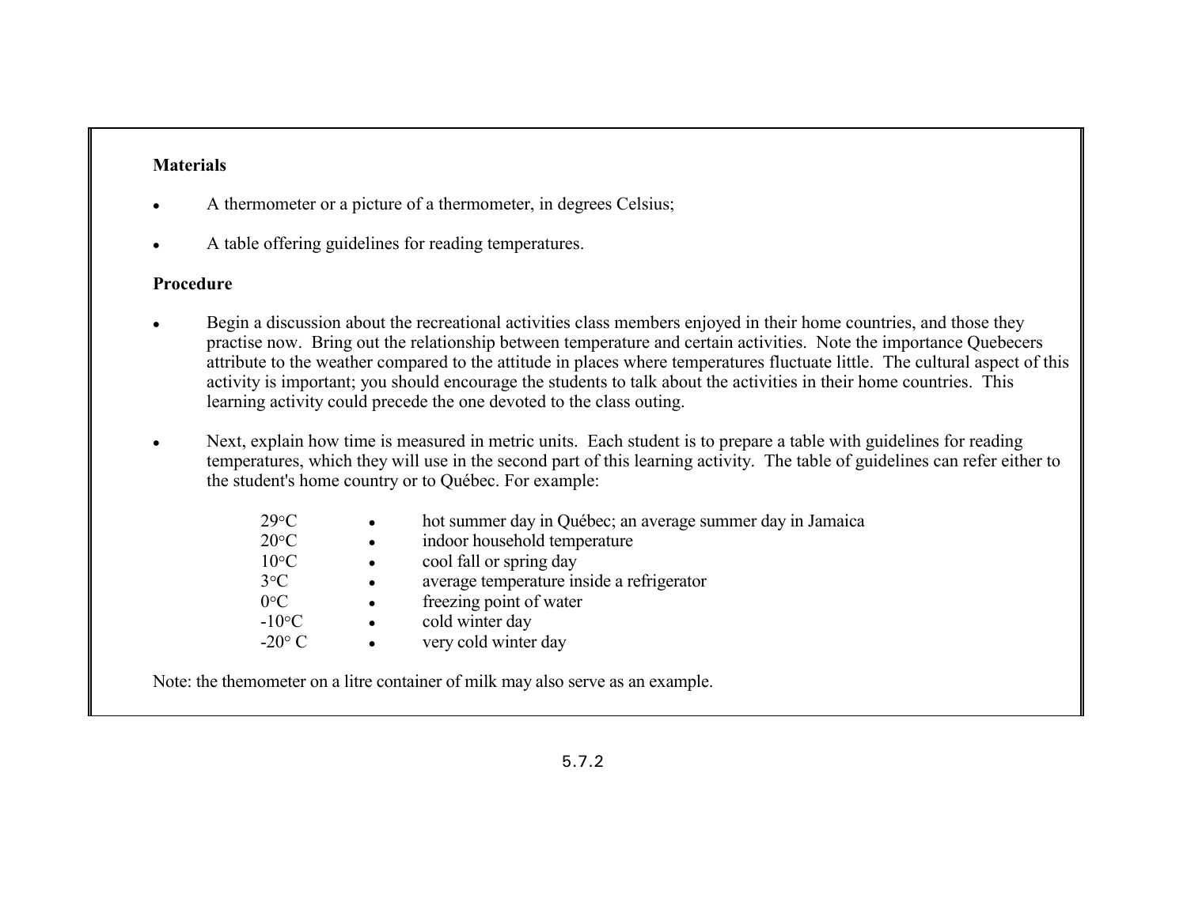**Materials**

- A thermometer or a picture of a thermometer, in degrees Celsius;
- A table offering guidelines for reading temperatures.

**Procedure**

- Begin a discussion about the recreational activities class members enjoyed in their home countries, and those they practise now. Bring out the relationship between temperature and certain activities. Note the importance Quebecers attribute to the weather compared to the attitude in places where temperatures fluctuate little. The cultural aspect of this activity is important; you should encourage the students to talk about the activities in their home countries. This learning activity could precede the one devoted to the class outing.

- Next, explain how time is measured in metric units. Each student is to prepare a table with guidelines for reading temperatures, which they will use in the second part of this learning activity. The table of guidelines can refer either to the student's home country or to Québec. For example:

  | | |
  |---|---|
  | 29°C | • hot summer day in Québec; an average summer day in Jamaica |
  | 20°C | • indoor household temperature |
  | 10°C | • cool fall or spring day |
  | 3°C | • average temperature inside a refrigerator |
  | 0°C | • freezing point of water |
  | -10°C | • cold winter day |
  | -20° C | • very cold winter day |

Note: the themometer on a litre container of milk may also serve as an example.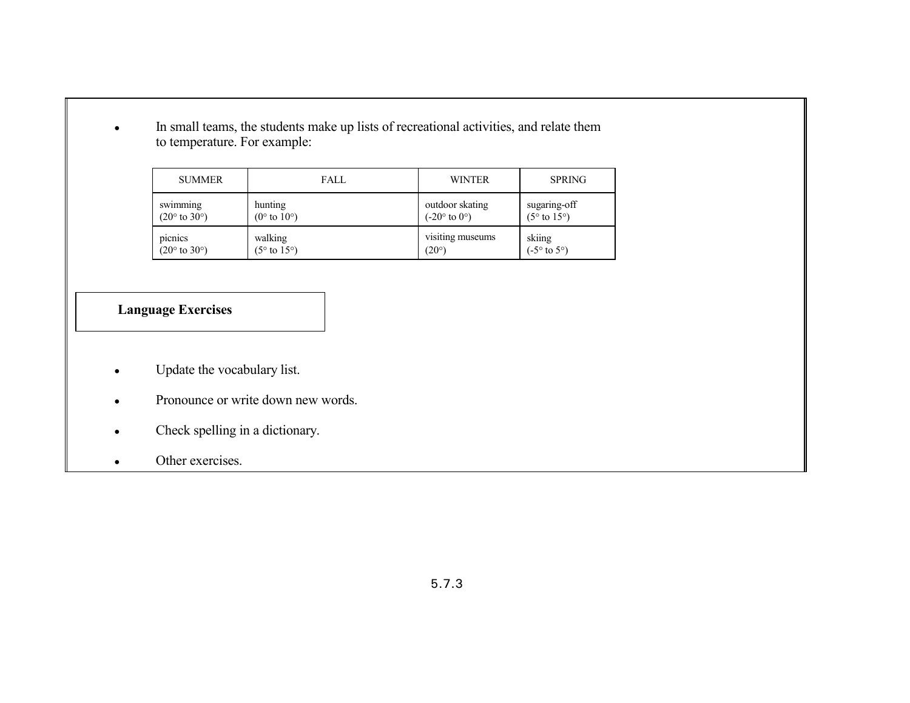- In small teams, the students make up lists of recreational activities, and relate them to temperature. For example:

| SUMMER | FALL | WINTER | SPRING |
|---|---|---|---|
| swimming (20° to 30°) | hunting (0° to 10°) | outdoor skating (-20° to 0°) | sugaring-off (5° to 15°) |
| picnics (20° to 30°) | walking (5° to 15°) | visiting museums (20°) | skiing (-5° to 5°) |

**Language Exercises**

- Update the vocabulary list.
- Pronounce or write down new words.
- Check spelling in a dictionary.
- Other exercises.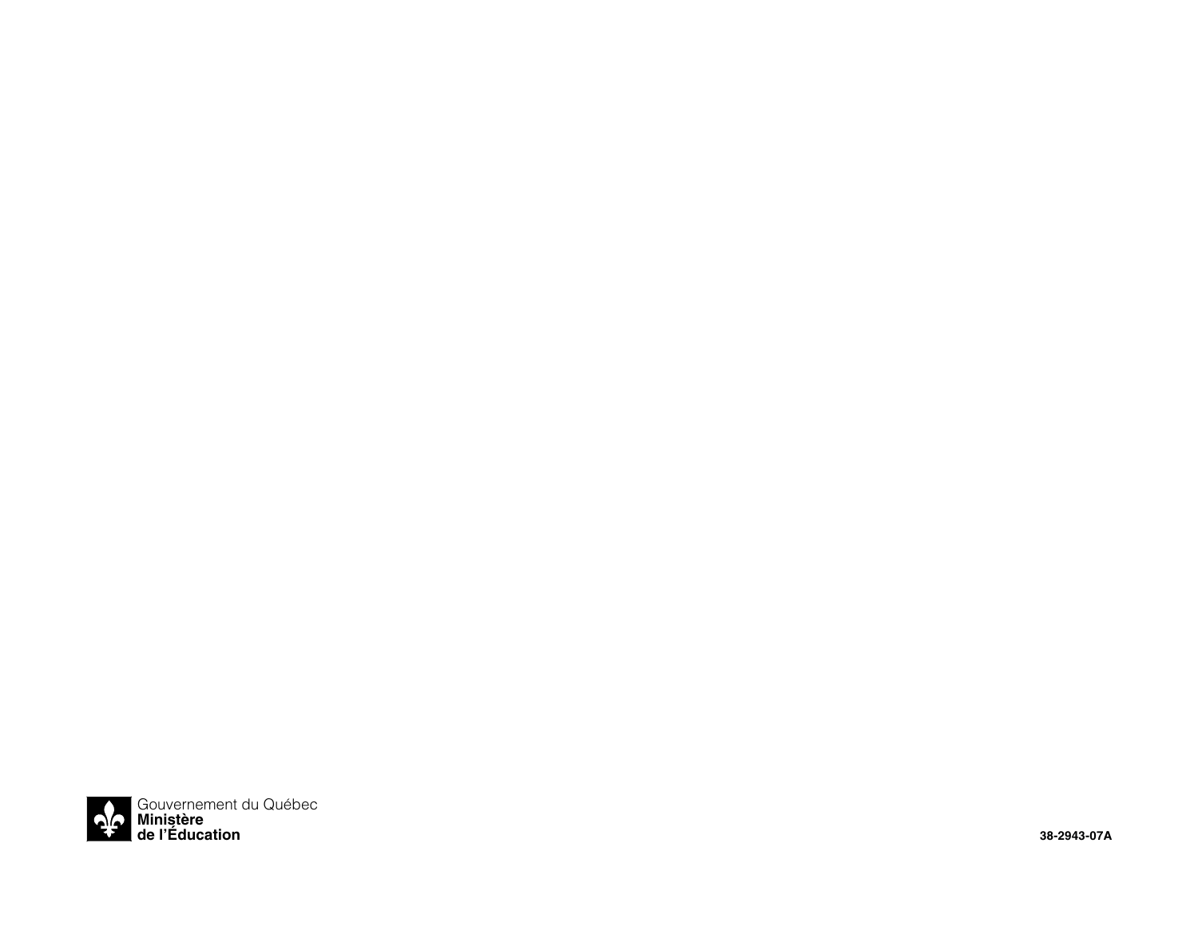Gouvernement du Québec
**Ministère**
**de l'Éducation**

**38-2943-07A**